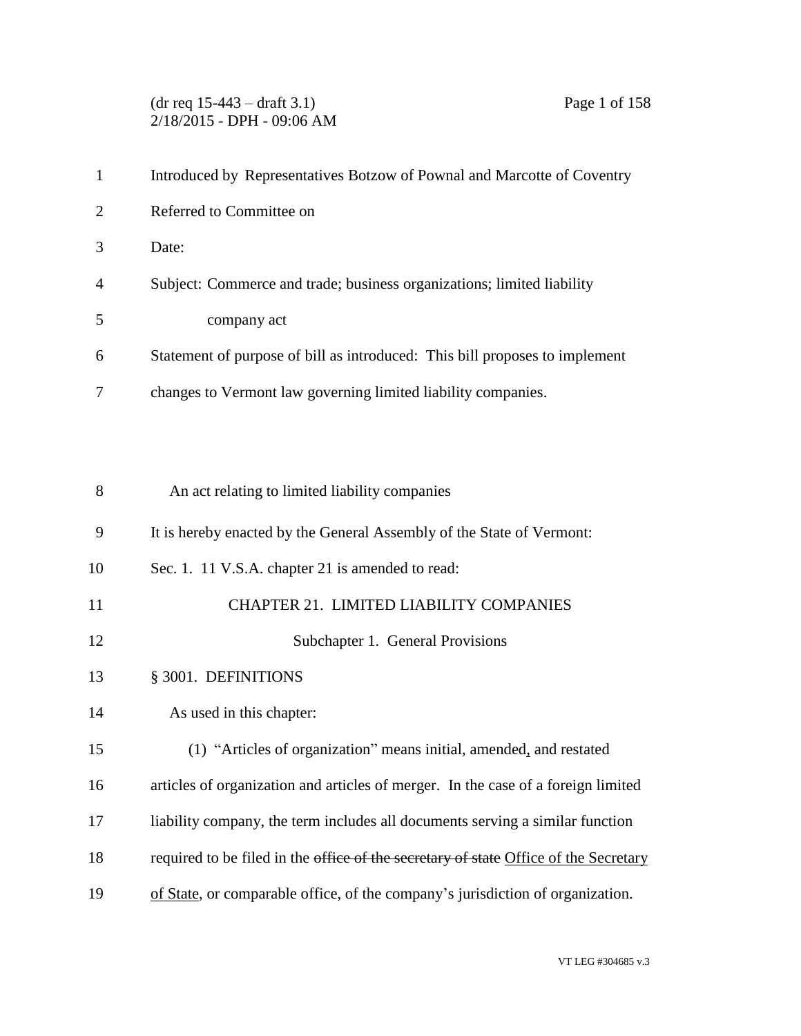Introduced by Representatives Botzow of Pownal and Marcotte of Coventry

Referred to Committee on

Date:

Subject: Commerce and trade; business organizations; limited liability company act

Statement of purpose of bill as introduced: This bill proposes to implement changes to Vermont law governing limited liability companies.

An act relating to limited liability companies

It is hereby enacted by the General Assembly of the State of Vermont:

Sec. 1. 11 V.S.A. chapter 21 is amended to read:

CHAPTER 21. LIMITED LIABILITY COMPANIES

Subchapter 1. General Provisions

§ 3001. DEFINITIONS

As used in this chapter:

(1) "Articles of organization" means initial, amended, and restated articles of organization and articles of merger. In the case of a foreign limited liability company, the term includes all documents serving a similar function required to be filed in the ~~office of the secretary of state~~ Office of the Secretary of State, or comparable office, of the company's jurisdiction of organization.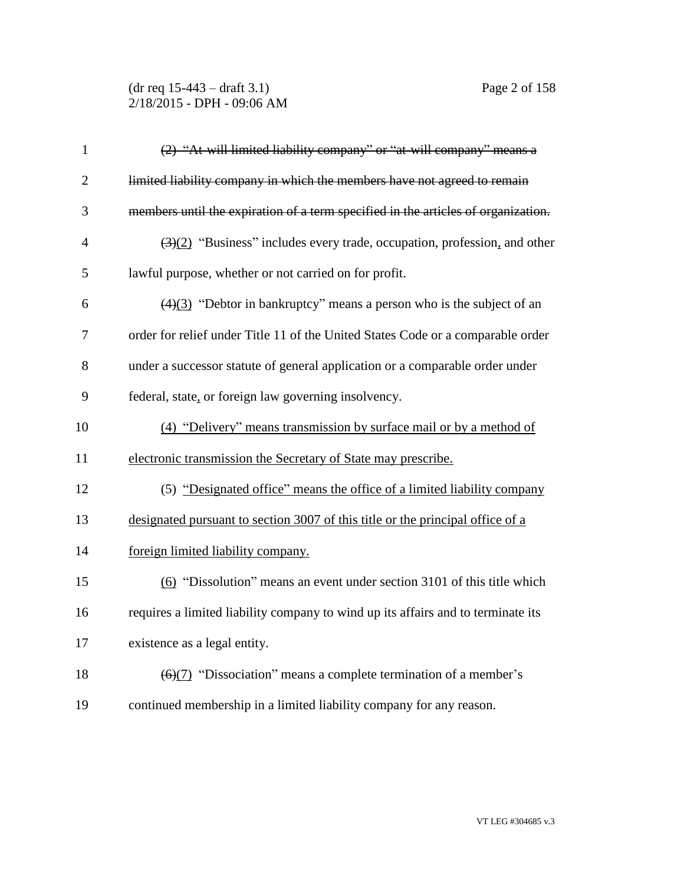~~(2) "At-will limited liability company" or "at-will company" means a limited liability company in which the members have not agreed to remain members until the expiration of a term specified in the articles of organization.~~

~~(3)~~<u>(2)</u> "Business" includes every trade, occupation, profession<u>,</u> and other lawful purpose, whether or not carried on for profit.

~~(4)~~<u>(3)</u> "Debtor in bankruptcy" means a person who is the subject of an order for relief under Title 11 of the United States Code or a comparable order under a successor statute of general application or a comparable order under federal, state<u>,</u> or foreign law governing insolvency.

<u>(4) "Delivery" means transmission by surface mail or by a method of electronic transmission the Secretary of State may prescribe.</u>

(5) <u>"Designated office" means the office of a limited liability company designated pursuant to section 3007 of this title or the principal office of a foreign limited liability company.</u>

<u>(6)</u> "Dissolution" means an event under section 3101 of this title which requires a limited liability company to wind up its affairs and to terminate its existence as a legal entity.

~~(6)~~<u>(7)</u> "Dissociation" means a complete termination of a member's continued membership in a limited liability company for any reason.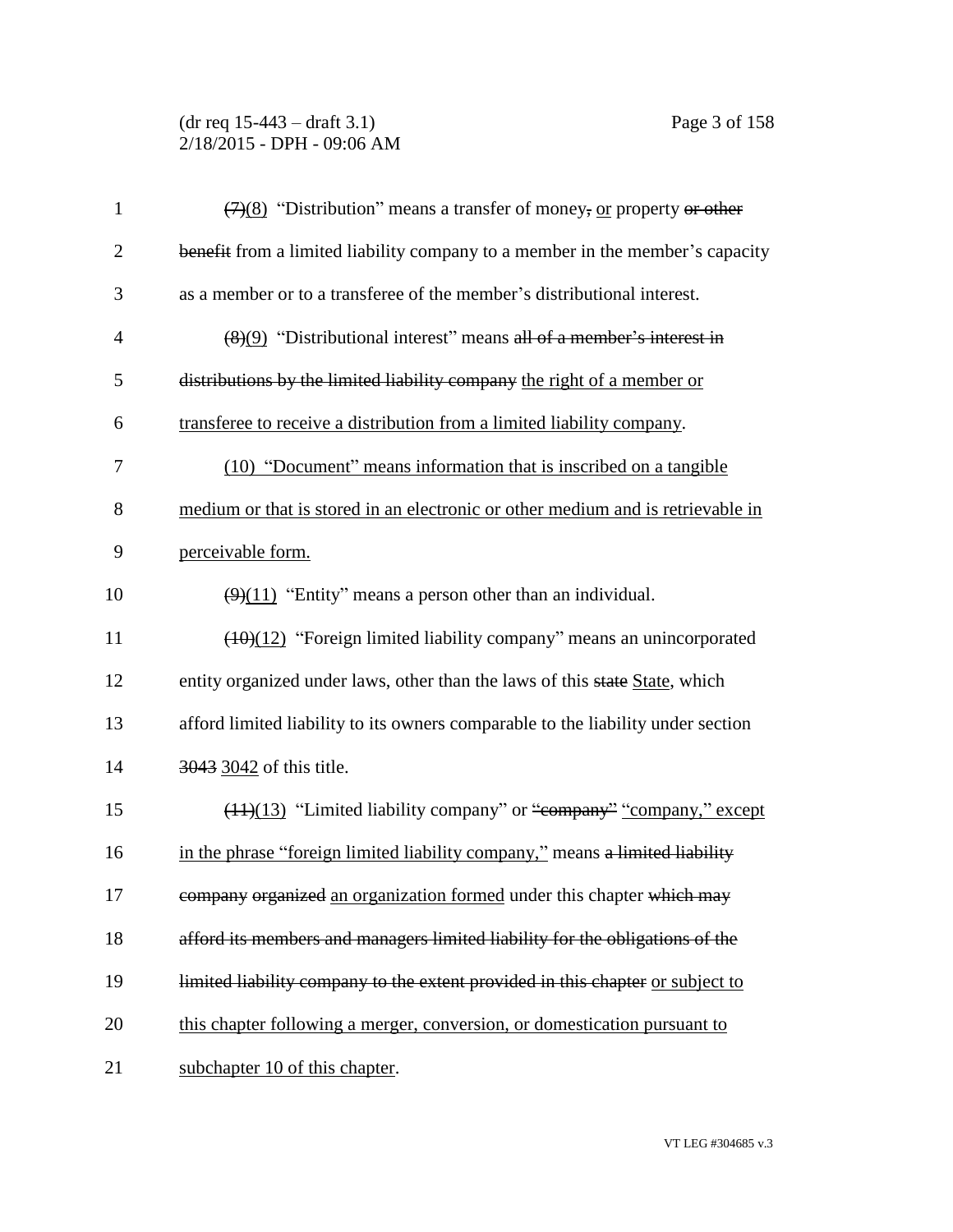~~(7)~~<u>(8)</u> "Distribution" means a transfer of money~~,~~ <u>or</u> property ~~or other benefit~~ from a limited liability company to a member in the member's capacity as a member or to a transferee of the member's distributional interest.

~~(8)~~<u>(9)</u> "Distributional interest" means ~~all of a member's interest in distributions by the limited liability company~~ <u>the right of a member or transferee to receive a distribution from a limited liability company</u>.

<u>(10) "Document" means information that is inscribed on a tangible medium or that is stored in an electronic or other medium and is retrievable in perceivable form.</u>

~~(9)~~<u>(11)</u> "Entity" means a person other than an individual.

~~(10)~~<u>(12)</u> "Foreign limited liability company" means an unincorporated entity organized under laws, other than the laws of this ~~state~~ <u>State</u>, which afford limited liability to its owners comparable to the liability under section ~~3043~~ <u>3042</u> of this title.

~~(11)~~<u>(13)</u> "Limited liability company" or ~~"company"~~ <u>"company," except in the phrase "foreign limited liability company,"</u> means ~~a limited liability company organized~~ <u>an organization formed</u> under this chapter ~~which may afford its members and managers limited liability for the obligations of the limited liability company to the extent provided in this chapter~~ <u>or subject to this chapter following a merger, conversion, or domestication pursuant to subchapter 10 of this chapter</u>.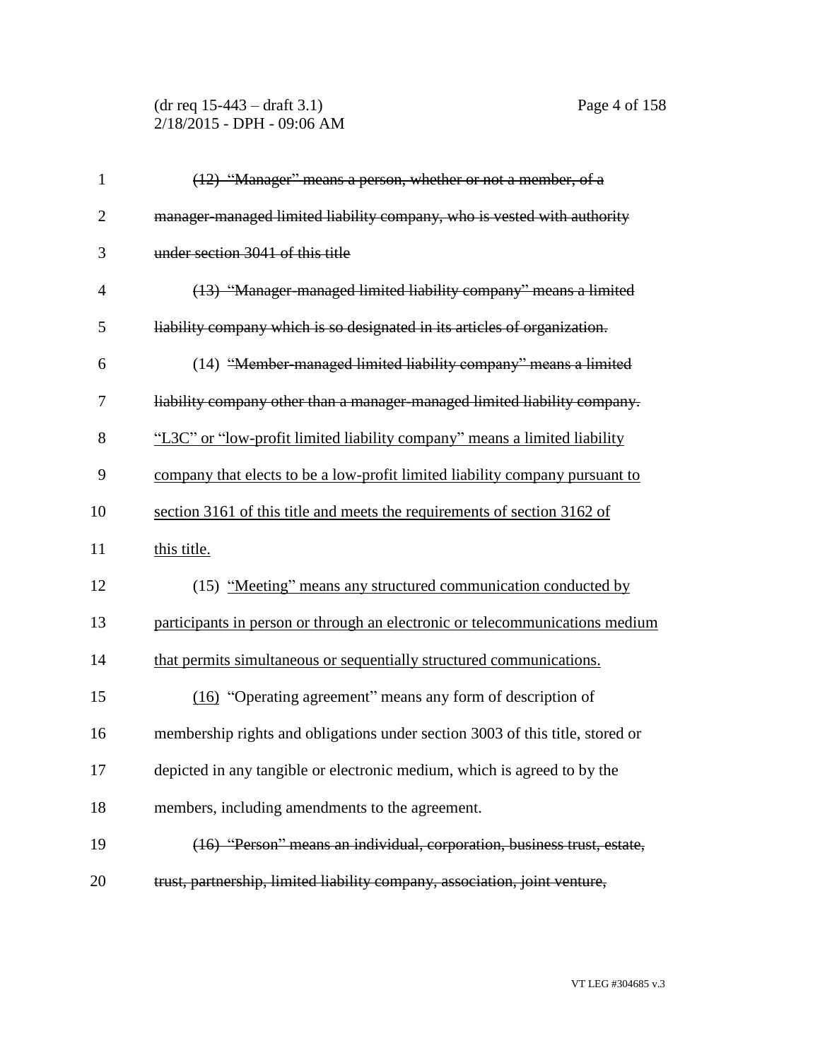~~(12) "Manager" means a person, whether or not a member, of a manager-managed limited liability company, who is vested with authority under section 3041 of this title~~

~~(13) "Manager-managed limited liability company" means a limited liability company which is so designated in its articles of organization.~~

(14) ~~"Member-managed limited liability company" means a limited liability company other than a manager-managed limited liability company.~~ <u>"L3C" or "low-profit limited liability company" means a limited liability company that elects to be a low-profit limited liability company pursuant to section 3161 of this title and meets the requirements of section 3162 of this title.</u>

(15) <u>"Meeting" means any structured communication conducted by participants in person or through an electronic or telecommunications medium that permits simultaneous or sequentially structured communications.</u>

<u>(16)</u> "Operating agreement" means any form of description of membership rights and obligations under section 3003 of this title, stored or depicted in any tangible or electronic medium, which is agreed to by the members, including amendments to the agreement.

~~(16) "Person" means an individual, corporation, business trust, estate, trust, partnership, limited liability company, association, joint venture,~~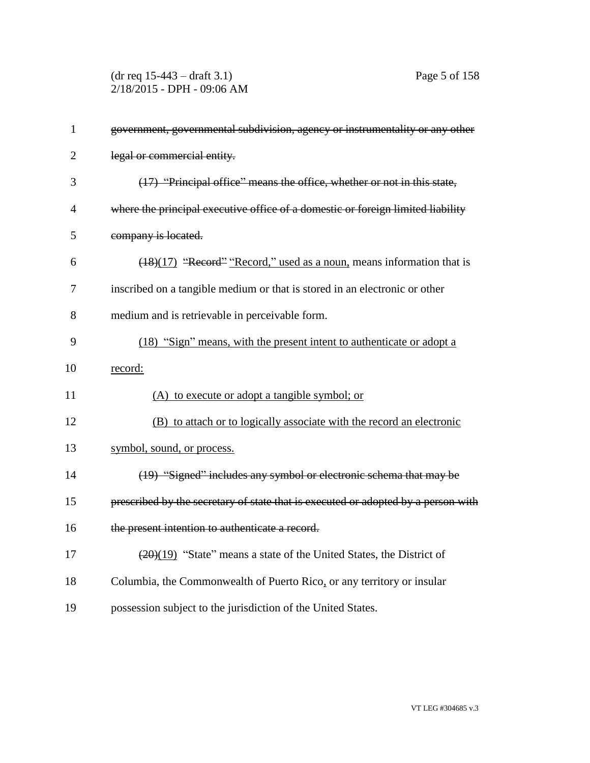~~government, governmental subdivision, agency or instrumentality or any other legal or commercial entity.~~

~~(17) "Principal office" means the office, whether or not in this state, where the principal executive office of a domestic or foreign limited liability company is located.~~

~~(18)~~(17) ~~"Record"~~ "Record," used as a noun, means information that is inscribed on a tangible medium or that is stored in an electronic or other medium and is retrievable in perceivable form.

(18) "Sign" means, with the present intent to authenticate or adopt a record:

(A) to execute or adopt a tangible symbol; or

(B) to attach or to logically associate with the record an electronic symbol, sound, or process.

~~(19) "Signed" includes any symbol or electronic schema that may be prescribed by the secretary of state that is executed or adopted by a person with the present intention to authenticate a record.~~

~~(20)~~(19) "State" means a state of the United States, the District of Columbia, the Commonwealth of Puerto Rico, or any territory or insular possession subject to the jurisdiction of the United States.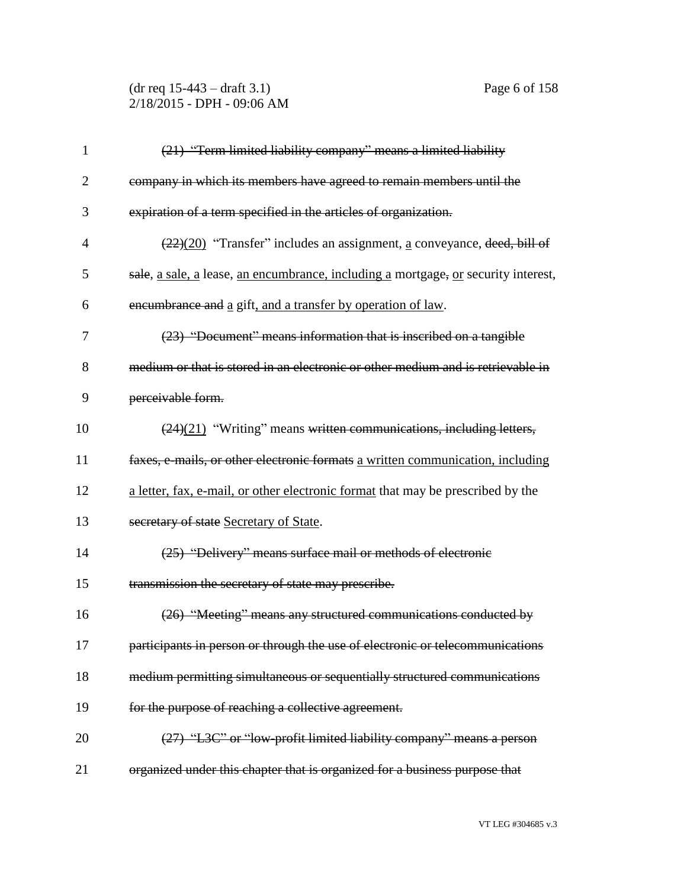~~(21) "Term limited liability company" means a limited liability company in which its members have agreed to remain members until the expiration of a term specified in the articles of organization.~~

~~(22)~~(20) "Transfer" includes an assignment, a conveyance, ~~deed, bill of sale~~, a sale, a lease, an encumbrance, including a mortgage~~,~~ or security interest, ~~encumbrance and~~ a gift, and a transfer by operation of law.

~~(23) "Document" means information that is inscribed on a tangible medium or that is stored in an electronic or other medium and is retrievable in perceivable form.~~

~~(24)~~(21) "Writing" means ~~written communications, including letters, faxes, e-mails, or other electronic formats~~ a written communication, including a letter, fax, e-mail, or other electronic format that may be prescribed by the ~~secretary of state~~ Secretary of State.

~~(25) "Delivery" means surface mail or methods of electronic transmission the secretary of state may prescribe.~~

~~(26) "Meeting" means any structured communications conducted by participants in person or through the use of electronic or telecommunications medium permitting simultaneous or sequentially structured communications for the purpose of reaching a collective agreement.~~

~~(27) "L3C" or "low-profit limited liability company" means a person organized under this chapter that is organized for a business purpose that~~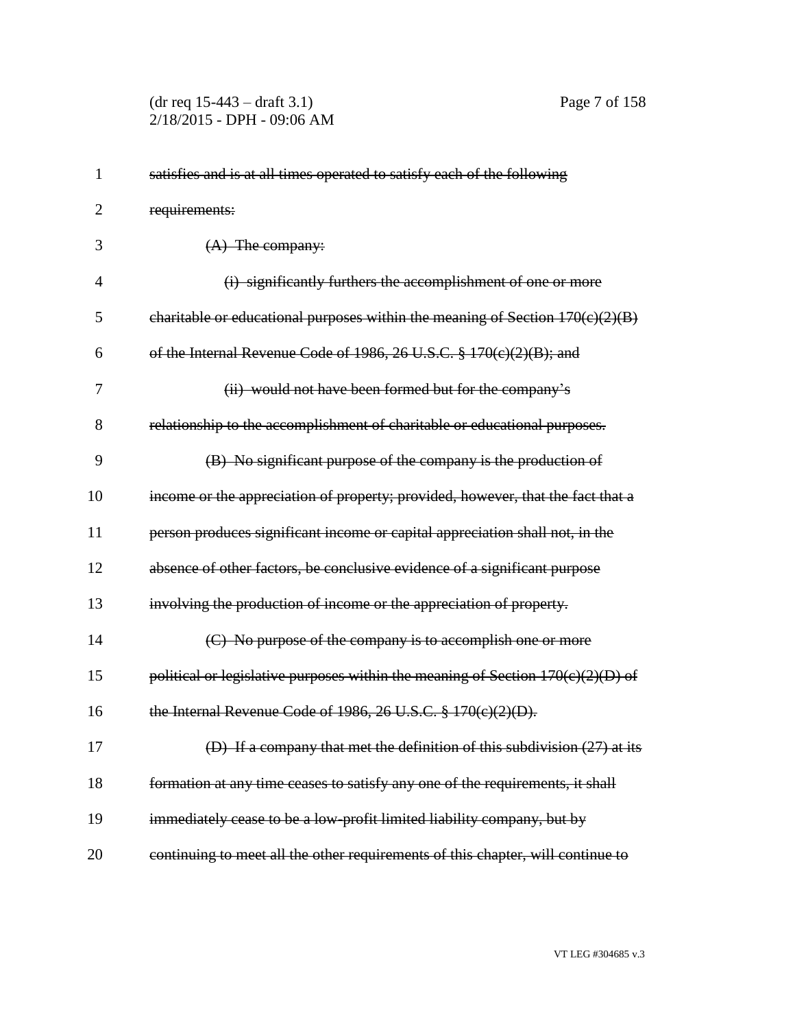~~satisfies and is at all times operated to satisfy each of the following requirements:~~

~~(A) The company:~~

~~(i) significantly furthers the accomplishment of one or more charitable or educational purposes within the meaning of Section 170(c)(2)(B) of the Internal Revenue Code of 1986, 26 U.S.C. § 170(c)(2)(B); and~~

~~(ii) would not have been formed but for the company's relationship to the accomplishment of charitable or educational purposes.~~

~~(B) No significant purpose of the company is the production of income or the appreciation of property; provided, however, that the fact that a person produces significant income or capital appreciation shall not, in the absence of other factors, be conclusive evidence of a significant purpose involving the production of income or the appreciation of property.~~

~~(C) No purpose of the company is to accomplish one or more political or legislative purposes within the meaning of Section 170(c)(2)(D) of the Internal Revenue Code of 1986, 26 U.S.C. § 170(c)(2)(D).~~

~~(D) If a company that met the definition of this subdivision (27) at its formation at any time ceases to satisfy any one of the requirements, it shall immediately cease to be a low-profit limited liability company, but by continuing to meet all the other requirements of this chapter, will continue to~~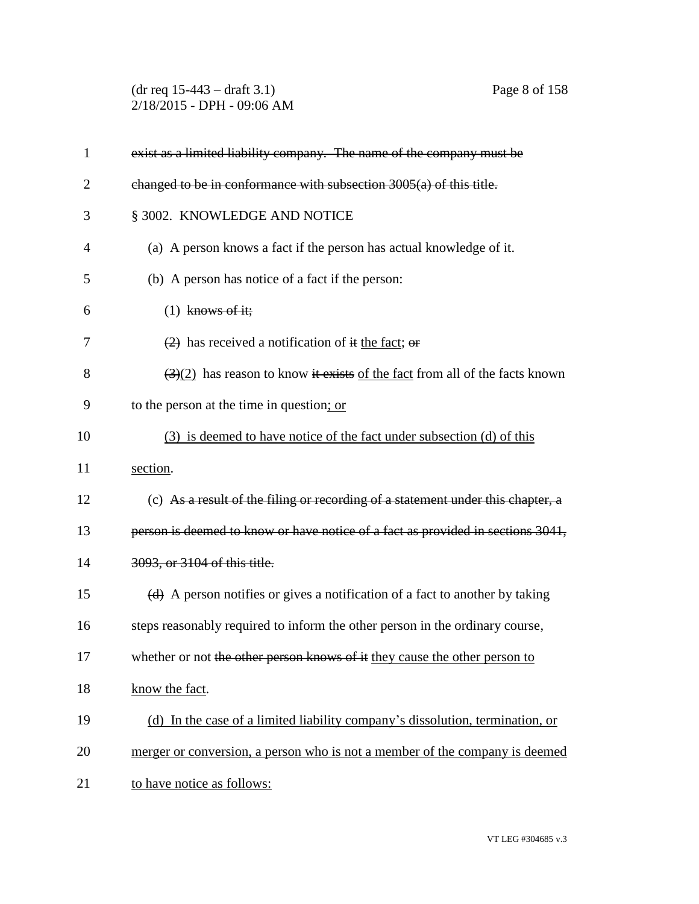~~exist as a limited liability company. The name of the company must be changed to be in conformance with subsection 3005(a) of this title.~~

§ 3002. KNOWLEDGE AND NOTICE

(a) A person knows a fact if the person has actual knowledge of it.

(b) A person has notice of a fact if the person:

(1) ~~knows of it;~~

~~(2)~~ has received a notification of ~~it~~ <u>the fact</u>; ~~or~~

~~(3)~~<u>(2)</u> has reason to know ~~it exists~~ <u>of the fact</u> from all of the facts known to the person at the time in question<u>; or</u>

<u>(3) is deemed to have notice of the fact under subsection (d) of this section</u>.

(c) ~~As a result of the filing or recording of a statement under this chapter, a person is deemed to know or have notice of a fact as provided in sections 3041, 3093, or 3104 of this title.~~

~~(d)~~ A person notifies or gives a notification of a fact to another by taking steps reasonably required to inform the other person in the ordinary course, whether or not ~~the other person knows of it~~ <u>they cause the other person to know the fact</u>.

<u>(d) In the case of a limited liability company's dissolution, termination, or merger or conversion, a person who is not a member of the company is deemed to have notice as follows:</u>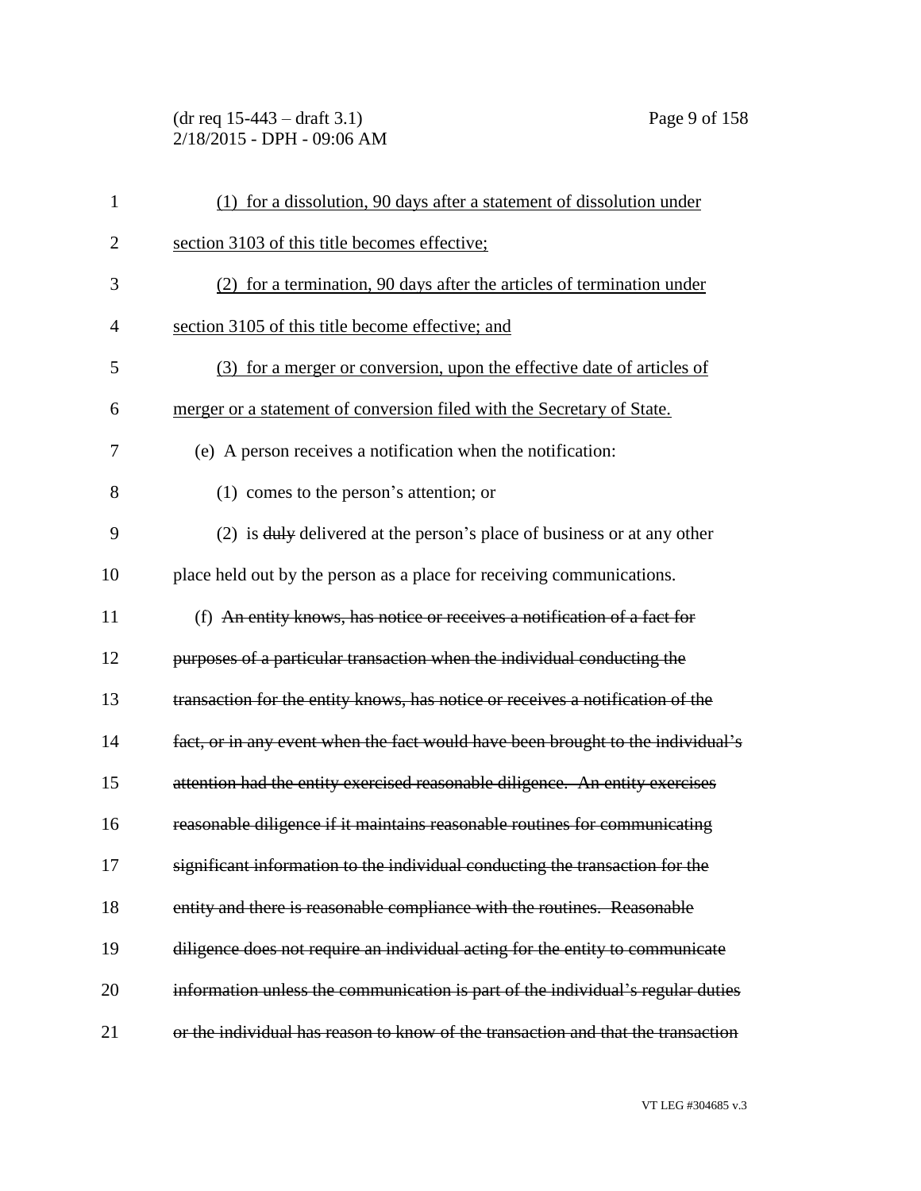(1) for a dissolution, 90 days after a statement of dissolution under section 3103 of this title becomes effective;

(2) for a termination, 90 days after the articles of termination under section 3105 of this title become effective; and

(3) for a merger or conversion, upon the effective date of articles of merger or a statement of conversion filed with the Secretary of State.

(e) A person receives a notification when the notification:

(1) comes to the person's attention; or

(2) is ~~duly~~ delivered at the person's place of business or at any other place held out by the person as a place for receiving communications.

(f) ~~An entity knows, has notice or receives a notification of a fact for purposes of a particular transaction when the individual conducting the transaction for the entity knows, has notice or receives a notification of the fact, or in any event when the fact would have been brought to the individual's attention had the entity exercised reasonable diligence. An entity exercises reasonable diligence if it maintains reasonable routines for communicating significant information to the individual conducting the transaction for the entity and there is reasonable compliance with the routines. Reasonable diligence does not require an individual acting for the entity to communicate information unless the communication is part of the individual's regular duties or the individual has reason to know of the transaction and that the transaction~~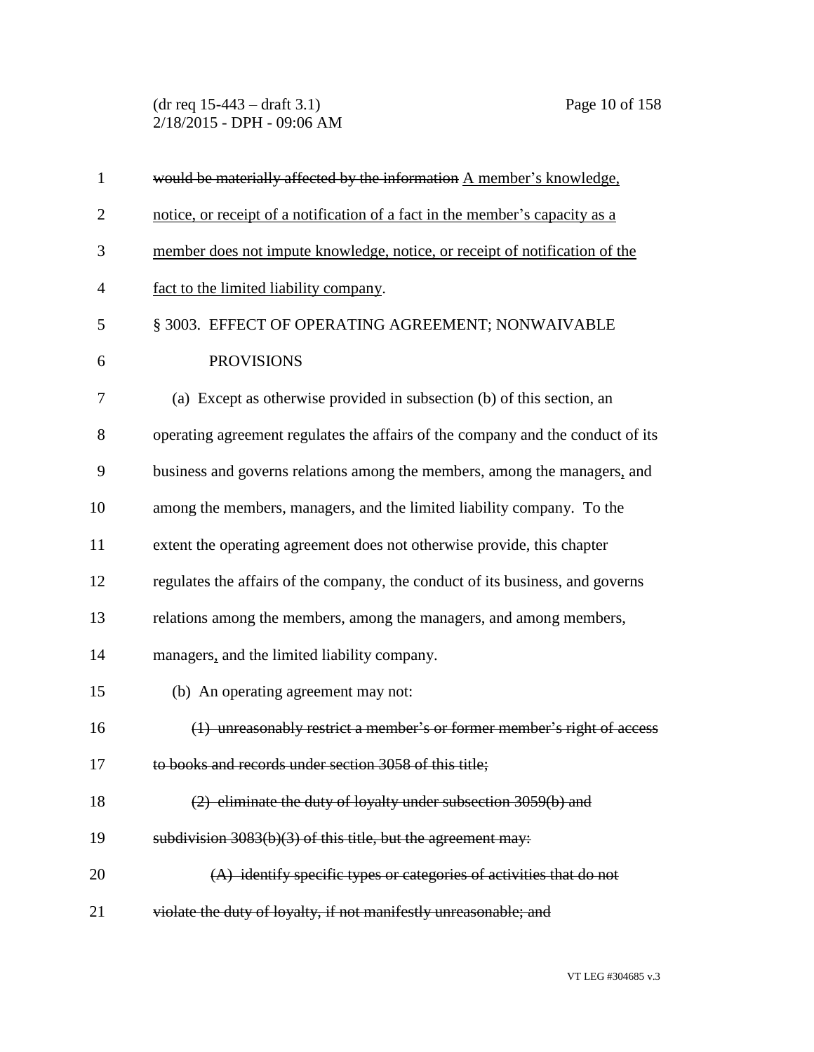~~would be materially affected by the information~~ <u>A member's knowledge, notice, or receipt of a notification of a fact in the member's capacity as a member does not impute knowledge, notice, or receipt of notification of the fact to the limited liability company</u>.

§ 3003. EFFECT OF OPERATING AGREEMENT; NONWAIVABLE PROVISIONS

(a) Except as otherwise provided in subsection (b) of this section, an operating agreement regulates the affairs of the company and the conduct of its business and governs relations among the members, among the managers<u>,</u> and among the members, managers, and the limited liability company. To the extent the operating agreement does not otherwise provide, this chapter regulates the affairs of the company, the conduct of its business, and governs relations among the members, among the managers, and among members, managers<u>,</u> and the limited liability company.

(b) An operating agreement may not:

~~(1) unreasonably restrict a member's or former member's right of access to books and records under section 3058 of this title;~~

~~(2) eliminate the duty of loyalty under subsection 3059(b) and subdivision 3083(b)(3) of this title, but the agreement may:~~

~~(A) identify specific types or categories of activities that do not violate the duty of loyalty, if not manifestly unreasonable; and~~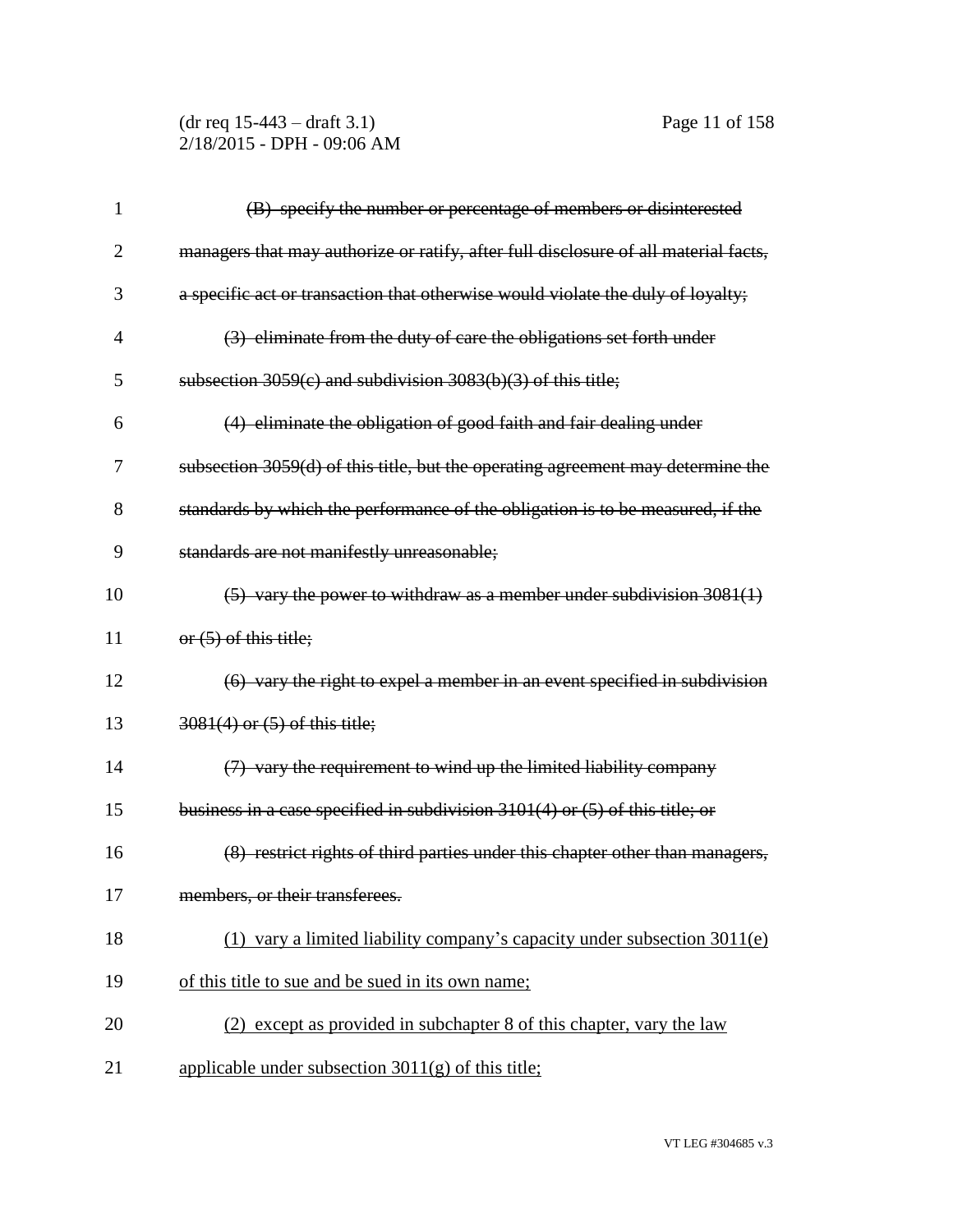~~(B) specify the number or percentage of members or disinterested managers that may authorize or ratify, after full disclosure of all material facts, a specific act or transaction that otherwise would violate the duly of loyalty;~~

~~(3) eliminate from the duty of care the obligations set forth under subsection 3059(c) and subdivision 3083(b)(3) of this title;~~

~~(4) eliminate the obligation of good faith and fair dealing under subsection 3059(d) of this title, but the operating agreement may determine the standards by which the performance of the obligation is to be measured, if the standards are not manifestly unreasonable;~~

~~(5) vary the power to withdraw as a member under subdivision 3081(1) or (5) of this title;~~

~~(6) vary the right to expel a member in an event specified in subdivision 3081(4) or (5) of this title;~~

~~(7) vary the requirement to wind up the limited liability company business in a case specified in subdivision 3101(4) or (5) of this title; or~~

~~(8) restrict rights of third parties under this chapter other than managers, members, or their transferees.~~

<u>(1) vary a limited liability company's capacity under subsection 3011(e) of this title to sue and be sued in its own name;</u>

<u>(2) except as provided in subchapter 8 of this chapter, vary the law applicable under subsection 3011(g) of this title;</u>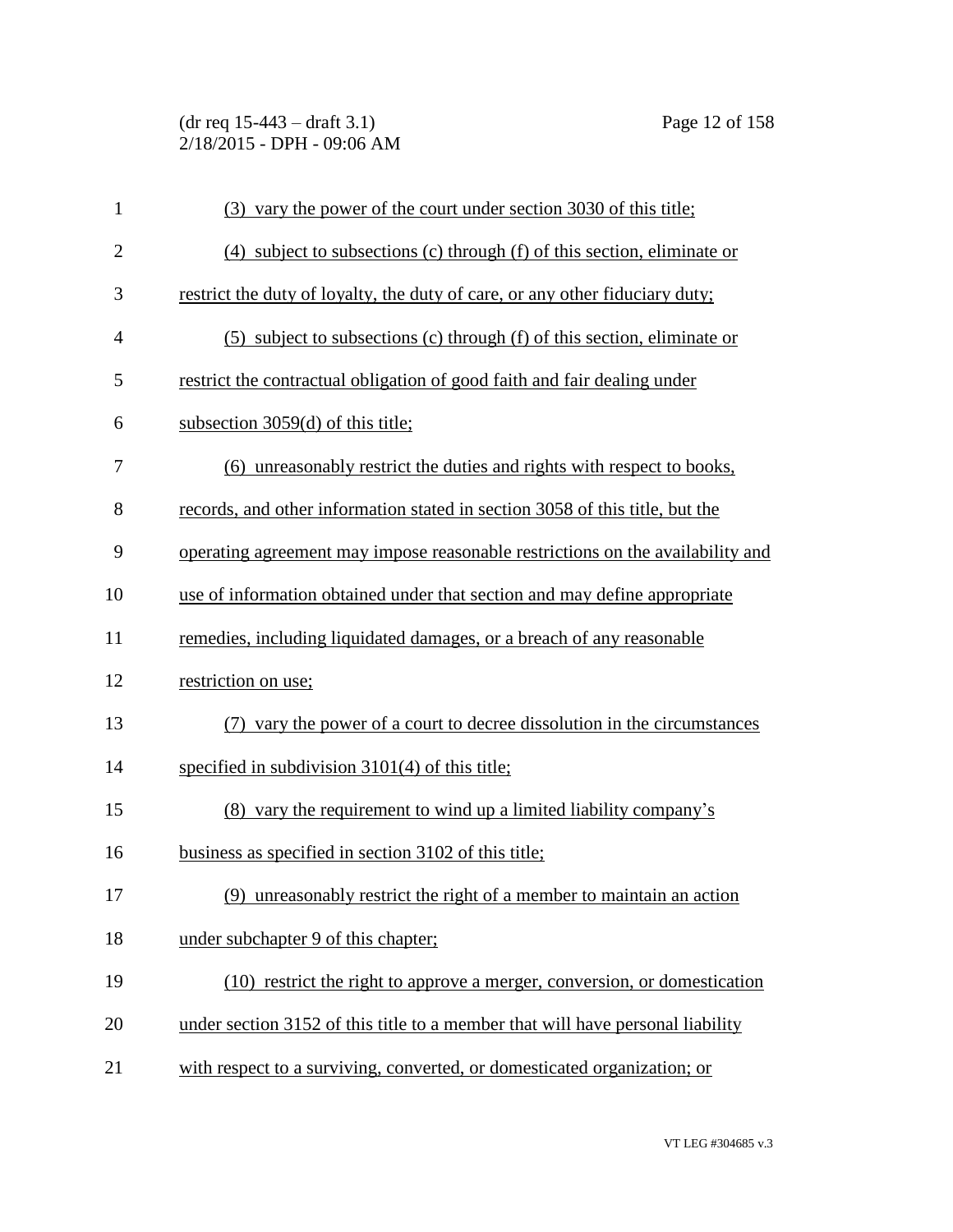(3) vary the power of the court under section 3030 of this title;

(4) subject to subsections (c) through (f) of this section, eliminate or restrict the duty of loyalty, the duty of care, or any other fiduciary duty;

(5) subject to subsections (c) through (f) of this section, eliminate or restrict the contractual obligation of good faith and fair dealing under subsection 3059(d) of this title;

(6) unreasonably restrict the duties and rights with respect to books, records, and other information stated in section 3058 of this title, but the operating agreement may impose reasonable restrictions on the availability and use of information obtained under that section and may define appropriate remedies, including liquidated damages, or a breach of any reasonable restriction on use;

(7) vary the power of a court to decree dissolution in the circumstances specified in subdivision 3101(4) of this title;

(8) vary the requirement to wind up a limited liability company's business as specified in section 3102 of this title;

(9) unreasonably restrict the right of a member to maintain an action under subchapter 9 of this chapter;

(10) restrict the right to approve a merger, conversion, or domestication under section 3152 of this title to a member that will have personal liability with respect to a surviving, converted, or domesticated organization; or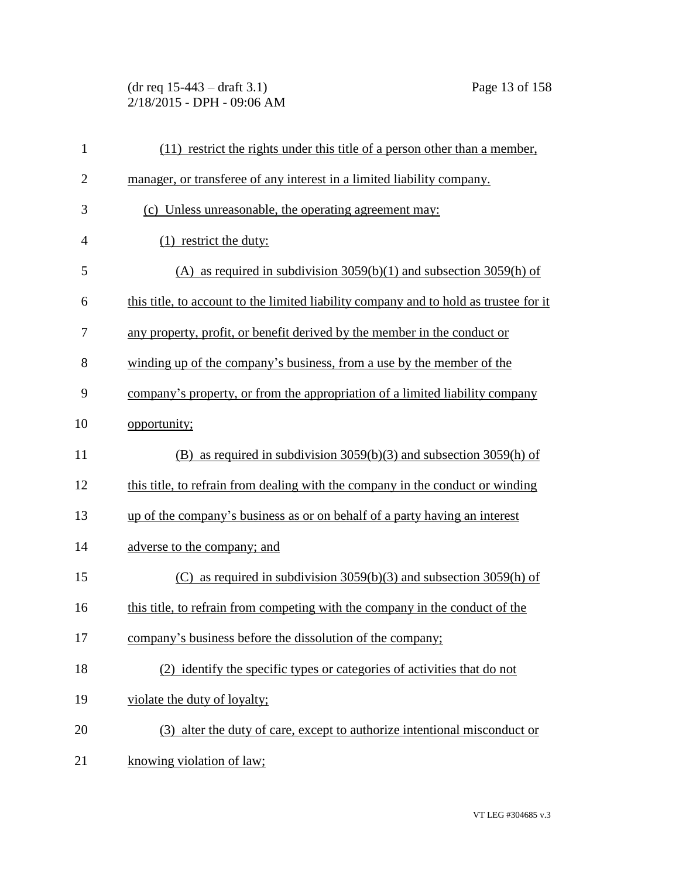(11) restrict the rights under this title of a person other than a member, manager, or transferee of any interest in a limited liability company.

(c) Unless unreasonable, the operating agreement may:

(1) restrict the duty:

(A) as required in subdivision 3059(b)(1) and subsection 3059(h) of this title, to account to the limited liability company and to hold as trustee for it any property, profit, or benefit derived by the member in the conduct or winding up of the company's business, from a use by the member of the company's property, or from the appropriation of a limited liability company opportunity;

(B) as required in subdivision 3059(b)(3) and subsection 3059(h) of this title, to refrain from dealing with the company in the conduct or winding up of the company's business as or on behalf of a party having an interest adverse to the company; and

(C) as required in subdivision 3059(b)(3) and subsection 3059(h) of this title, to refrain from competing with the company in the conduct of the company's business before the dissolution of the company;

(2) identify the specific types or categories of activities that do not violate the duty of loyalty;

(3) alter the duty of care, except to authorize intentional misconduct or knowing violation of law;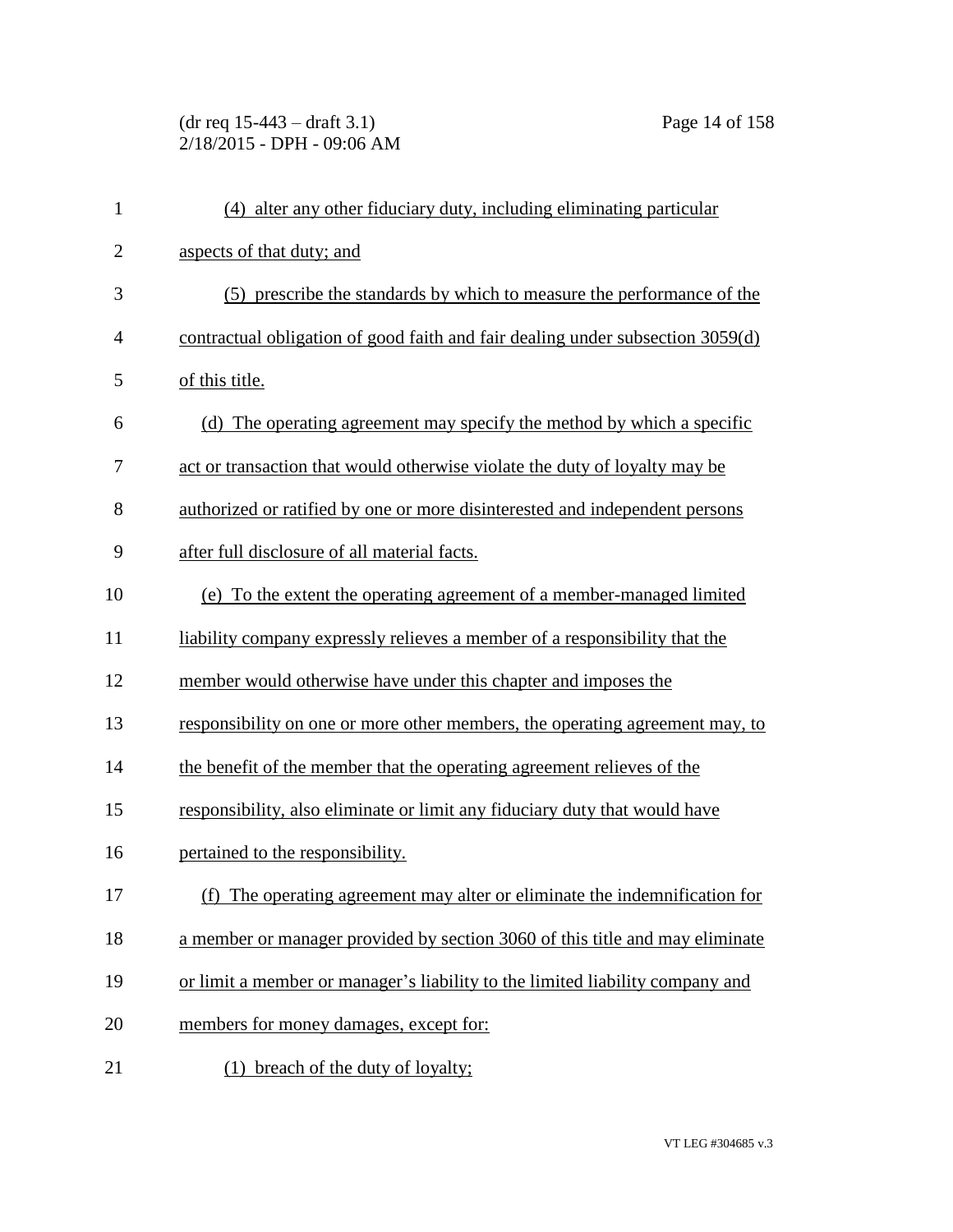(4) alter any other fiduciary duty, including eliminating particular aspects of that duty; and

(5) prescribe the standards by which to measure the performance of the contractual obligation of good faith and fair dealing under subsection 3059(d) of this title.

(d) The operating agreement may specify the method by which a specific act or transaction that would otherwise violate the duty of loyalty may be authorized or ratified by one or more disinterested and independent persons after full disclosure of all material facts.

(e) To the extent the operating agreement of a member-managed limited liability company expressly relieves a member of a responsibility that the member would otherwise have under this chapter and imposes the responsibility on one or more other members, the operating agreement may, to the benefit of the member that the operating agreement relieves of the responsibility, also eliminate or limit any fiduciary duty that would have pertained to the responsibility.

(f) The operating agreement may alter or eliminate the indemnification for a member or manager provided by section 3060 of this title and may eliminate or limit a member or manager's liability to the limited liability company and members for money damages, except for:

(1) breach of the duty of loyalty;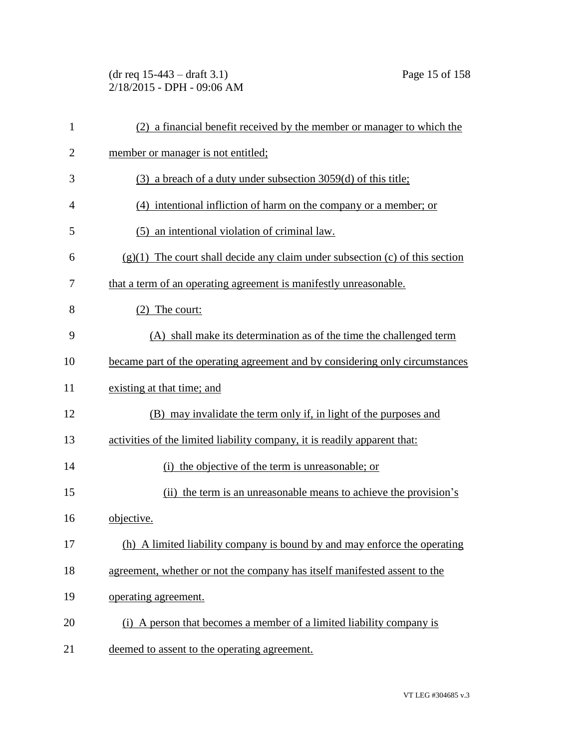(2) a financial benefit received by the member or manager to which the member or manager is not entitled;

(3) a breach of a duty under subsection 3059(d) of this title;

(4) intentional infliction of harm on the company or a member; or

(5) an intentional violation of criminal law.

(g)(1) The court shall decide any claim under subsection (c) of this section that a term of an operating agreement is manifestly unreasonable.

(2) The court:

(A) shall make its determination as of the time the challenged term became part of the operating agreement and by considering only circumstances existing at that time; and

(B) may invalidate the term only if, in light of the purposes and activities of the limited liability company, it is readily apparent that:

(i) the objective of the term is unreasonable; or

(ii) the term is an unreasonable means to achieve the provision's objective.

(h) A limited liability company is bound by and may enforce the operating agreement, whether or not the company has itself manifested assent to the operating agreement.

(i) A person that becomes a member of a limited liability company is deemed to assent to the operating agreement.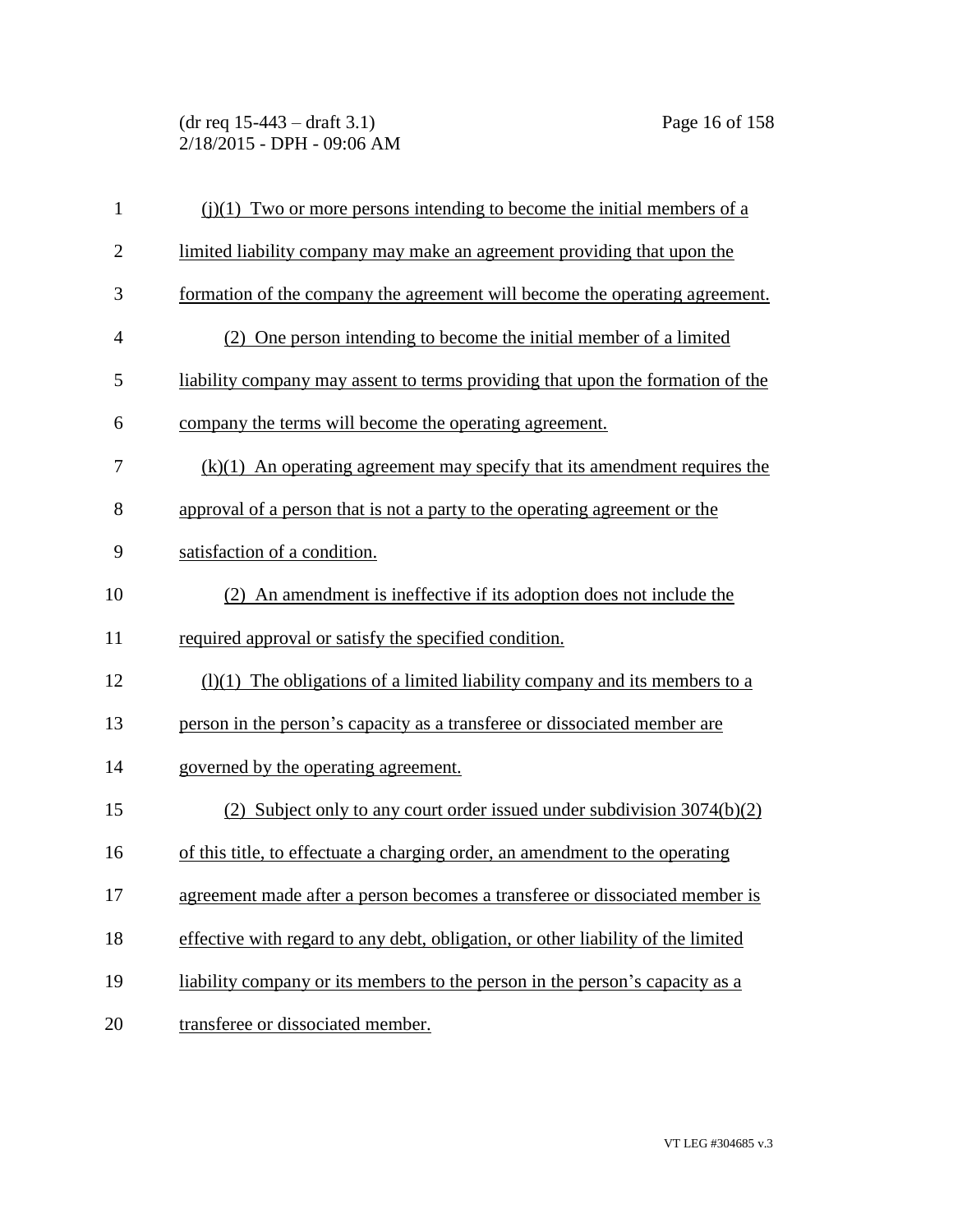(j)(1) Two or more persons intending to become the initial members of a limited liability company may make an agreement providing that upon the formation of the company the agreement will become the operating agreement.

(2) One person intending to become the initial member of a limited liability company may assent to terms providing that upon the formation of the company the terms will become the operating agreement.

(k)(1) An operating agreement may specify that its amendment requires the approval of a person that is not a party to the operating agreement or the satisfaction of a condition.

(2) An amendment is ineffective if its adoption does not include the required approval or satisfy the specified condition.

(l)(1) The obligations of a limited liability company and its members to a person in the person's capacity as a transferee or dissociated member are governed by the operating agreement.

(2) Subject only to any court order issued under subdivision 3074(b)(2) of this title, to effectuate a charging order, an amendment to the operating agreement made after a person becomes a transferee or dissociated member is effective with regard to any debt, obligation, or other liability of the limited liability company or its members to the person in the person's capacity as a transferee or dissociated member.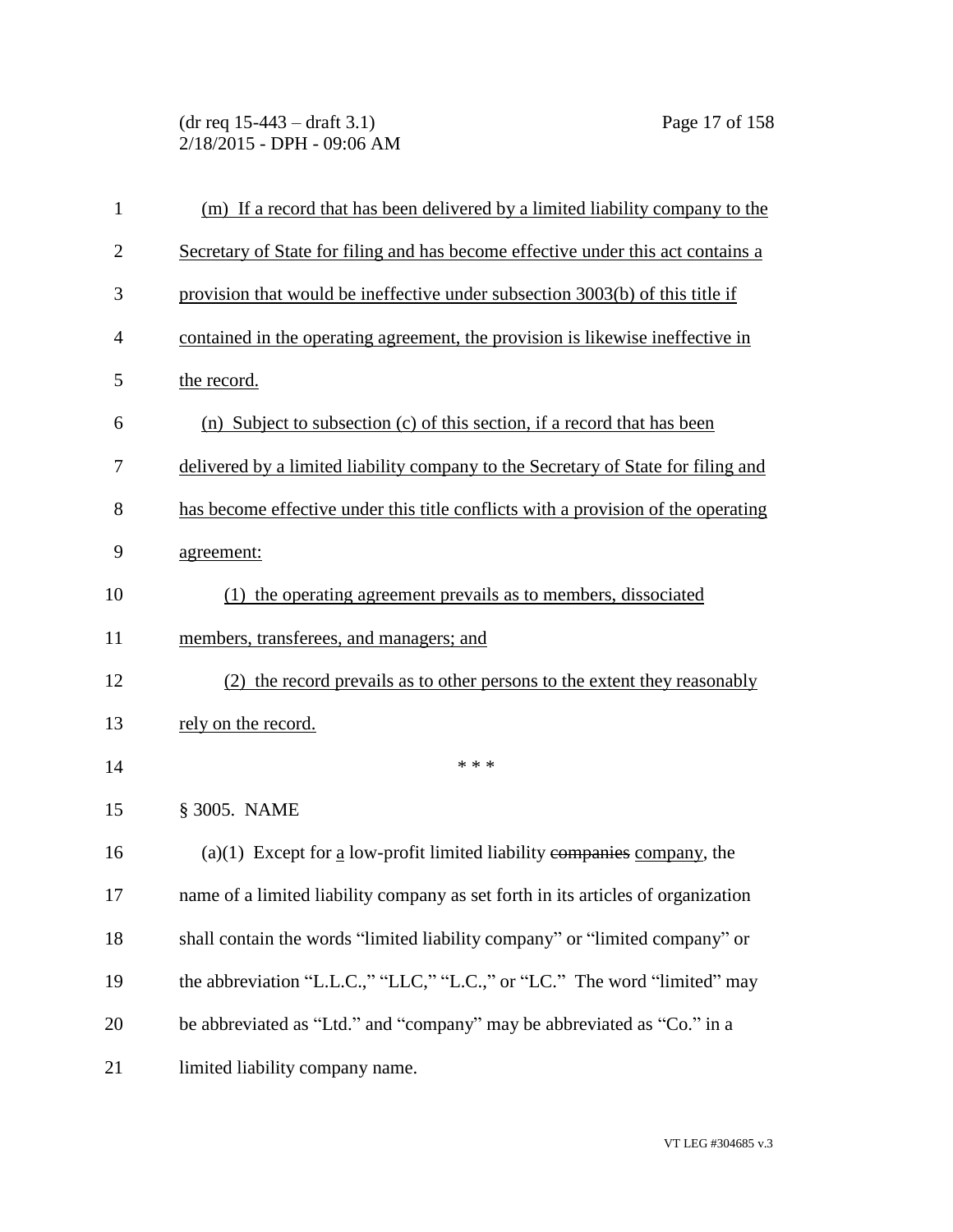(m) If a record that has been delivered by a limited liability company to the Secretary of State for filing and has become effective under this act contains a provision that would be ineffective under subsection 3003(b) of this title if contained in the operating agreement, the provision is likewise ineffective in the record.

(n) Subject to subsection (c) of this section, if a record that has been delivered by a limited liability company to the Secretary of State for filing and has become effective under this title conflicts with a provision of the operating agreement:

(1) the operating agreement prevails as to members, dissociated members, transferees, and managers; and

(2) the record prevails as to other persons to the extent they reasonably rely on the record.

\* \* \*

§ 3005. NAME

(a)(1) Except for a low-profit limited liability ~~companies~~ company, the name of a limited liability company as set forth in its articles of organization shall contain the words “limited liability company” or “limited company” or the abbreviation “L.L.C.,” “LLC,” “L.C.,” or “LC.” The word “limited” may be abbreviated as “Ltd.” and “company” may be abbreviated as “Co.” in a limited liability company name.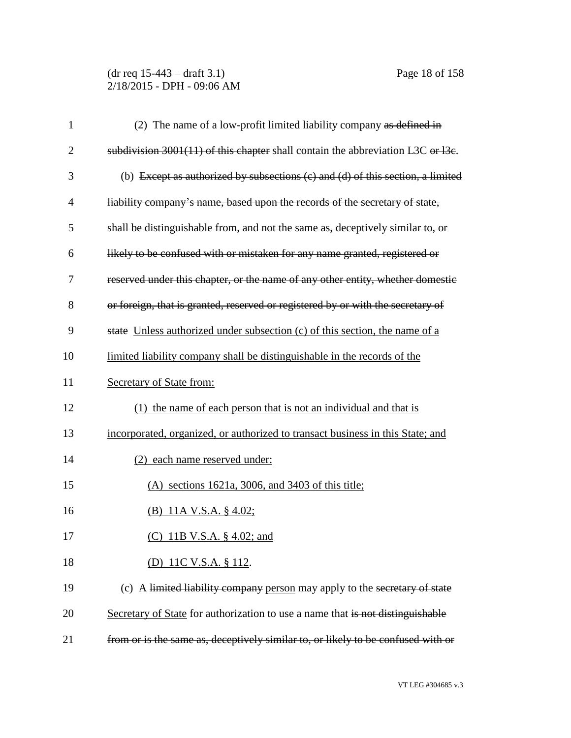(2) The name of a low-profit limited liability company ~~as defined in subdivision 3001(11) of this chapter~~ shall contain the abbreviation L3C ~~or l3c~~.

(b) ~~Except as authorized by subsections (c) and (d) of this section, a limited liability company's name, based upon the records of the secretary of state, shall be distinguishable from, and not the same as, deceptively similar to, or likely to be confused with or mistaken for any name granted, registered or reserved under this chapter, or the name of any other entity, whether domestic or foreign, that is granted, reserved or registered by or with the secretary of state~~ <u>Unless authorized under subsection (c) of this section, the name of a limited liability company shall be distinguishable in the records of the Secretary of State from:</u>

<u>(1) the name of each person that is not an individual and that is incorporated, organized, or authorized to transact business in this State; and</u>

<u>(2) each name reserved under:</u>

<u>(A) sections 1621a, 3006, and 3403 of this title;</u>

<u>(B) 11A V.S.A. § 4.02;</u>

<u>(C) 11B V.S.A. § 4.02; and</u>

<u>(D) 11C V.S.A. § 112</u>.

(c) A ~~limited liability company~~ <u>person</u> may apply to the ~~secretary of state~~ <u>Secretary of State</u> for authorization to use a name that ~~is not distinguishable from or is the same as, deceptively similar to, or likely to be confused with or~~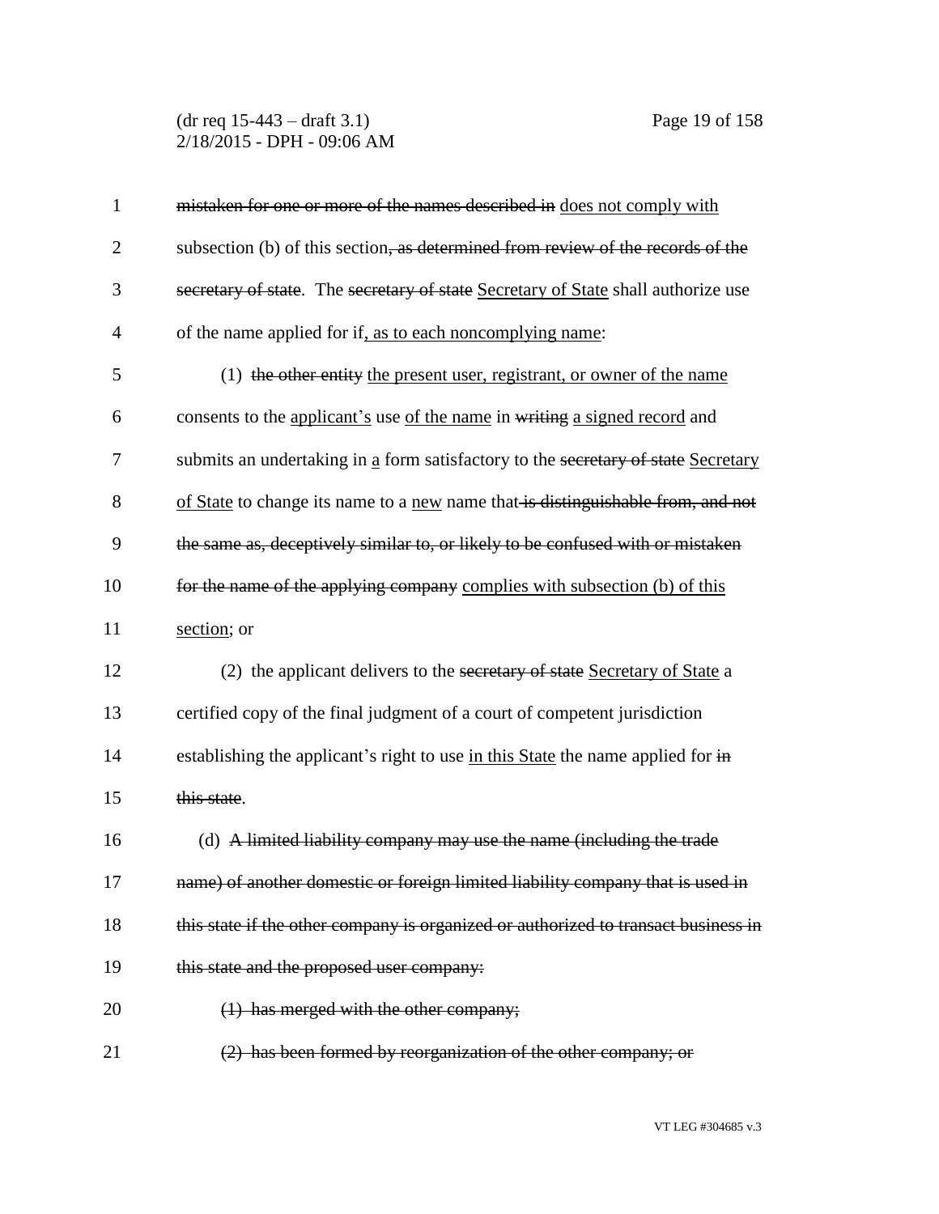mistaken for one or more of the names described in does not comply with subsection (b) of this section, as determined from review of the records of the secretary of state. The secretary of state Secretary of State shall authorize use of the name applied for if, as to each noncomplying name:

(1) the other entity the present user, registrant, or owner of the name consents to the applicant's use of the name in writing a signed record and submits an undertaking in a form satisfactory to the secretary of state Secretary of State to change its name to a new name that is distinguishable from, and not the same as, deceptively similar to, or likely to be confused with or mistaken for the name of the applying company complies with subsection (b) of this section; or

(2) the applicant delivers to the secretary of state Secretary of State a certified copy of the final judgment of a court of competent jurisdiction establishing the applicant's right to use in this State the name applied for in this state.

(d) A limited liability company may use the name (including the trade name) of another domestic or foreign limited liability company that is used in this state if the other company is organized or authorized to transact business in this state and the proposed user company:

(1) has merged with the other company;

(2) has been formed by reorganization of the other company; or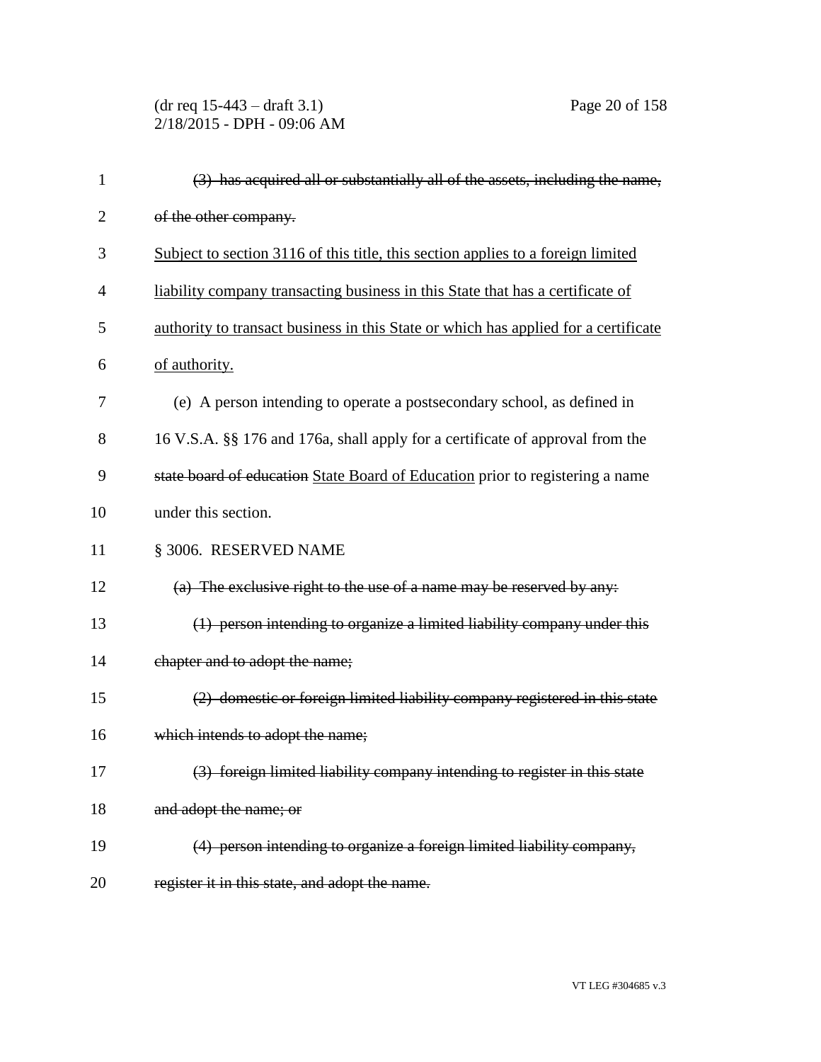~~(3) has acquired all or substantially all of the assets, including the name, of the other company.~~

<u>Subject to section 3116 of this title, this section applies to a foreign limited liability company transacting business in this State that has a certificate of authority to transact business in this State or which has applied for a certificate of authority.</u>

(e) A person intending to operate a postsecondary school, as defined in 16 V.S.A. §§ 176 and 176a, shall apply for a certificate of approval from the ~~state board of education~~ <u>State Board of Education</u> prior to registering a name under this section.

§ 3006. RESERVED NAME

~~(a) The exclusive right to the use of a name may be reserved by any:~~

~~(1) person intending to organize a limited liability company under this chapter and to adopt the name;~~

~~(2) domestic or foreign limited liability company registered in this state which intends to adopt the name;~~

~~(3) foreign limited liability company intending to register in this state and adopt the name; or~~

~~(4) person intending to organize a foreign limited liability company, register it in this state, and adopt the name.~~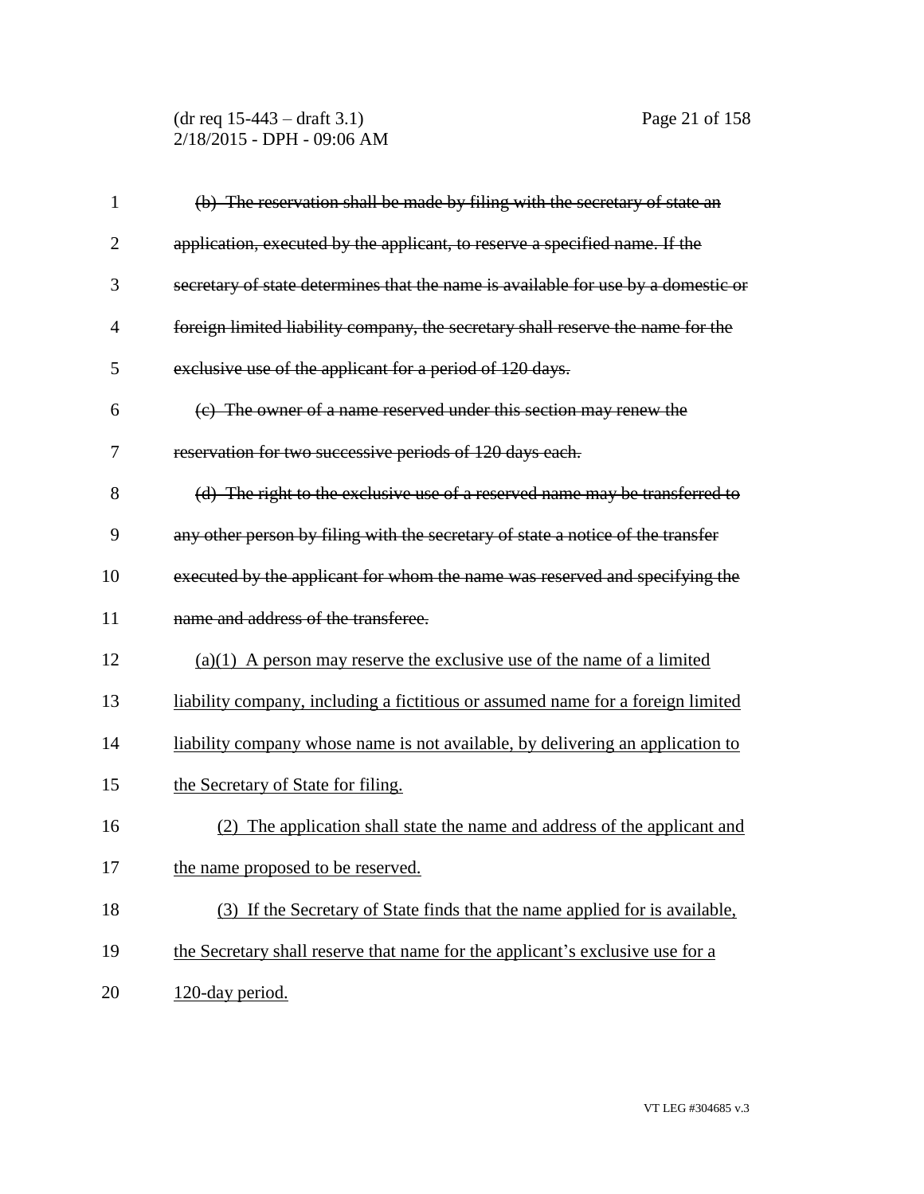~~(b) The reservation shall be made by filing with the secretary of state an application, executed by the applicant, to reserve a specified name. If the secretary of state determines that the name is available for use by a domestic or foreign limited liability company, the secretary shall reserve the name for the exclusive use of the applicant for a period of 120 days.~~

~~(c) The owner of a name reserved under this section may renew the reservation for two successive periods of 120 days each.~~

~~(d) The right to the exclusive use of a reserved name may be transferred to any other person by filing with the secretary of state a notice of the transfer executed by the applicant for whom the name was reserved and specifying the name and address of the transferee.~~

<u>(a)(1) A person may reserve the exclusive use of the name of a limited liability company, including a fictitious or assumed name for a foreign limited liability company whose name is not available, by delivering an application to the Secretary of State for filing.</u>

<u>(2) The application shall state the name and address of the applicant and the name proposed to be reserved.</u>

<u>(3) If the Secretary of State finds that the name applied for is available, the Secretary shall reserve that name for the applicant's exclusive use for a 120-day period.</u>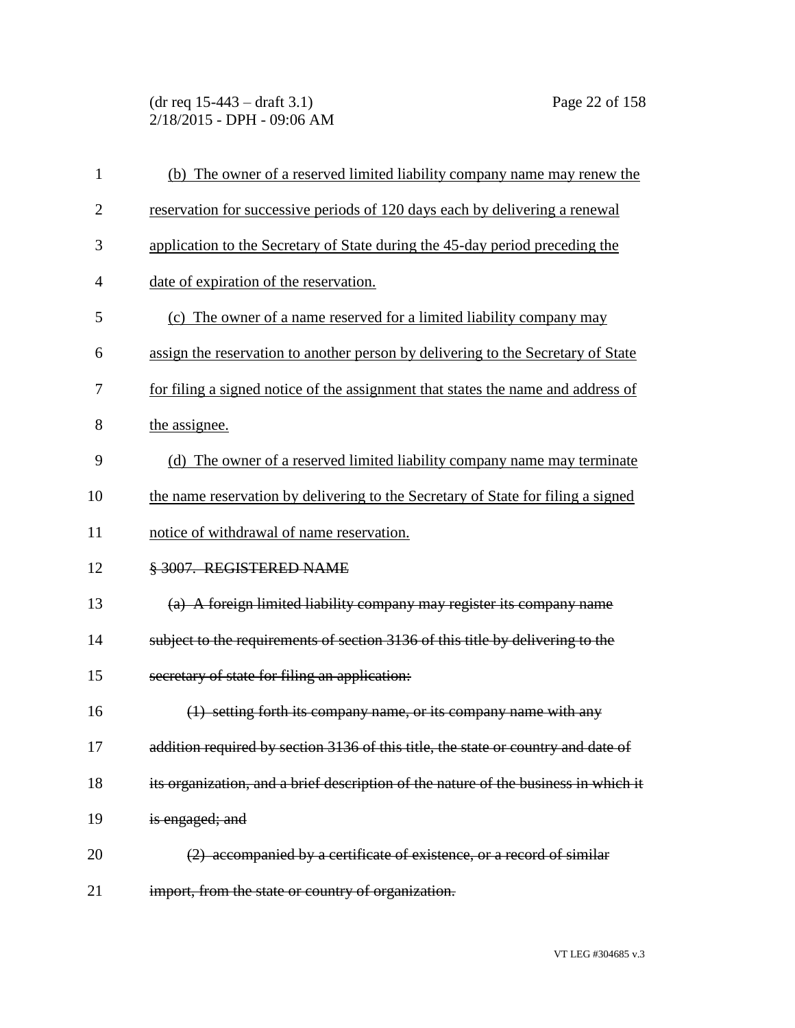(b) The owner of a reserved limited liability company name may renew the reservation for successive periods of 120 days each by delivering a renewal application to the Secretary of State during the 45-day period preceding the date of expiration of the reservation.

(c) The owner of a name reserved for a limited liability company may assign the reservation to another person by delivering to the Secretary of State for filing a signed notice of the assignment that states the name and address of the assignee.

(d) The owner of a reserved limited liability company name may terminate the name reservation by delivering to the Secretary of State for filing a signed notice of withdrawal of name reservation.

~~§ 3007. REGISTERED NAME~~

~~(a) A foreign limited liability company may register its company name subject to the requirements of section 3136 of this title by delivering to the secretary of state for filing an application:~~

~~(1) setting forth its company name, or its company name with any addition required by section 3136 of this title, the state or country and date of its organization, and a brief description of the nature of the business in which it is engaged; and~~

~~(2) accompanied by a certificate of existence, or a record of similar import, from the state or country of organization.~~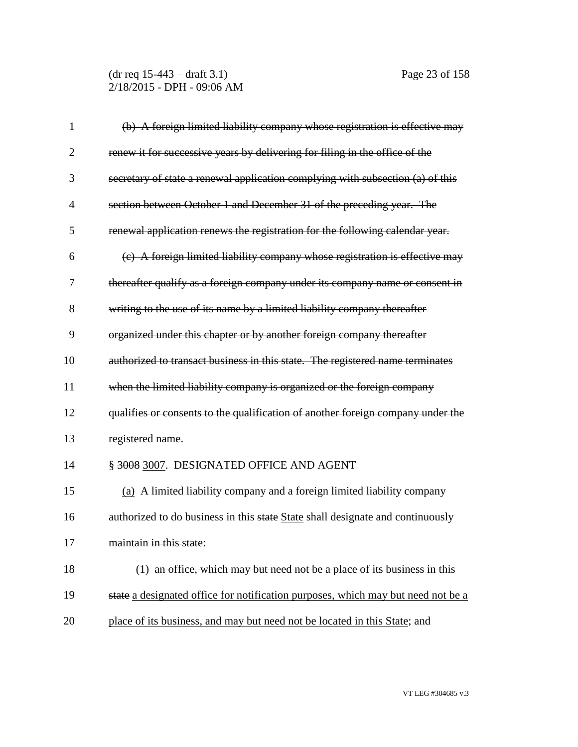~~(b) A foreign limited liability company whose registration is effective may renew it for successive years by delivering for filing in the office of the secretary of state a renewal application complying with subsection (a) of this section between October 1 and December 31 of the preceding year. The renewal application renews the registration for the following calendar year.~~

~~(c) A foreign limited liability company whose registration is effective may thereafter qualify as a foreign company under its company name or consent in writing to the use of its name by a limited liability company thereafter organized under this chapter or by another foreign company thereafter authorized to transact business in this state. The registered name terminates when the limited liability company is organized or the foreign company qualifies or consents to the qualification of another foreign company under the registered name.~~

§ ~~3008~~ <u>3007</u>. DESIGNATED OFFICE AND AGENT

<u>(a)</u> A limited liability company and a foreign limited liability company authorized to do business in this ~~state~~ <u>State</u> shall designate and continuously maintain ~~in this state~~:

(1) ~~an office, which may but need not be a place of its business in this state~~ <u>a designated office for notification purposes, which may but need not be a place of its business, and may but need not be located in this State</u>; and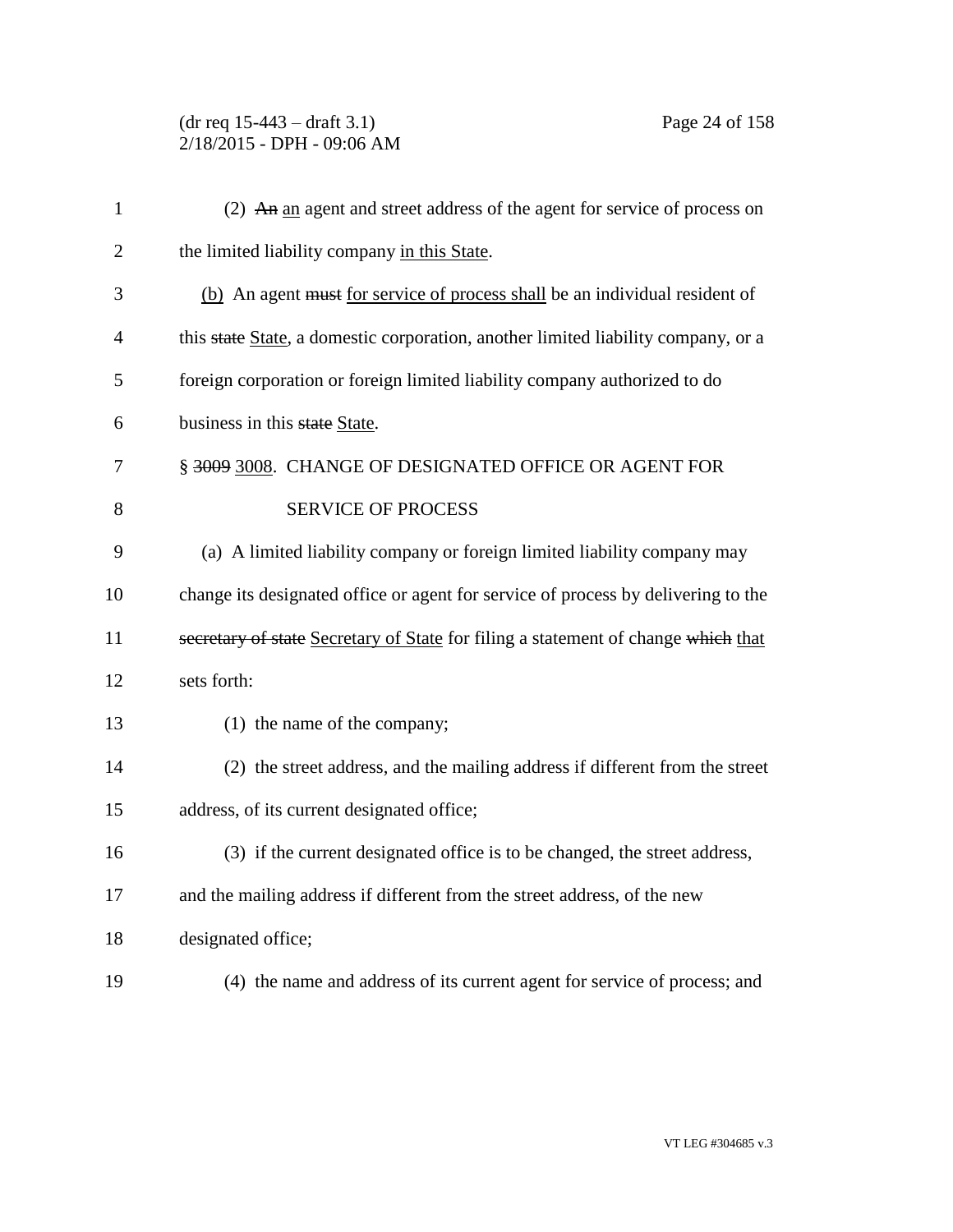(2) ~~An~~ <u>an</u> agent and street address of the agent for service of process on the limited liability company <u>in this State</u>.

<u>(b)</u> An agent ~~must~~ <u>for service of process shall</u> be an individual resident of this ~~state~~ <u>State</u>, a domestic corporation, another limited liability company, or a foreign corporation or foreign limited liability company authorized to do business in this ~~state~~ <u>State</u>.

§ ~~3009~~ <u>3008</u>. CHANGE OF DESIGNATED OFFICE OR AGENT FOR SERVICE OF PROCESS

(a) A limited liability company or foreign limited liability company may change its designated office or agent for service of process by delivering to the ~~secretary of state~~ <u>Secretary of State</u> for filing a statement of change ~~which~~ <u>that</u> sets forth:

(1) the name of the company;

(2) the street address, and the mailing address if different from the street address, of its current designated office;

(3) if the current designated office is to be changed, the street address, and the mailing address if different from the street address, of the new designated office;

(4) the name and address of its current agent for service of process; and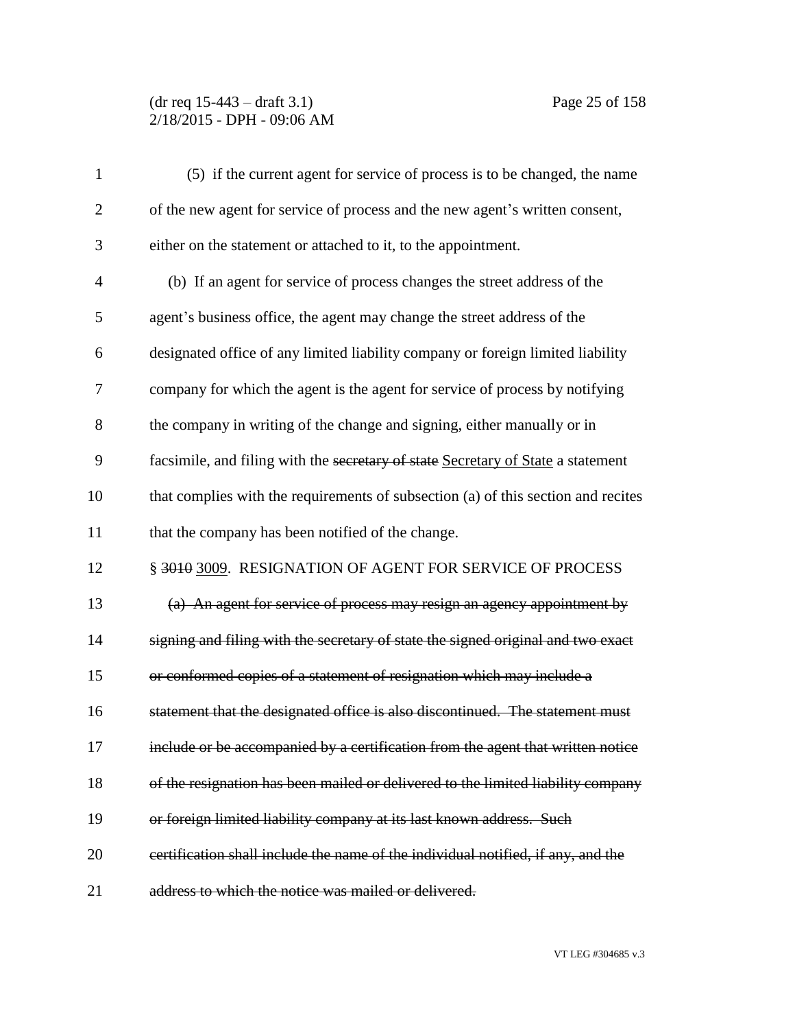(5) if the current agent for service of process is to be changed, the name of the new agent for service of process and the new agent's written consent, either on the statement or attached to it, to the appointment.

(b) If an agent for service of process changes the street address of the agent's business office, the agent may change the street address of the designated office of any limited liability company or foreign limited liability company for which the agent is the agent for service of process by notifying the company in writing of the change and signing, either manually or in facsimile, and filing with the ~~secretary of state~~ <u>Secretary of State</u> a statement that complies with the requirements of subsection (a) of this section and recites that the company has been notified of the change.

§ ~~3010~~ <u>3009</u>. RESIGNATION OF AGENT FOR SERVICE OF PROCESS

~~(a) An agent for service of process may resign an agency appointment by signing and filing with the secretary of state the signed original and two exact or conformed copies of a statement of resignation which may include a statement that the designated office is also discontinued. The statement must include or be accompanied by a certification from the agent that written notice of the resignation has been mailed or delivered to the limited liability company or foreign limited liability company at its last known address. Such certification shall include the name of the individual notified, if any, and the address to which the notice was mailed or delivered.~~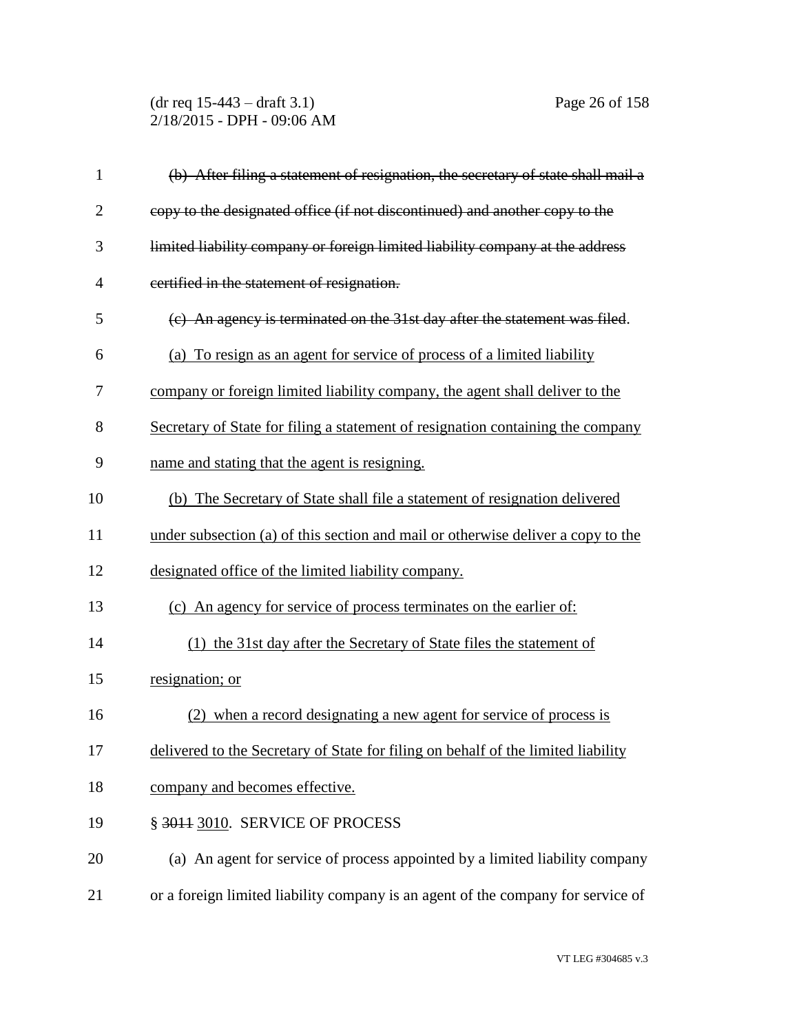~~(b) After filing a statement of resignation, the secretary of state shall mail a copy to the designated office (if not discontinued) and another copy to the limited liability company or foreign limited liability company at the address certified in the statement of resignation.~~

~~(c) An agency is terminated on the 31st day after the statement was filed.~~

<u>(a) To resign as an agent for service of process of a limited liability company or foreign limited liability company, the agent shall deliver to the Secretary of State for filing a statement of resignation containing the company name and stating that the agent is resigning.</u>

<u>(b) The Secretary of State shall file a statement of resignation delivered under subsection (a) of this section and mail or otherwise deliver a copy to the designated office of the limited liability company.</u>

<u>(c) An agency for service of process terminates on the earlier of:</u>

<u>(1) the 31st day after the Secretary of State files the statement of resignation; or</u>

<u>(2) when a record designating a new agent for service of process is delivered to the Secretary of State for filing on behalf of the limited liability company and becomes effective.</u>

§ ~~3011~~ <u>3010</u>. SERVICE OF PROCESS

(a) An agent for service of process appointed by a limited liability company or a foreign limited liability company is an agent of the company for service of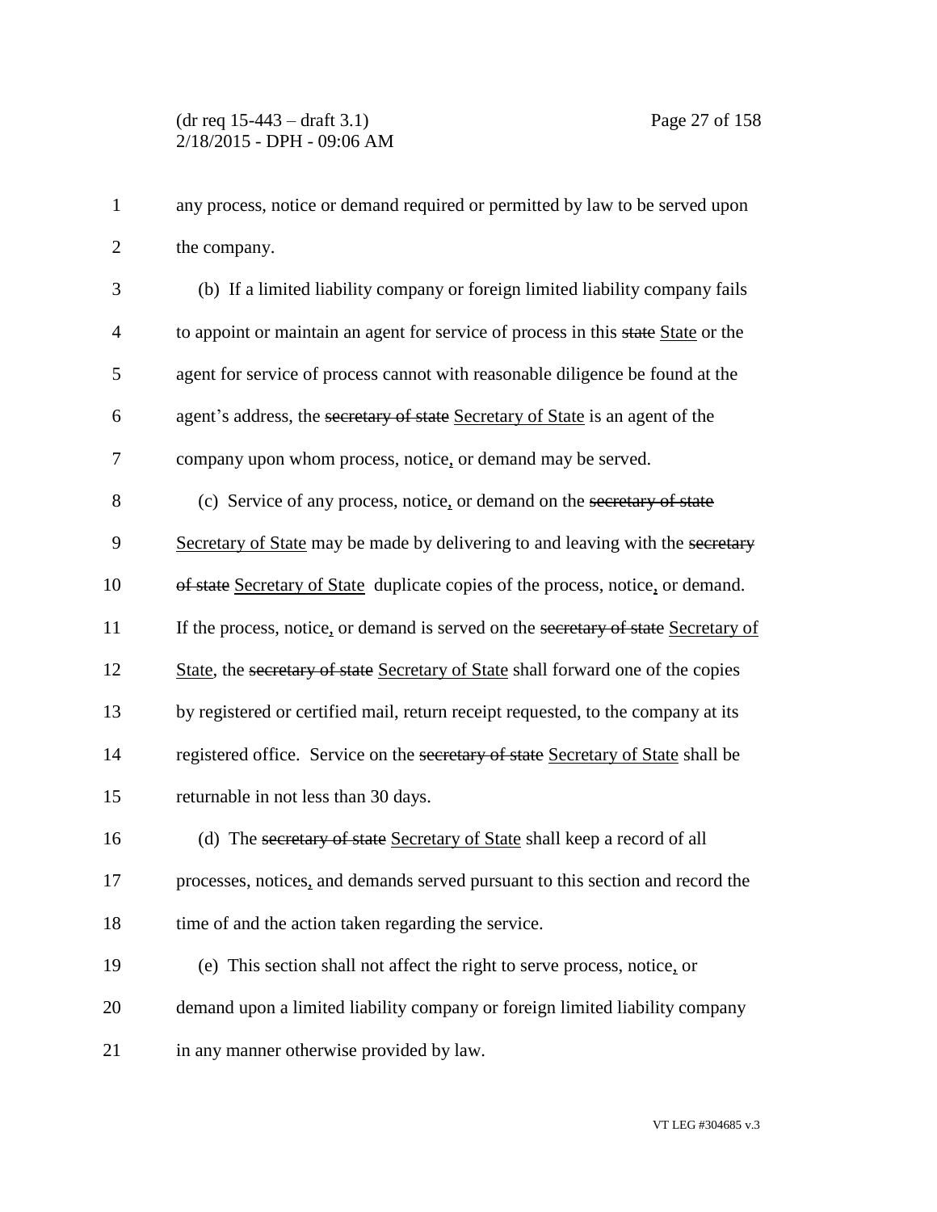any process, notice or demand required or permitted by law to be served upon the company.

(b) If a limited liability company or foreign limited liability company fails to appoint or maintain an agent for service of process in this ~~state~~ State or the agent for service of process cannot with reasonable diligence be found at the agent's address, the ~~secretary of state~~ Secretary of State is an agent of the company upon whom process, notice, or demand may be served.

(c) Service of any process, notice, or demand on the ~~secretary of state~~ Secretary of State may be made by delivering to and leaving with the ~~secretary of state~~ Secretary of State duplicate copies of the process, notice, or demand. If the process, notice, or demand is served on the ~~secretary of state~~ Secretary of State, the ~~secretary of state~~ Secretary of State shall forward one of the copies by registered or certified mail, return receipt requested, to the company at its registered office. Service on the ~~secretary of state~~ Secretary of State shall be returnable in not less than 30 days.

(d) The ~~secretary of state~~ Secretary of State shall keep a record of all processes, notices, and demands served pursuant to this section and record the time of and the action taken regarding the service.

(e) This section shall not affect the right to serve process, notice, or demand upon a limited liability company or foreign limited liability company in any manner otherwise provided by law.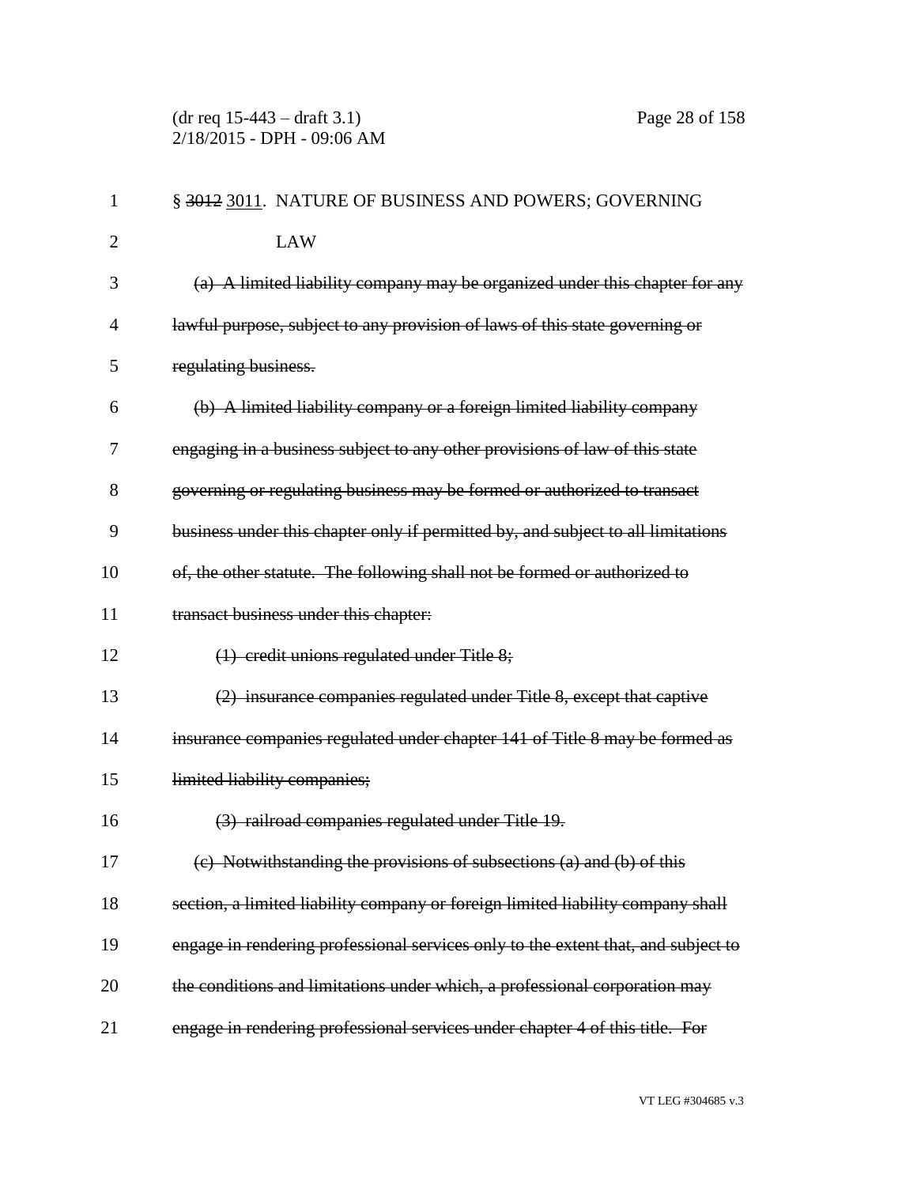§ ~~3012~~ <u>3011</u>. NATURE OF BUSINESS AND POWERS; GOVERNING LAW

~~(a) A limited liability company may be organized under this chapter for any lawful purpose, subject to any provision of laws of this state governing or regulating business.~~

~~(b) A limited liability company or a foreign limited liability company engaging in a business subject to any other provisions of law of this state governing or regulating business may be formed or authorized to transact business under this chapter only if permitted by, and subject to all limitations of, the other statute. The following shall not be formed or authorized to transact business under this chapter:~~

~~(1) credit unions regulated under Title 8;~~

~~(2) insurance companies regulated under Title 8, except that captive insurance companies regulated under chapter 141 of Title 8 may be formed as limited liability companies;~~

~~(3) railroad companies regulated under Title 19.~~

~~(c) Notwithstanding the provisions of subsections (a) and (b) of this section, a limited liability company or foreign limited liability company shall engage in rendering professional services only to the extent that, and subject to the conditions and limitations under which, a professional corporation may engage in rendering professional services under chapter 4 of this title. For~~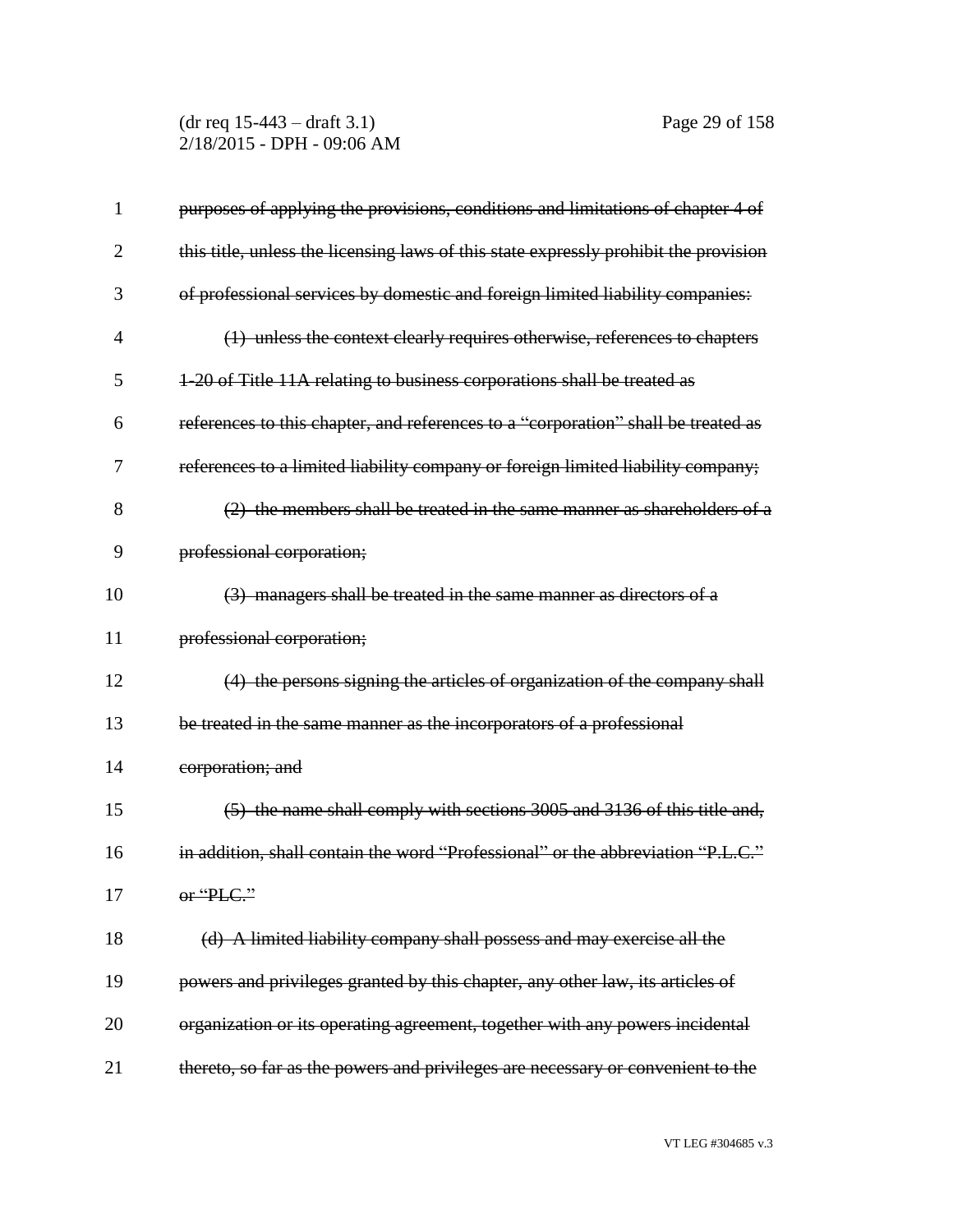~~purposes of applying the provisions, conditions and limitations of chapter 4 of this title, unless the licensing laws of this state expressly prohibit the provision of professional services by domestic and foreign limited liability companies:~~

~~(1) unless the context clearly requires otherwise, references to chapters 1-20 of Title 11A relating to business corporations shall be treated as references to this chapter, and references to a "corporation" shall be treated as references to a limited liability company or foreign limited liability company;~~

~~(2) the members shall be treated in the same manner as shareholders of a professional corporation;~~

~~(3) managers shall be treated in the same manner as directors of a professional corporation;~~

~~(4) the persons signing the articles of organization of the company shall be treated in the same manner as the incorporators of a professional corporation; and~~

~~(5) the name shall comply with sections 3005 and 3136 of this title and, in addition, shall contain the word "Professional" or the abbreviation "P.L.C." or "PLC."~~

~~(d) A limited liability company shall possess and may exercise all the powers and privileges granted by this chapter, any other law, its articles of organization or its operating agreement, together with any powers incidental thereto, so far as the powers and privileges are necessary or convenient to the~~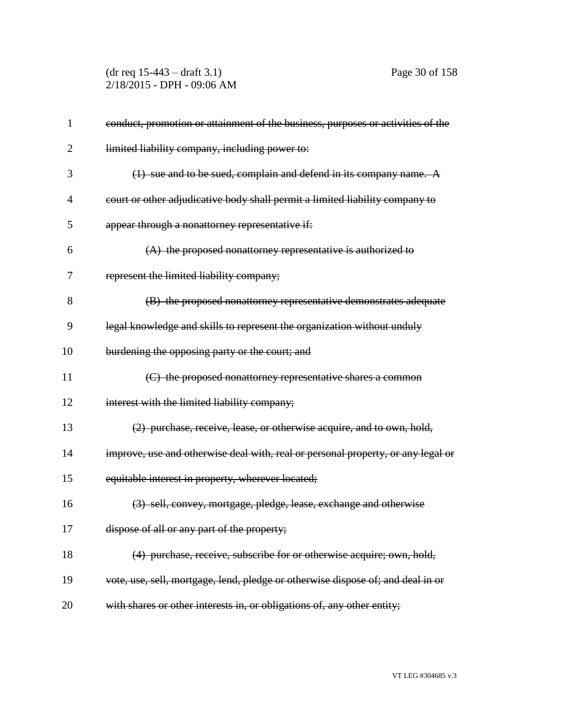~~conduct, promotion or attainment of the business, purposes or activities of the limited liability company, including power to:~~

~~(1) sue and to be sued, complain and defend in its company name. A court or other adjudicative body shall permit a limited liability company to appear through a nonattorney representative if:~~

~~(A) the proposed nonattorney representative is authorized to represent the limited liability company;~~

~~(B) the proposed nonattorney representative demonstrates adequate legal knowledge and skills to represent the organization without unduly burdening the opposing party or the court; and~~

~~(C) the proposed nonattorney representative shares a common interest with the limited liability company;~~

~~(2) purchase, receive, lease, or otherwise acquire, and to own, hold, improve, use and otherwise deal with, real or personal property, or any legal or equitable interest in property, wherever located;~~

~~(3) sell, convey, mortgage, pledge, lease, exchange and otherwise dispose of all or any part of the property;~~

~~(4) purchase, receive, subscribe for or otherwise acquire; own, hold, vote, use, sell, mortgage, lend, pledge or otherwise dispose of; and deal in or with shares or other interests in, or obligations of, any other entity;~~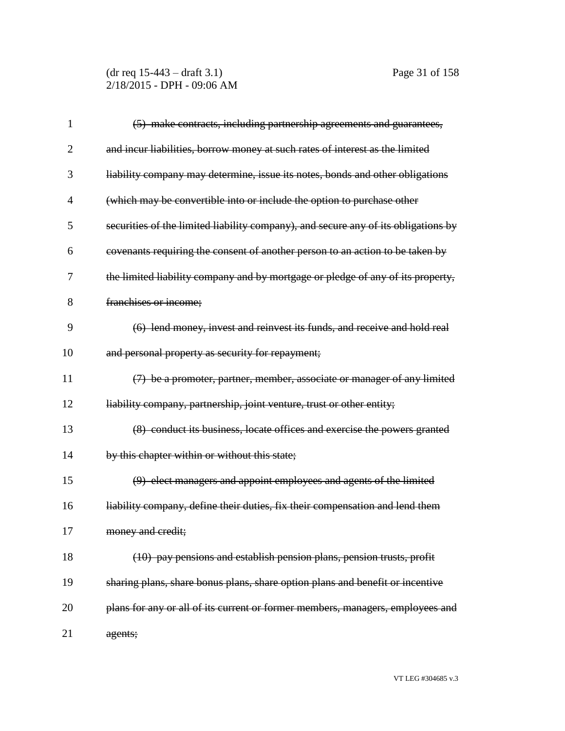~~(5) make contracts, including partnership agreements and guarantees, and incur liabilities, borrow money at such rates of interest as the limited liability company may determine, issue its notes, bonds and other obligations (which may be convertible into or include the option to purchase other securities of the limited liability company), and secure any of its obligations by covenants requiring the consent of another person to an action to be taken by the limited liability company and by mortgage or pledge of any of its property, franchises or income;~~

~~(6) lend money, invest and reinvest its funds, and receive and hold real and personal property as security for repayment;~~

~~(7) be a promoter, partner, member, associate or manager of any limited liability company, partnership, joint venture, trust or other entity;~~

~~(8) conduct its business, locate offices and exercise the powers granted by this chapter within or without this state;~~

~~(9) elect managers and appoint employees and agents of the limited liability company, define their duties, fix their compensation and lend them money and credit;~~

~~(10) pay pensions and establish pension plans, pension trusts, profit sharing plans, share bonus plans, share option plans and benefit or incentive plans for any or all of its current or former members, managers, employees and agents;~~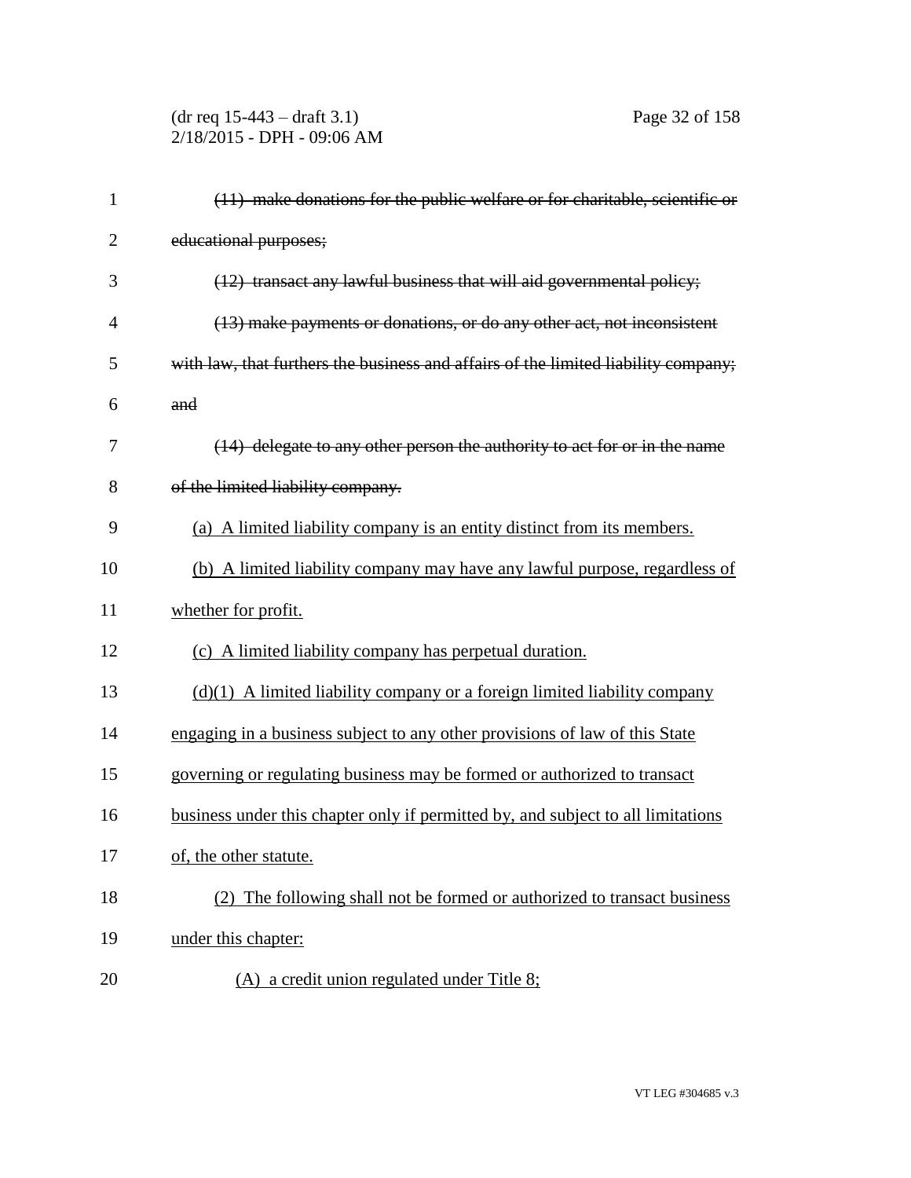~~(11) make donations for the public welfare or for charitable, scientific or educational purposes;~~

~~(12) transact any lawful business that will aid governmental policy;~~

~~(13) make payments or donations, or do any other act, not inconsistent with law, that furthers the business and affairs of the limited liability company; and~~

~~(14) delegate to any other person the authority to act for or in the name of the limited liability company.~~

<u>(a) A limited liability company is an entity distinct from its members.</u>

<u>(b) A limited liability company may have any lawful purpose, regardless of whether for profit.</u>

<u>(c) A limited liability company has perpetual duration.</u>

<u>(d)(1) A limited liability company or a foreign limited liability company engaging in a business subject to any other provisions of law of this State governing or regulating business may be formed or authorized to transact business under this chapter only if permitted by, and subject to all limitations of, the other statute.</u>

<u>(2) The following shall not be formed or authorized to transact business under this chapter:</u>

<u>(A) a credit union regulated under Title 8;</u>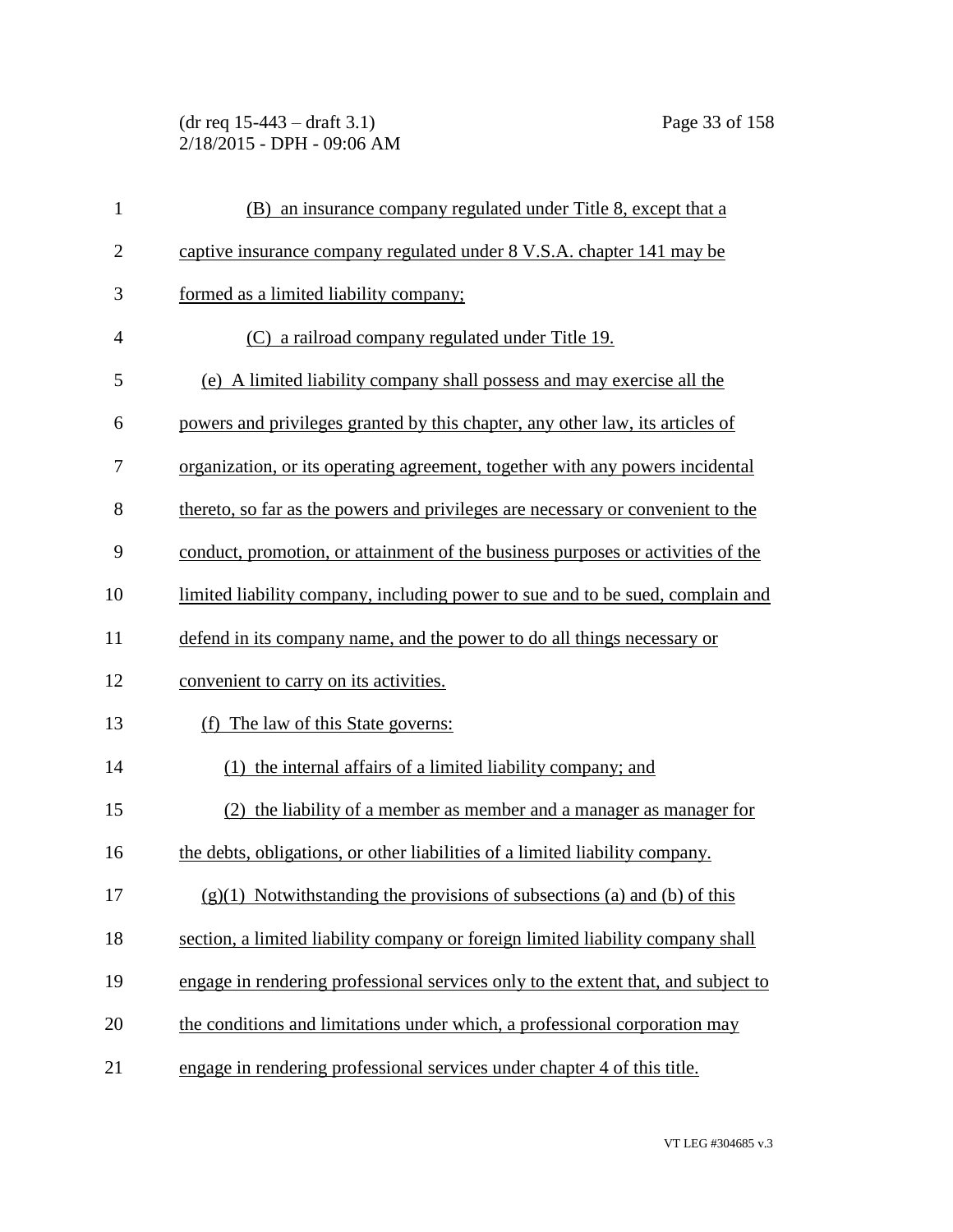(B) an insurance company regulated under Title 8, except that a captive insurance company regulated under 8 V.S.A. chapter 141 may be formed as a limited liability company;

(C) a railroad company regulated under Title 19.

(e) A limited liability company shall possess and may exercise all the powers and privileges granted by this chapter, any other law, its articles of organization, or its operating agreement, together with any powers incidental thereto, so far as the powers and privileges are necessary or convenient to the conduct, promotion, or attainment of the business purposes or activities of the limited liability company, including power to sue and to be sued, complain and defend in its company name, and the power to do all things necessary or convenient to carry on its activities.

(f) The law of this State governs:

(1) the internal affairs of a limited liability company; and

(2) the liability of a member as member and a manager as manager for the debts, obligations, or other liabilities of a limited liability company.

(g)(1) Notwithstanding the provisions of subsections (a) and (b) of this section, a limited liability company or foreign limited liability company shall engage in rendering professional services only to the extent that, and subject to the conditions and limitations under which, a professional corporation may engage in rendering professional services under chapter 4 of this title.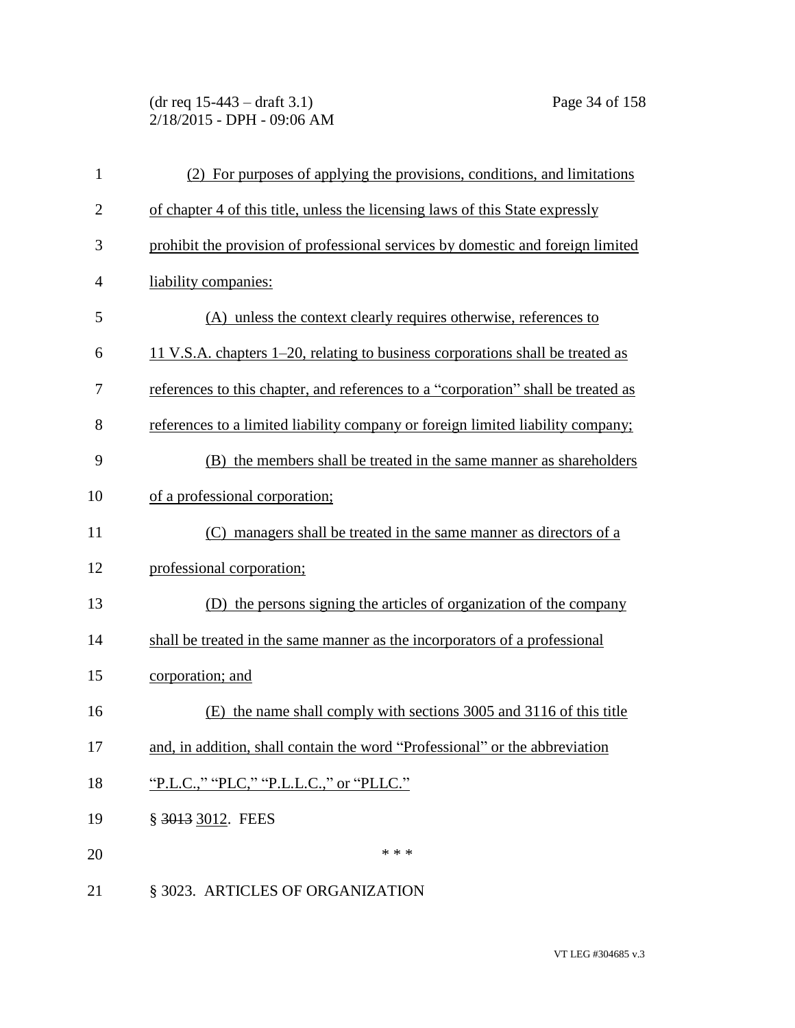(2) For purposes of applying the provisions, conditions, and limitations of chapter 4 of this title, unless the licensing laws of this State expressly prohibit the provision of professional services by domestic and foreign limited liability companies:

(A) unless the context clearly requires otherwise, references to 11 V.S.A. chapters 1–20, relating to business corporations shall be treated as references to this chapter, and references to a "corporation" shall be treated as references to a limited liability company or foreign limited liability company;

(B) the members shall be treated in the same manner as shareholders of a professional corporation;

(C) managers shall be treated in the same manner as directors of a professional corporation;

(D) the persons signing the articles of organization of the company shall be treated in the same manner as the incorporators of a professional corporation; and

(E) the name shall comply with sections 3005 and 3116 of this title and, in addition, shall contain the word "Professional" or the abbreviation "P.L.C.," "PLC," "P.L.L.C.," or "PLLC."

§ ~~3013~~ 3012. FEES

\* \* \*

§ 3023. ARTICLES OF ORGANIZATION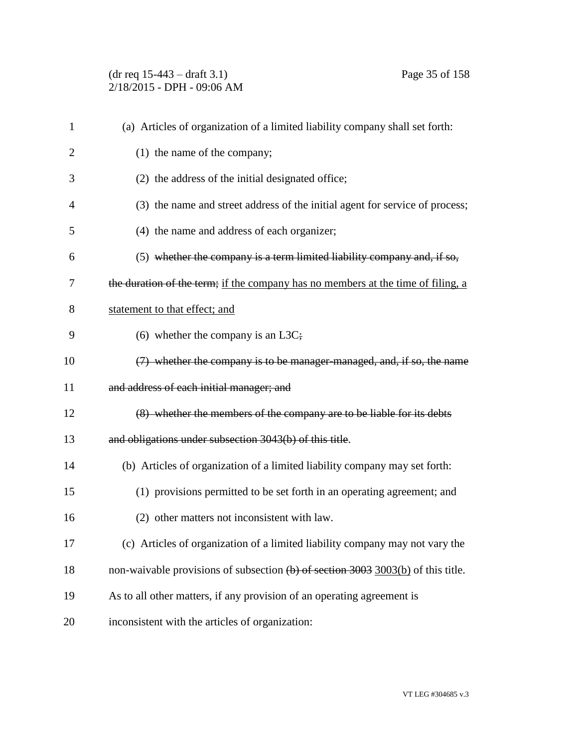(a) Articles of organization of a limited liability company shall set forth:

(1) the name of the company;

(2) the address of the initial designated office;

(3) the name and street address of the initial agent for service of process;

(4) the name and address of each organizer;

(5) ~~whether the company is a term limited liability company and, if so, the duration of the term;~~ if the company has no members at the time of filing, a statement to that effect; and

(6) whether the company is an L3C~~;~~

~~(7) whether the company is to be manager-managed, and, if so, the name and address of each initial manager; and~~

~~(8) whether the members of the company are to be liable for its debts and obligations under subsection 3043(b) of this title~~.

(b) Articles of organization of a limited liability company may set forth:

(1) provisions permitted to be set forth in an operating agreement; and

(2) other matters not inconsistent with law.

(c) Articles of organization of a limited liability company may not vary the non-waivable provisions of subsection ~~(b) of section 3003~~ 3003(b) of this title. As to all other matters, if any provision of an operating agreement is inconsistent with the articles of organization: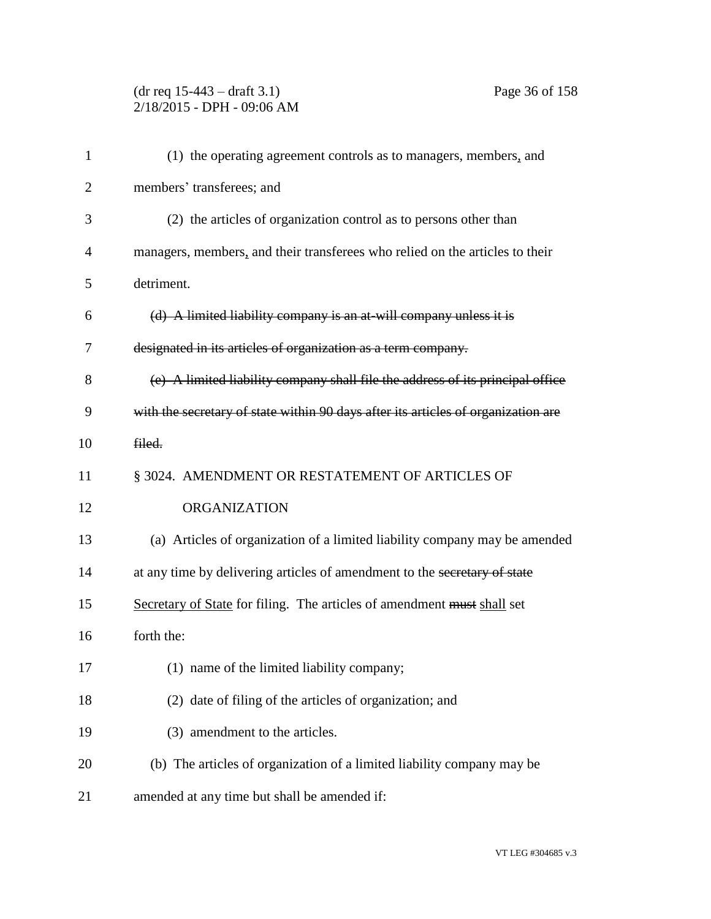(1) the operating agreement controls as to managers, members, and members' transferees; and

(2) the articles of organization control as to persons other than managers, members, and their transferees who relied on the articles to their detriment.

~~(d) A limited liability company is an at-will company unless it is designated in its articles of organization as a term company.~~

~~(e) A limited liability company shall file the address of its principal office with the secretary of state within 90 days after its articles of organization are filed.~~

§ 3024. AMENDMENT OR RESTATEMENT OF ARTICLES OF ORGANIZATION

(a) Articles of organization of a limited liability company may be amended at any time by delivering articles of amendment to the ~~secretary of state~~ Secretary of State for filing. The articles of amendment ~~must~~ shall set forth the:

(1) name of the limited liability company;

(2) date of filing of the articles of organization; and

(3) amendment to the articles.

(b) The articles of organization of a limited liability company may be amended at any time but shall be amended if: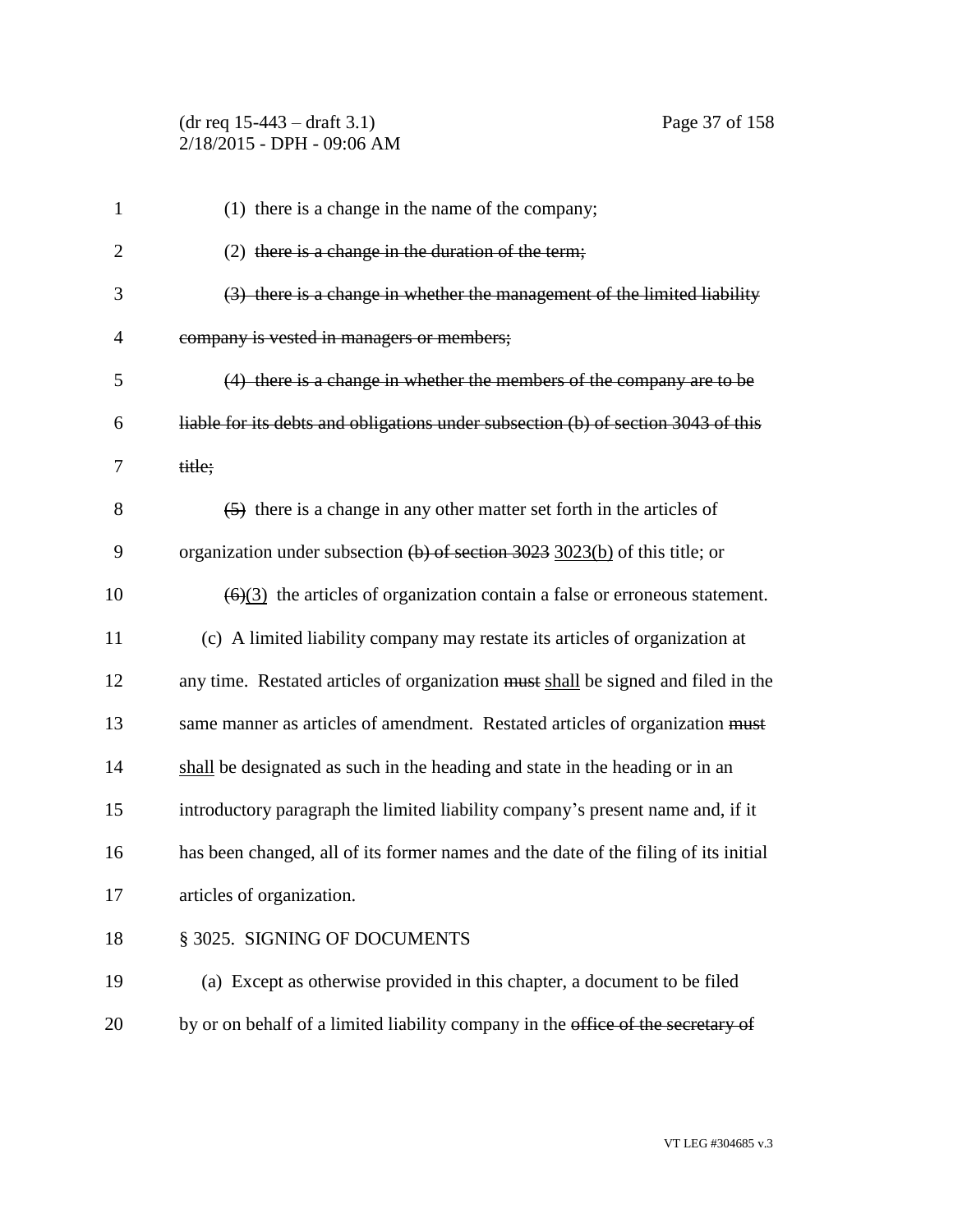(1) there is a change in the name of the company;

(2) ~~there is a change in the duration of the term;~~

~~(3) there is a change in whether the management of the limited liability company is vested in managers or members;~~

~~(4) there is a change in whether the members of the company are to be liable for its debts and obligations under subsection (b) of section 3043 of this title;~~

~~(5)~~ there is a change in any other matter set forth in the articles of organization under subsection ~~(b) of section 3023~~ <u>3023(b)</u> of this title; or

~~(6)~~<u>(3)</u> the articles of organization contain a false or erroneous statement.

(c) A limited liability company may restate its articles of organization at any time. Restated articles of organization ~~must~~ <u>shall</u> be signed and filed in the same manner as articles of amendment. Restated articles of organization ~~must~~ <u>shall</u> be designated as such in the heading and state in the heading or in an introductory paragraph the limited liability company's present name and, if it has been changed, all of its former names and the date of the filing of its initial articles of organization.

§ 3025. SIGNING OF DOCUMENTS

(a) Except as otherwise provided in this chapter, a document to be filed by or on behalf of a limited liability company in the ~~office of the secretary of~~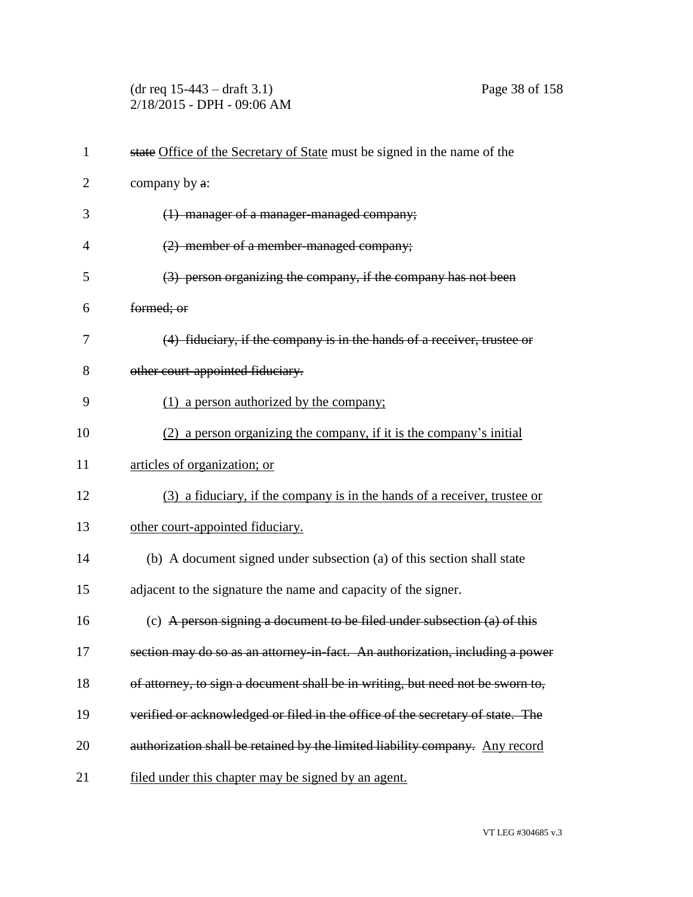~~state~~ Office of the Secretary of State must be signed in the name of the company by ~~a~~:

~~(1) manager of a manager-managed company;~~

~~(2) member of a member-managed company;~~

~~(3) person organizing the company, if the company has not been formed; or~~

~~(4) fiduciary, if the company is in the hands of a receiver, trustee or other court-appointed fiduciary.~~

(1) a person authorized by the company;

(2) a person organizing the company, if it is the company's initial articles of organization; or

(3) a fiduciary, if the company is in the hands of a receiver, trustee or other court-appointed fiduciary.

(b) A document signed under subsection (a) of this section shall state adjacent to the signature the name and capacity of the signer.

(c) ~~A person signing a document to be filed under subsection (a) of this section may do so as an attorney-in-fact. An authorization, including a power of attorney, to sign a document shall be in writing, but need not be sworn to, verified or acknowledged or filed in the office of the secretary of state. The authorization shall be retained by the limited liability company.~~ Any record filed under this chapter may be signed by an agent.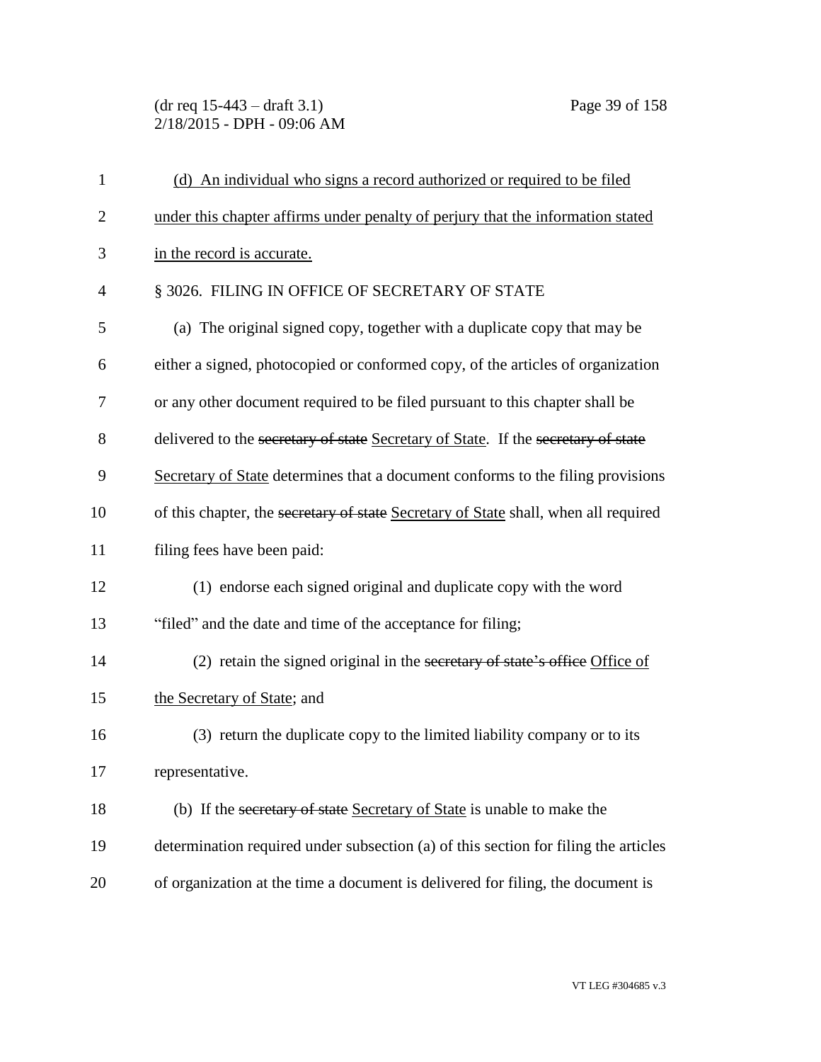(d) An individual who signs a record authorized or required to be filed under this chapter affirms under penalty of perjury that the information stated in the record is accurate.

§ 3026. FILING IN OFFICE OF SECRETARY OF STATE

(a) The original signed copy, together with a duplicate copy that may be either a signed, photocopied or conformed copy, of the articles of organization or any other document required to be filed pursuant to this chapter shall be delivered to the ~~secretary of state~~ Secretary of State. If the ~~secretary of state~~ Secretary of State determines that a document conforms to the filing provisions of this chapter, the ~~secretary of state~~ Secretary of State shall, when all required filing fees have been paid:

(1) endorse each signed original and duplicate copy with the word "filed" and the date and time of the acceptance for filing;

(2) retain the signed original in the ~~secretary of state's office~~ Office of the Secretary of State; and

(3) return the duplicate copy to the limited liability company or to its representative.

(b) If the ~~secretary of state~~ Secretary of State is unable to make the determination required under subsection (a) of this section for filing the articles of organization at the time a document is delivered for filing, the document is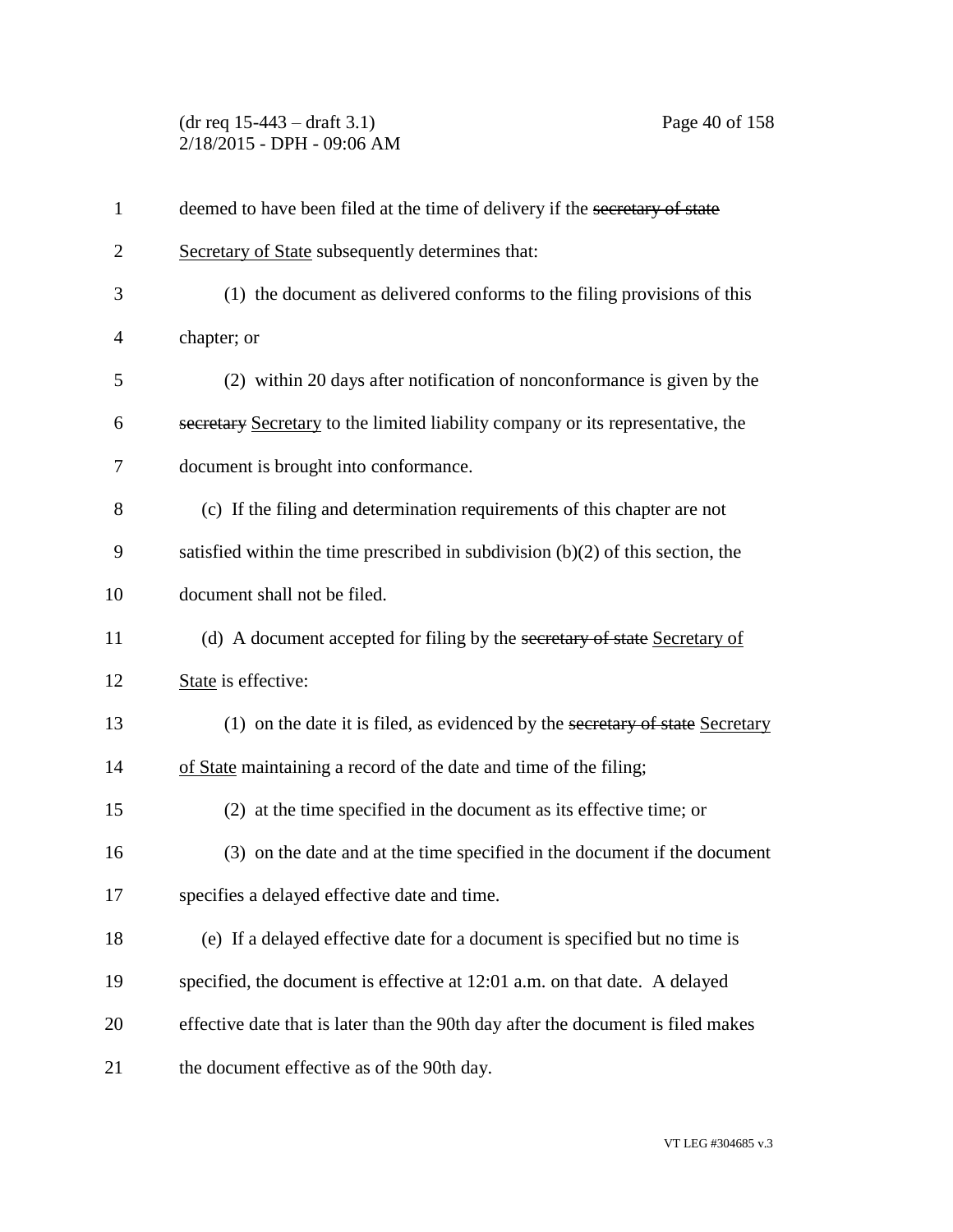deemed to have been filed at the time of delivery if the ~~secretary of state~~ <u>Secretary of State</u> subsequently determines that:

(1) the document as delivered conforms to the filing provisions of this chapter; or

(2) within 20 days after notification of nonconformance is given by the ~~secretary~~ <u>Secretary</u> to the limited liability company or its representative, the document is brought into conformance.

(c) If the filing and determination requirements of this chapter are not satisfied within the time prescribed in subdivision (b)(2) of this section, the document shall not be filed.

(d) A document accepted for filing by the ~~secretary of state~~ <u>Secretary of State</u> is effective:

(1) on the date it is filed, as evidenced by the ~~secretary of state~~ <u>Secretary of State</u> maintaining a record of the date and time of the filing;

(2) at the time specified in the document as its effective time; or

(3) on the date and at the time specified in the document if the document specifies a delayed effective date and time.

(e) If a delayed effective date for a document is specified but no time is specified, the document is effective at 12:01 a.m. on that date. A delayed effective date that is later than the 90th day after the document is filed makes the document effective as of the 90th day.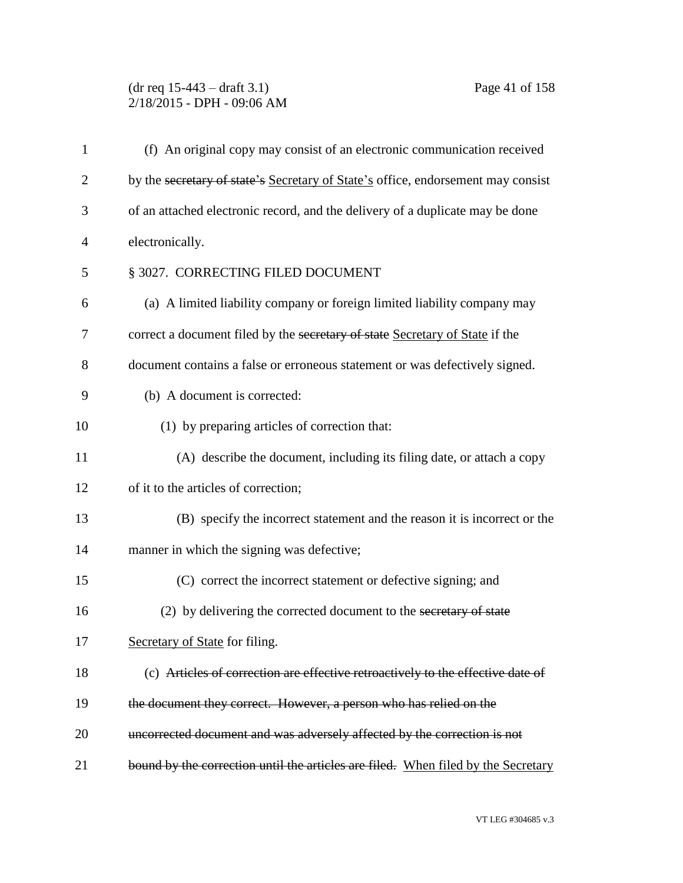(f) An original copy may consist of an electronic communication received by the ~~secretary of state's~~ <u>Secretary of State's</u> office, endorsement may consist of an attached electronic record, and the delivery of a duplicate may be done electronically.

§ 3027. CORRECTING FILED DOCUMENT

(a) A limited liability company or foreign limited liability company may correct a document filed by the ~~secretary of state~~ <u>Secretary of State</u> if the document contains a false or erroneous statement or was defectively signed.

(b) A document is corrected:

(1) by preparing articles of correction that:

(A) describe the document, including its filing date, or attach a copy of it to the articles of correction;

(B) specify the incorrect statement and the reason it is incorrect or the manner in which the signing was defective;

(C) correct the incorrect statement or defective signing; and

(2) by delivering the corrected document to the ~~secretary of state~~ <u>Secretary of State</u> for filing.

(c) ~~Articles of correction are effective retroactively to the effective date of the document they correct. However, a person who has relied on the uncorrected document and was adversely affected by the correction is not bound by the correction until the articles are filed.~~ <u>When filed by the Secretary</u>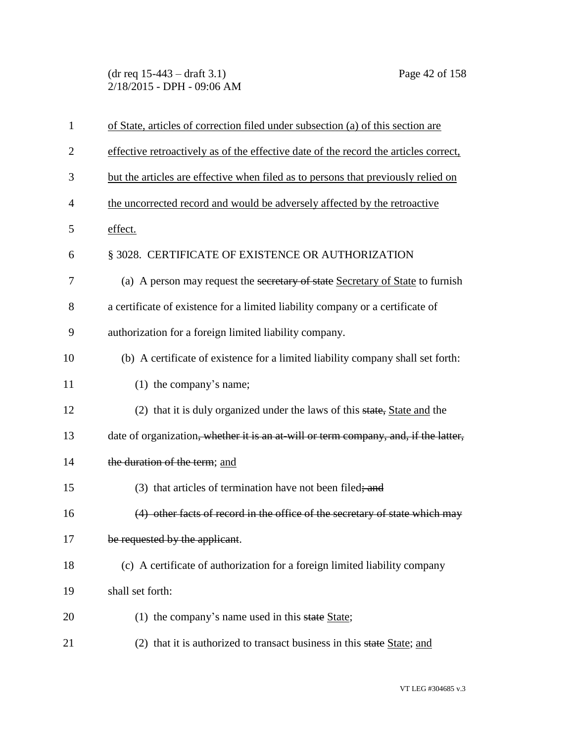of State, articles of correction filed under subsection (a) of this section are effective retroactively as of the effective date of the record the articles correct, but the articles are effective when filed as to persons that previously relied on the uncorrected record and would be adversely affected by the retroactive effect.

§ 3028. CERTIFICATE OF EXISTENCE OR AUTHORIZATION

(a) A person may request the ~~secretary of state~~ Secretary of State to furnish a certificate of existence for a limited liability company or a certificate of authorization for a foreign limited liability company.

(b) A certificate of existence for a limited liability company shall set forth:

(1) the company's name;

(2) that it is duly organized under the laws of this ~~state,~~ State and the date of organization~~, whether it is an at-will or term company, and, if the latter, the duration of the term~~; and

(3) that articles of termination have not been filed~~; and~~

~~(4) other facts of record in the office of the secretary of state which may be requested by the applicant~~.

(c) A certificate of authorization for a foreign limited liability company shall set forth:

(1) the company's name used in this ~~state~~ State;

(2) that it is authorized to transact business in this ~~state~~ State; and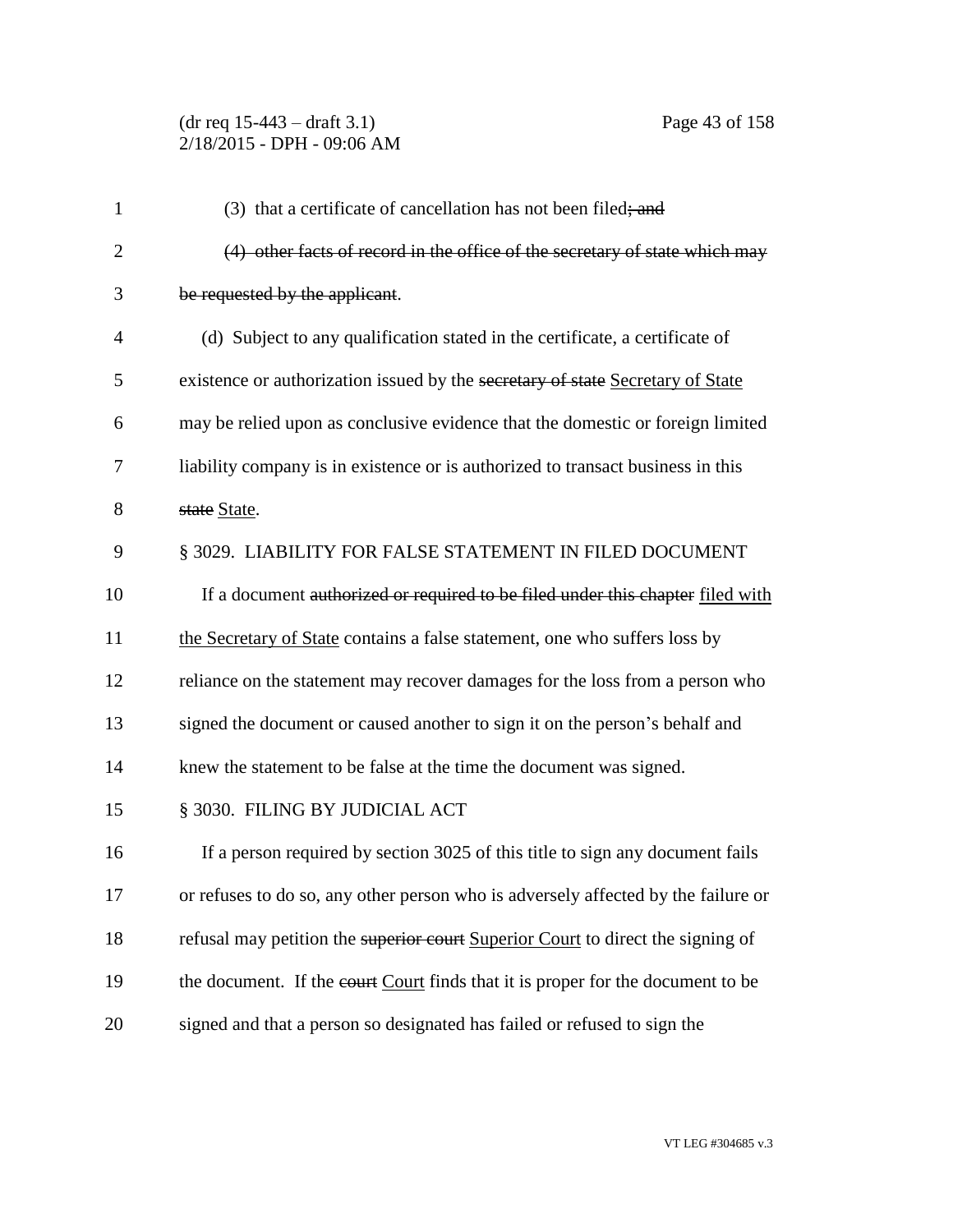(3) that a certificate of cancellation has not been filed~~; and~~

~~(4) other facts of record in the office of the secretary of state which may be requested by the applicant~~.

(d) Subject to any qualification stated in the certificate, a certificate of existence or authorization issued by the ~~secretary of state~~ Secretary of State may be relied upon as conclusive evidence that the domestic or foreign limited liability company is in existence or is authorized to transact business in this ~~state~~ State.

§ 3029. LIABILITY FOR FALSE STATEMENT IN FILED DOCUMENT

If a document ~~authorized or required to be filed under this chapter~~ filed with the Secretary of State contains a false statement, one who suffers loss by reliance on the statement may recover damages for the loss from a person who signed the document or caused another to sign it on the person's behalf and knew the statement to be false at the time the document was signed.

§ 3030. FILING BY JUDICIAL ACT

If a person required by section 3025 of this title to sign any document fails or refuses to do so, any other person who is adversely affected by the failure or refusal may petition the ~~superior court~~ Superior Court to direct the signing of the document. If the ~~court~~ Court finds that it is proper for the document to be signed and that a person so designated has failed or refused to sign the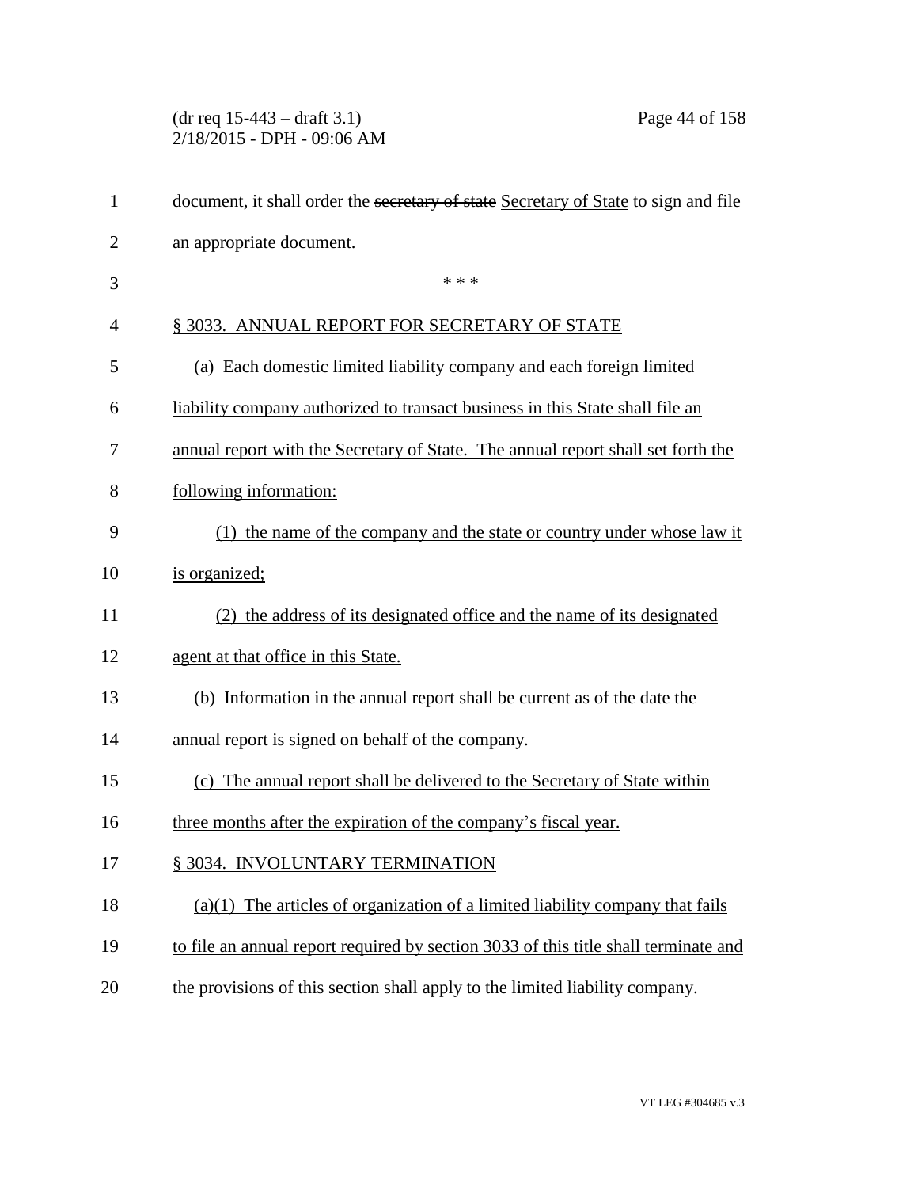document, it shall order the ~~secretary of state~~ Secretary of State to sign and file an appropriate document.

\* \* \*

§ 3033. ANNUAL REPORT FOR SECRETARY OF STATE

(a) Each domestic limited liability company and each foreign limited liability company authorized to transact business in this State shall file an annual report with the Secretary of State. The annual report shall set forth the following information:

(1) the name of the company and the state or country under whose law it is organized;

(2) the address of its designated office and the name of its designated agent at that office in this State.

(b) Information in the annual report shall be current as of the date the annual report is signed on behalf of the company.

(c) The annual report shall be delivered to the Secretary of State within three months after the expiration of the company's fiscal year.

§ 3034. INVOLUNTARY TERMINATION

(a)(1) The articles of organization of a limited liability company that fails to file an annual report required by section 3033 of this title shall terminate and the provisions of this section shall apply to the limited liability company.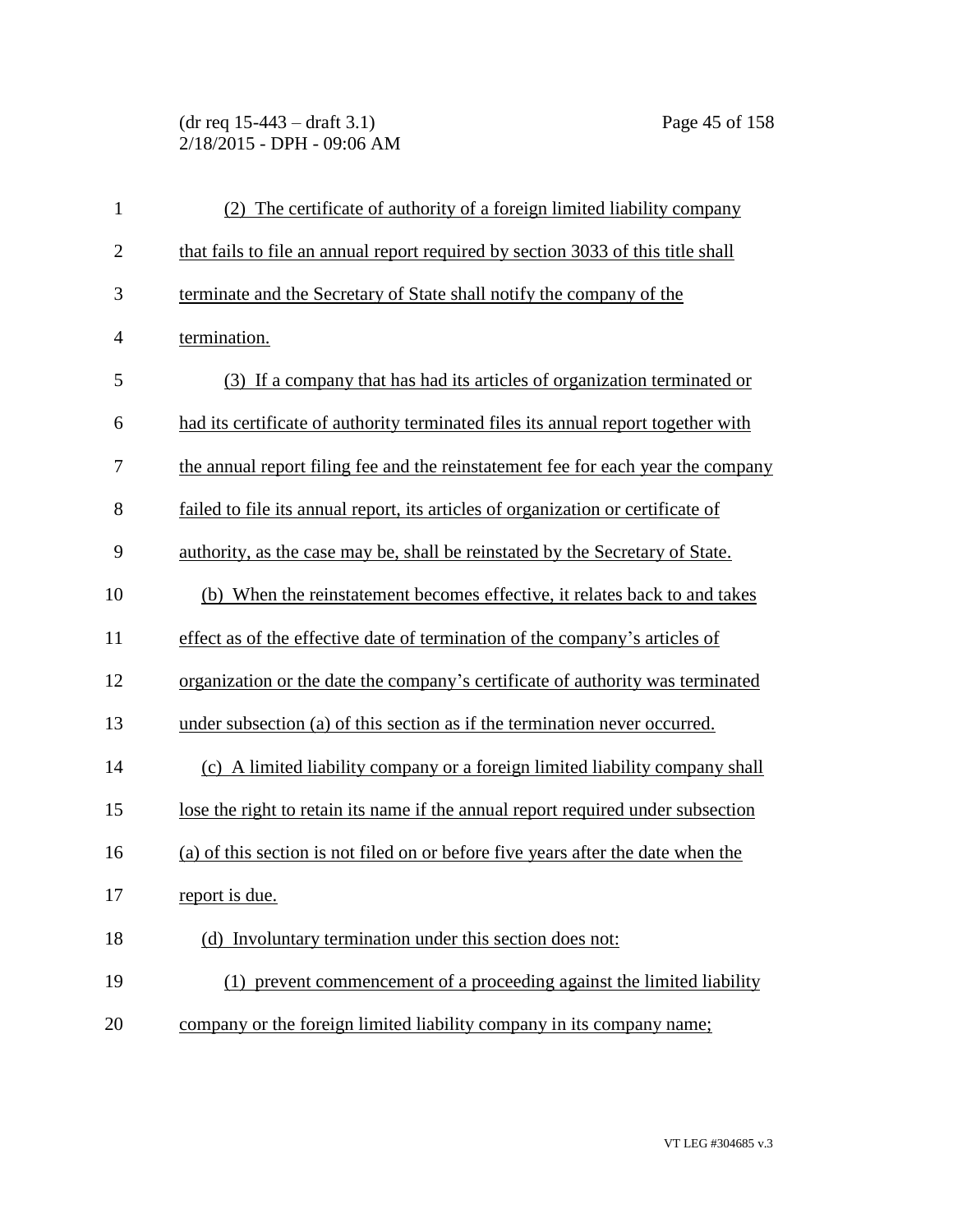(2) The certificate of authority of a foreign limited liability company that fails to file an annual report required by section 3033 of this title shall terminate and the Secretary of State shall notify the company of the termination.

(3) If a company that has had its articles of organization terminated or had its certificate of authority terminated files its annual report together with the annual report filing fee and the reinstatement fee for each year the company failed to file its annual report, its articles of organization or certificate of authority, as the case may be, shall be reinstated by the Secretary of State.

(b) When the reinstatement becomes effective, it relates back to and takes effect as of the effective date of termination of the company's articles of organization or the date the company's certificate of authority was terminated under subsection (a) of this section as if the termination never occurred.

(c) A limited liability company or a foreign limited liability company shall lose the right to retain its name if the annual report required under subsection (a) of this section is not filed on or before five years after the date when the report is due.

(d) Involuntary termination under this section does not:

(1) prevent commencement of a proceeding against the limited liability company or the foreign limited liability company in its company name;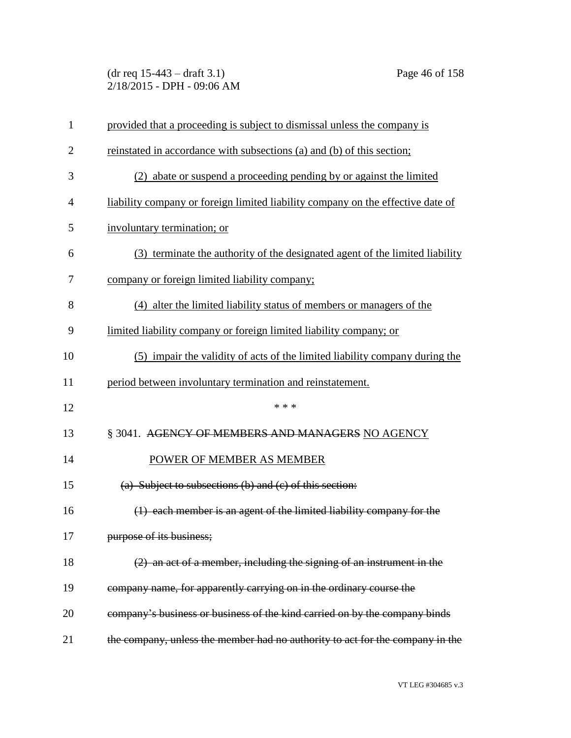provided that a proceeding is subject to dismissal unless the company is reinstated in accordance with subsections (a) and (b) of this section;

(2) abate or suspend a proceeding pending by or against the limited liability company or foreign limited liability company on the effective date of involuntary termination; or

(3) terminate the authority of the designated agent of the limited liability company or foreign limited liability company;

(4) alter the limited liability status of members or managers of the limited liability company or foreign limited liability company; or

(5) impair the validity of acts of the limited liability company during the period between involuntary termination and reinstatement.

\* \* \*

§ 3041. ~~AGENCY OF MEMBERS AND MANAGERS~~ NO AGENCY POWER OF MEMBER AS MEMBER

~~(a) Subject to subsections (b) and (c) of this section:~~

~~(1) each member is an agent of the limited liability company for the purpose of its business;~~

~~(2) an act of a member, including the signing of an instrument in the company name, for apparently carrying on in the ordinary course the company's business or business of the kind carried on by the company binds the company, unless the member had no authority to act for the company in the~~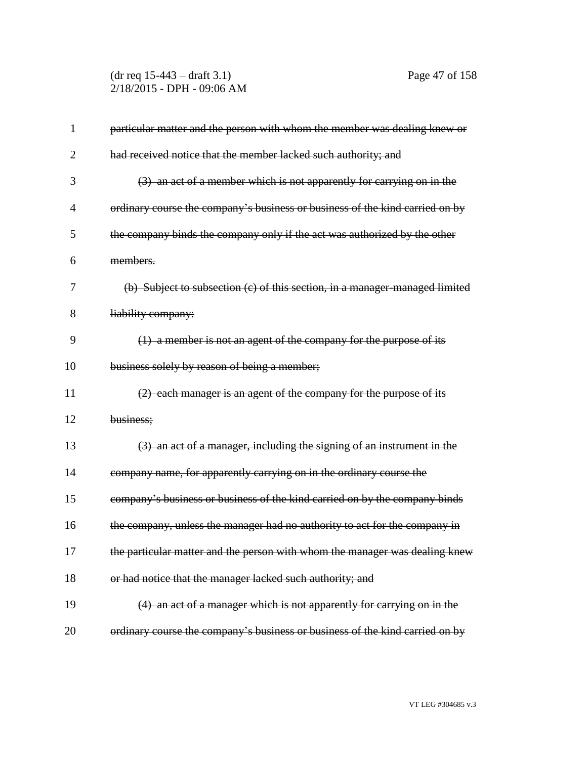~~particular matter and the person with whom the member was dealing knew or had received notice that the member lacked such authority; and~~

~~(3) an act of a member which is not apparently for carrying on in the ordinary course the company's business or business of the kind carried on by the company binds the company only if the act was authorized by the other members.~~

~~(b) Subject to subsection (c) of this section, in a manager-managed limited liability company:~~

~~(1) a member is not an agent of the company for the purpose of its business solely by reason of being a member;~~

~~(2) each manager is an agent of the company for the purpose of its business;~~

~~(3) an act of a manager, including the signing of an instrument in the company name, for apparently carrying on in the ordinary course the company's business or business of the kind carried on by the company binds the company, unless the manager had no authority to act for the company in the particular matter and the person with whom the manager was dealing knew or had notice that the manager lacked such authority; and~~

~~(4) an act of a manager which is not apparently for carrying on in the ordinary course the company's business or business of the kind carried on by~~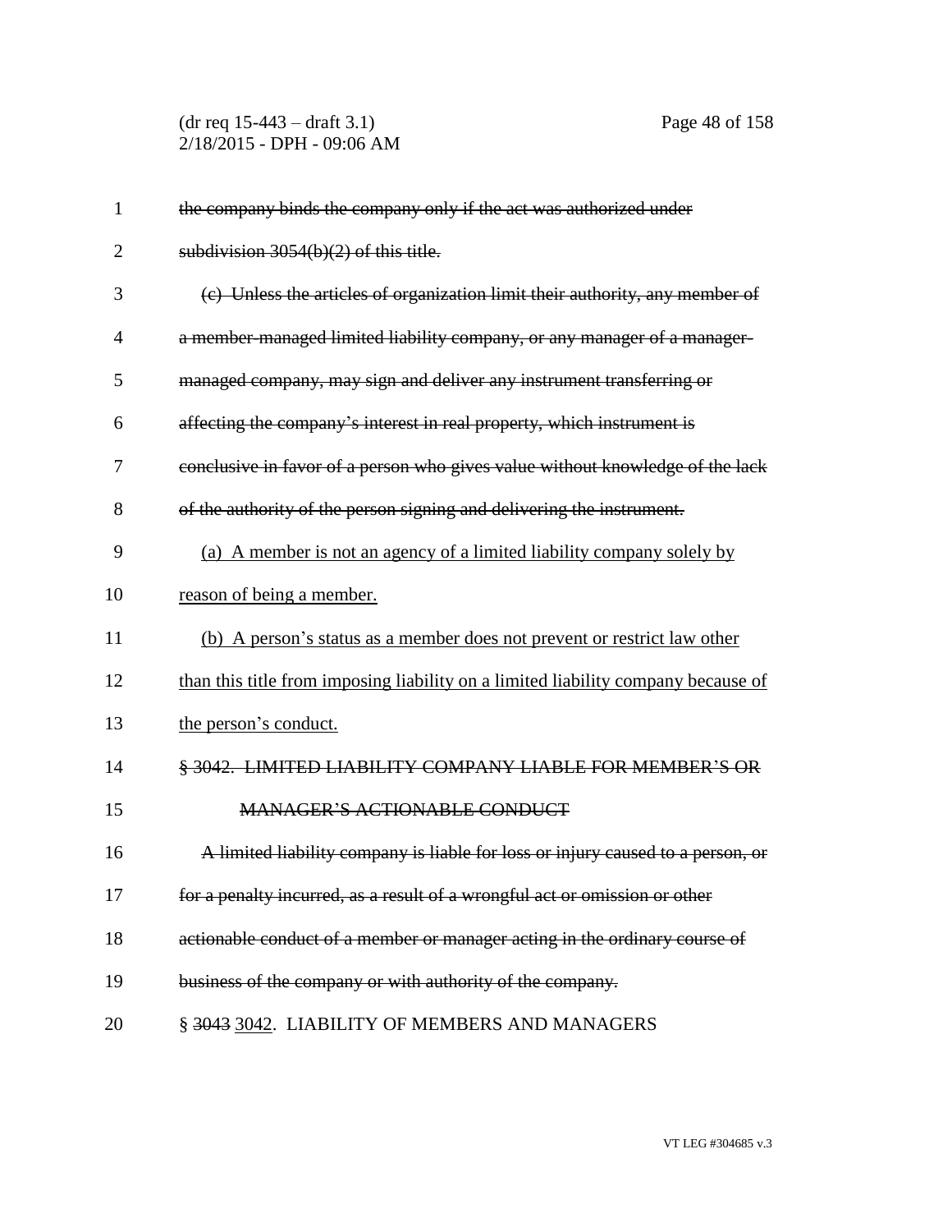~~the company binds the company only if the act was authorized under subdivision 3054(b)(2) of this title.~~

~~(c) Unless the articles of organization limit their authority, any member of a member-managed limited liability company, or any manager of a manager-managed company, may sign and deliver any instrument transferring or affecting the company's interest in real property, which instrument is conclusive in favor of a person who gives value without knowledge of the lack of the authority of the person signing and delivering the instrument.~~

<u>(a) A member is not an agency of a limited liability company solely by reason of being a member.</u>

<u>(b) A person's status as a member does not prevent or restrict law other than this title from imposing liability on a limited liability company because of the person's conduct.</u>

~~§ 3042. LIMITED LIABILITY COMPANY LIABLE FOR MEMBER'S OR MANAGER'S ACTIONABLE CONDUCT~~

~~A limited liability company is liable for loss or injury caused to a person, or for a penalty incurred, as a result of a wrongful act or omission or other actionable conduct of a member or manager acting in the ordinary course of business of the company or with authority of the company.~~

§ ~~3043~~ <u>3042</u>. LIABILITY OF MEMBERS AND MANAGERS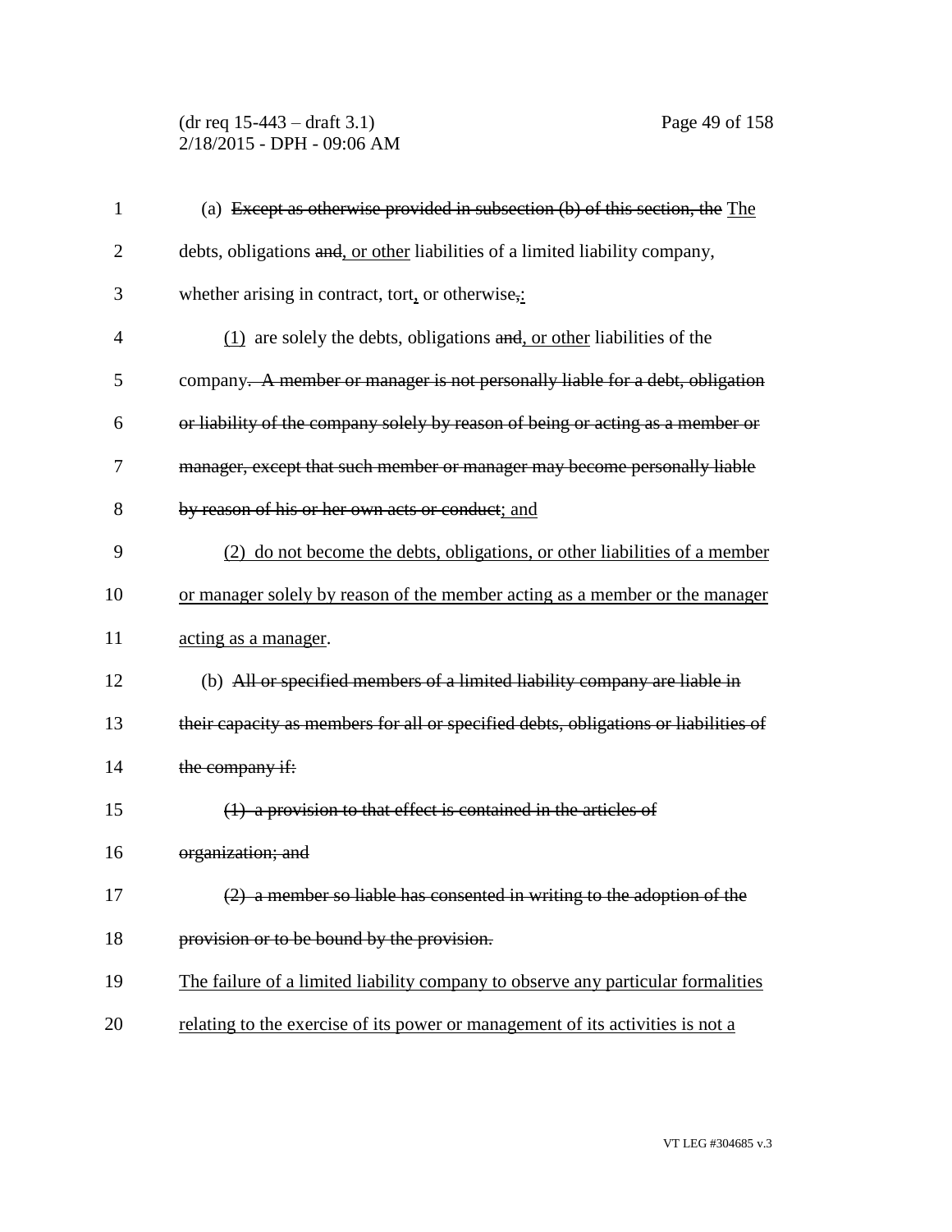(a) ~~Except as otherwise provided in subsection (b) of this section, the~~ <u>The</u> debts, obligations ~~and~~<u>, or other</u> liabilities of a limited liability company, whether arising in contract, tort<u>,</u> or otherwise~~,~~<u>:</u>

<u>(1)</u> are solely the debts, obligations ~~and~~<u>, or other</u> liabilities of the company~~. A member or manager is not personally liable for a debt, obligation or liability of the company solely by reason of being or acting as a member or manager, except that such member or manager may become personally liable by reason of his or her own acts or conduct~~<u>; and</u>

<u>(2) do not become the debts, obligations, or other liabilities of a member or manager solely by reason of the member acting as a member or the manager acting as a manager</u>.

(b) ~~All or specified members of a limited liability company are liable in their capacity as members for all or specified debts, obligations or liabilities of the company if:~~

~~(1) a provision to that effect is contained in the articles of organization; and~~

~~(2) a member so liable has consented in writing to the adoption of the provision or to be bound by the provision.~~

<u>The failure of a limited liability company to observe any particular formalities relating to the exercise of its power or management of its activities is not a</u>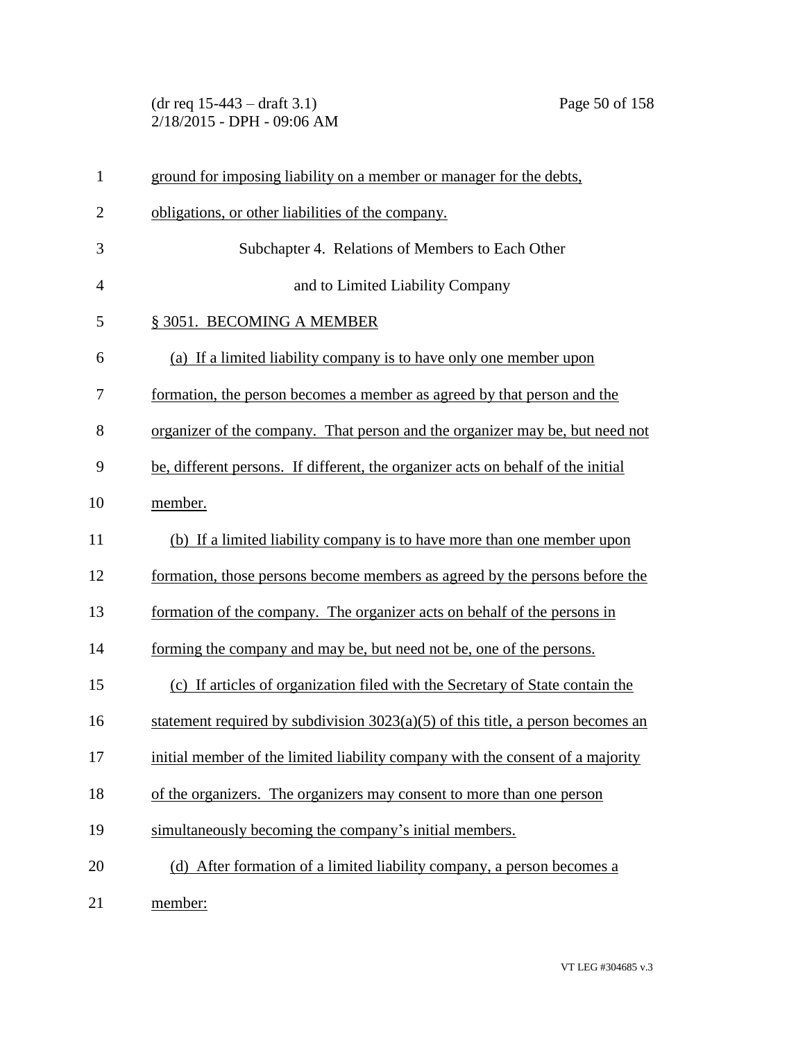ground for imposing liability on a member or manager for the debts, obligations, or other liabilities of the company.

## Subchapter 4. Relations of Members to Each Other and to Limited Liability Company

### § 3051. BECOMING A MEMBER

(a) If a limited liability company is to have only one member upon formation, the person becomes a member as agreed by that person and the organizer of the company. That person and the organizer may be, but need not be, different persons. If different, the organizer acts on behalf of the initial member.

(b) If a limited liability company is to have more than one member upon formation, those persons become members as agreed by the persons before the formation of the company. The organizer acts on behalf of the persons in forming the company and may be, but need not be, one of the persons.

(c) If articles of organization filed with the Secretary of State contain the statement required by subdivision 3023(a)(5) of this title, a person becomes an initial member of the limited liability company with the consent of a majority of the organizers. The organizers may consent to more than one person simultaneously becoming the company's initial members.

(d) After formation of a limited liability company, a person becomes a member: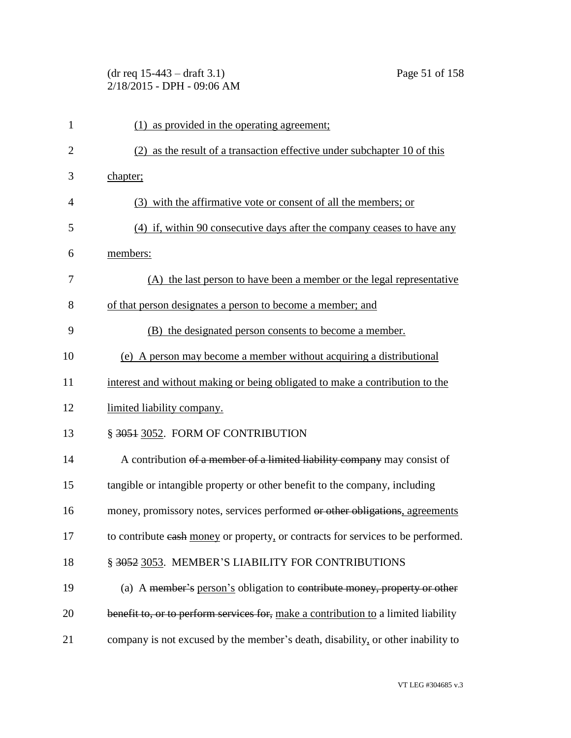(1) as provided in the operating agreement;

(2) as the result of a transaction effective under subchapter 10 of this chapter;

(3) with the affirmative vote or consent of all the members; or

(4) if, within 90 consecutive days after the company ceases to have any members:

(A) the last person to have been a member or the legal representative of that person designates a person to become a member; and

(B) the designated person consents to become a member.

(e) A person may become a member without acquiring a distributional interest and without making or being obligated to make a contribution to the limited liability company.

§ ~~3051~~ 3052. FORM OF CONTRIBUTION

A contribution ~~of a member of a limited liability company~~ may consist of tangible or intangible property or other benefit to the company, including money, promissory notes, services performed ~~or other obligations~~, agreements to contribute ~~cash~~ money or property, or contracts for services to be performed.

§ ~~3052~~ 3053. MEMBER'S LIABILITY FOR CONTRIBUTIONS

(a) A ~~member's~~ person's obligation to ~~contribute money, property or other benefit to, or to perform services for,~~ make a contribution to a limited liability company is not excused by the member's death, disability, or other inability to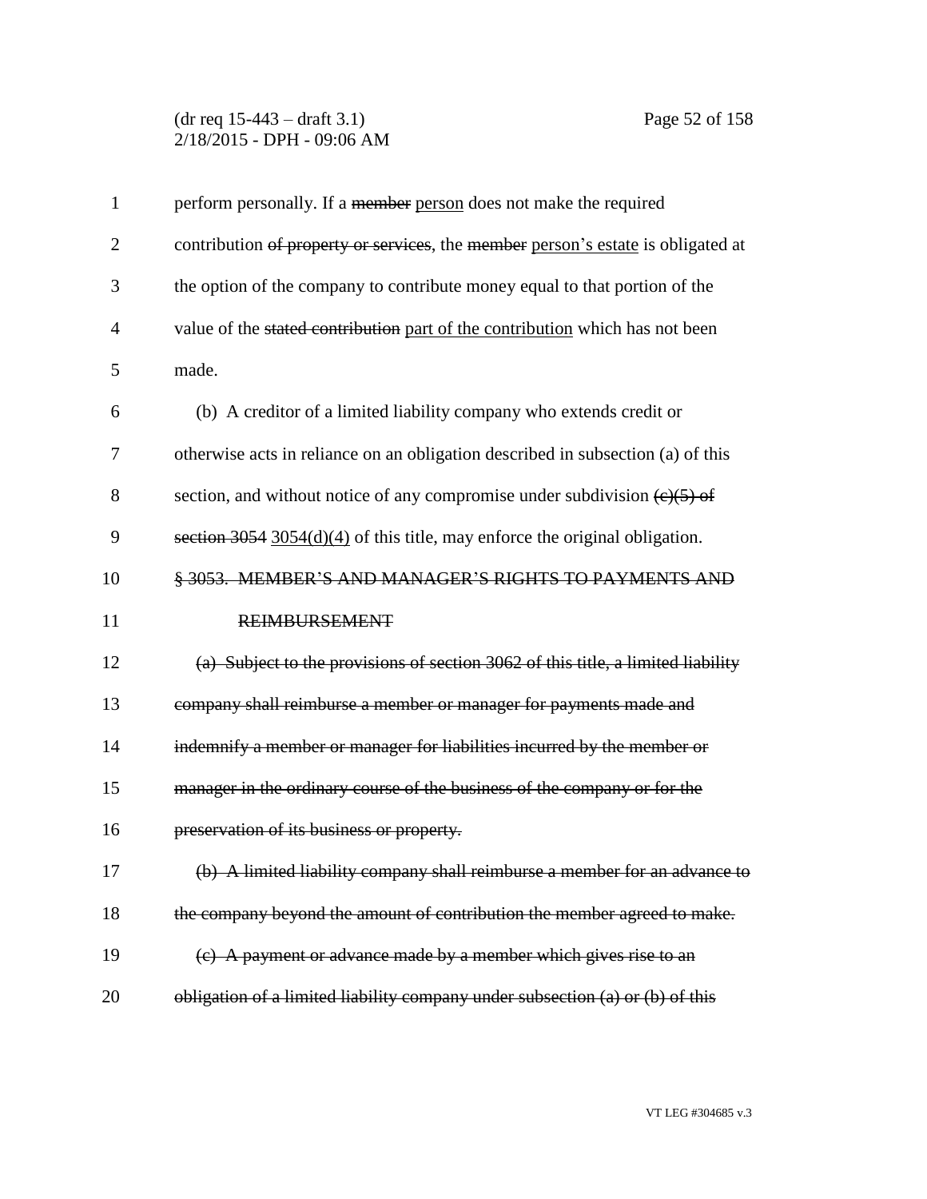perform personally. If a ~~member~~ <u>person</u> does not make the required contribution ~~of property or services~~, the ~~member~~ <u>person's estate</u> is obligated at the option of the company to contribute money equal to that portion of the value of the ~~stated contribution~~ <u>part of the contribution</u> which has not been made.

(b) A creditor of a limited liability company who extends credit or otherwise acts in reliance on an obligation described in subsection (a) of this section, and without notice of any compromise under subdivision ~~(c)(5) of section 3054~~ <u>3054(d)(4)</u> of this title, may enforce the original obligation.

~~§ 3053. MEMBER'S AND MANAGER'S RIGHTS TO PAYMENTS AND REIMBURSEMENT~~

~~(a) Subject to the provisions of section 3062 of this title, a limited liability company shall reimburse a member or manager for payments made and indemnify a member or manager for liabilities incurred by the member or manager in the ordinary course of the business of the company or for the preservation of its business or property.~~

~~(b) A limited liability company shall reimburse a member for an advance to the company beyond the amount of contribution the member agreed to make.~~

~~(c) A payment or advance made by a member which gives rise to an obligation of a limited liability company under subsection (a) or (b) of this~~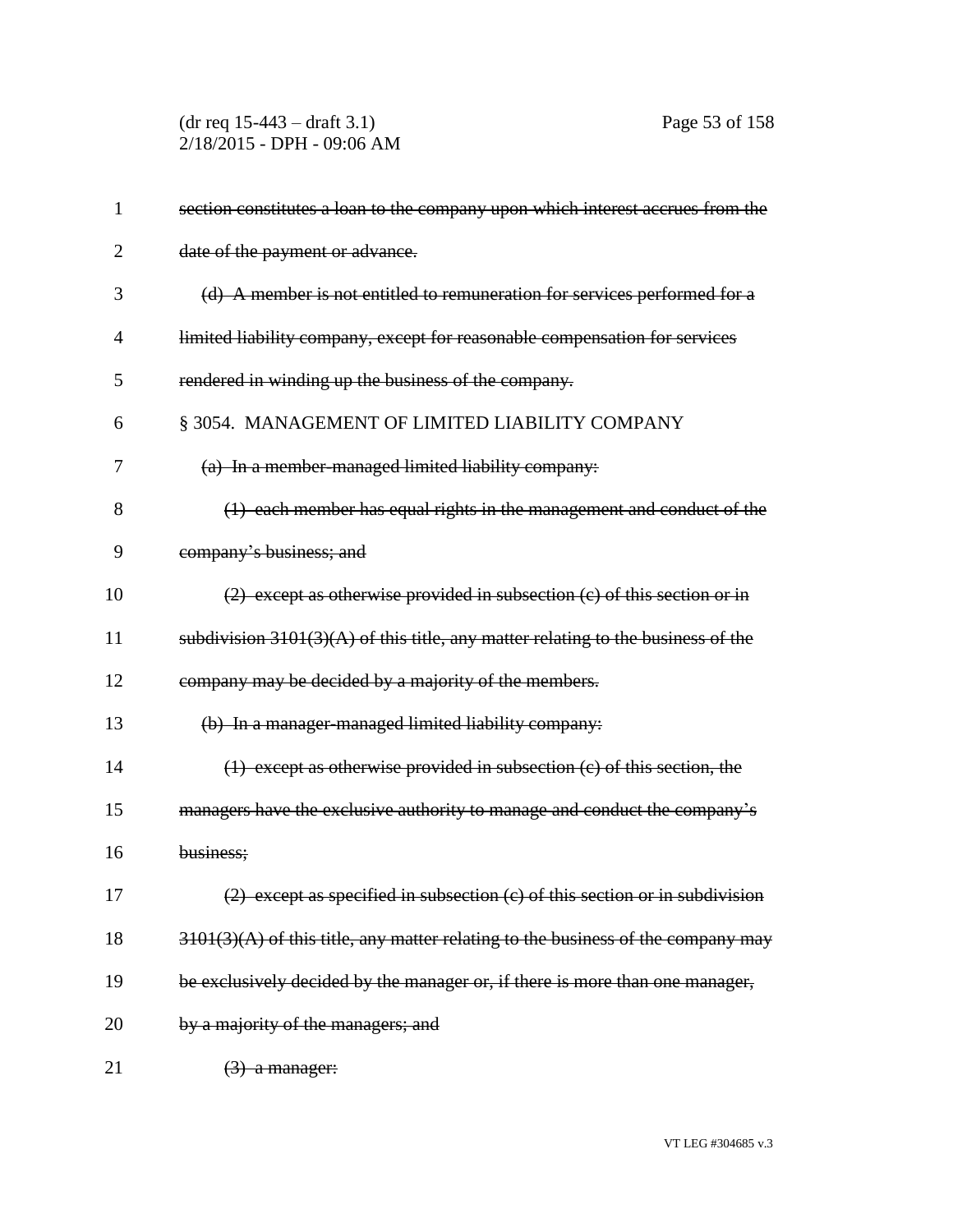~~section constitutes a loan to the company upon which interest accrues from the date of the payment or advance.~~

~~(d) A member is not entitled to remuneration for services performed for a limited liability company, except for reasonable compensation for services rendered in winding up the business of the company.~~

§ 3054. MANAGEMENT OF LIMITED LIABILITY COMPANY

~~(a) In a member-managed limited liability company:~~

~~(1) each member has equal rights in the management and conduct of the company's business; and~~

~~(2) except as otherwise provided in subsection (c) of this section or in subdivision 3101(3)(A) of this title, any matter relating to the business of the company may be decided by a majority of the members.~~

~~(b) In a manager-managed limited liability company:~~

~~(1) except as otherwise provided in subsection (c) of this section, the managers have the exclusive authority to manage and conduct the company's business;~~

~~(2) except as specified in subsection (c) of this section or in subdivision 3101(3)(A) of this title, any matter relating to the business of the company may be exclusively decided by the manager or, if there is more than one manager, by a majority of the managers; and~~

~~(3) a manager:~~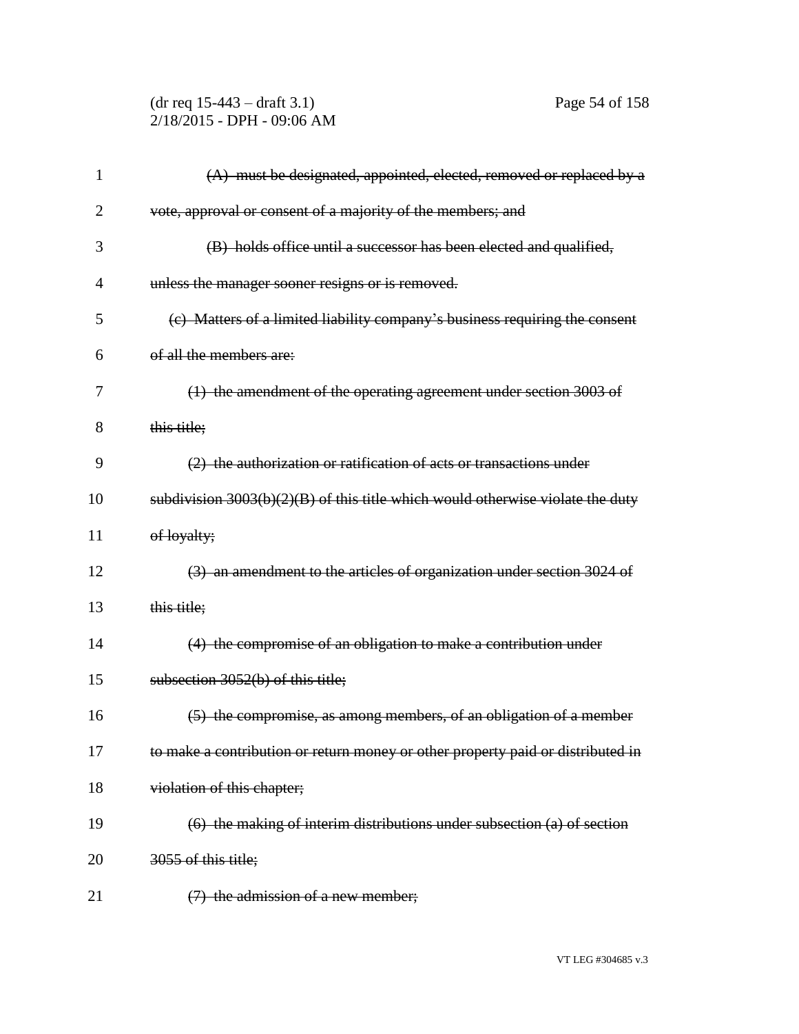~~(A) must be designated, appointed, elected, removed or replaced by a vote, approval or consent of a majority of the members; and~~

~~(B) holds office until a successor has been elected and qualified, unless the manager sooner resigns or is removed.~~

~~(c) Matters of a limited liability company's business requiring the consent of all the members are:~~

~~(1) the amendment of the operating agreement under section 3003 of this title;~~

~~(2) the authorization or ratification of acts or transactions under subdivision 3003(b)(2)(B) of this title which would otherwise violate the duty of loyalty;~~

~~(3) an amendment to the articles of organization under section 3024 of this title;~~

~~(4) the compromise of an obligation to make a contribution under subsection 3052(b) of this title;~~

~~(5) the compromise, as among members, of an obligation of a member to make a contribution or return money or other property paid or distributed in violation of this chapter;~~

~~(6) the making of interim distributions under subsection (a) of section 3055 of this title;~~

~~(7) the admission of a new member;~~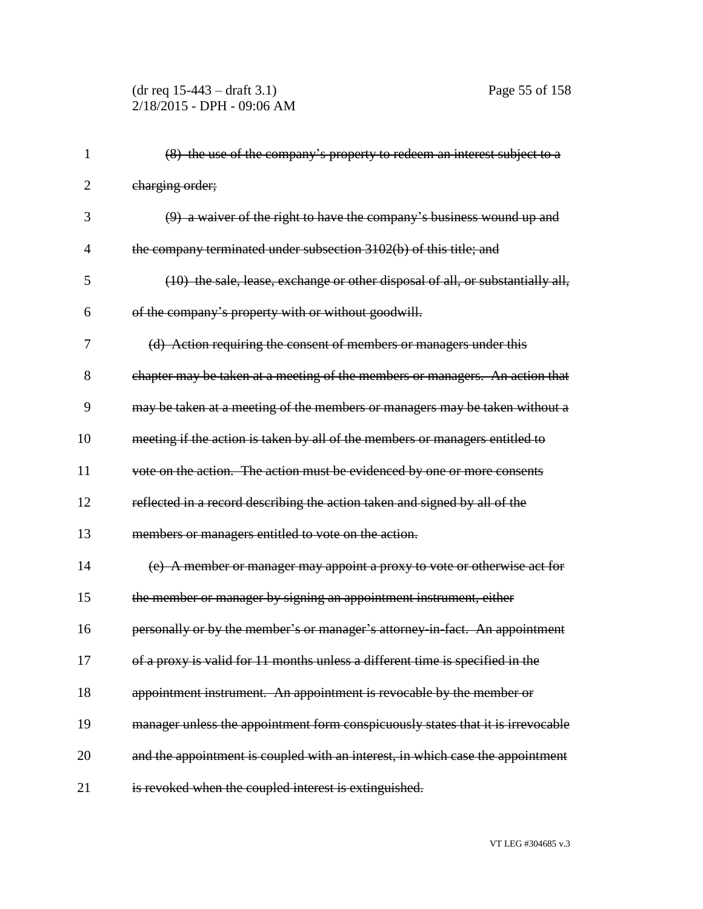~~(8) the use of the company's property to redeem an interest subject to a charging order;~~

~~(9) a waiver of the right to have the company's business wound up and the company terminated under subsection 3102(b) of this title; and~~

~~(10) the sale, lease, exchange or other disposal of all, or substantially all, of the company's property with or without goodwill.~~

~~(d) Action requiring the consent of members or managers under this chapter may be taken at a meeting of the members or managers. An action that may be taken at a meeting of the members or managers may be taken without a meeting if the action is taken by all of the members or managers entitled to vote on the action. The action must be evidenced by one or more consents reflected in a record describing the action taken and signed by all of the members or managers entitled to vote on the action.~~

~~(e) A member or manager may appoint a proxy to vote or otherwise act for the member or manager by signing an appointment instrument, either personally or by the member's or manager's attorney-in-fact. An appointment of a proxy is valid for 11 months unless a different time is specified in the appointment instrument. An appointment is revocable by the member or manager unless the appointment form conspicuously states that it is irrevocable and the appointment is coupled with an interest, in which case the appointment is revoked when the coupled interest is extinguished.~~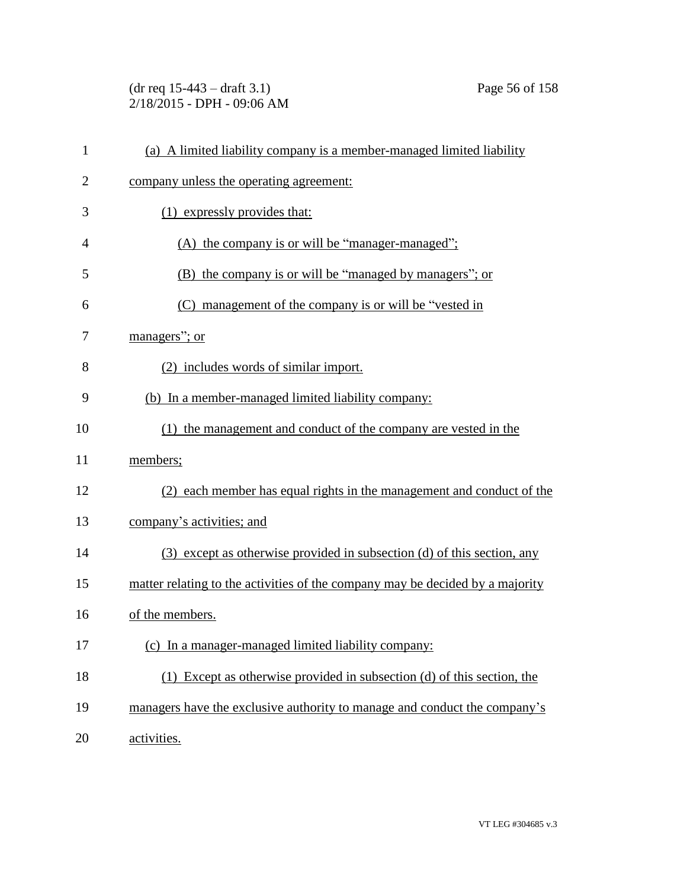(a) A limited liability company is a member-managed limited liability company unless the operating agreement:

(1) expressly provides that:

(A) the company is or will be "manager-managed";

(B) the company is or will be "managed by managers"; or

(C) management of the company is or will be "vested in managers"; or

(2) includes words of similar import.

(b) In a member-managed limited liability company:

(1) the management and conduct of the company are vested in the members;

(2) each member has equal rights in the management and conduct of the company's activities; and

(3) except as otherwise provided in subsection (d) of this section, any matter relating to the activities of the company may be decided by a majority of the members.

(c) In a manager-managed limited liability company:

(1) Except as otherwise provided in subsection (d) of this section, the managers have the exclusive authority to manage and conduct the company's activities.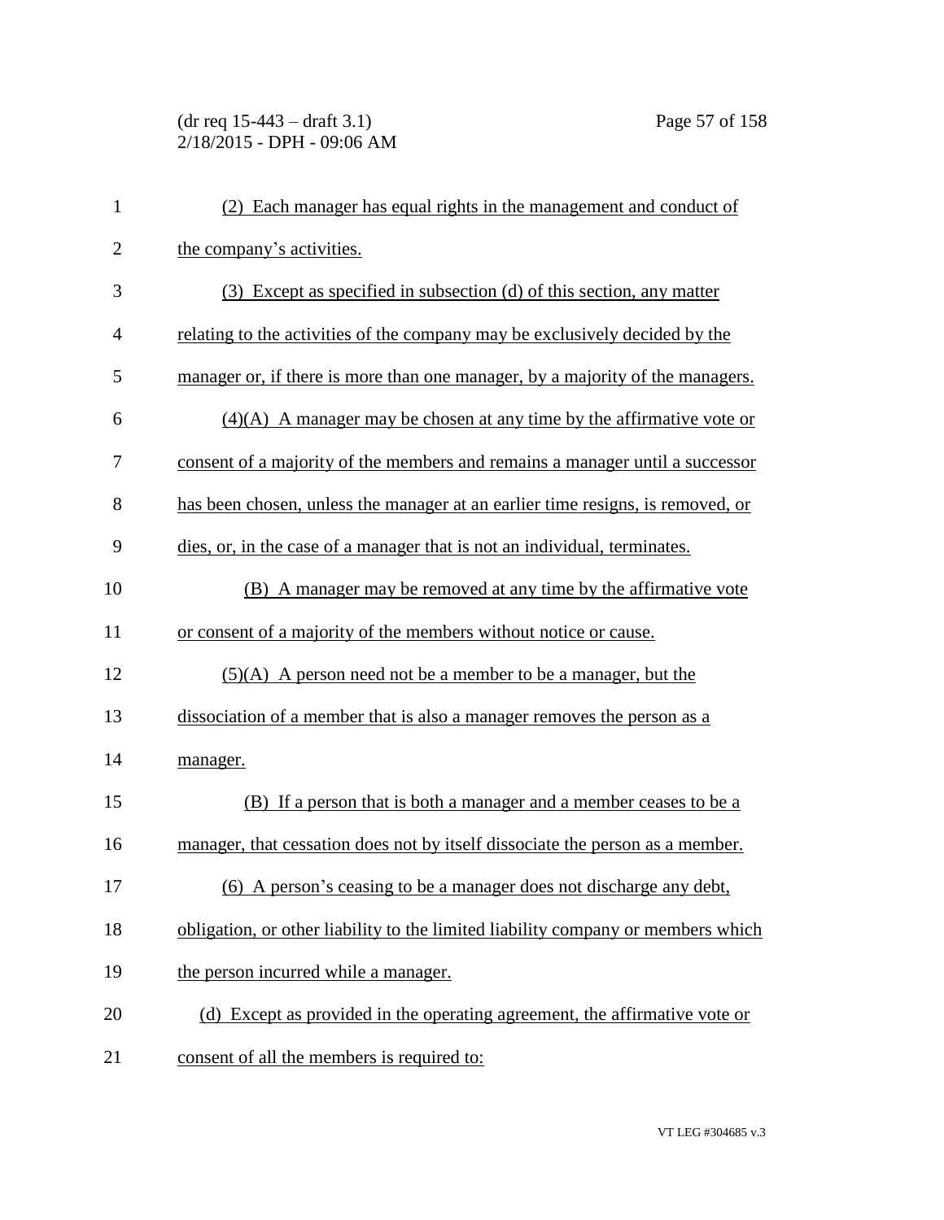(2) Each manager has equal rights in the management and conduct of the company's activities.

(3) Except as specified in subsection (d) of this section, any matter relating to the activities of the company may be exclusively decided by the manager or, if there is more than one manager, by a majority of the managers.

(4)(A) A manager may be chosen at any time by the affirmative vote or consent of a majority of the members and remains a manager until a successor has been chosen, unless the manager at an earlier time resigns, is removed, or dies, or, in the case of a manager that is not an individual, terminates.

(B) A manager may be removed at any time by the affirmative vote or consent of a majority of the members without notice or cause.

(5)(A) A person need not be a member to be a manager, but the dissociation of a member that is also a manager removes the person as a manager.

(B) If a person that is both a manager and a member ceases to be a manager, that cessation does not by itself dissociate the person as a member.

(6) A person's ceasing to be a manager does not discharge any debt, obligation, or other liability to the limited liability company or members which the person incurred while a manager.

(d) Except as provided in the operating agreement, the affirmative vote or consent of all the members is required to: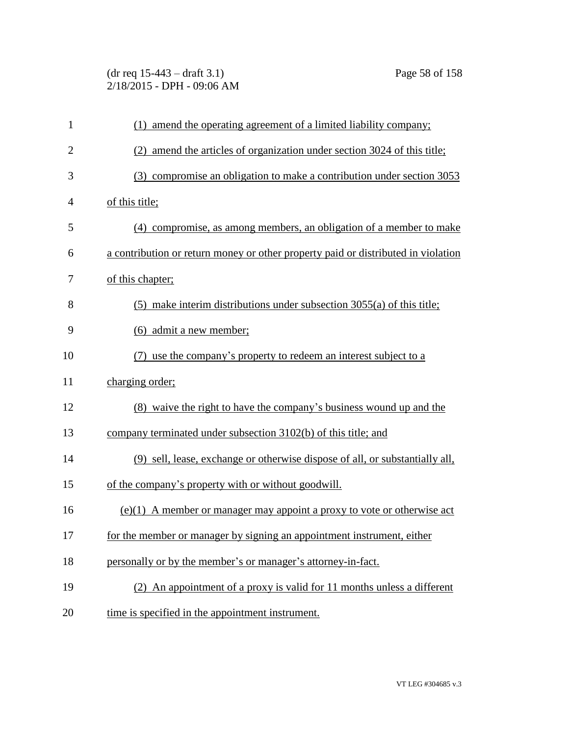(1) amend the operating agreement of a limited liability company;

(2) amend the articles of organization under section 3024 of this title;

(3) compromise an obligation to make a contribution under section 3053 of this title;

(4) compromise, as among members, an obligation of a member to make a contribution or return money or other property paid or distributed in violation of this chapter;

(5) make interim distributions under subsection 3055(a) of this title;

(6) admit a new member;

(7) use the company's property to redeem an interest subject to a charging order;

(8) waive the right to have the company's business wound up and the company terminated under subsection 3102(b) of this title; and

(9) sell, lease, exchange or otherwise dispose of all, or substantially all, of the company's property with or without goodwill.

(e)(1) A member or manager may appoint a proxy to vote or otherwise act for the member or manager by signing an appointment instrument, either personally or by the member's or manager's attorney-in-fact.

(2) An appointment of a proxy is valid for 11 months unless a different time is specified in the appointment instrument.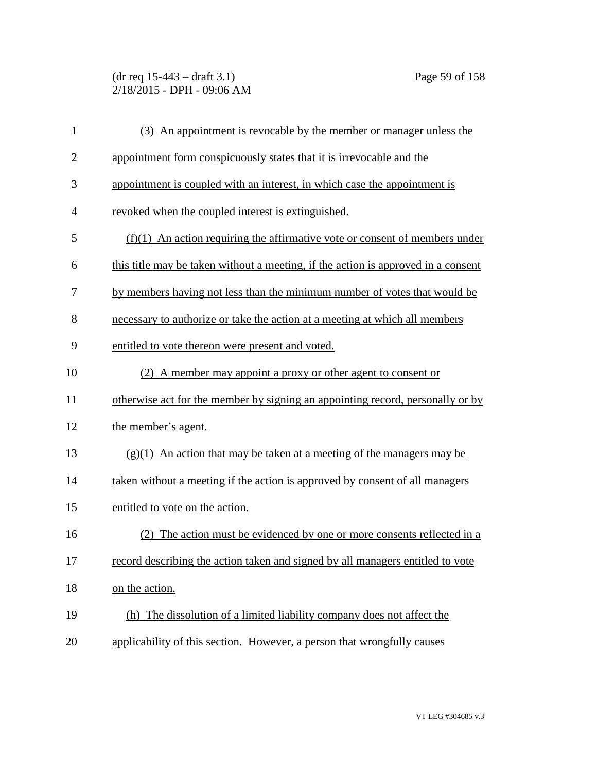(3) An appointment is revocable by the member or manager unless the appointment form conspicuously states that it is irrevocable and the appointment is coupled with an interest, in which case the appointment is revoked when the coupled interest is extinguished.

(f)(1) An action requiring the affirmative vote or consent of members under this title may be taken without a meeting, if the action is approved in a consent by members having not less than the minimum number of votes that would be necessary to authorize or take the action at a meeting at which all members entitled to vote thereon were present and voted.

(2) A member may appoint a proxy or other agent to consent or otherwise act for the member by signing an appointing record, personally or by the member's agent.

(g)(1) An action that may be taken at a meeting of the managers may be taken without a meeting if the action is approved by consent of all managers entitled to vote on the action.

(2) The action must be evidenced by one or more consents reflected in a record describing the action taken and signed by all managers entitled to vote on the action.

(h) The dissolution of a limited liability company does not affect the applicability of this section. However, a person that wrongfully causes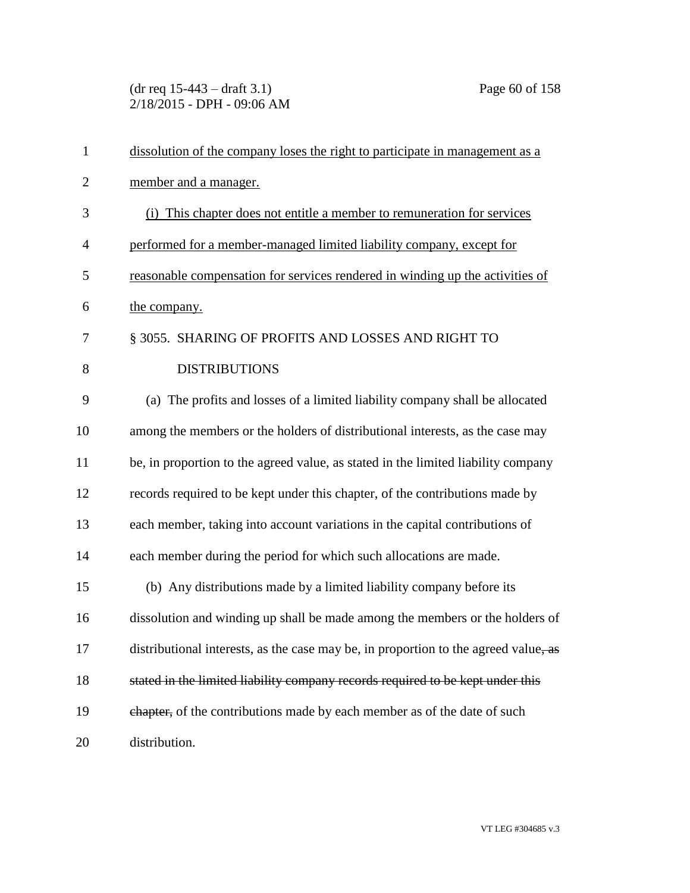dissolution of the company loses the right to participate in management as a member and a manager.

(i) This chapter does not entitle a member to remuneration for services performed for a member-managed limited liability company, except for reasonable compensation for services rendered in winding up the activities of the company.

§ 3055. SHARING OF PROFITS AND LOSSES AND RIGHT TO DISTRIBUTIONS

(a) The profits and losses of a limited liability company shall be allocated among the members or the holders of distributional interests, as the case may be, in proportion to the agreed value, as stated in the limited liability company records required to be kept under this chapter, of the contributions made by each member, taking into account variations in the capital contributions of each member during the period for which such allocations are made.

(b) Any distributions made by a limited liability company before its dissolution and winding up shall be made among the members or the holders of distributional interests, as the case may be, in proportion to the agreed value~~, as stated in the limited liability company records required to be kept under this chapter,~~ of the contributions made by each member as of the date of such distribution.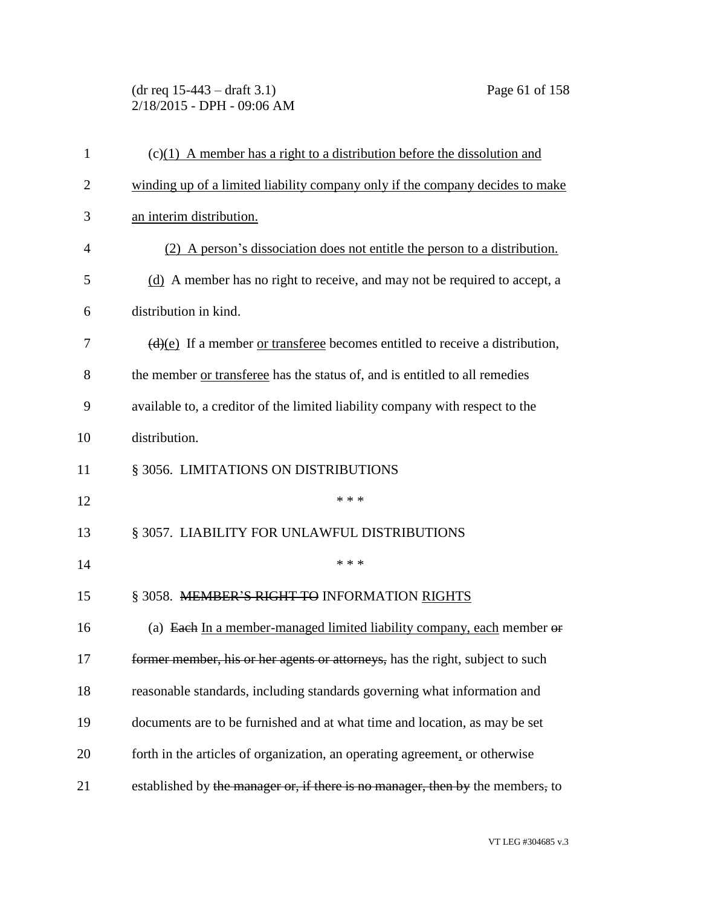(c)(1) A member has a right to a distribution before the dissolution and winding up of a limited liability company only if the company decides to make an interim distribution.

(2) A person's dissociation does not entitle the person to a distribution.

(d) A member has no right to receive, and may not be required to accept, a distribution in kind.

~~(d)~~(e) If a member or transferee becomes entitled to receive a distribution, the member or transferee has the status of, and is entitled to all remedies available to, a creditor of the limited liability company with respect to the distribution.

§ 3056. LIMITATIONS ON DISTRIBUTIONS

\* \* \*

§ 3057. LIABILITY FOR UNLAWFUL DISTRIBUTIONS

\* \* \*

§ 3058. ~~MEMBER'S RIGHT TO~~ INFORMATION RIGHTS

(a) ~~Each~~ In a member-managed limited liability company, each member ~~or former member, his or her agents or attorneys,~~ has the right, subject to such reasonable standards, including standards governing what information and documents are to be furnished and at what time and location, as may be set forth in the articles of organization, an operating agreement, or otherwise established by ~~the manager or, if there is no manager, then by~~ the members~~,~~ to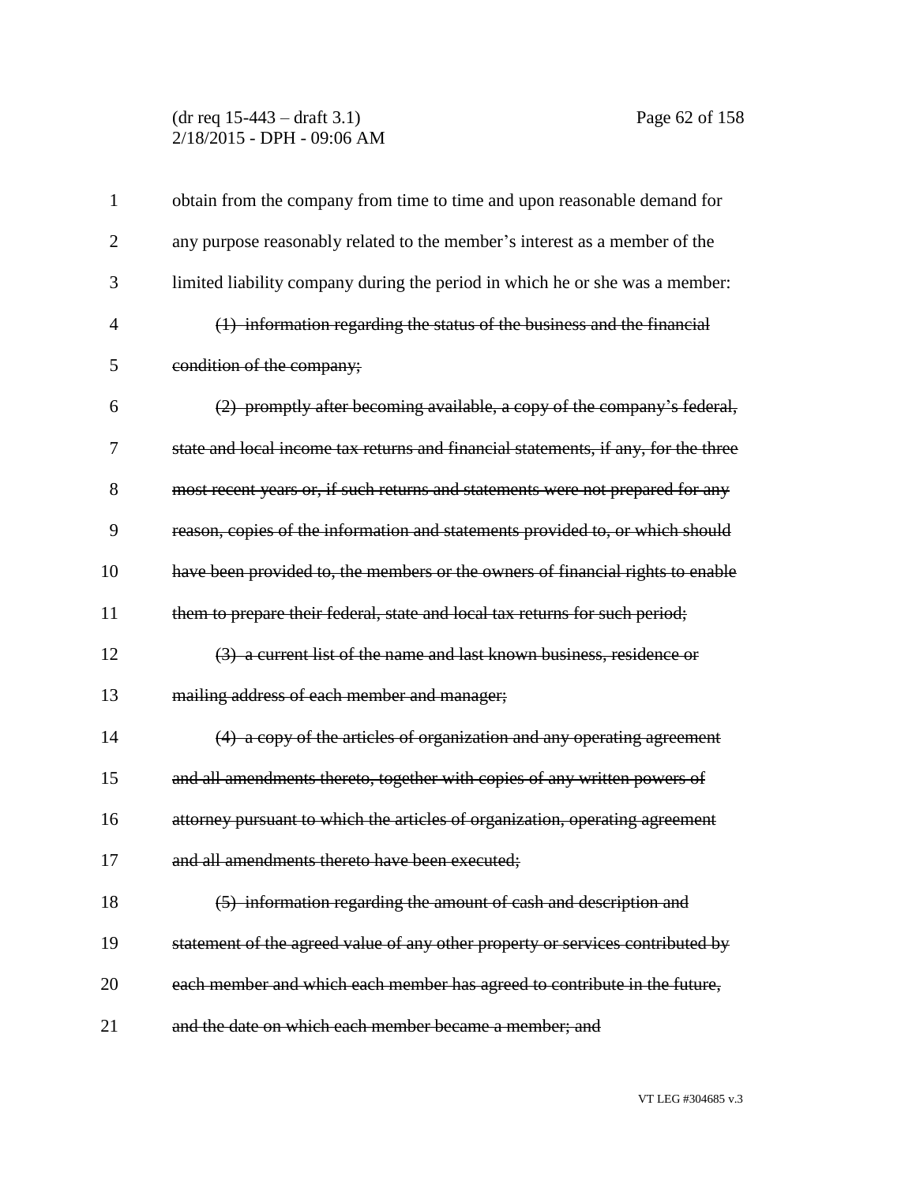obtain from the company from time to time and upon reasonable demand for any purpose reasonably related to the member's interest as a member of the limited liability company during the period in which he or she was a member:

~~(1) information regarding the status of the business and the financial condition of the company;~~

~~(2) promptly after becoming available, a copy of the company's federal, state and local income tax returns and financial statements, if any, for the three most recent years or, if such returns and statements were not prepared for any reason, copies of the information and statements provided to, or which should have been provided to, the members or the owners of financial rights to enable them to prepare their federal, state and local tax returns for such period;~~

~~(3) a current list of the name and last known business, residence or mailing address of each member and manager;~~

~~(4) a copy of the articles of organization and any operating agreement and all amendments thereto, together with copies of any written powers of attorney pursuant to which the articles of organization, operating agreement and all amendments thereto have been executed;~~

~~(5) information regarding the amount of cash and description and statement of the agreed value of any other property or services contributed by each member and which each member has agreed to contribute in the future, and the date on which each member became a member; and~~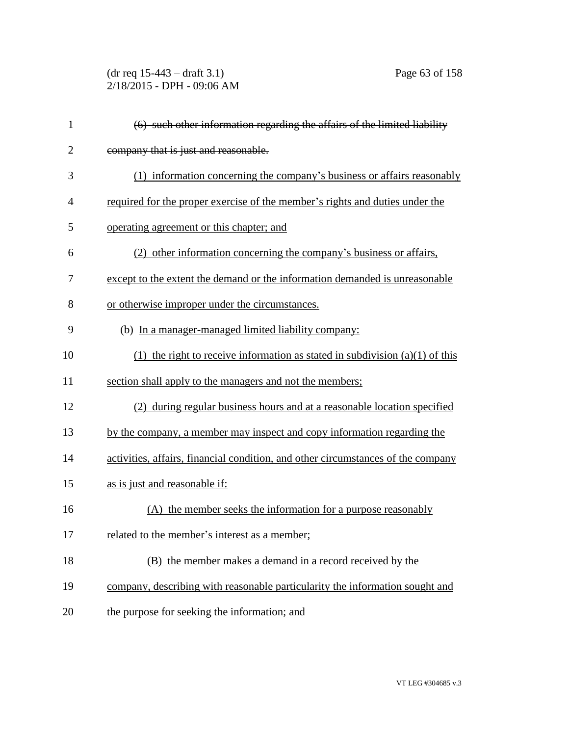~~(6) such other information regarding the affairs of the limited liability company that is just and reasonable.~~

<u>(1) information concerning the company's business or affairs reasonably required for the proper exercise of the member's rights and duties under the operating agreement or this chapter; and</u>

<u>(2) other information concerning the company's business or affairs, except to the extent the demand or the information demanded is unreasonable or otherwise improper under the circumstances.</u>

(b) <u>In a manager-managed limited liability company:</u>

<u>(1) the right to receive information as stated in subdivision (a)(1) of this section shall apply to the managers and not the members;</u>

<u>(2) during regular business hours and at a reasonable location specified by the company, a member may inspect and copy information regarding the activities, affairs, financial condition, and other circumstances of the company as is just and reasonable if:</u>

<u>(A) the member seeks the information for a purpose reasonably related to the member's interest as a member;</u>

<u>(B) the member makes a demand in a record received by the company, describing with reasonable particularity the information sought and the purpose for seeking the information; and</u>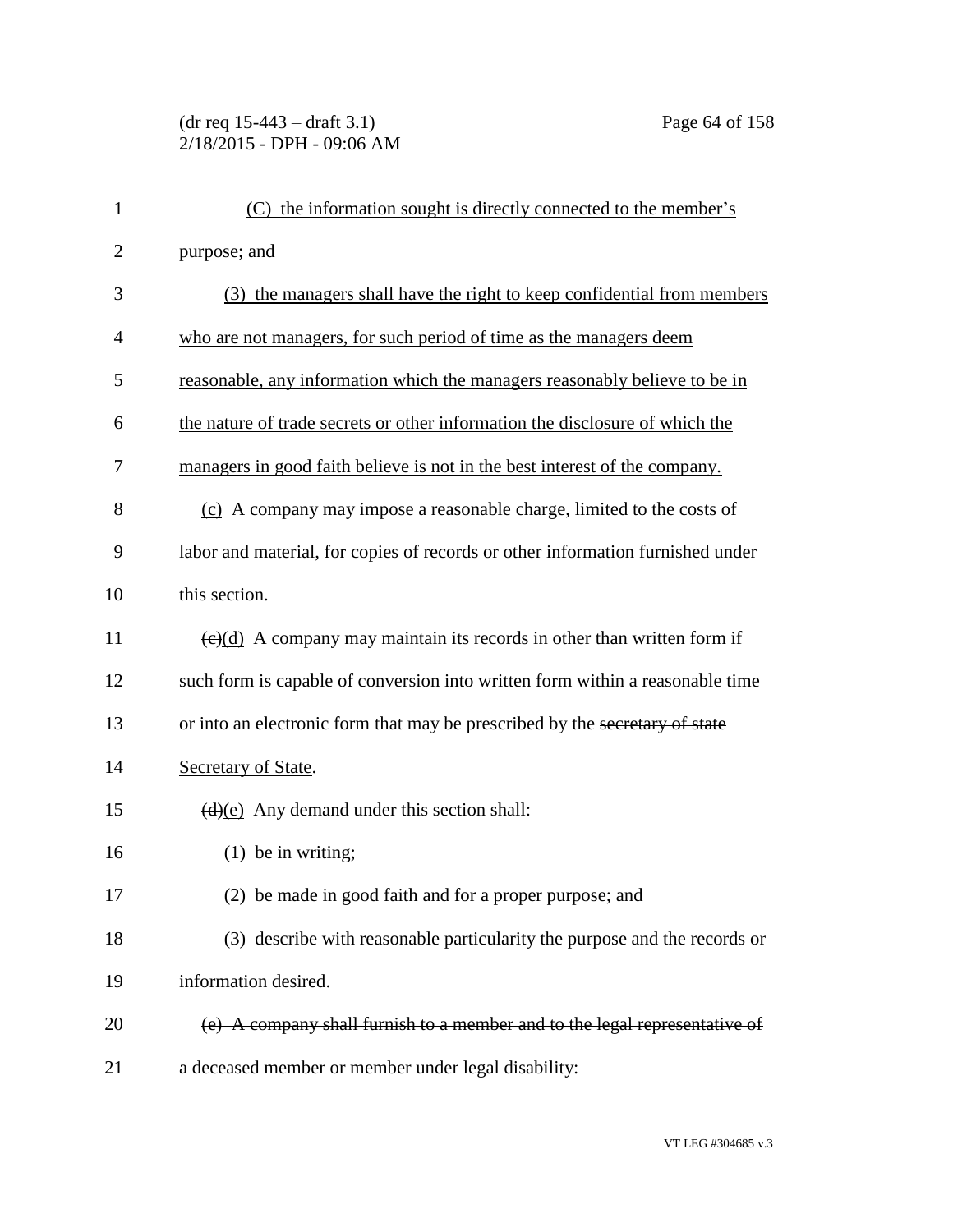(C) the information sought is directly connected to the member's purpose; and

(3) the managers shall have the right to keep confidential from members who are not managers, for such period of time as the managers deem reasonable, any information which the managers reasonably believe to be in the nature of trade secrets or other information the disclosure of which the managers in good faith believe is not in the best interest of the company.

(c) A company may impose a reasonable charge, limited to the costs of labor and material, for copies of records or other information furnished under this section.

~~(c)~~(d) A company may maintain its records in other than written form if such form is capable of conversion into written form within a reasonable time or into an electronic form that may be prescribed by the ~~secretary of state~~ Secretary of State.

~~(d)~~(e) Any demand under this section shall:

(1) be in writing;

(2) be made in good faith and for a proper purpose; and

(3) describe with reasonable particularity the purpose and the records or information desired.

~~(e) A company shall furnish to a member and to the legal representative of a deceased member or member under legal disability:~~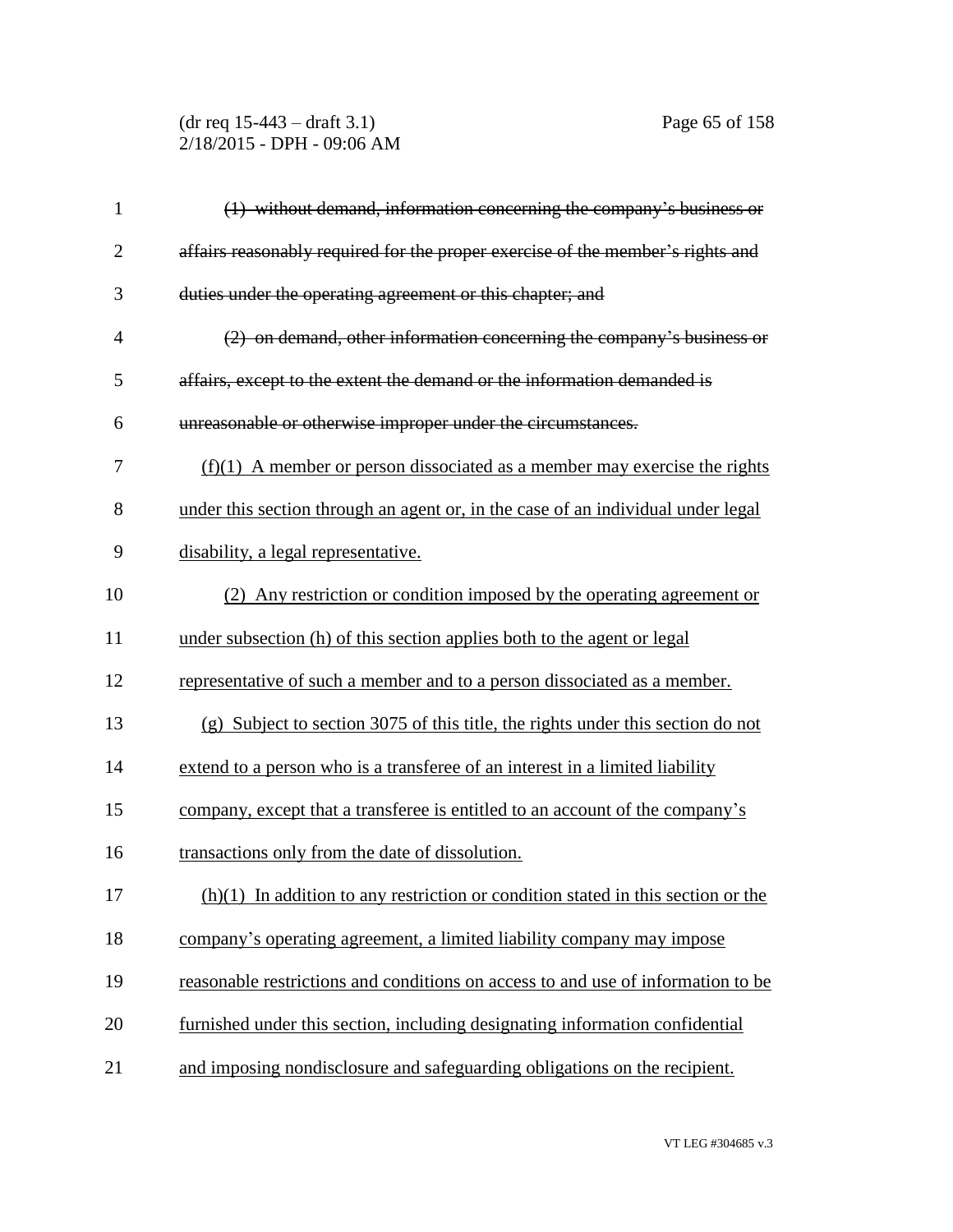~~(1) without demand, information concerning the company's business or affairs reasonably required for the proper exercise of the member's rights and duties under the operating agreement or this chapter; and~~

~~(2) on demand, other information concerning the company's business or affairs, except to the extent the demand or the information demanded is unreasonable or otherwise improper under the circumstances.~~

<u>(f)(1) A member or person dissociated as a member may exercise the rights under this section through an agent or, in the case of an individual under legal disability, a legal representative.</u>

<u>(2) Any restriction or condition imposed by the operating agreement or under subsection (h) of this section applies both to the agent or legal representative of such a member and to a person dissociated as a member.</u>

<u>(g) Subject to section 3075 of this title, the rights under this section do not extend to a person who is a transferee of an interest in a limited liability company, except that a transferee is entitled to an account of the company's transactions only from the date of dissolution.</u>

<u>(h)(1) In addition to any restriction or condition stated in this section or the company's operating agreement, a limited liability company may impose reasonable restrictions and conditions on access to and use of information to be furnished under this section, including designating information confidential and imposing nondisclosure and safeguarding obligations on the recipient.</u>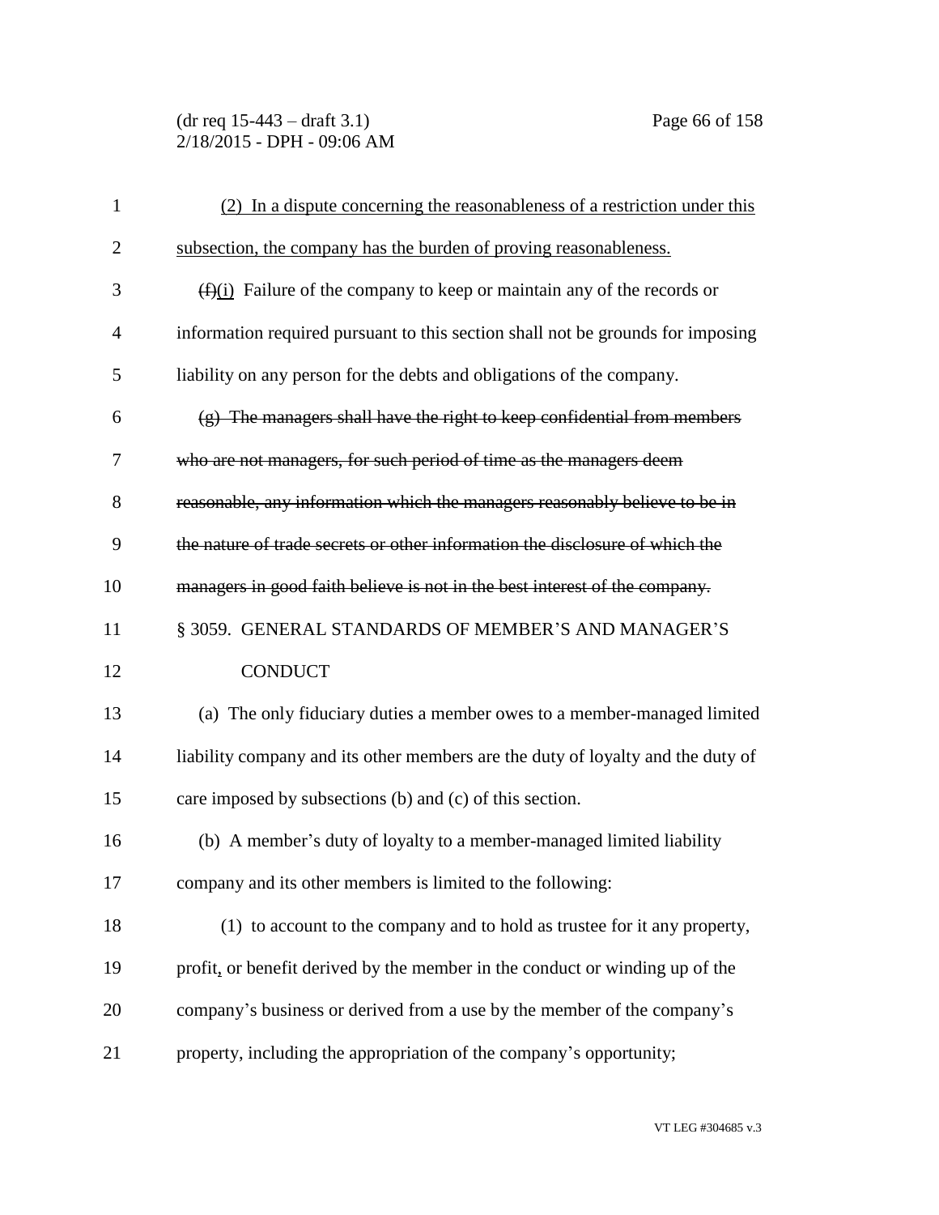(2) In a dispute concerning the reasonableness of a restriction under this subsection, the company has the burden of proving reasonableness.

~~(f)~~(i) Failure of the company to keep or maintain any of the records or information required pursuant to this section shall not be grounds for imposing liability on any person for the debts and obligations of the company.

~~(g) The managers shall have the right to keep confidential from members who are not managers, for such period of time as the managers deem reasonable, any information which the managers reasonably believe to be in the nature of trade secrets or other information the disclosure of which the managers in good faith believe is not in the best interest of the company.~~

§ 3059. GENERAL STANDARDS OF MEMBER'S AND MANAGER'S CONDUCT

(a) The only fiduciary duties a member owes to a member-managed limited liability company and its other members are the duty of loyalty and the duty of care imposed by subsections (b) and (c) of this section.

(b) A member's duty of loyalty to a member-managed limited liability company and its other members is limited to the following:

(1) to account to the company and to hold as trustee for it any property, profit, or benefit derived by the member in the conduct or winding up of the company's business or derived from a use by the member of the company's property, including the appropriation of the company's opportunity;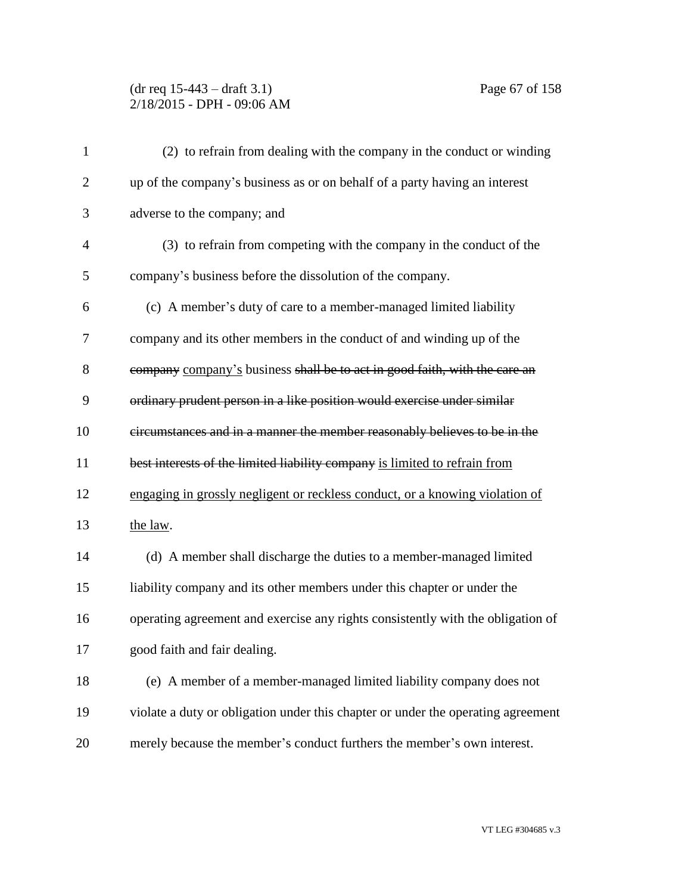(2) to refrain from dealing with the company in the conduct or winding up of the company's business as or on behalf of a party having an interest adverse to the company; and

(3) to refrain from competing with the company in the conduct of the company's business before the dissolution of the company.

(c) A member's duty of care to a member-managed limited liability company and its other members in the conduct of and winding up of the ~~company~~ <u>company's</u> business ~~shall be to act in good faith, with the care an ordinary prudent person in a like position would exercise under similar circumstances and in a manner the member reasonably believes to be in the best interests of the limited liability company~~ <u>is limited to refrain from engaging in grossly negligent or reckless conduct, or a knowing violation of the law</u>.

(d) A member shall discharge the duties to a member-managed limited liability company and its other members under this chapter or under the operating agreement and exercise any rights consistently with the obligation of good faith and fair dealing.

(e) A member of a member-managed limited liability company does not violate a duty or obligation under this chapter or under the operating agreement merely because the member's conduct furthers the member's own interest.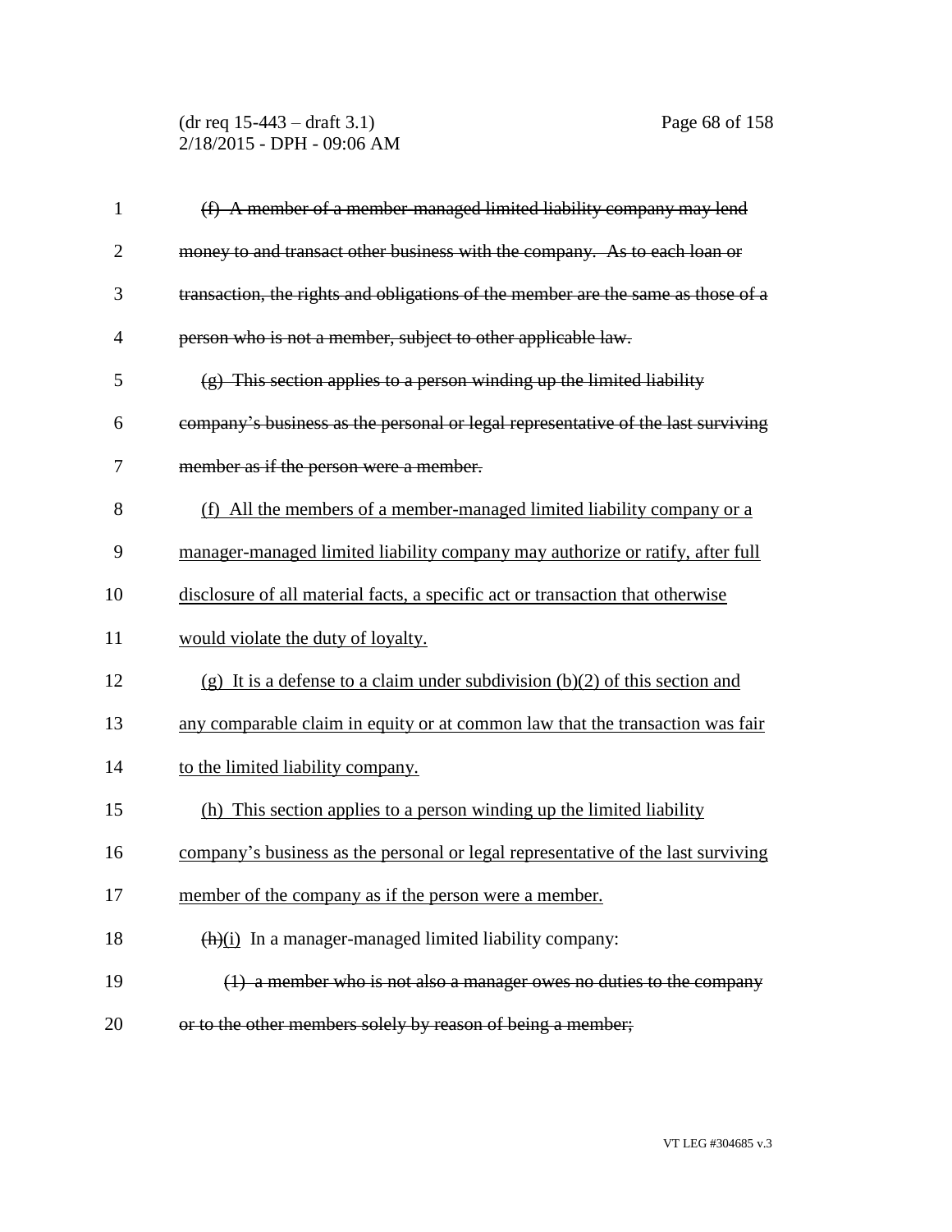~~(f) A member of a member-managed limited liability company may lend money to and transact other business with the company. As to each loan or transaction, the rights and obligations of the member are the same as those of a person who is not a member, subject to other applicable law.~~

~~(g) This section applies to a person winding up the limited liability company's business as the personal or legal representative of the last surviving member as if the person were a member.~~

<u>(f) All the members of a member-managed limited liability company or a manager-managed limited liability company may authorize or ratify, after full disclosure of all material facts, a specific act or transaction that otherwise would violate the duty of loyalty.</u>

<u>(g) It is a defense to a claim under subdivision (b)(2) of this section and any comparable claim in equity or at common law that the transaction was fair to the limited liability company.</u>

<u>(h) This section applies to a person winding up the limited liability company's business as the personal or legal representative of the last surviving member of the company as if the person were a member.</u>

~~(h)~~<u>(i)</u> In a manager-managed limited liability company:

~~(1) a member who is not also a manager owes no duties to the company or to the other members solely by reason of being a member;~~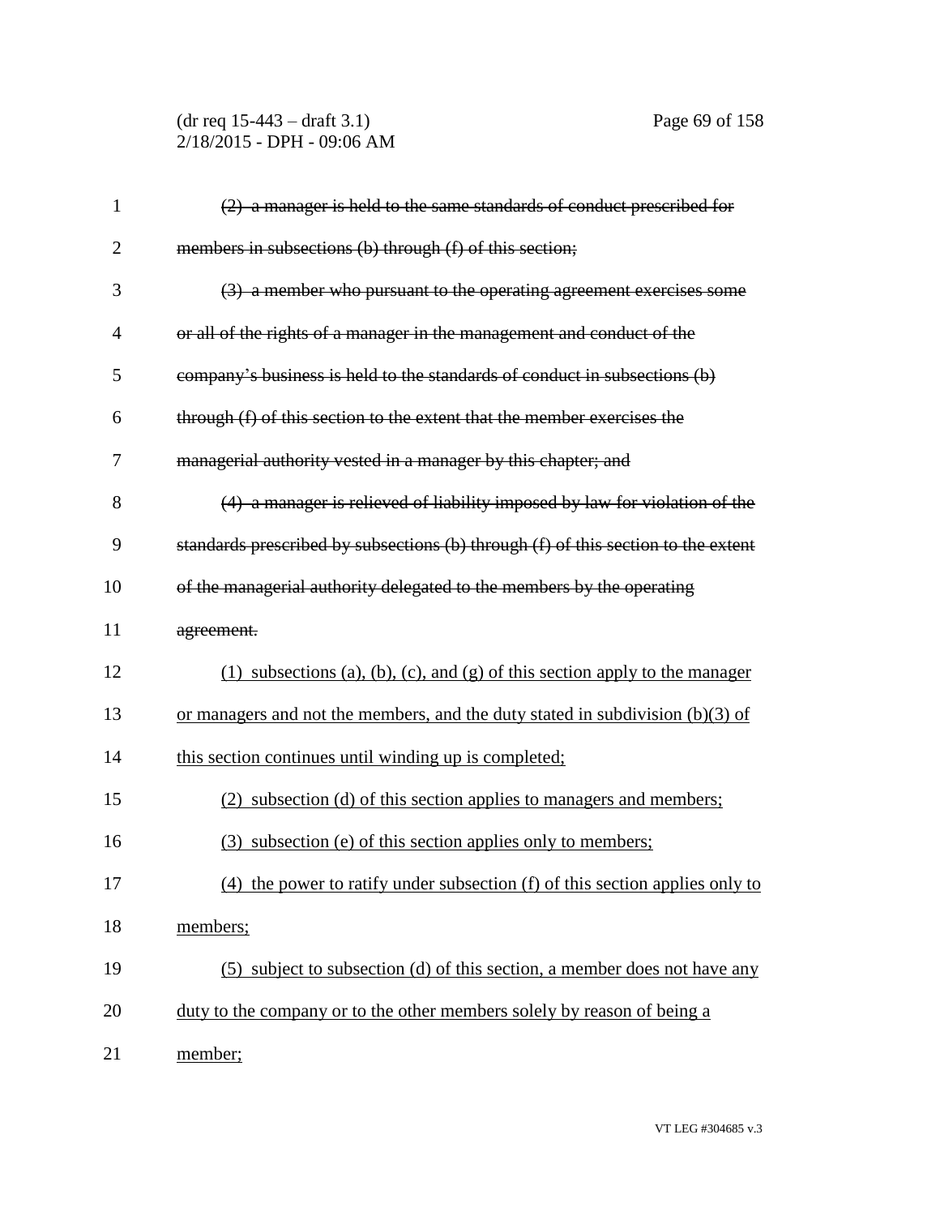~~(2) a manager is held to the same standards of conduct prescribed for members in subsections (b) through (f) of this section;~~

~~(3) a member who pursuant to the operating agreement exercises some or all of the rights of a manager in the management and conduct of the company's business is held to the standards of conduct in subsections (b) through (f) of this section to the extent that the member exercises the managerial authority vested in a manager by this chapter; and~~

~~(4) a manager is relieved of liability imposed by law for violation of the standards prescribed by subsections (b) through (f) of this section to the extent of the managerial authority delegated to the members by the operating agreement.~~

<u>(1) subsections (a), (b), (c), and (g) of this section apply to the manager or managers and not the members, and the duty stated in subdivision (b)(3) of this section continues until winding up is completed;</u>

<u>(2) subsection (d) of this section applies to managers and members;</u>

<u>(3) subsection (e) of this section applies only to members;</u>

<u>(4) the power to ratify under subsection (f) of this section applies only to members;</u>

<u>(5) subject to subsection (d) of this section, a member does not have any duty to the company or to the other members solely by reason of being a member;</u>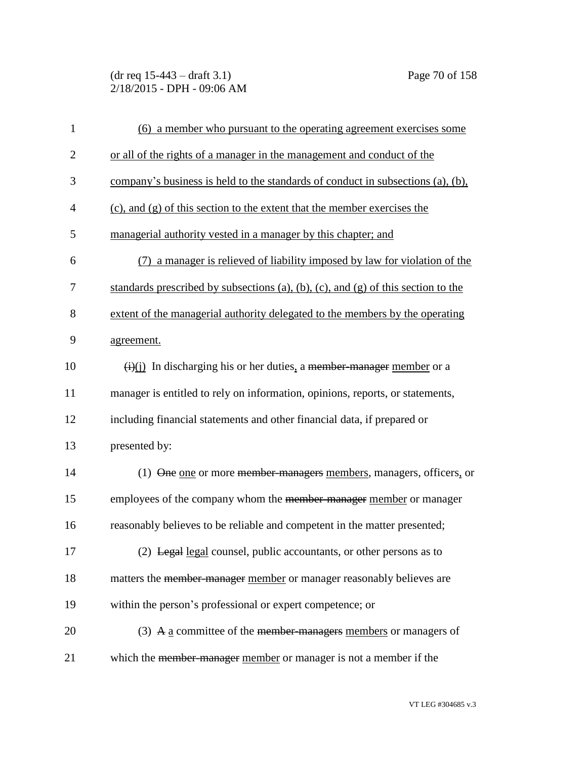(6) a member who pursuant to the operating agreement exercises some or all of the rights of a manager in the management and conduct of the company's business is held to the standards of conduct in subsections (a), (b), (c), and (g) of this section to the extent that the member exercises the managerial authority vested in a manager by this chapter; and

(7) a manager is relieved of liability imposed by law for violation of the standards prescribed by subsections (a), (b), (c), and (g) of this section to the extent of the managerial authority delegated to the members by the operating agreement.

~~(i)~~(j) In discharging his or her duties, a ~~member-manager~~ member or a manager is entitled to rely on information, opinions, reports, or statements, including financial statements and other financial data, if prepared or presented by:

(1) ~~One~~ one or more ~~member-managers~~ members, managers, officers, or employees of the company whom the ~~member-manager~~ member or manager reasonably believes to be reliable and competent in the matter presented;

(2) ~~Legal~~ legal counsel, public accountants, or other persons as to matters the ~~member-manager~~ member or manager reasonably believes are within the person's professional or expert competence; or

(3) ~~A~~ a committee of the ~~member-managers~~ members or managers of which the ~~member-manager~~ member or manager is not a member if the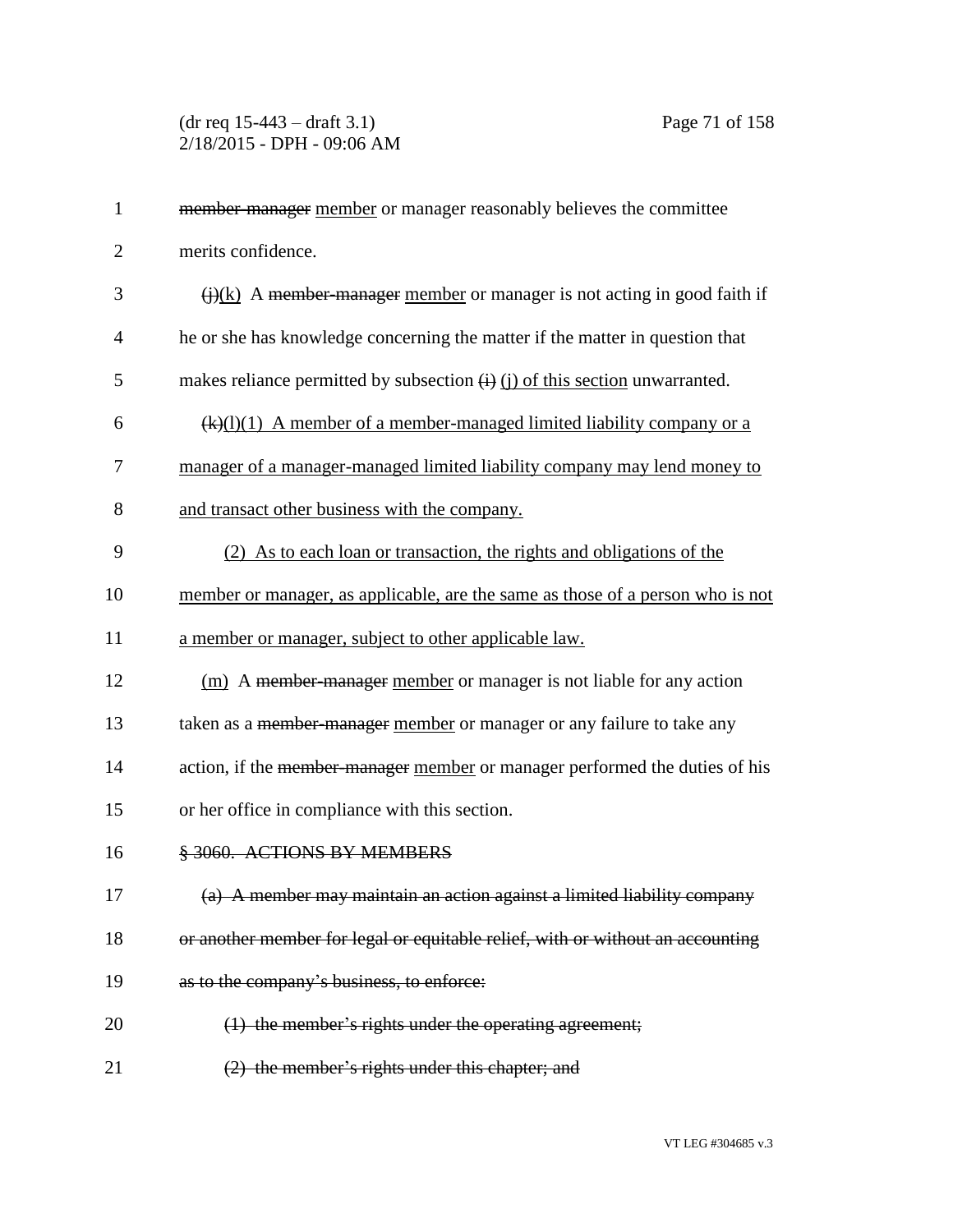~~member-manager~~ <u>member</u> or manager reasonably believes the committee merits confidence.

~~(j)~~<u>(k)</u> A ~~member-manager~~ <u>member</u> or manager is not acting in good faith if he or she has knowledge concerning the matter if the matter in question that makes reliance permitted by subsection ~~(i)~~ <u>(j) of this section</u> unwarranted.

~~(k)~~<u>(l)(1) A member of a member-managed limited liability company or a manager of a manager-managed limited liability company may lend money to and transact other business with the company.</u>

<u>(2) As to each loan or transaction, the rights and obligations of the member or manager, as applicable, are the same as those of a person who is not a member or manager, subject to other applicable law.</u>

<u>(m)</u> A ~~member-manager~~ <u>member</u> or manager is not liable for any action taken as a ~~member-manager~~ <u>member</u> or manager or any failure to take any action, if the ~~member-manager~~ <u>member</u> or manager performed the duties of his or her office in compliance with this section.

~~§ 3060. ACTIONS BY MEMBERS~~

~~(a) A member may maintain an action against a limited liability company or another member for legal or equitable relief, with or without an accounting as to the company's business, to enforce:~~

~~(1) the member's rights under the operating agreement;~~

~~(2) the member's rights under this chapter; and~~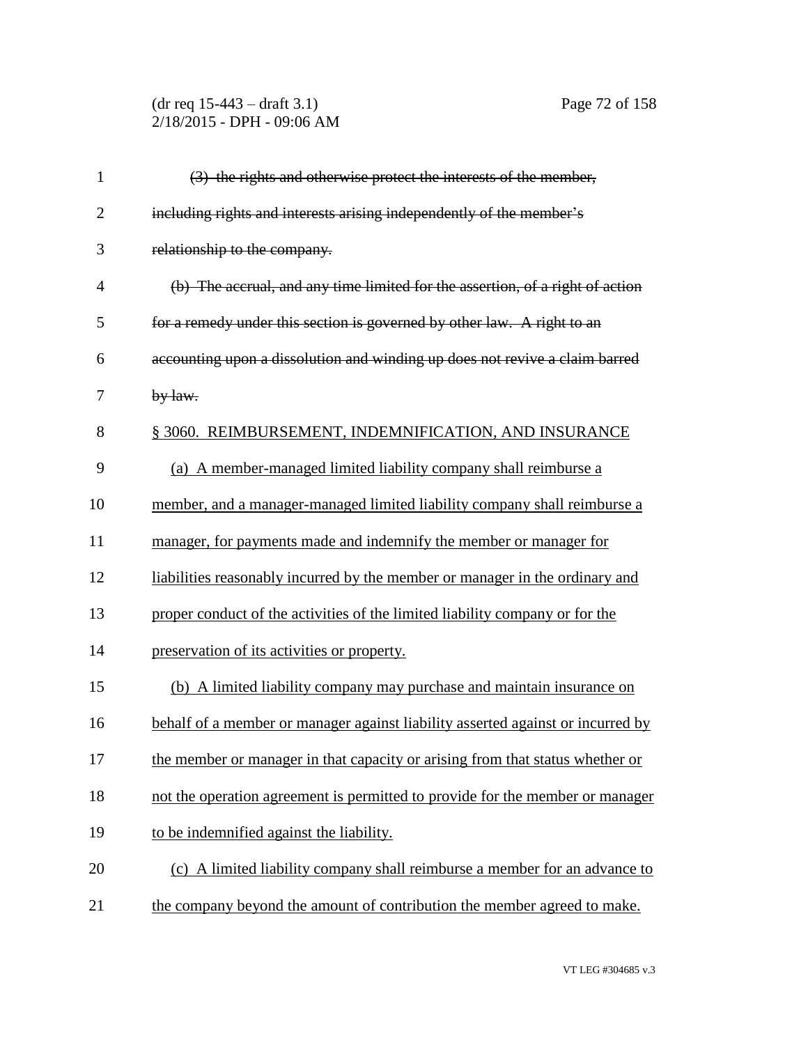~~(3) the rights and otherwise protect the interests of the member, including rights and interests arising independently of the member's relationship to the company.~~

~~(b) The accrual, and any time limited for the assertion, of a right of action for a remedy under this section is governed by other law. A right to an accounting upon a dissolution and winding up does not revive a claim barred by law.~~

<u>§ 3060. REIMBURSEMENT, INDEMNIFICATION, AND INSURANCE</u>

<u>(a) A member-managed limited liability company shall reimburse a member, and a manager-managed limited liability company shall reimburse a manager, for payments made and indemnify the member or manager for liabilities reasonably incurred by the member or manager in the ordinary and proper conduct of the activities of the limited liability company or for the preservation of its activities or property.</u>

<u>(b) A limited liability company may purchase and maintain insurance on behalf of a member or manager against liability asserted against or incurred by the member or manager in that capacity or arising from that status whether or not the operation agreement is permitted to provide for the member or manager to be indemnified against the liability.</u>

<u>(c) A limited liability company shall reimburse a member for an advance to the company beyond the amount of contribution the member agreed to make.</u>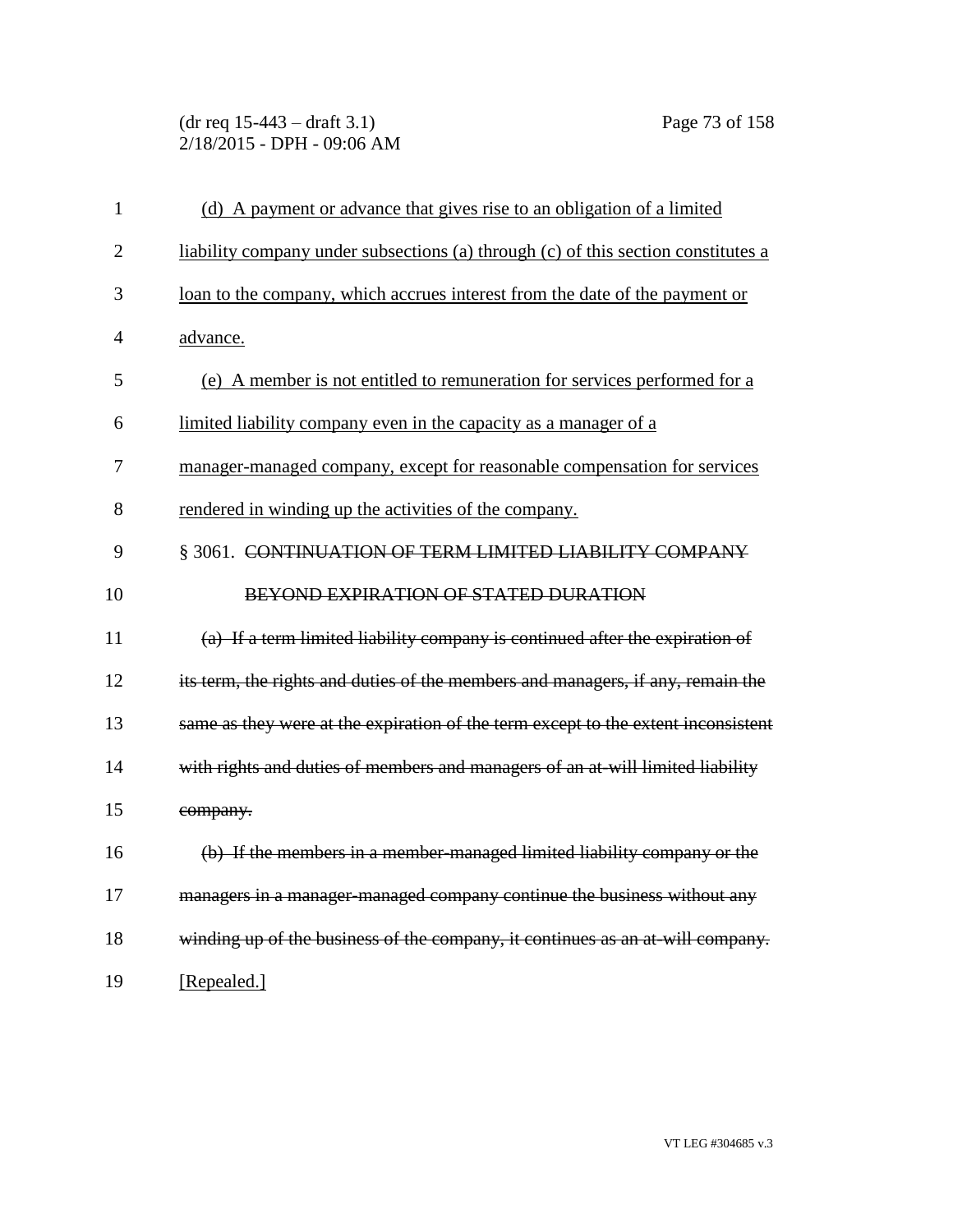(d) A payment or advance that gives rise to an obligation of a limited liability company under subsections (a) through (c) of this section constitutes a loan to the company, which accrues interest from the date of the payment or advance.

(e) A member is not entitled to remuneration for services performed for a limited liability company even in the capacity as a manager of a manager-managed company, except for reasonable compensation for services rendered in winding up the activities of the company.

§ 3061. ~~CONTINUATION OF TERM LIMITED LIABILITY COMPANY BEYOND EXPIRATION OF STATED DURATION~~

~~(a) If a term limited liability company is continued after the expiration of its term, the rights and duties of the members and managers, if any, remain the same as they were at the expiration of the term except to the extent inconsistent with rights and duties of members and managers of an at-will limited liability company.~~

~~(b) If the members in a member-managed limited liability company or the managers in a manager-managed company continue the business without any winding up of the business of the company, it continues as an at-will company.~~

[Repealed.]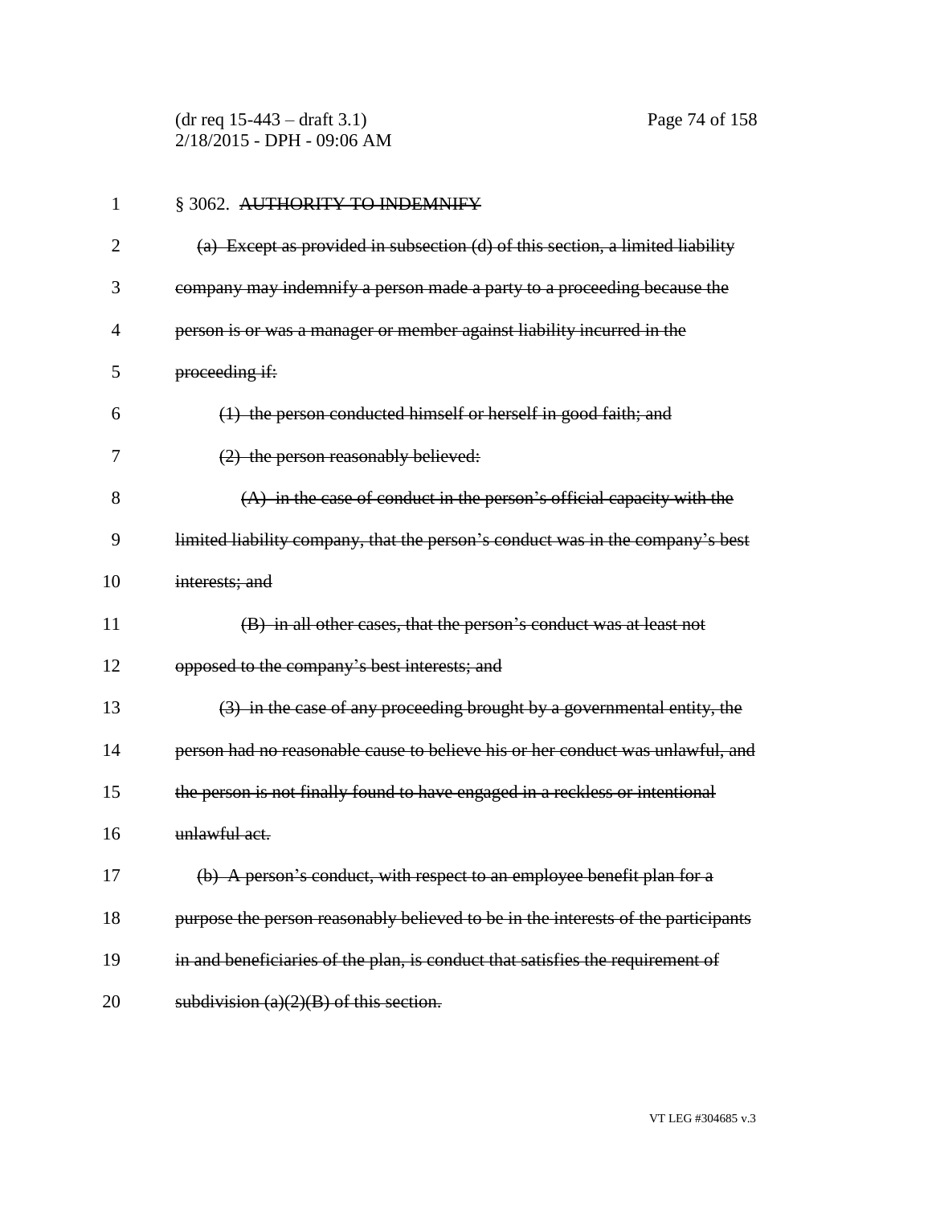§ 3062. ~~AUTHORITY TO INDEMNIFY~~

~~(a) Except as provided in subsection (d) of this section, a limited liability company may indemnify a person made a party to a proceeding because the person is or was a manager or member against liability incurred in the proceeding if:~~

~~(1) the person conducted himself or herself in good faith; and~~

~~(2) the person reasonably believed:~~

~~(A) in the case of conduct in the person's official capacity with the limited liability company, that the person's conduct was in the company's best interests; and~~

~~(B) in all other cases, that the person's conduct was at least not opposed to the company's best interests; and~~

~~(3) in the case of any proceeding brought by a governmental entity, the person had no reasonable cause to believe his or her conduct was unlawful, and the person is not finally found to have engaged in a reckless or intentional unlawful act.~~

~~(b) A person's conduct, with respect to an employee benefit plan for a purpose the person reasonably believed to be in the interests of the participants in and beneficiaries of the plan, is conduct that satisfies the requirement of subdivision (a)(2)(B) of this section.~~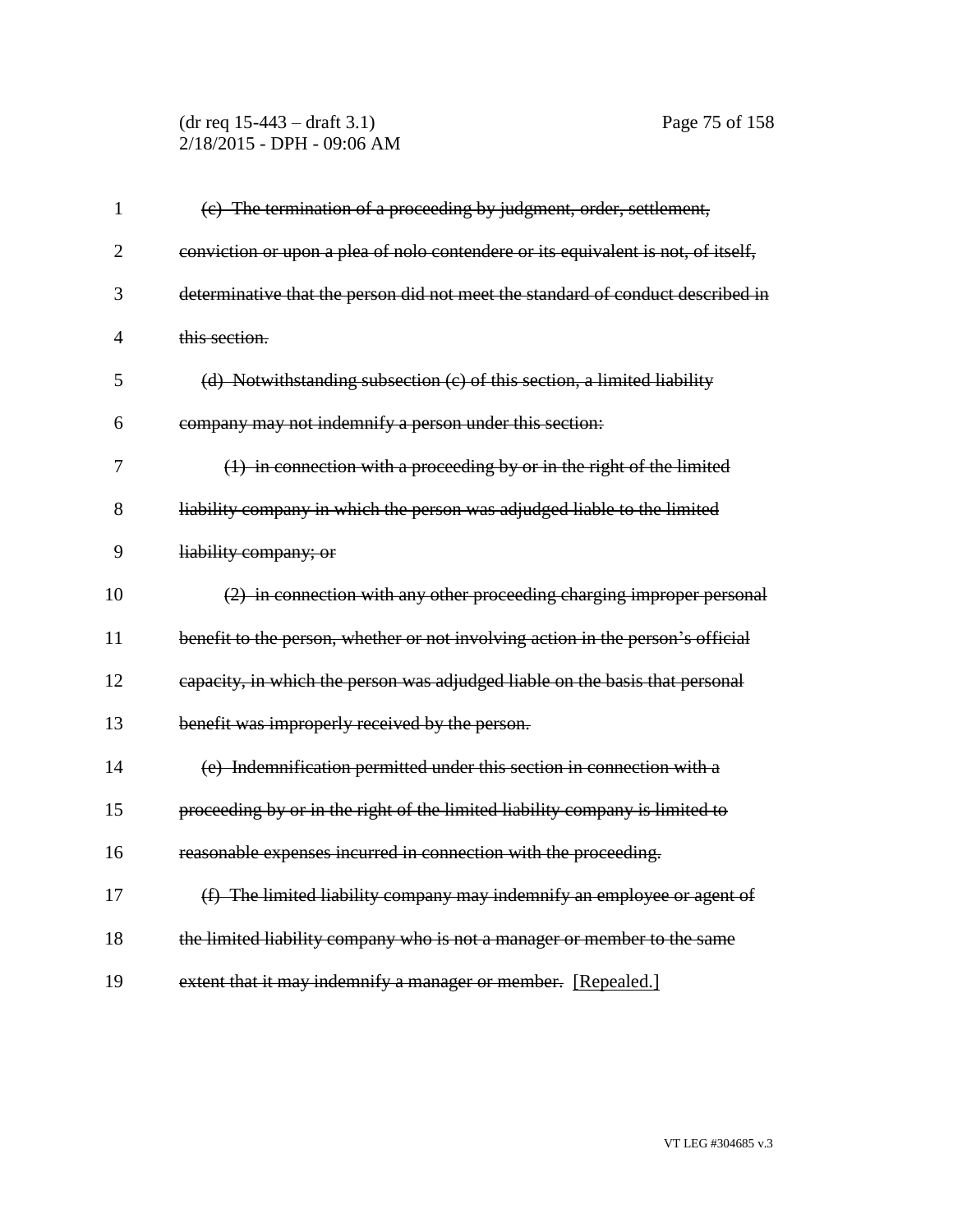~~(c) The termination of a proceeding by judgment, order, settlement, conviction or upon a plea of nolo contendere or its equivalent is not, of itself, determinative that the person did not meet the standard of conduct described in this section.~~

~~(d) Notwithstanding subsection (c) of this section, a limited liability company may not indemnify a person under this section:~~

~~(1) in connection with a proceeding by or in the right of the limited liability company in which the person was adjudged liable to the limited liability company; or~~

~~(2) in connection with any other proceeding charging improper personal benefit to the person, whether or not involving action in the person's official capacity, in which the person was adjudged liable on the basis that personal benefit was improperly received by the person.~~

~~(e) Indemnification permitted under this section in connection with a proceeding by or in the right of the limited liability company is limited to reasonable expenses incurred in connection with the proceeding.~~

~~(f) The limited liability company may indemnify an employee or agent of the limited liability company who is not a manager or member to the same extent that it may indemnify a manager or member.~~ <u>[Repealed.]</u>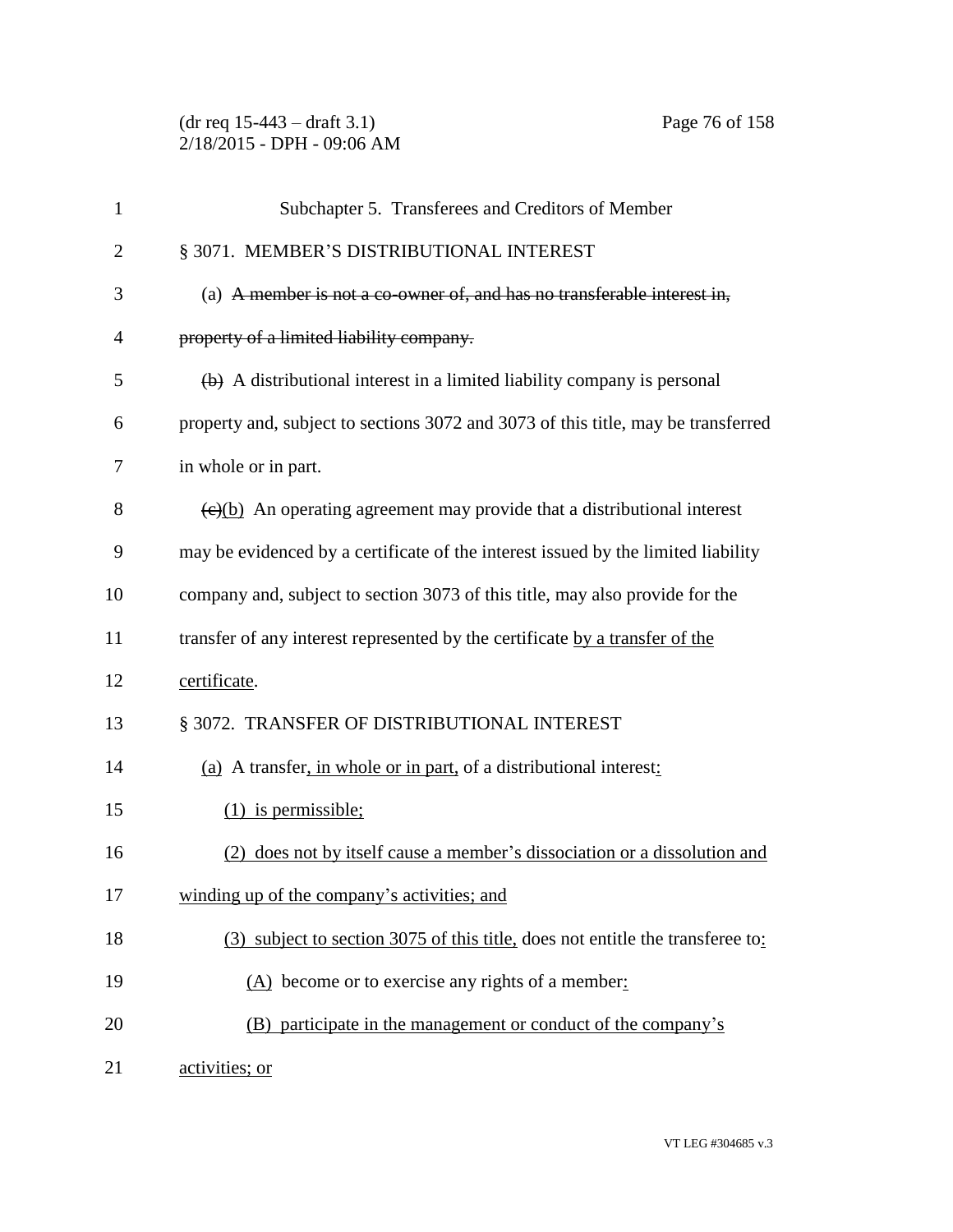Subchapter 5. Transferees and Creditors of Member

§ 3071. MEMBER'S DISTRIBUTIONAL INTEREST

(a) ~~A member is not a co-owner of, and has no transferable interest in, property of a limited liability company.~~

~~(b)~~ A distributional interest in a limited liability company is personal property and, subject to sections 3072 and 3073 of this title, may be transferred in whole or in part.

~~(c)~~(b) An operating agreement may provide that a distributional interest may be evidenced by a certificate of the interest issued by the limited liability company and, subject to section 3073 of this title, may also provide for the transfer of any interest represented by the certificate by a transfer of the certificate.

§ 3072. TRANSFER OF DISTRIBUTIONAL INTEREST

(a) A transfer, in whole or in part, of a distributional interest:

(1) is permissible;

(2) does not by itself cause a member's dissociation or a dissolution and winding up of the company's activities; and

(3) subject to section 3075 of this title, does not entitle the transferee to:

(A) become or to exercise any rights of a member:

(B) participate in the management or conduct of the company's activities; or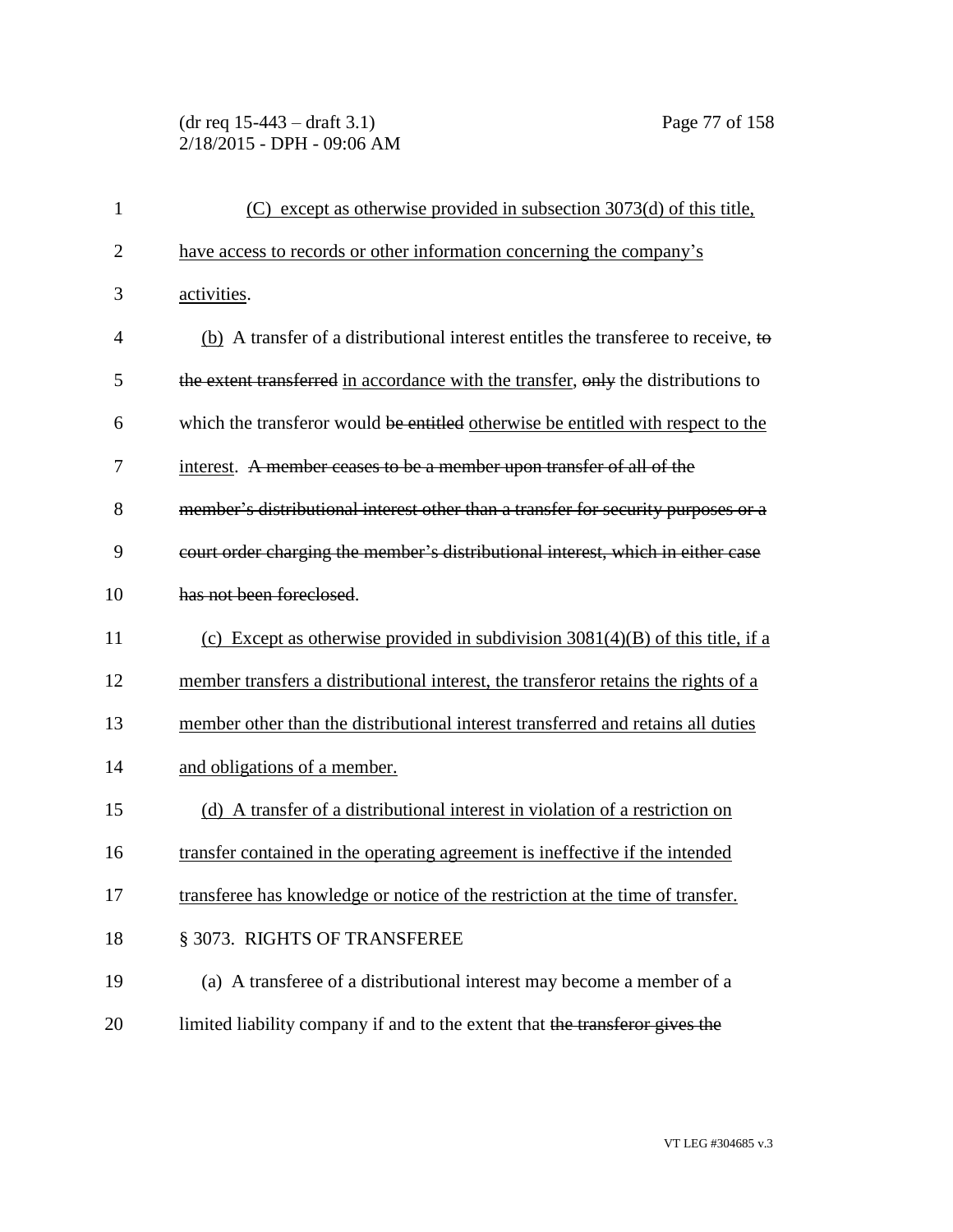(C) except as otherwise provided in subsection 3073(d) of this title, have access to records or other information concerning the company's activities.

(b) A transfer of a distributional interest entitles the transferee to receive, ~~to the extent transferred~~ in accordance with the transfer, ~~only~~ the distributions to which the transferor would ~~be entitled~~ otherwise be entitled with respect to the interest. ~~A member ceases to be a member upon transfer of all of the member's distributional interest other than a transfer for security purposes or a court order charging the member's distributional interest, which in either case has not been foreclosed.~~

(c) Except as otherwise provided in subdivision 3081(4)(B) of this title, if a member transfers a distributional interest, the transferor retains the rights of a member other than the distributional interest transferred and retains all duties and obligations of a member.

(d) A transfer of a distributional interest in violation of a restriction on transfer contained in the operating agreement is ineffective if the intended transferee has knowledge or notice of the restriction at the time of transfer.

§ 3073. RIGHTS OF TRANSFEREE

(a) A transferee of a distributional interest may become a member of a limited liability company if and to the extent that ~~the transferor gives the~~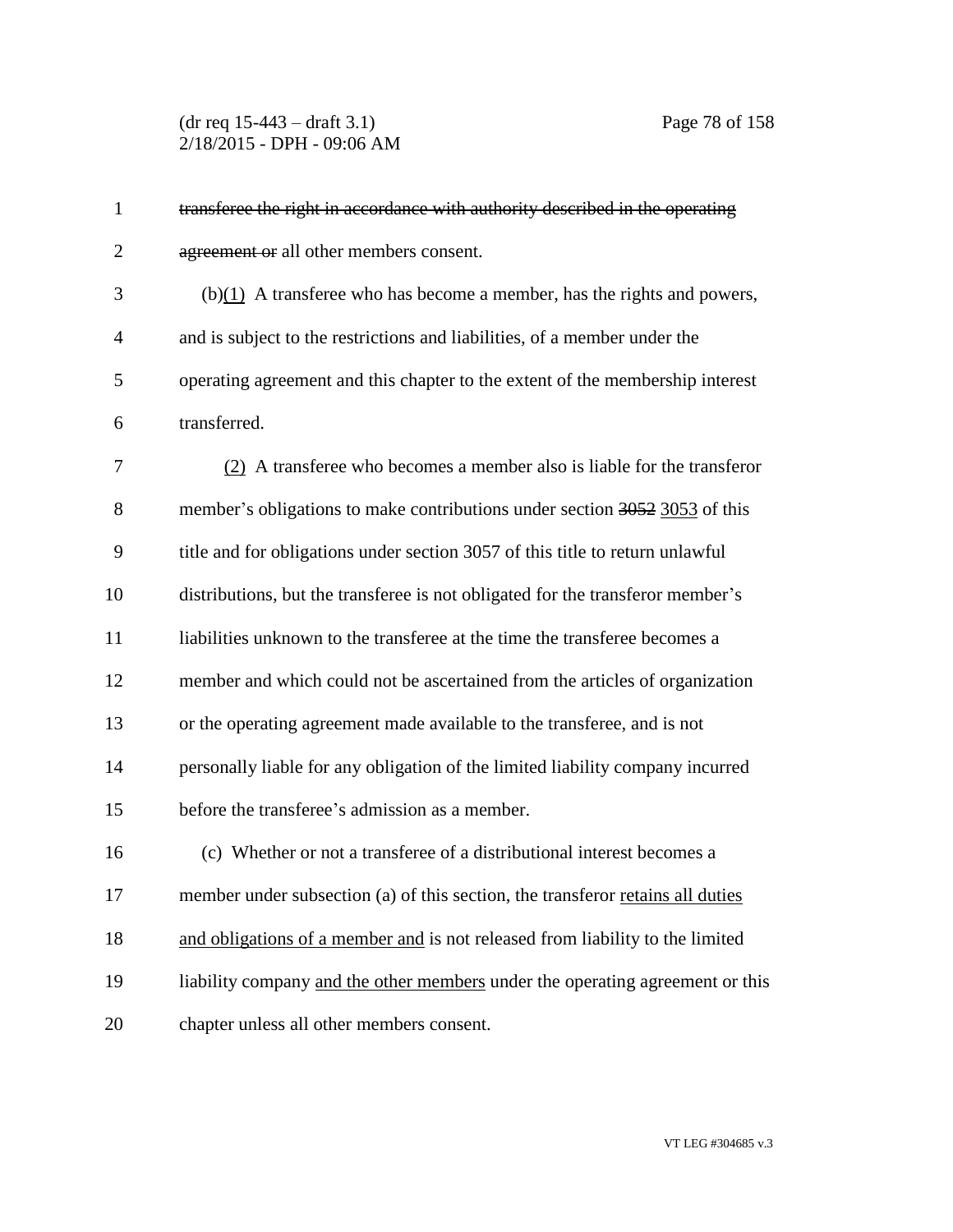~~transferee the right in accordance with authority described in the operating agreement or~~ all other members consent.

(b)<u>(1)</u> A transferee who has become a member, has the rights and powers, and is subject to the restrictions and liabilities, of a member under the operating agreement and this chapter to the extent of the membership interest transferred.

<u>(2)</u> A transferee who becomes a member also is liable for the transferor member's obligations to make contributions under section ~~3052~~ <u>3053</u> of this title and for obligations under section 3057 of this title to return unlawful distributions, but the transferee is not obligated for the transferor member's liabilities unknown to the transferee at the time the transferee becomes a member and which could not be ascertained from the articles of organization or the operating agreement made available to the transferee, and is not personally liable for any obligation of the limited liability company incurred before the transferee's admission as a member.

(c) Whether or not a transferee of a distributional interest becomes a member under subsection (a) of this section, the transferor <u>retains all duties and obligations of a member and</u> is not released from liability to the limited liability company <u>and the other members</u> under the operating agreement or this chapter unless all other members consent.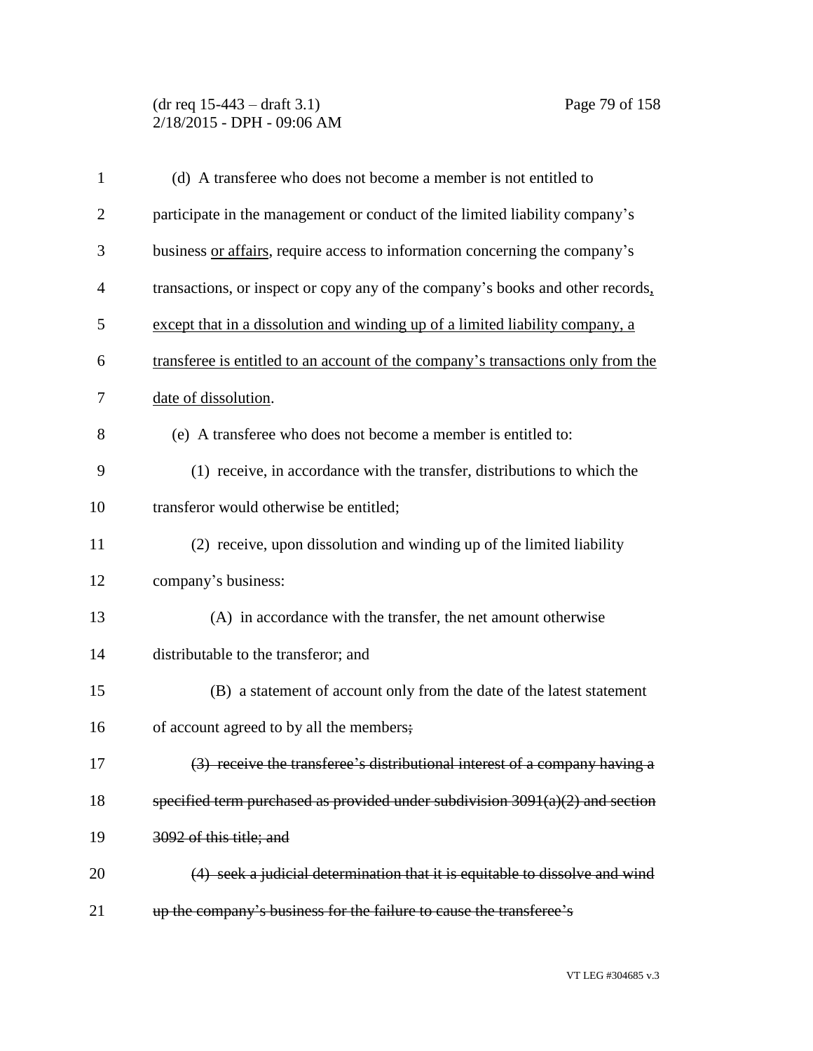(d) A transferee who does not become a member is not entitled to participate in the management or conduct of the limited liability company's business <u>or affairs</u>, require access to information concerning the company's transactions, or inspect or copy any of the company's books and other records<u>, except that in a dissolution and winding up of a limited liability company, a transferee is entitled to an account of the company's transactions only from the date of dissolution</u>.

(e) A transferee who does not become a member is entitled to:

(1) receive, in accordance with the transfer, distributions to which the transferor would otherwise be entitled;

(2) receive, upon dissolution and winding up of the limited liability company's business:

(A) in accordance with the transfer, the net amount otherwise distributable to the transferor; and

(B) a statement of account only from the date of the latest statement of account agreed to by all the members~~;~~

~~(3) receive the transferee's distributional interest of a company having a specified term purchased as provided under subdivision 3091(a)(2) and section 3092 of this title; and~~

~~(4) seek a judicial determination that it is equitable to dissolve and wind up the company's business for the failure to cause the transferee's~~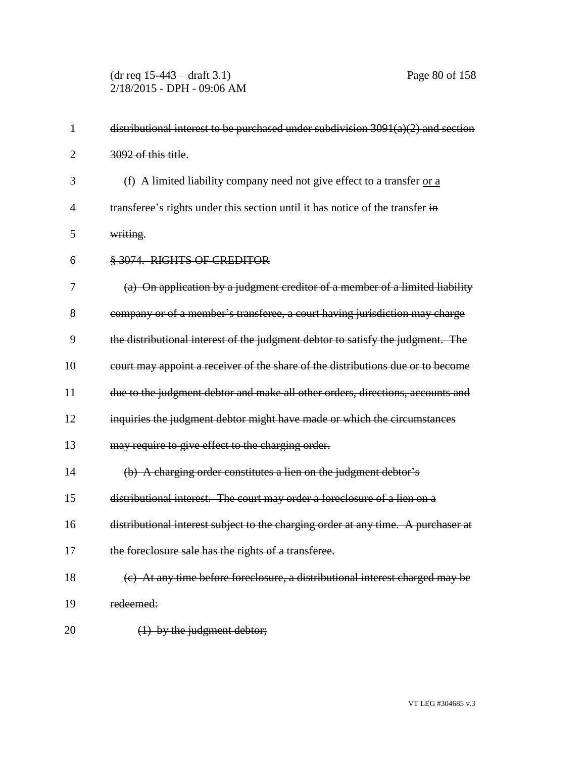~~distributional interest to be purchased under subdivision 3091(a)(2) and section 3092 of this title~~.

(f) A limited liability company need not give effect to a transfer <u>or a transferee's rights under this section</u> until it has notice of the transfer ~~in writing~~.

~~§ 3074. RIGHTS OF CREDITOR~~

~~(a) On application by a judgment creditor of a member of a limited liability company or of a member's transferee, a court having jurisdiction may charge the distributional interest of the judgment debtor to satisfy the judgment. The court may appoint a receiver of the share of the distributions due or to become due to the judgment debtor and make all other orders, directions, accounts and inquiries the judgment debtor might have made or which the circumstances may require to give effect to the charging order.~~

~~(b) A charging order constitutes a lien on the judgment debtor's distributional interest. The court may order a foreclosure of a lien on a distributional interest subject to the charging order at any time. A purchaser at the foreclosure sale has the rights of a transferee.~~

~~(c) At any time before foreclosure, a distributional interest charged may be redeemed:~~

~~(1) by the judgment debtor;~~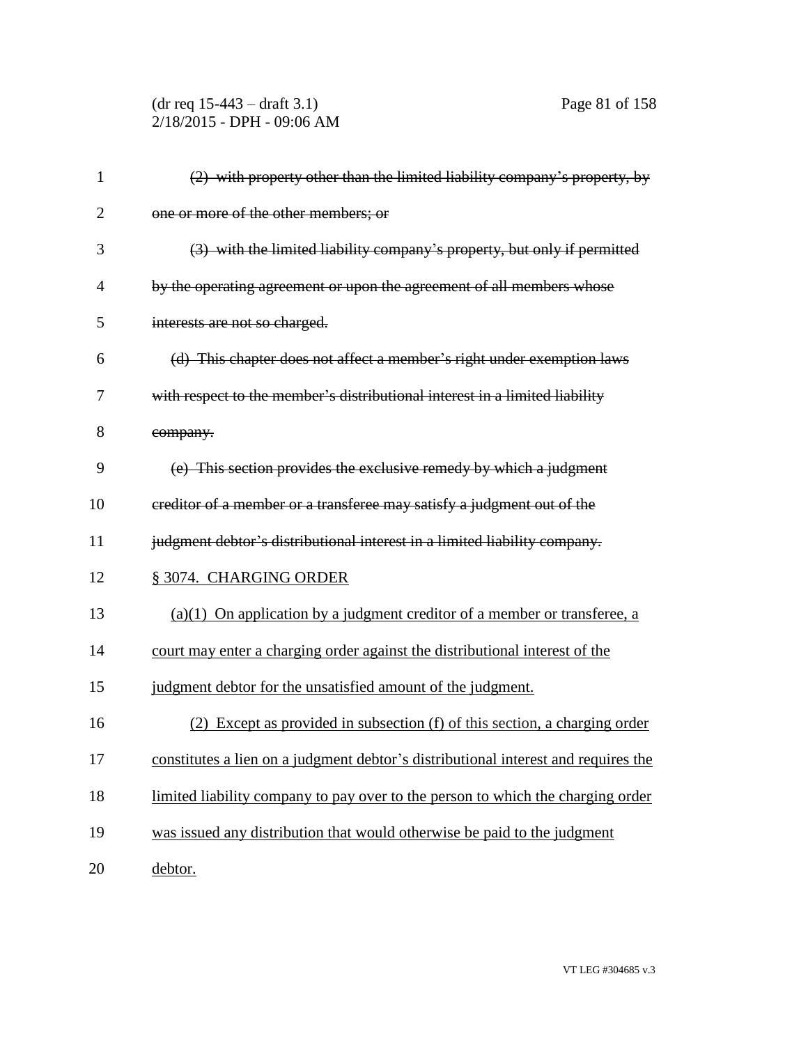~~(2) with property other than the limited liability company's property, by one or more of the other members; or~~

~~(3) with the limited liability company's property, but only if permitted by the operating agreement or upon the agreement of all members whose interests are not so charged.~~

~~(d) This chapter does not affect a member's right under exemption laws with respect to the member's distributional interest in a limited liability company.~~

~~(e) This section provides the exclusive remedy by which a judgment creditor of a member or a transferee may satisfy a judgment out of the judgment debtor's distributional interest in a limited liability company.~~

<u>§ 3074. CHARGING ORDER</u>

<u>(a)(1) On application by a judgment creditor of a member or transferee, a court may enter a charging order against the distributional interest of the judgment debtor for the unsatisfied amount of the judgment.</u>

<u>(2) Except as provided in subsection (f)</u> of this section<u>, a charging order constitutes a lien on a judgment debtor's distributional interest and requires the limited liability company to pay over to the person to which the charging order was issued any distribution that would otherwise be paid to the judgment debtor.</u>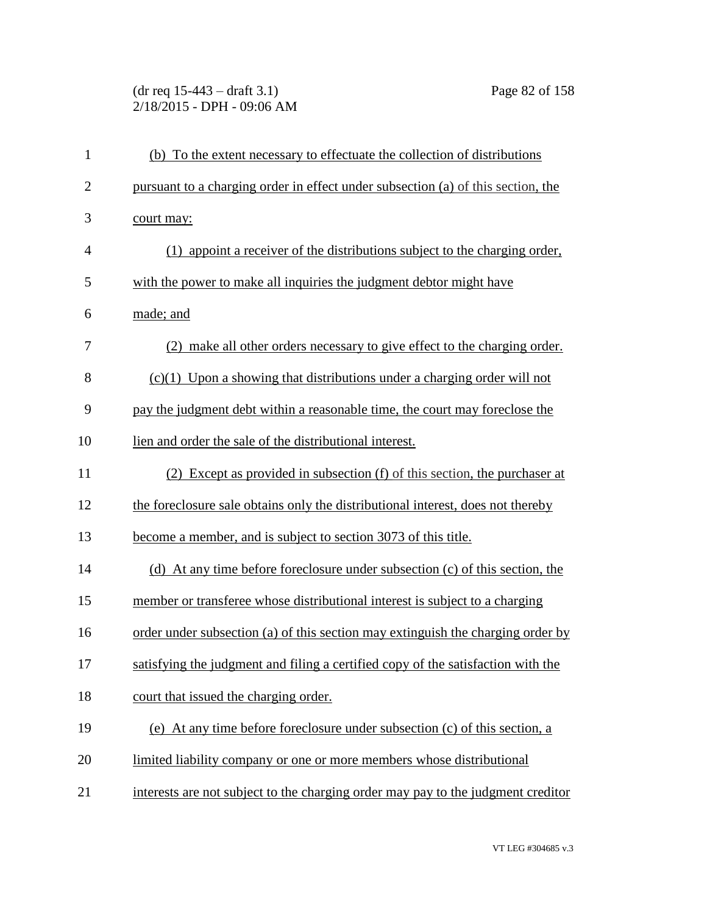(b) To the extent necessary to effectuate the collection of distributions pursuant to a charging order in effect under subsection (a) of this section, the court may:

(1) appoint a receiver of the distributions subject to the charging order, with the power to make all inquiries the judgment debtor might have made; and

(2) make all other orders necessary to give effect to the charging order.

(c)(1) Upon a showing that distributions under a charging order will not pay the judgment debt within a reasonable time, the court may foreclose the lien and order the sale of the distributional interest.

(2) Except as provided in subsection (f) of this section, the purchaser at the foreclosure sale obtains only the distributional interest, does not thereby become a member, and is subject to section 3073 of this title.

(d) At any time before foreclosure under subsection (c) of this section, the member or transferee whose distributional interest is subject to a charging order under subsection (a) of this section may extinguish the charging order by satisfying the judgment and filing a certified copy of the satisfaction with the court that issued the charging order.

(e) At any time before foreclosure under subsection (c) of this section, a limited liability company or one or more members whose distributional interests are not subject to the charging order may pay to the judgment creditor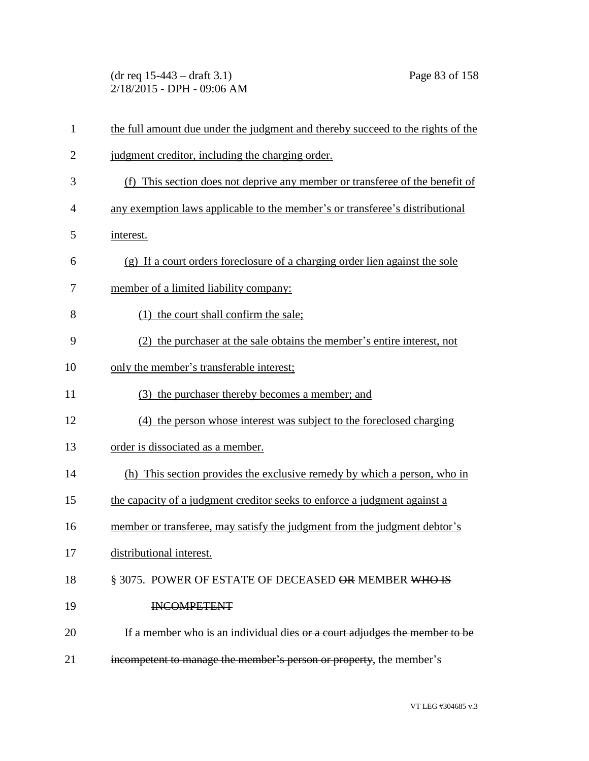the full amount due under the judgment and thereby succeed to the rights of the judgment creditor, including the charging order.

(f) This section does not deprive any member or transferee of the benefit of any exemption laws applicable to the member's or transferee's distributional interest.

(g) If a court orders foreclosure of a charging order lien against the sole member of a limited liability company:

(1) the court shall confirm the sale;

(2) the purchaser at the sale obtains the member's entire interest, not only the member's transferable interest;

(3) the purchaser thereby becomes a member; and

(4) the person whose interest was subject to the foreclosed charging order is dissociated as a member.

(h) This section provides the exclusive remedy by which a person, who in the capacity of a judgment creditor seeks to enforce a judgment against a member or transferee, may satisfy the judgment from the judgment debtor's distributional interest.

§ 3075. POWER OF ESTATE OF DECEASED ~~OR~~ MEMBER ~~WHO IS INCOMPETENT~~

If a member who is an individual dies ~~or a court adjudges the member to be incompetent to manage the member's person or property~~, the member's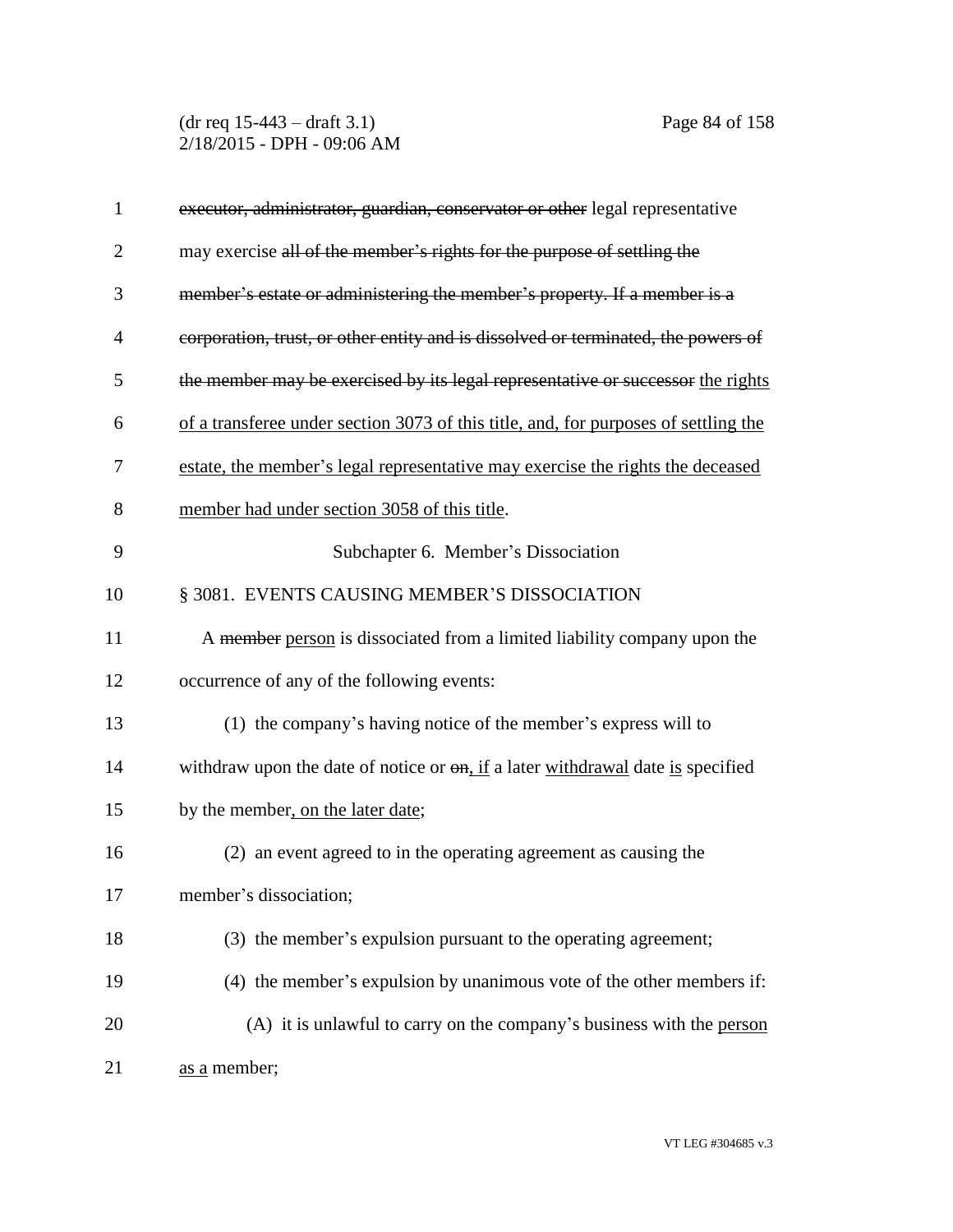~~executor, administrator, guardian, conservator or other~~ legal representative may exercise ~~all of the member's rights for the purpose of settling the member's estate or administering the member's property. If a member is a corporation, trust, or other entity and is dissolved or terminated, the powers of the member may be exercised by its legal representative or successor~~ <u>the rights of a transferee under section 3073 of this title, and, for purposes of settling the estate, the member's legal representative may exercise the rights the deceased member had under section 3058 of this title</u>.

## Subchapter 6. Member's Dissociation

### § 3081. EVENTS CAUSING MEMBER'S DISSOCIATION

A ~~member~~ <u>person</u> is dissociated from a limited liability company upon the occurrence of any of the following events:

(1) the company's having notice of the member's express will to withdraw upon the date of notice or ~~on~~<u>, if</u> a later <u>withdrawal</u> date <u>is</u> specified by the member<u>, on the later date</u>;

(2) an event agreed to in the operating agreement as causing the member's dissociation;

(3) the member's expulsion pursuant to the operating agreement;

(4) the member's expulsion by unanimous vote of the other members if:

(A) it is unlawful to carry on the company's business with the <u>person</u> <u>as a</u> member;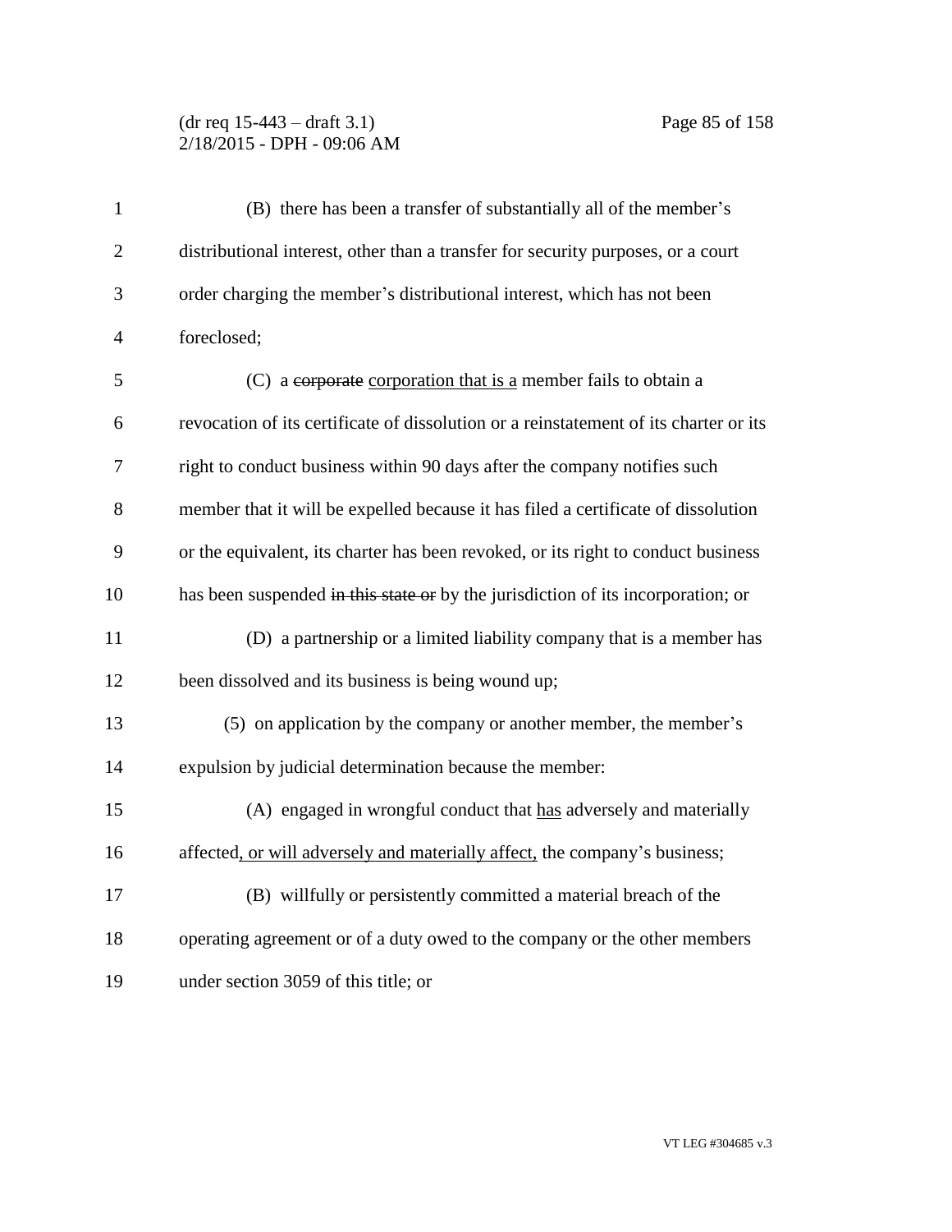(B) there has been a transfer of substantially all of the member's distributional interest, other than a transfer for security purposes, or a court order charging the member's distributional interest, which has not been foreclosed;

(C) a ~~corporate~~ <u>corporation that is a</u> member fails to obtain a revocation of its certificate of dissolution or a reinstatement of its charter or its right to conduct business within 90 days after the company notifies such member that it will be expelled because it has filed a certificate of dissolution or the equivalent, its charter has been revoked, or its right to conduct business has been suspended ~~in this state or~~ by the jurisdiction of its incorporation; or

(D) a partnership or a limited liability company that is a member has been dissolved and its business is being wound up;

(5) on application by the company or another member, the member's expulsion by judicial determination because the member:

(A) engaged in wrongful conduct that <u>has</u> adversely and materially affected<u>, or will adversely and materially affect,</u> the company's business;

(B) willfully or persistently committed a material breach of the operating agreement or of a duty owed to the company or the other members under section 3059 of this title; or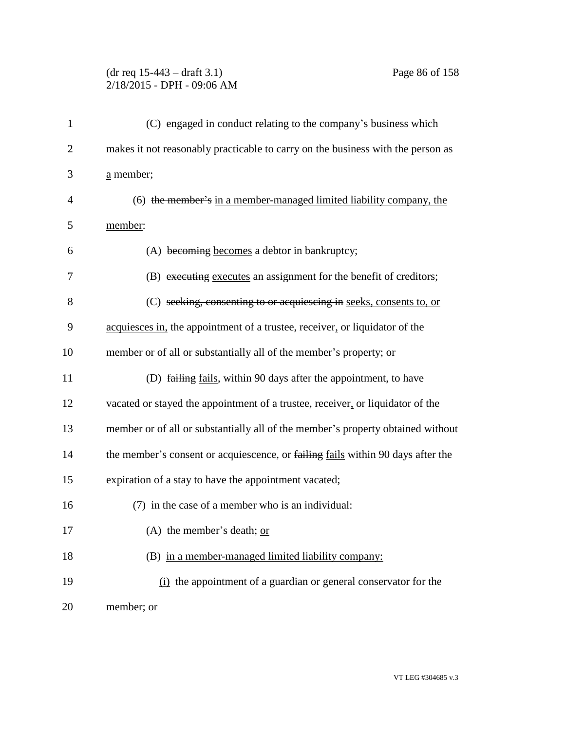(C) engaged in conduct relating to the company's business which makes it not reasonably practicable to carry on the business with the person as a member;

(6) ~~the member's~~ in a member-managed limited liability company, the member:

(A) ~~becoming~~ becomes a debtor in bankruptcy;

(B) ~~executing~~ executes an assignment for the benefit of creditors;

(C) ~~seeking, consenting to or acquiescing in~~ seeks, consents to, or acquiesces in, the appointment of a trustee, receiver, or liquidator of the member or of all or substantially all of the member's property; or

(D) ~~failing~~ fails, within 90 days after the appointment, to have vacated or stayed the appointment of a trustee, receiver, or liquidator of the member or of all or substantially all of the member's property obtained without the member's consent or acquiescence, or ~~failing~~ fails within 90 days after the expiration of a stay to have the appointment vacated;

(7) in the case of a member who is an individual:

(A) the member's death; or

(B) in a member-managed limited liability company:

(i) the appointment of a guardian or general conservator for the member; or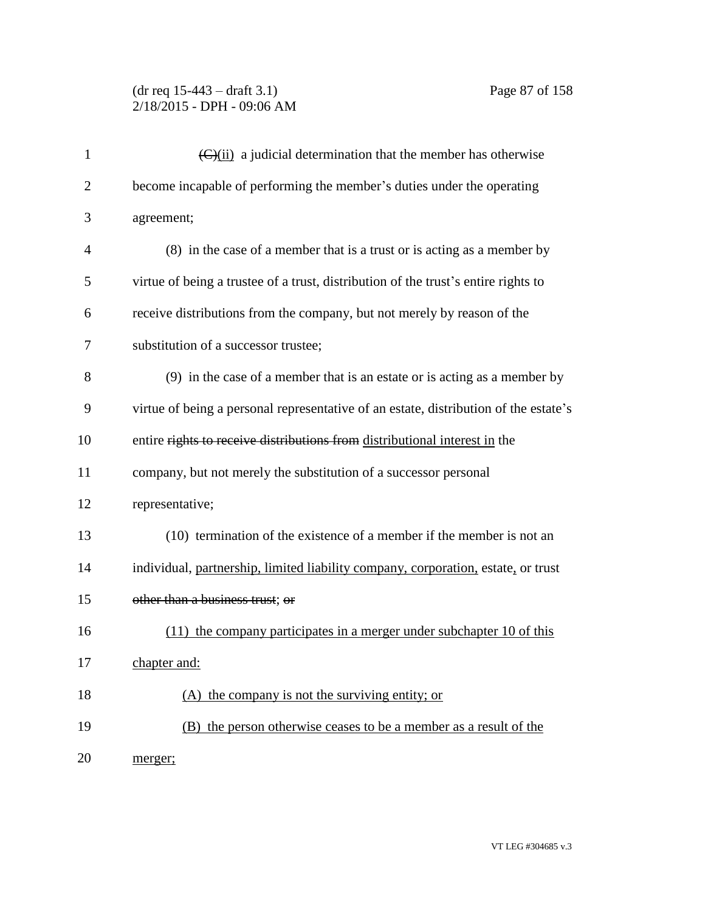~~(C)~~<u>(ii)</u> a judicial determination that the member has otherwise become incapable of performing the member's duties under the operating agreement;

(8) in the case of a member that is a trust or is acting as a member by virtue of being a trustee of a trust, distribution of the trust's entire rights to receive distributions from the company, but not merely by reason of the substitution of a successor trustee;

(9) in the case of a member that is an estate or is acting as a member by virtue of being a personal representative of an estate, distribution of the estate's entire ~~rights to receive distributions from~~ <u>distributional interest in</u> the company, but not merely the substitution of a successor personal representative;

(10) termination of the existence of a member if the member is not an individual, <u>partnership, limited liability company, corporation,</u> estate<u>,</u> or trust ~~other than a business trust~~; ~~or~~

<u>(11) the company participates in a merger under subchapter 10 of this chapter and:</u>

<u>(A) the company is not the surviving entity; or</u>

<u>(B) the person otherwise ceases to be a member as a result of the merger;</u>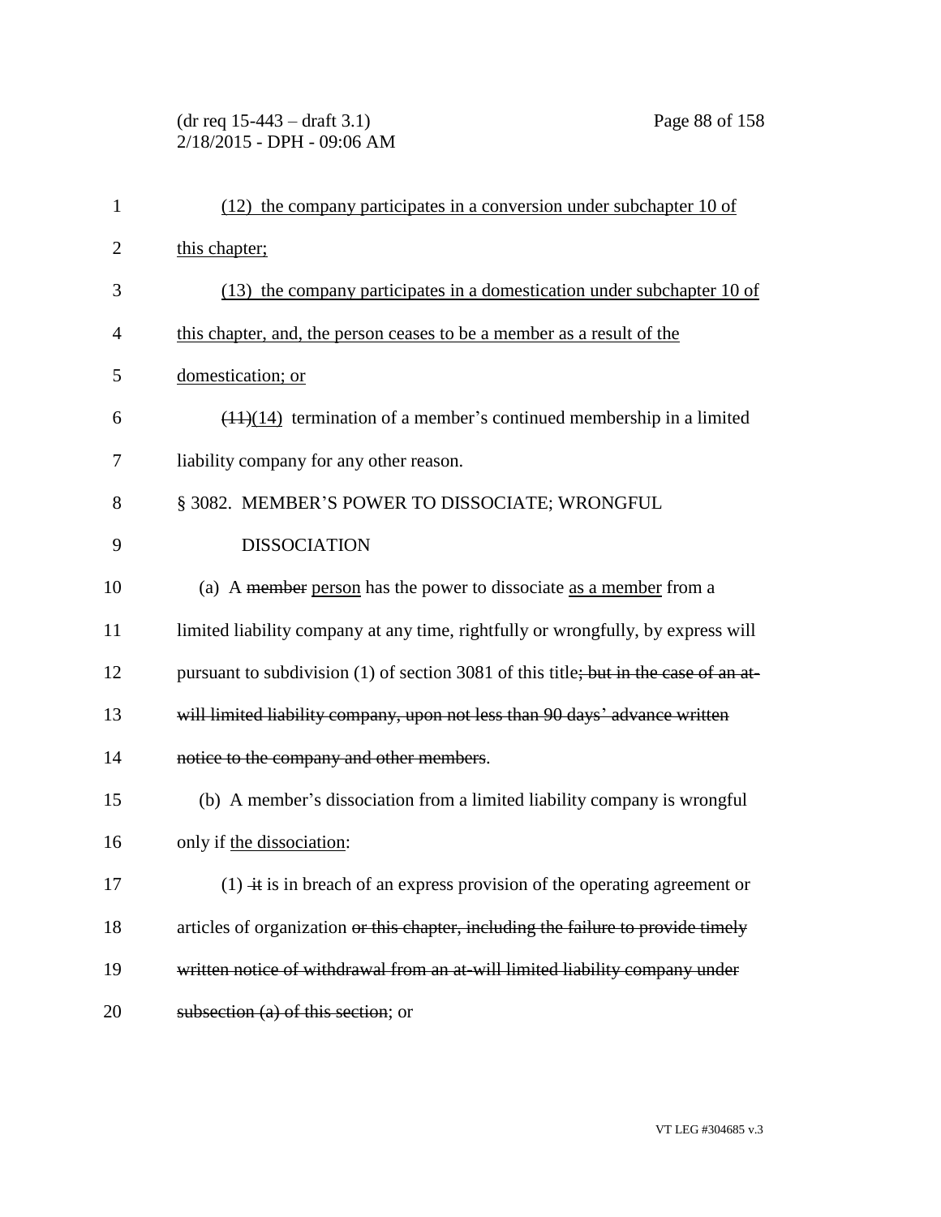(12) the company participates in a conversion under subchapter 10 of this chapter;

(13) the company participates in a domestication under subchapter 10 of this chapter, and, the person ceases to be a member as a result of the domestication; or

~~(11)~~(14) termination of a member's continued membership in a limited liability company for any other reason.

§ 3082. MEMBER'S POWER TO DISSOCIATE; WRONGFUL DISSOCIATION

(a) A ~~member~~ person has the power to dissociate as a member from a limited liability company at any time, rightfully or wrongfully, by express will pursuant to subdivision (1) of section 3081 of this title~~; but in the case of an at-will limited liability company, upon not less than 90 days' advance written notice to the company and other members~~.

(b) A member's dissociation from a limited liability company is wrongful only if the dissociation:

(1) ~~it~~ is in breach of an express provision of the operating agreement or articles of organization ~~or this chapter, including the failure to provide timely written notice of withdrawal from an at-will limited liability company under subsection (a) of this section~~; or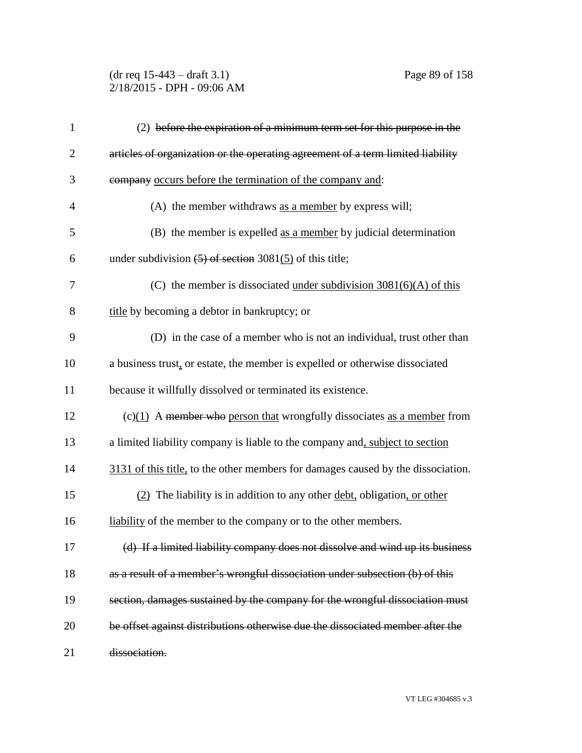(2) ~~before the expiration of a minimum term set for this purpose in the articles of organization or the operating agreement of a term limited liability company~~ <u>occurs before the termination of the company and</u>:

(A) the member withdraws <u>as a member</u> by express will;

(B) the member is expelled <u>as a member</u> by judicial determination under subdivision ~~(5) of section~~ 3081<u>(5)</u> of this title;

(C) the member is dissociated <u>under subdivision 3081(6)(A) of this title</u> by becoming a debtor in bankruptcy; or

(D) in the case of a member who is not an individual, trust other than a business trust<u>,</u> or estate, the member is expelled or otherwise dissociated because it willfully dissolved or terminated its existence.

(c)<u>(1)</u> A ~~member who~~ <u>person that</u> wrongfully dissociates <u>as a member</u> from a limited liability company is liable to the company and<u>, subject to section 3131 of this title,</u> to the other members for damages caused by the dissociation.

<u>(2)</u> The liability is in addition to any other <u>debt,</u> obligation<u>, or other liability</u> of the member to the company or to the other members.

~~(d) If a limited liability company does not dissolve and wind up its business as a result of a member's wrongful dissociation under subsection (b) of this section, damages sustained by the company for the wrongful dissociation must be offset against distributions otherwise due the dissociated member after the dissociation.~~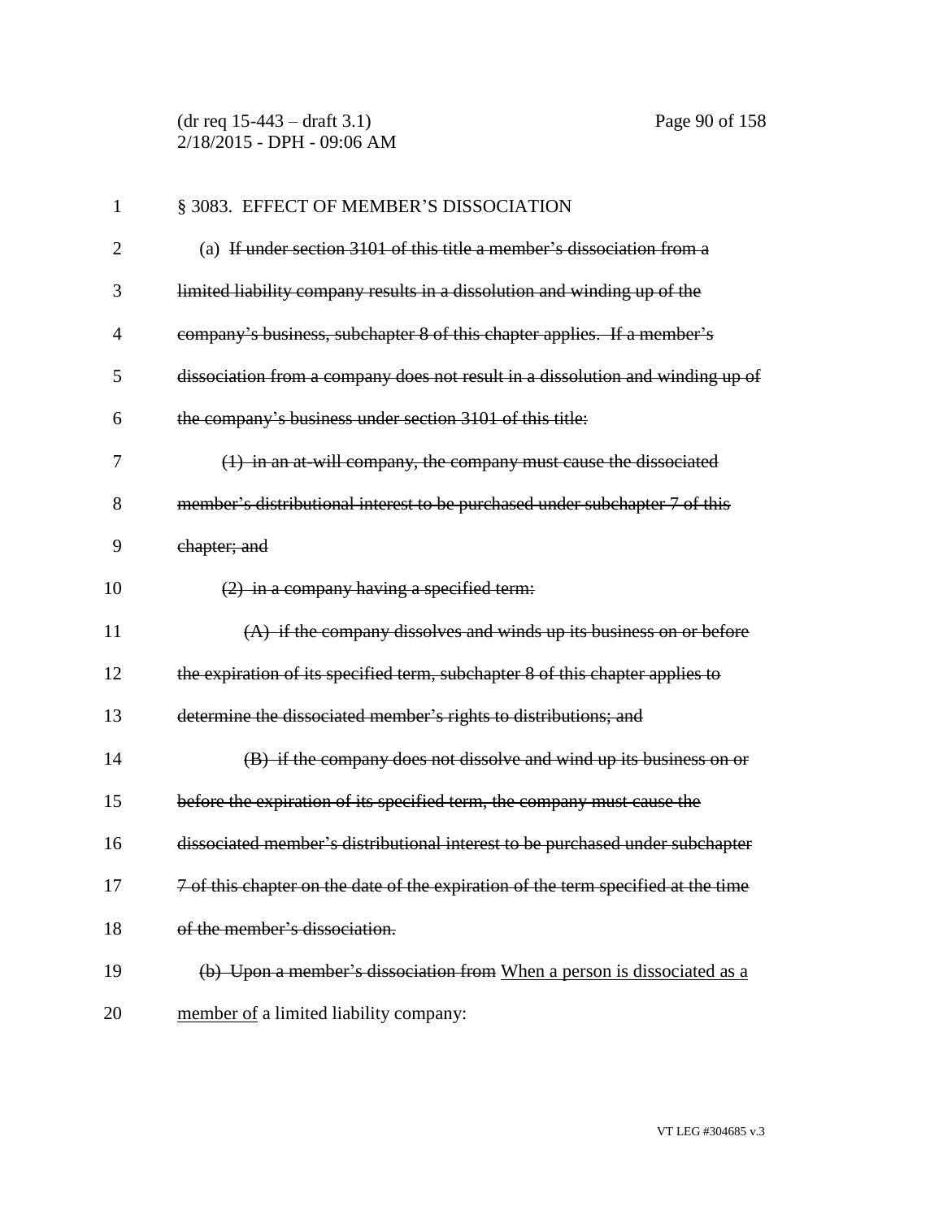§ 3083. EFFECT OF MEMBER'S DISSOCIATION

(a) ~~If under section 3101 of this title a member's dissociation from a limited liability company results in a dissolution and winding up of the company's business, subchapter 8 of this chapter applies. If a member's dissociation from a company does not result in a dissolution and winding up of the company's business under section 3101 of this title:~~

~~(1) in an at-will company, the company must cause the dissociated member's distributional interest to be purchased under subchapter 7 of this chapter; and~~

~~(2) in a company having a specified term:~~

~~(A) if the company dissolves and winds up its business on or before the expiration of its specified term, subchapter 8 of this chapter applies to determine the dissociated member's rights to distributions; and~~

~~(B) if the company does not dissolve and wind up its business on or before the expiration of its specified term, the company must cause the dissociated member's distributional interest to be purchased under subchapter 7 of this chapter on the date of the expiration of the term specified at the time of the member's dissociation.~~

~~(b) Upon a member's dissociation from~~ <u>When a person is dissociated as a member of</u> a limited liability company: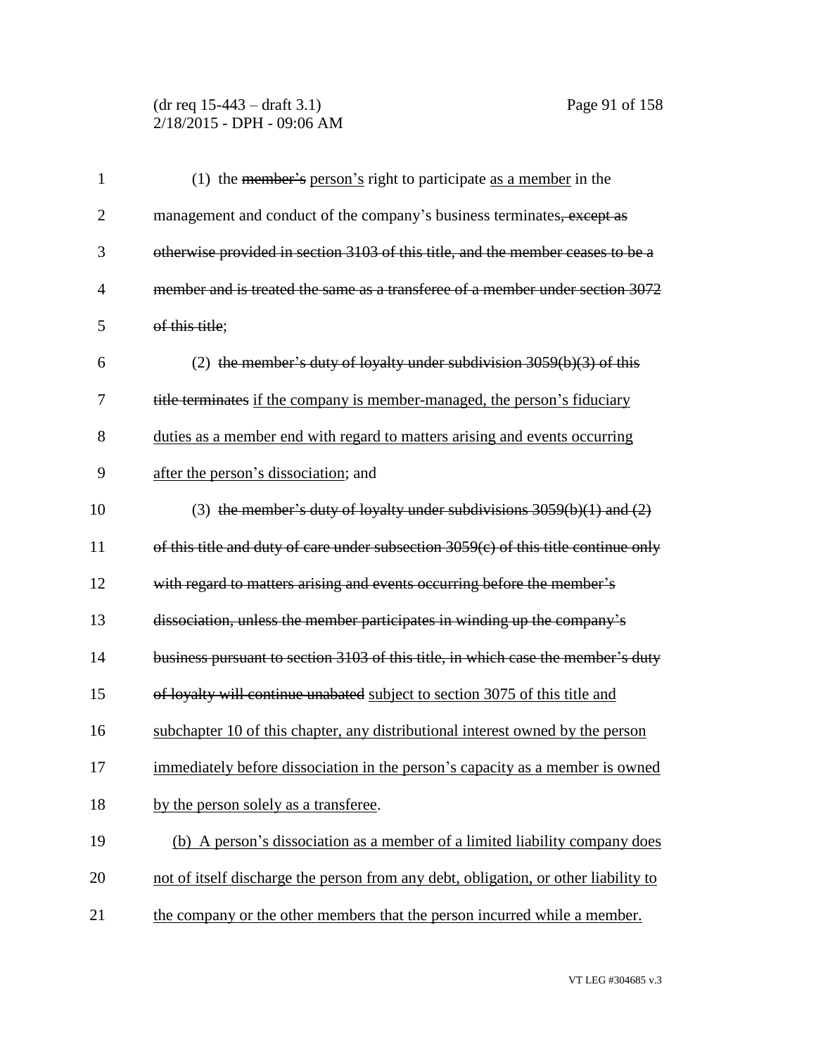(1) the ~~member's~~ person's right to participate as a member in the management and conduct of the company's business terminates~~, except as otherwise provided in section 3103 of this title, and the member ceases to be a member and is treated the same as a transferee of a member under section 3072 of this title~~;

(2) ~~the member's duty of loyalty under subdivision 3059(b)(3) of this title terminates~~ if the company is member-managed, the person's fiduciary duties as a member end with regard to matters arising and events occurring after the person's dissociation; and

(3) ~~the member's duty of loyalty under subdivisions 3059(b)(1) and (2) of this title and duty of care under subsection 3059(c) of this title continue only with regard to matters arising and events occurring before the member's dissociation, unless the member participates in winding up the company's business pursuant to section 3103 of this title, in which case the member's duty of loyalty will continue unabated~~ subject to section 3075 of this title and subchapter 10 of this chapter, any distributional interest owned by the person immediately before dissociation in the person's capacity as a member is owned by the person solely as a transferee.

(b) A person's dissociation as a member of a limited liability company does not of itself discharge the person from any debt, obligation, or other liability to the company or the other members that the person incurred while a member.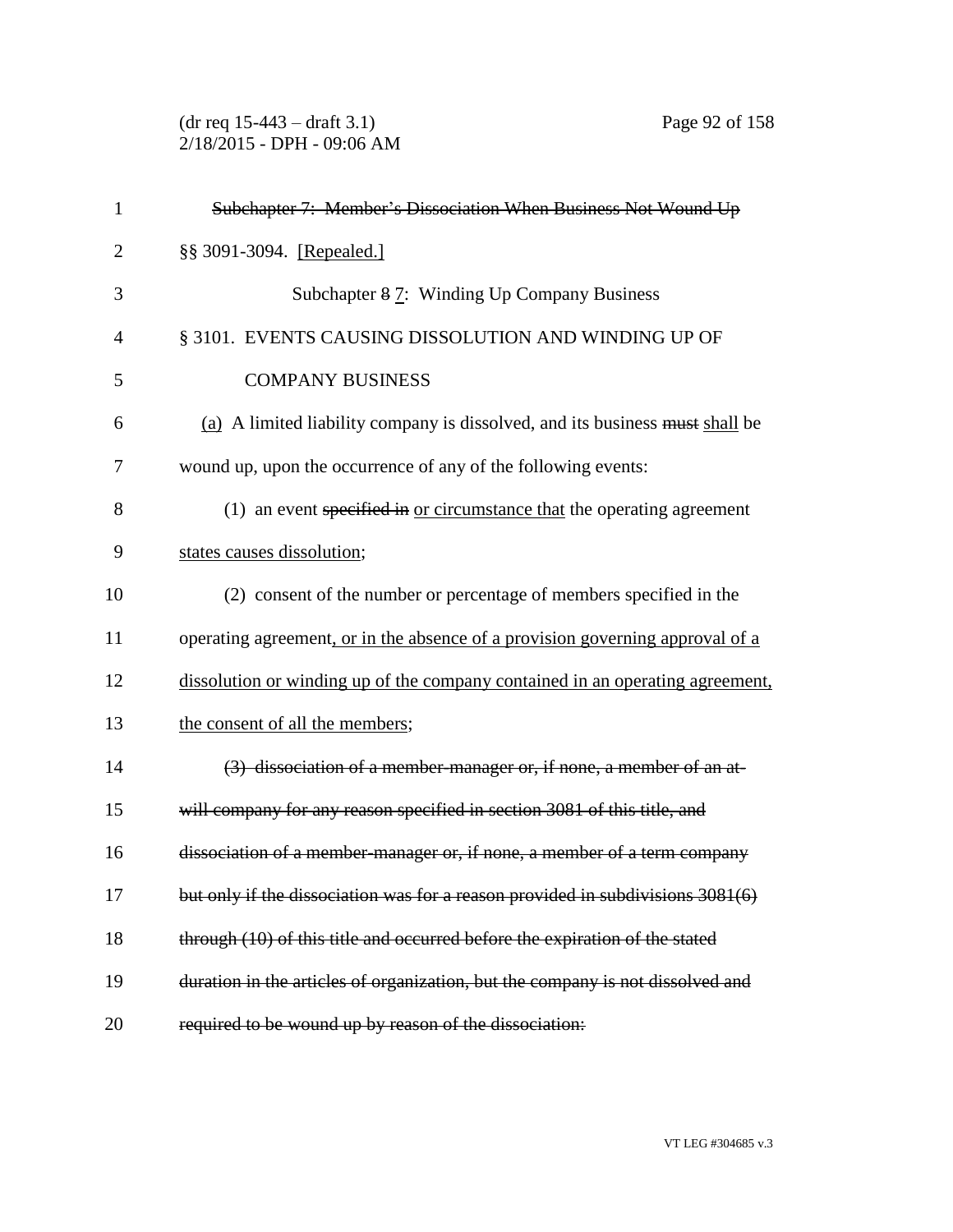~~Subchapter 7: Member's Dissociation When Business Not Wound Up~~

§§ 3091-3094. [Repealed.]

Subchapter ~~8~~ 7: Winding Up Company Business

§ 3101. EVENTS CAUSING DISSOLUTION AND WINDING UP OF COMPANY BUSINESS

(a) A limited liability company is dissolved, and its business ~~must~~ shall be wound up, upon the occurrence of any of the following events:

(1) an event ~~specified in~~ or circumstance that the operating agreement states causes dissolution;

(2) consent of the number or percentage of members specified in the operating agreement, or in the absence of a provision governing approval of a dissolution or winding up of the company contained in an operating agreement, the consent of all the members;

~~(3) dissociation of a member-manager or, if none, a member of an at-will company for any reason specified in section 3081 of this title, and dissociation of a member-manager or, if none, a member of a term company but only if the dissociation was for a reason provided in subdivisions 3081(6) through (10) of this title and occurred before the expiration of the stated duration in the articles of organization, but the company is not dissolved and required to be wound up by reason of the dissociation:~~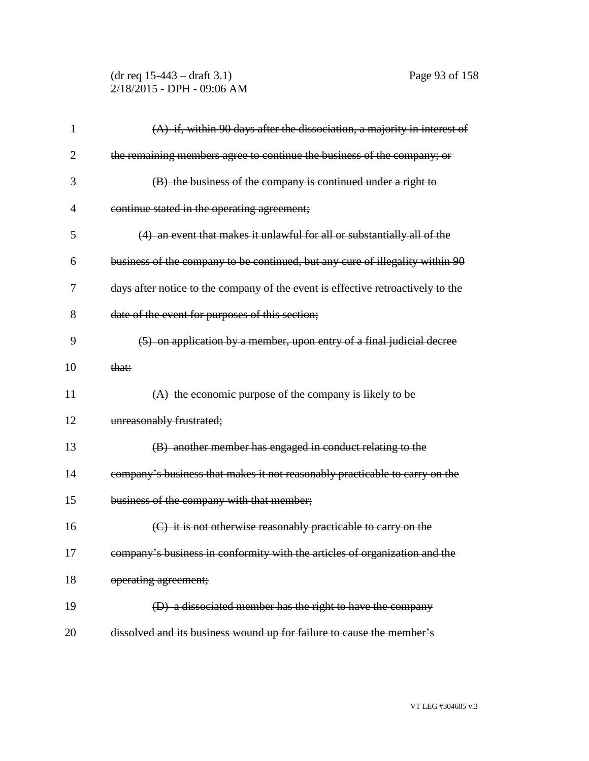~~(A) if, within 90 days after the dissociation, a majority in interest of the remaining members agree to continue the business of the company; or~~

~~(B) the business of the company is continued under a right to continue stated in the operating agreement;~~

~~(4) an event that makes it unlawful for all or substantially all of the business of the company to be continued, but any cure of illegality within 90 days after notice to the company of the event is effective retroactively to the date of the event for purposes of this section;~~

~~(5) on application by a member, upon entry of a final judicial decree that:~~

~~(A) the economic purpose of the company is likely to be unreasonably frustrated;~~

~~(B) another member has engaged in conduct relating to the company's business that makes it not reasonably practicable to carry on the business of the company with that member;~~

~~(C) it is not otherwise reasonably practicable to carry on the company's business in conformity with the articles of organization and the operating agreement;~~

~~(D) a dissociated member has the right to have the company dissolved and its business wound up for failure to cause the member's~~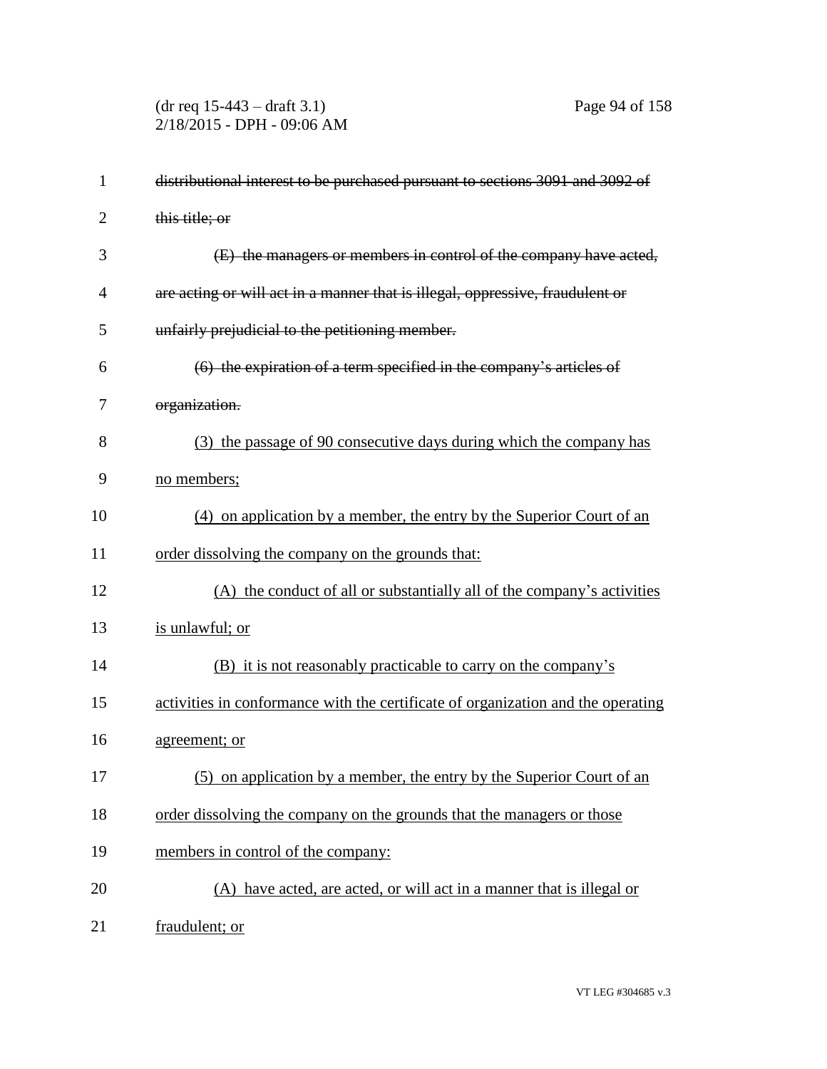~~distributional interest to be purchased pursuant to sections 3091 and 3092 of this title; or~~

~~(E) the managers or members in control of the company have acted, are acting or will act in a manner that is illegal, oppressive, fraudulent or unfairly prejudicial to the petitioning member.~~

~~(6) the expiration of a term specified in the company's articles of organization.~~

<u>(3) the passage of 90 consecutive days during which the company has no members;</u>

<u>(4) on application by a member, the entry by the Superior Court of an order dissolving the company on the grounds that:</u>

<u>(A) the conduct of all or substantially all of the company's activities is unlawful; or</u>

<u>(B) it is not reasonably practicable to carry on the company's activities in conformance with the certificate of organization and the operating agreement; or</u>

<u>(5) on application by a member, the entry by the Superior Court of an order dissolving the company on the grounds that the managers or those members in control of the company:</u>

<u>(A) have acted, are acted, or will act in a manner that is illegal or fraudulent; or</u>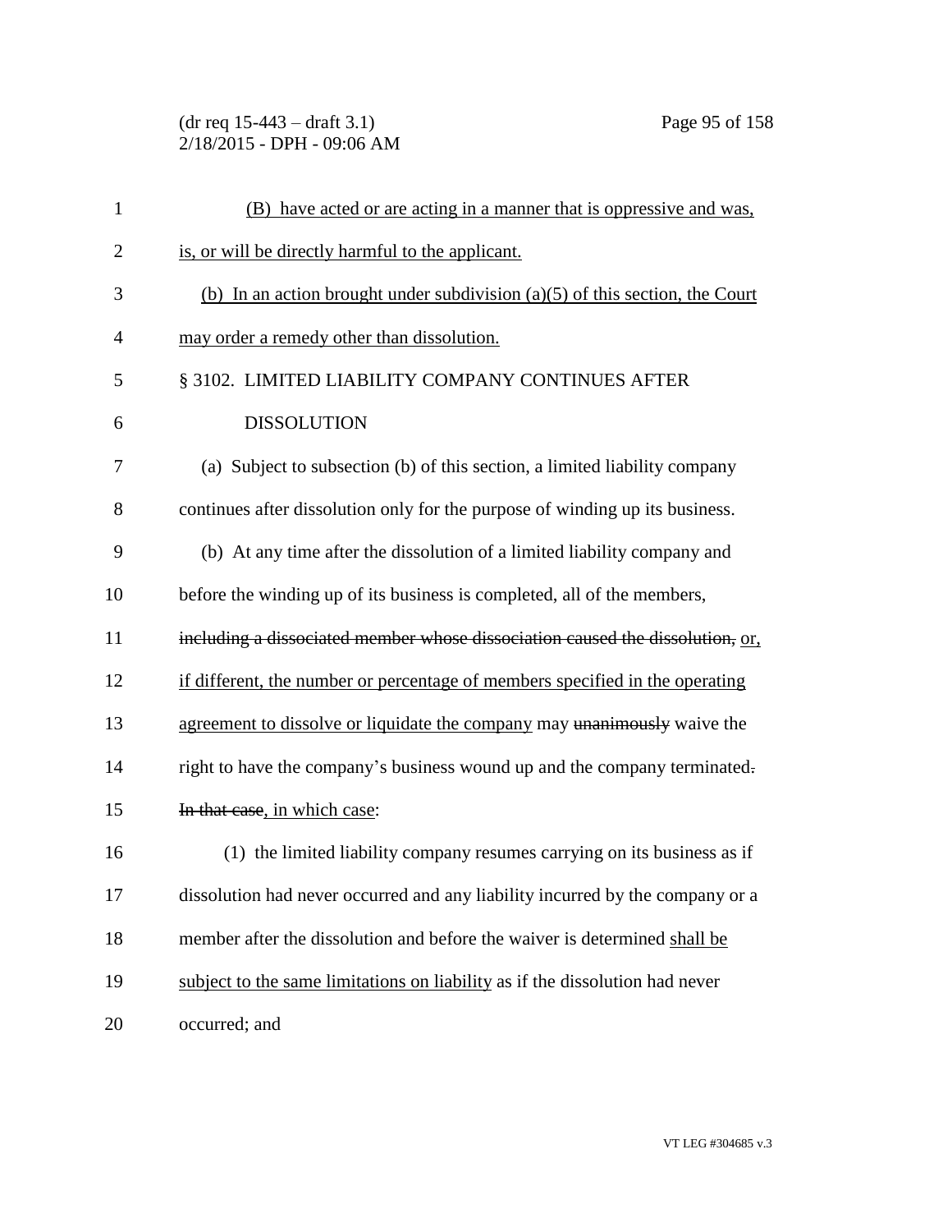(B) have acted or are acting in a manner that is oppressive and was, is, or will be directly harmful to the applicant.

(b) In an action brought under subdivision (a)(5) of this section, the Court may order a remedy other than dissolution.

§ 3102. LIMITED LIABILITY COMPANY CONTINUES AFTER DISSOLUTION

(a) Subject to subsection (b) of this section, a limited liability company continues after dissolution only for the purpose of winding up its business.

(b) At any time after the dissolution of a limited liability company and before the winding up of its business is completed, all of the members, ~~including a dissociated member whose dissociation caused the dissolution,~~ or, if different, the number or percentage of members specified in the operating agreement to dissolve or liquidate the company may ~~unanimously~~ waive the right to have the company's business wound up and the company terminated~~.~~ ~~In that case~~, in which case:

(1) the limited liability company resumes carrying on its business as if dissolution had never occurred and any liability incurred by the company or a member after the dissolution and before the waiver is determined shall be subject to the same limitations on liability as if the dissolution had never occurred; and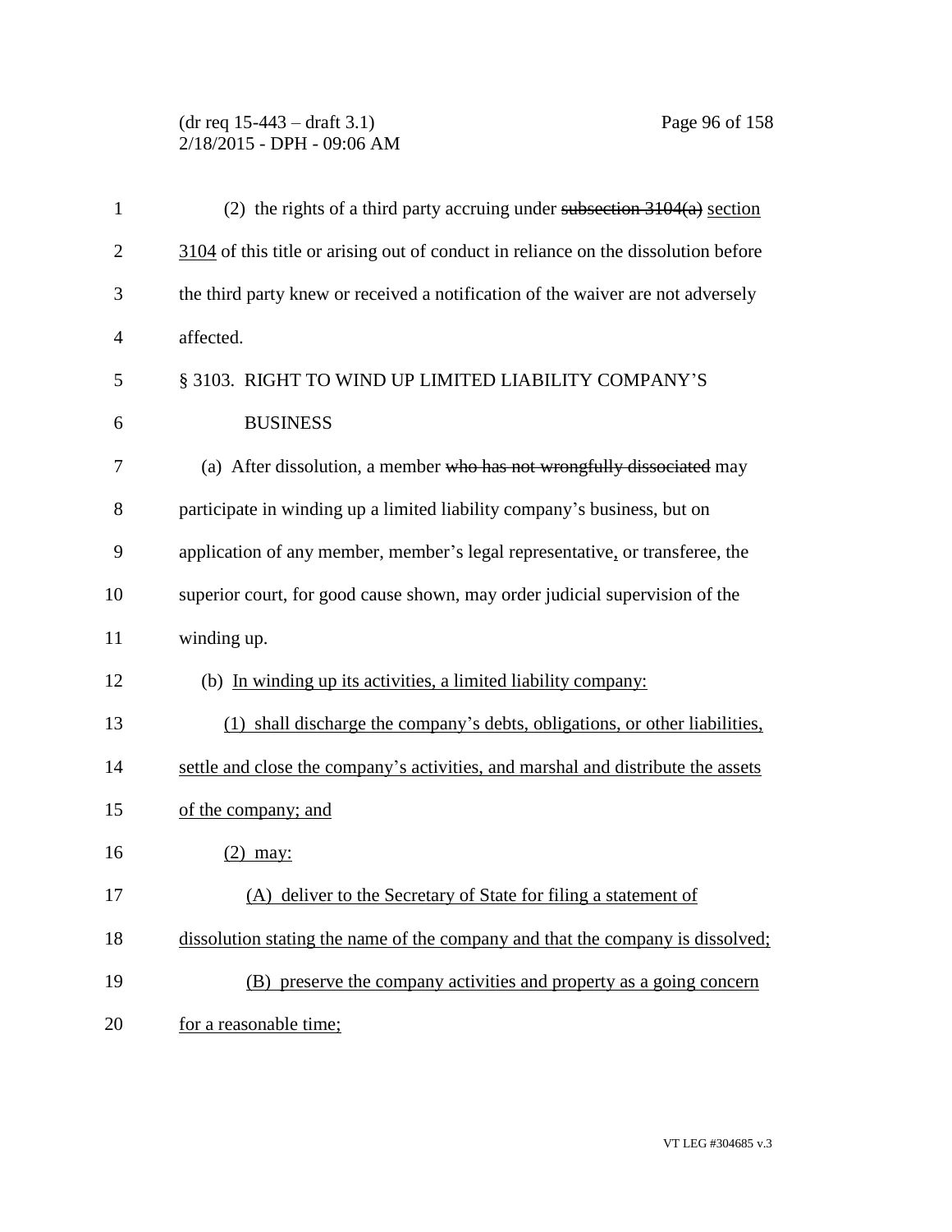(2) the rights of a third party accruing under ~~subsection 3104(a)~~ <u>section 3104</u> of this title or arising out of conduct in reliance on the dissolution before the third party knew or received a notification of the waiver are not adversely affected.

§ 3103. RIGHT TO WIND UP LIMITED LIABILITY COMPANY'S BUSINESS

(a) After dissolution, a member ~~who has not wrongfully dissociated~~ may participate in winding up a limited liability company's business, but on application of any member, member's legal representative<u>,</u> or transferee, the superior court, for good cause shown, may order judicial supervision of the winding up.

(b) <u>In winding up its activities, a limited liability company:</u>

<u>(1) shall discharge the company's debts, obligations, or other liabilities, settle and close the company's activities, and marshal and distribute the assets of the company; and</u>

<u>(2) may:</u>

<u>(A) deliver to the Secretary of State for filing a statement of dissolution stating the name of the company and that the company is dissolved;</u>

<u>(B) preserve the company activities and property as a going concern for a reasonable time;</u>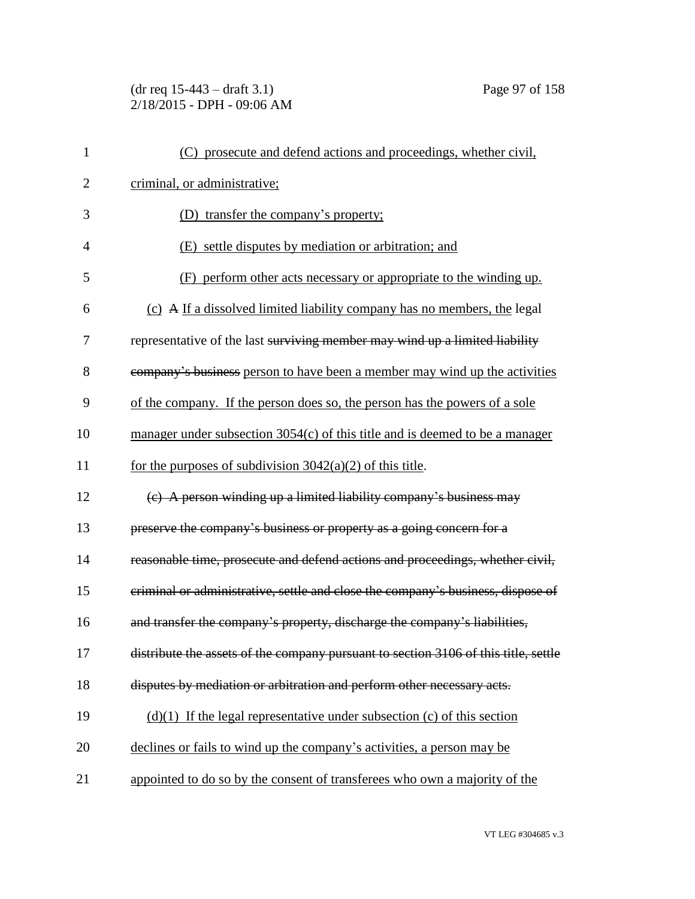(C) prosecute and defend actions and proceedings, whether civil, criminal, or administrative;

(D) transfer the company's property;

(E) settle disputes by mediation or arbitration; and

(F) perform other acts necessary or appropriate to the winding up.

(c) ~~A~~ If a dissolved limited liability company has no members, the legal representative of the last ~~surviving member may wind up a limited liability company's business~~ person to have been a member may wind up the activities of the company. If the person does so, the person has the powers of a sole manager under subsection 3054(c) of this title and is deemed to be a manager for the purposes of subdivision 3042(a)(2) of this title.

~~(c) A person winding up a limited liability company's business may preserve the company's business or property as a going concern for a reasonable time, prosecute and defend actions and proceedings, whether civil, criminal or administrative, settle and close the company's business, dispose of and transfer the company's property, discharge the company's liabilities, distribute the assets of the company pursuant to section 3106 of this title, settle disputes by mediation or arbitration and perform other necessary acts.~~

(d)(1) If the legal representative under subsection (c) of this section declines or fails to wind up the company's activities, a person may be appointed to do so by the consent of transferees who own a majority of the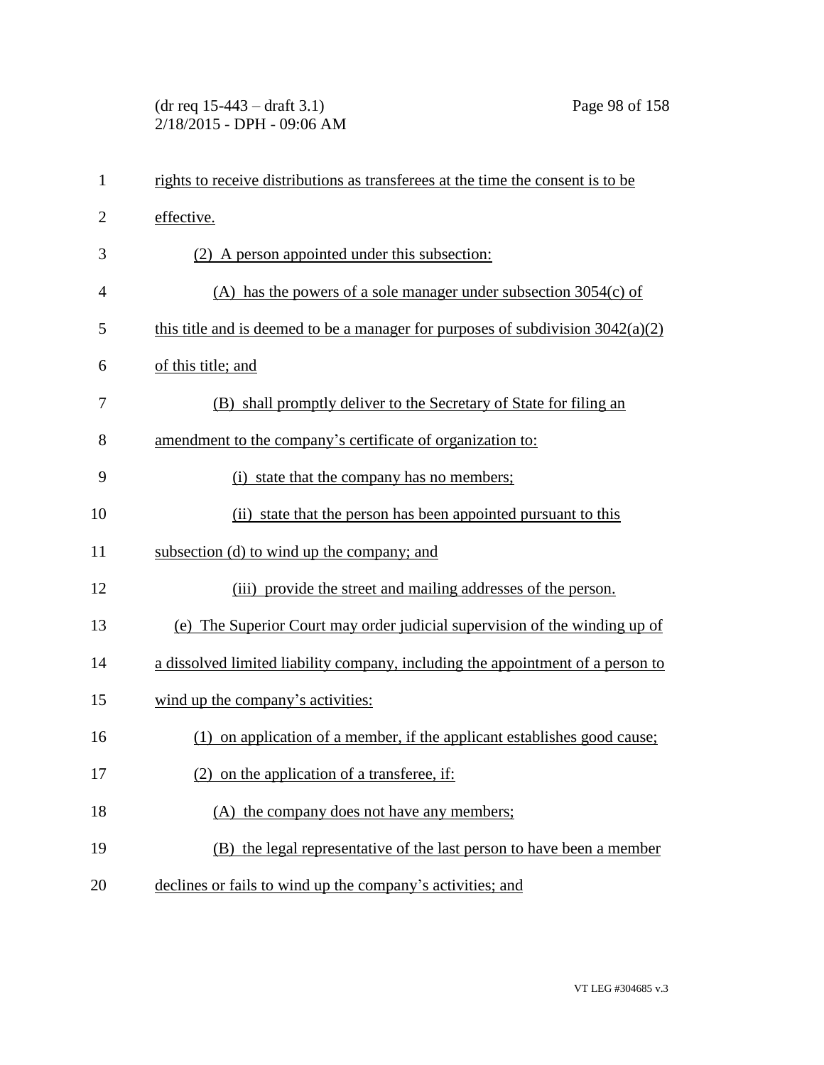rights to receive distributions as transferees at the time the consent is to be effective.

(2) A person appointed under this subsection:

(A) has the powers of a sole manager under subsection 3054(c) of this title and is deemed to be a manager for purposes of subdivision 3042(a)(2) of this title; and

(B) shall promptly deliver to the Secretary of State for filing an amendment to the company's certificate of organization to:

(i) state that the company has no members;

(ii) state that the person has been appointed pursuant to this subsection (d) to wind up the company; and

(iii) provide the street and mailing addresses of the person.

(e) The Superior Court may order judicial supervision of the winding up of a dissolved limited liability company, including the appointment of a person to wind up the company's activities:

(1) on application of a member, if the applicant establishes good cause;

(2) on the application of a transferee, if:

(A) the company does not have any members;

(B) the legal representative of the last person to have been a member declines or fails to wind up the company's activities; and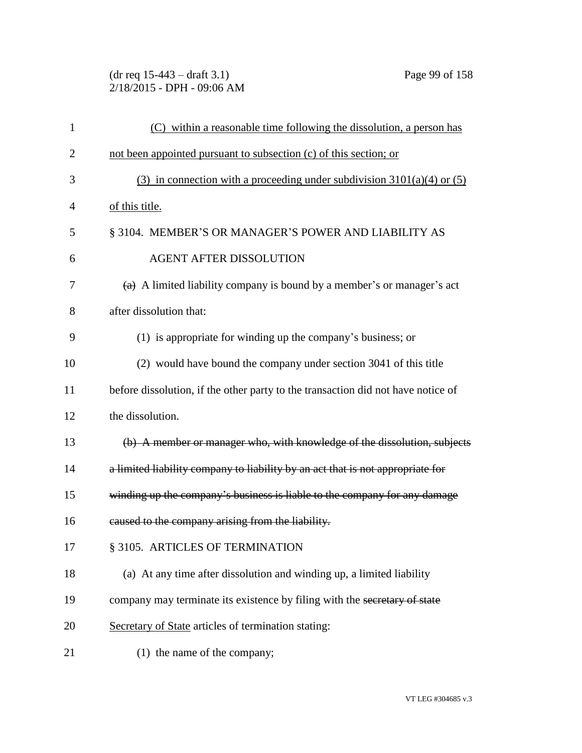(C) within a reasonable time following the dissolution, a person has not been appointed pursuant to subsection (c) of this section; or

(3) in connection with a proceeding under subdivision 3101(a)(4) or (5) of this title.

§ 3104. MEMBER'S OR MANAGER'S POWER AND LIABILITY AS AGENT AFTER DISSOLUTION

~~(a)~~ A limited liability company is bound by a member's or manager's act after dissolution that:

(1) is appropriate for winding up the company's business; or

(2) would have bound the company under section 3041 of this title before dissolution, if the other party to the transaction did not have notice of the dissolution.

~~(b) A member or manager who, with knowledge of the dissolution, subjects a limited liability company to liability by an act that is not appropriate for winding up the company's business is liable to the company for any damage caused to the company arising from the liability.~~

§ 3105. ARTICLES OF TERMINATION

(a) At any time after dissolution and winding up, a limited liability company may terminate its existence by filing with the ~~secretary of state~~ Secretary of State articles of termination stating:

(1) the name of the company;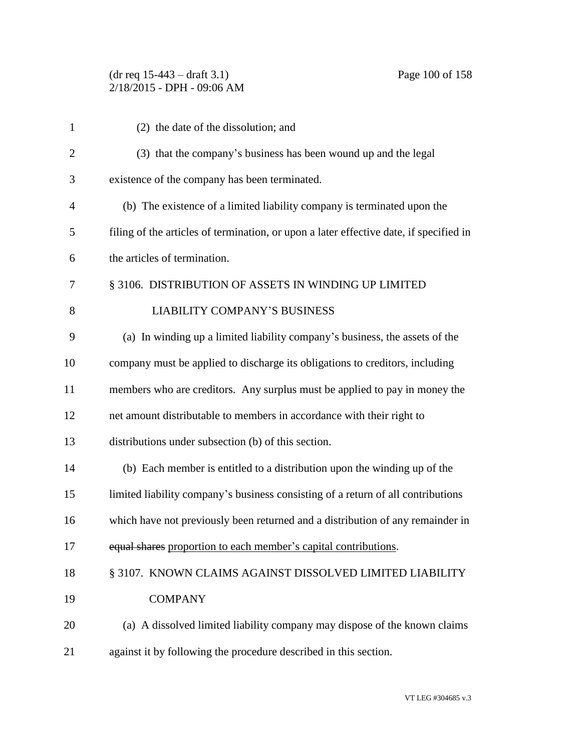(2) the date of the dissolution; and

(3) that the company's business has been wound up and the legal existence of the company has been terminated.

(b) The existence of a limited liability company is terminated upon the filing of the articles of termination, or upon a later effective date, if specified in the articles of termination.

§ 3106. DISTRIBUTION OF ASSETS IN WINDING UP LIMITED LIABILITY COMPANY'S BUSINESS

(a) In winding up a limited liability company's business, the assets of the company must be applied to discharge its obligations to creditors, including members who are creditors. Any surplus must be applied to pay in money the net amount distributable to members in accordance with their right to distributions under subsection (b) of this section.

(b) Each member is entitled to a distribution upon the winding up of the limited liability company's business consisting of a return of all contributions which have not previously been returned and a distribution of any remainder in ~~equal shares~~ <u>proportion to each member's capital contributions</u>.

§ 3107. KNOWN CLAIMS AGAINST DISSOLVED LIMITED LIABILITY COMPANY

(a) A dissolved limited liability company may dispose of the known claims against it by following the procedure described in this section.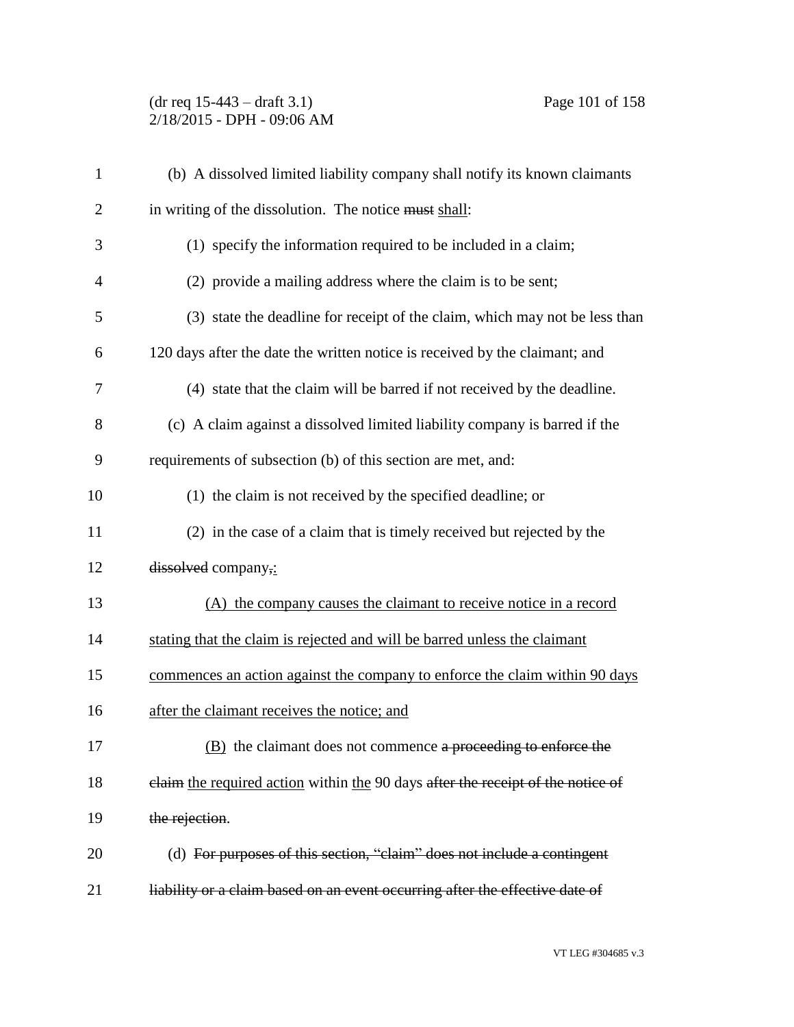(b) A dissolved limited liability company shall notify its known claimants in writing of the dissolution. The notice ~~must~~ <u>shall</u>:

(1) specify the information required to be included in a claim;

(2) provide a mailing address where the claim is to be sent;

(3) state the deadline for receipt of the claim, which may not be less than 120 days after the date the written notice is received by the claimant; and

(4) state that the claim will be barred if not received by the deadline.

(c) A claim against a dissolved limited liability company is barred if the requirements of subsection (b) of this section are met, and:

(1) the claim is not received by the specified deadline; or

(2) in the case of a claim that is timely received but rejected by the ~~dissolved~~ company~~,~~<u>:</u>

<u>(A) the company causes the claimant to receive notice in a record stating that the claim is rejected and will be barred unless the claimant commences an action against the company to enforce the claim within 90 days after the claimant receives the notice; and</u>

<u>(B)</u> the claimant does not commence ~~a proceeding to enforce the claim~~ <u>the required action</u> within <u>the</u> 90 days ~~after the receipt of the notice of the rejection~~.

(d) ~~For purposes of this section, "claim" does not include a contingent liability or a claim based on an event occurring after the effective date of~~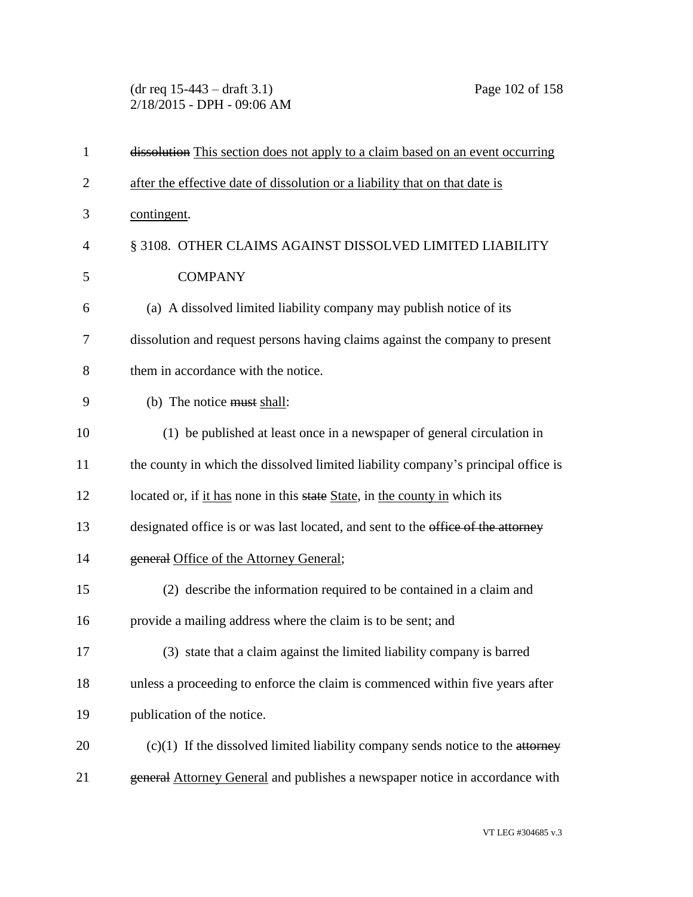~~dissolution~~ This section does not apply to a claim based on an event occurring after the effective date of dissolution or a liability that on that date is contingent.

§ 3108. OTHER CLAIMS AGAINST DISSOLVED LIMITED LIABILITY COMPANY

(a) A dissolved limited liability company may publish notice of its dissolution and request persons having claims against the company to present them in accordance with the notice.

(b) The notice ~~must~~ shall:

(1) be published at least once in a newspaper of general circulation in the county in which the dissolved limited liability company's principal office is located or, if it has none in this ~~state~~ State, in the county in which its designated office is or was last located, and sent to the ~~office of the attorney general~~ Office of the Attorney General;

(2) describe the information required to be contained in a claim and provide a mailing address where the claim is to be sent; and

(3) state that a claim against the limited liability company is barred unless a proceeding to enforce the claim is commenced within five years after publication of the notice.

(c)(1) If the dissolved limited liability company sends notice to the ~~attorney general~~ Attorney General and publishes a newspaper notice in accordance with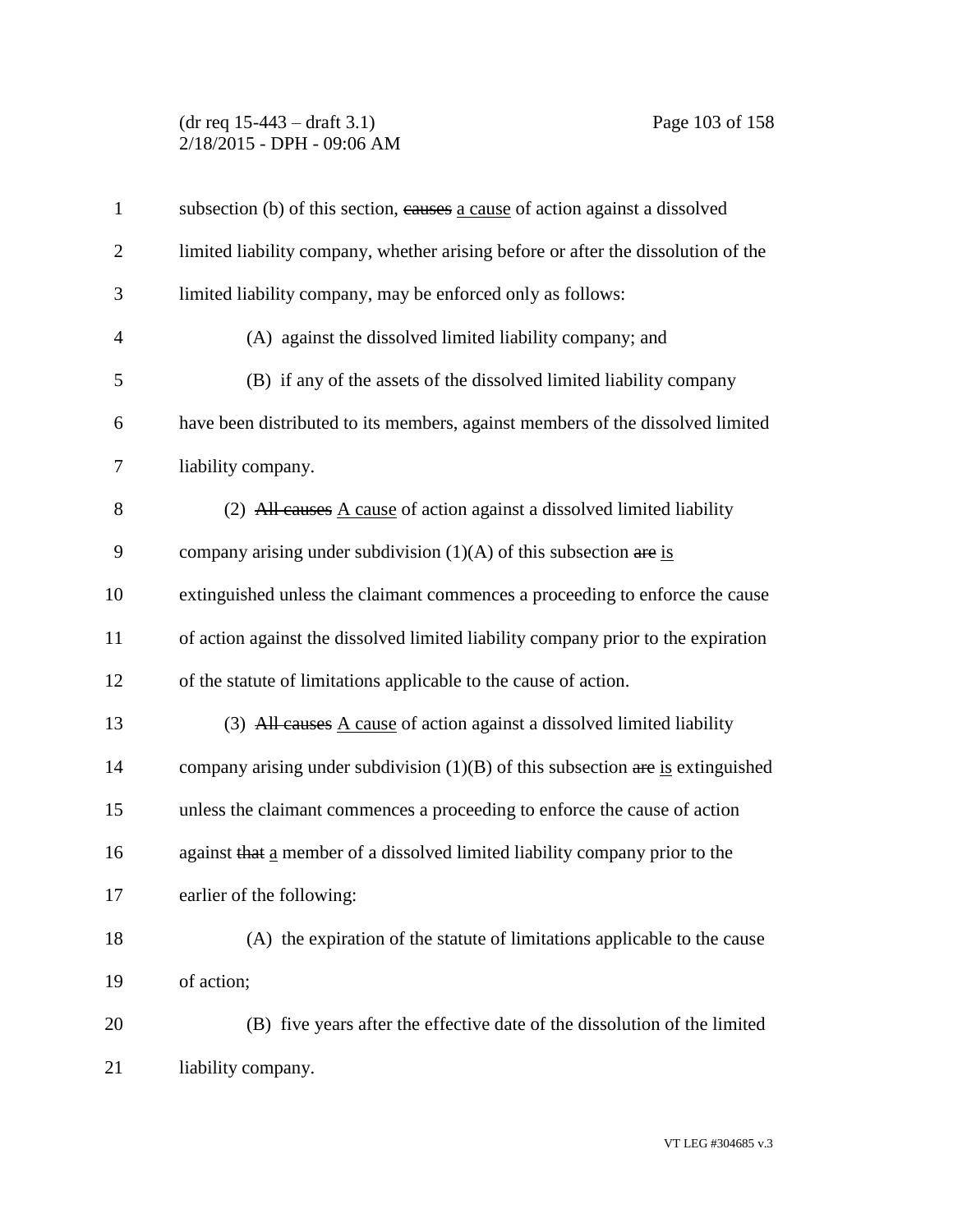subsection (b) of this section, ~~causes~~ a cause of action against a dissolved limited liability company, whether arising before or after the dissolution of the limited liability company, may be enforced only as follows:

(A) against the dissolved limited liability company; and

(B) if any of the assets of the dissolved limited liability company have been distributed to its members, against members of the dissolved limited liability company.

(2) ~~All causes~~ A cause of action against a dissolved limited liability company arising under subdivision (1)(A) of this subsection ~~are~~ is extinguished unless the claimant commences a proceeding to enforce the cause of action against the dissolved limited liability company prior to the expiration of the statute of limitations applicable to the cause of action.

(3) ~~All causes~~ A cause of action against a dissolved limited liability company arising under subdivision (1)(B) of this subsection ~~are~~ is extinguished unless the claimant commences a proceeding to enforce the cause of action against ~~that~~ a member of a dissolved limited liability company prior to the earlier of the following:

(A) the expiration of the statute of limitations applicable to the cause of action;

(B) five years after the effective date of the dissolution of the limited liability company.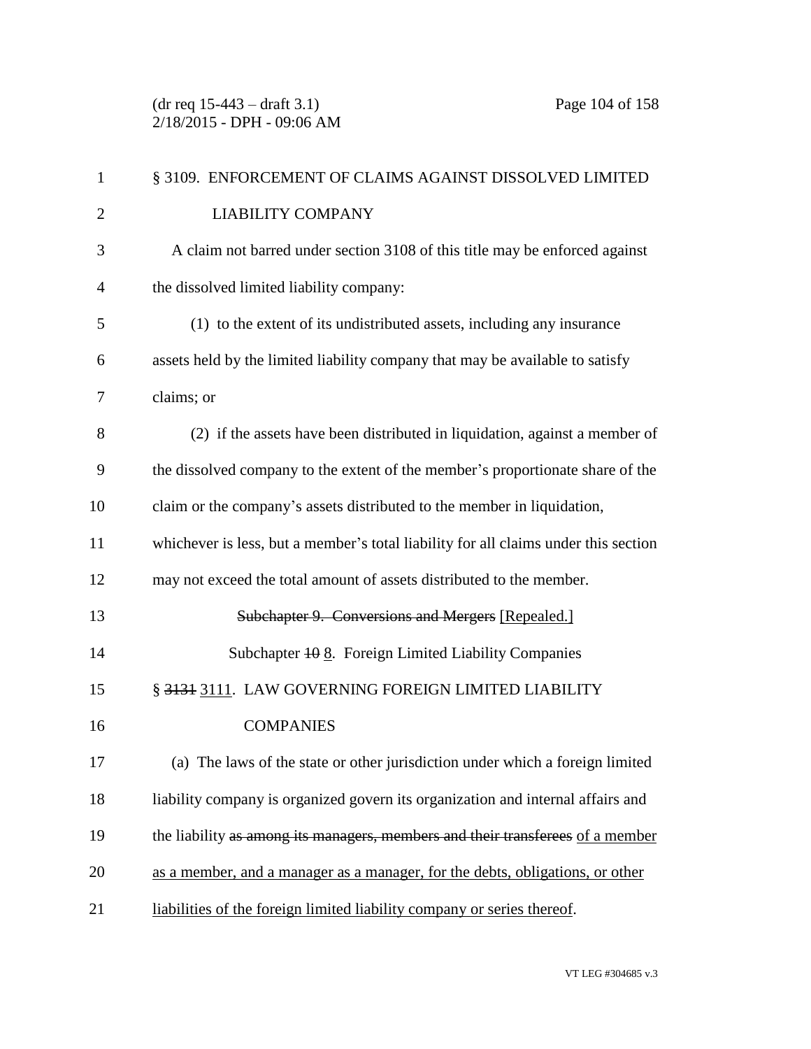§ 3109. ENFORCEMENT OF CLAIMS AGAINST DISSOLVED LIMITED LIABILITY COMPANY

A claim not barred under section 3108 of this title may be enforced against the dissolved limited liability company:

(1) to the extent of its undistributed assets, including any insurance assets held by the limited liability company that may be available to satisfy claims; or

(2) if the assets have been distributed in liquidation, against a member of the dissolved company to the extent of the member's proportionate share of the claim or the company's assets distributed to the member in liquidation, whichever is less, but a member's total liability for all claims under this section may not exceed the total amount of assets distributed to the member.

~~Subchapter 9. Conversions and Mergers~~ [Repealed.]

Subchapter ~~10~~ 8. Foreign Limited Liability Companies

§ ~~3131~~ 3111. LAW GOVERNING FOREIGN LIMITED LIABILITY COMPANIES

(a) The laws of the state or other jurisdiction under which a foreign limited liability company is organized govern its organization and internal affairs and the liability ~~as among its managers, members and their transferees~~ of a member as a member, and a manager as a manager, for the debts, obligations, or other liabilities of the foreign limited liability company or series thereof.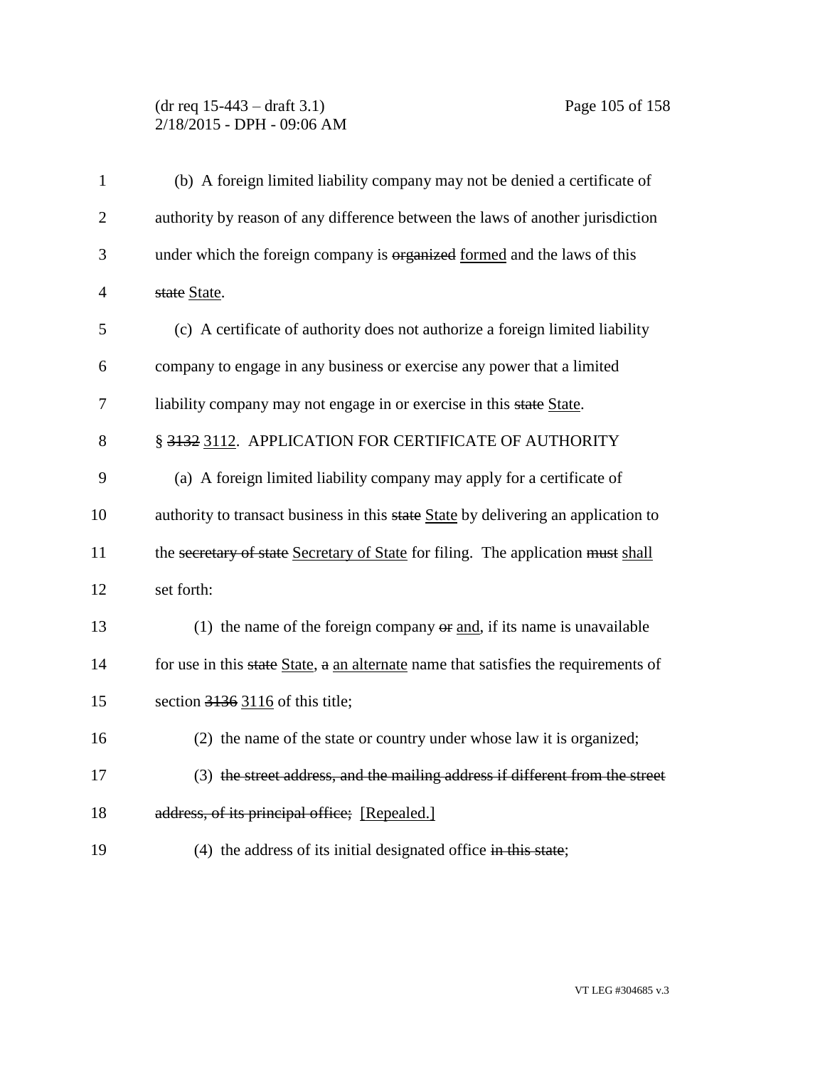(b) A foreign limited liability company may not be denied a certificate of authority by reason of any difference between the laws of another jurisdiction under which the foreign company is ~~organized~~ formed and the laws of this ~~state~~ State.

(c) A certificate of authority does not authorize a foreign limited liability company to engage in any business or exercise any power that a limited liability company may not engage in or exercise in this ~~state~~ State.

§ ~~3132~~ 3112. APPLICATION FOR CERTIFICATE OF AUTHORITY

(a) A foreign limited liability company may apply for a certificate of authority to transact business in this ~~state~~ State by delivering an application to the ~~secretary of state~~ Secretary of State for filing. The application ~~must~~ shall set forth:

(1) the name of the foreign company ~~or~~ and, if its name is unavailable for use in this ~~state~~ State, ~~a~~ an alternate name that satisfies the requirements of section ~~3136~~ 3116 of this title;

(2) the name of the state or country under whose law it is organized;

(3) ~~the street address, and the mailing address if different from the street address, of its principal office;~~ [Repealed.]

(4) the address of its initial designated office ~~in this state~~;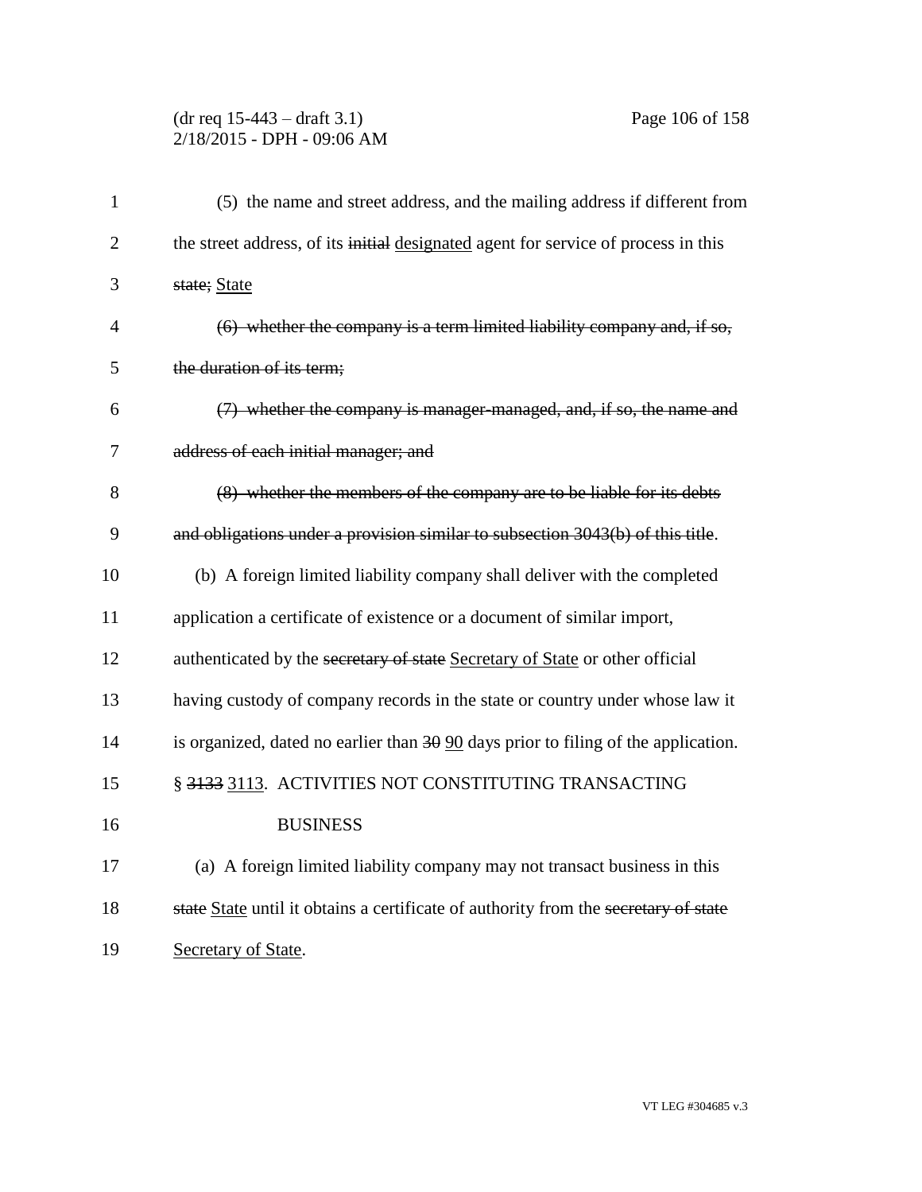(5) the name and street address, and the mailing address if different from the street address, of its ~~initial~~ <u>designated</u> agent for service of process in this ~~state;~~ <u>State</u>

~~(6) whether the company is a term limited liability company and, if so, the duration of its term;~~

~~(7) whether the company is manager-managed, and, if so, the name and address of each initial manager; and~~

~~(8) whether the members of the company are to be liable for its debts and obligations under a provision similar to subsection 3043(b) of this title~~.

(b) A foreign limited liability company shall deliver with the completed application a certificate of existence or a document of similar import, authenticated by the ~~secretary of state~~ <u>Secretary of State</u> or other official having custody of company records in the state or country under whose law it is organized, dated no earlier than ~~30~~ <u>90</u> days prior to filing of the application.

§ ~~3133~~ <u>3113</u>. ACTIVITIES NOT CONSTITUTING TRANSACTING BUSINESS

(a) A foreign limited liability company may not transact business in this ~~state~~ <u>State</u> until it obtains a certificate of authority from the ~~secretary of state~~ <u>Secretary of State</u>.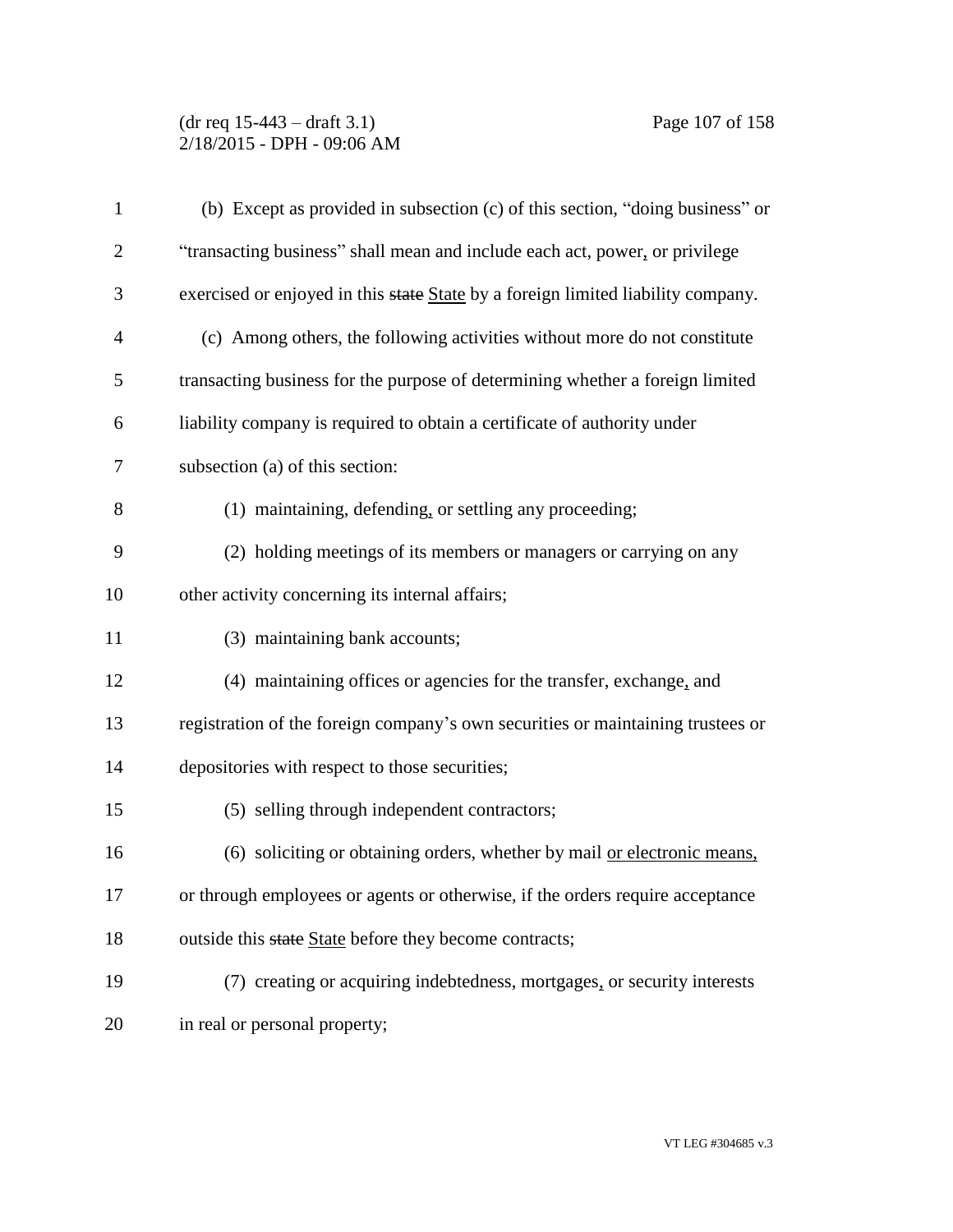(b) Except as provided in subsection (c) of this section, "doing business" or "transacting business" shall mean and include each act, power, or privilege exercised or enjoyed in this ~~state~~ State by a foreign limited liability company.

(c) Among others, the following activities without more do not constitute transacting business for the purpose of determining whether a foreign limited liability company is required to obtain a certificate of authority under subsection (a) of this section:

(1) maintaining, defending, or settling any proceeding;

(2) holding meetings of its members or managers or carrying on any other activity concerning its internal affairs;

(3) maintaining bank accounts;

(4) maintaining offices or agencies for the transfer, exchange, and registration of the foreign company's own securities or maintaining trustees or depositories with respect to those securities;

(5) selling through independent contractors;

(6) soliciting or obtaining orders, whether by mail or electronic means, or through employees or agents or otherwise, if the orders require acceptance outside this ~~state~~ State before they become contracts;

(7) creating or acquiring indebtedness, mortgages, or security interests in real or personal property;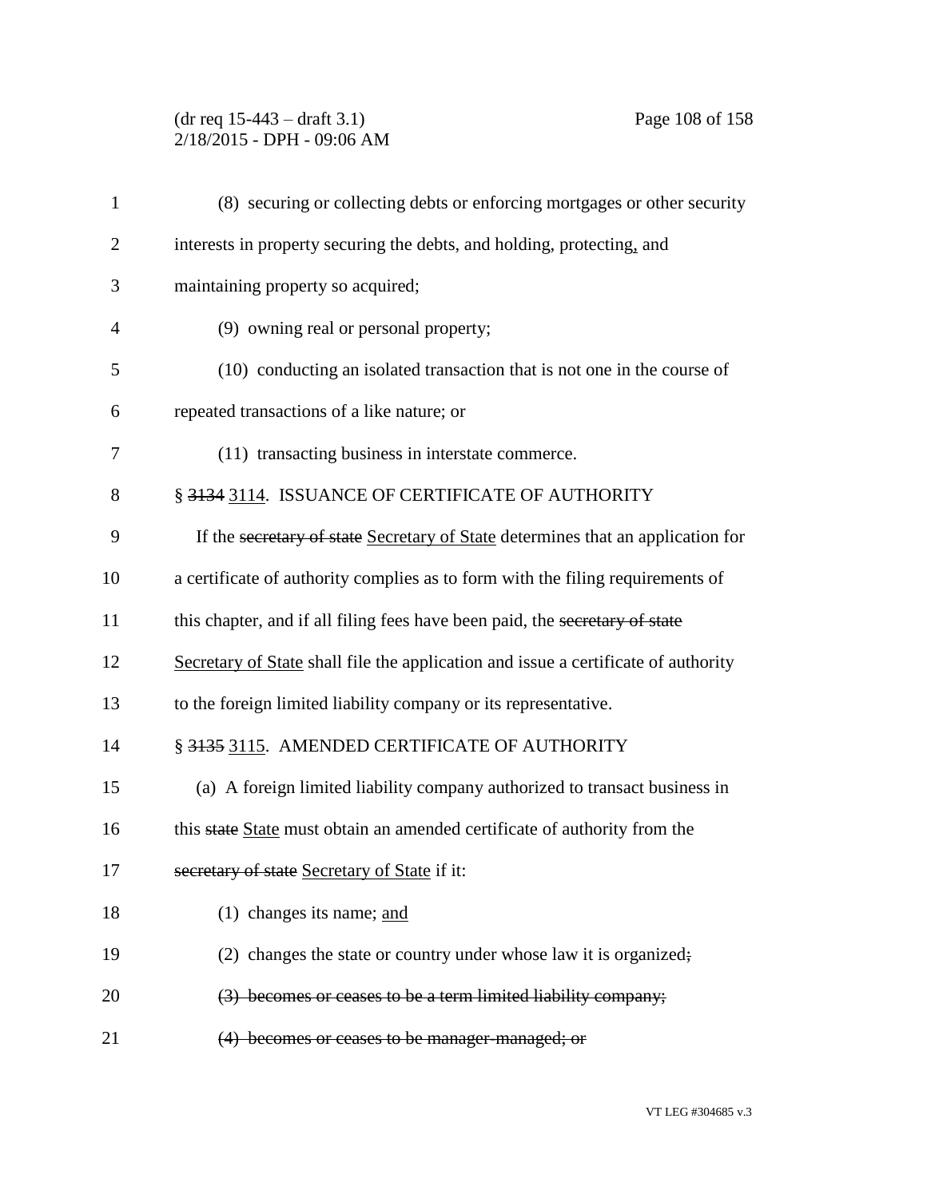(8) securing or collecting debts or enforcing mortgages or other security interests in property securing the debts, and holding, protecting, and maintaining property so acquired;

(9) owning real or personal property;

(10) conducting an isolated transaction that is not one in the course of repeated transactions of a like nature; or

(11) transacting business in interstate commerce.

§ ~~3134~~ 3114. ISSUANCE OF CERTIFICATE OF AUTHORITY

If the ~~secretary of state~~ Secretary of State determines that an application for a certificate of authority complies as to form with the filing requirements of this chapter, and if all filing fees have been paid, the ~~secretary of state~~ Secretary of State shall file the application and issue a certificate of authority to the foreign limited liability company or its representative.

§ ~~3135~~ 3115. AMENDED CERTIFICATE OF AUTHORITY

(a) A foreign limited liability company authorized to transact business in this ~~state~~ State must obtain an amended certificate of authority from the ~~secretary of state~~ Secretary of State if it:

(1) changes its name; and

(2) changes the state or country under whose law it is organized~~;~~

~~(3) becomes or ceases to be a term limited liability company;~~

~~(4) becomes or ceases to be manager-managed; or~~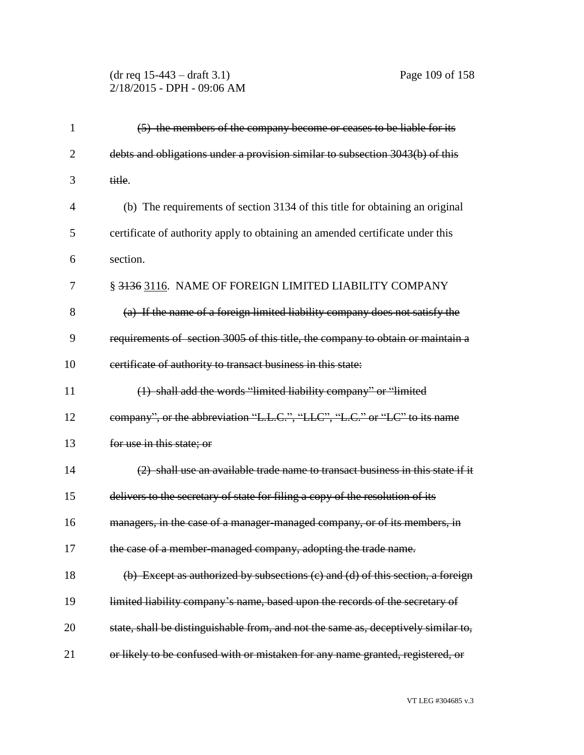~~(5) the members of the company become or ceases to be liable for its debts and obligations under a provision similar to subsection 3043(b) of this title~~.

(b) The requirements of section 3134 of this title for obtaining an original certificate of authority apply to obtaining an amended certificate under this section.

§ ~~3136~~ 3116. NAME OF FOREIGN LIMITED LIABILITY COMPANY

~~(a) If the name of a foreign limited liability company does not satisfy the requirements of section 3005 of this title, the company to obtain or maintain a certificate of authority to transact business in this state:~~

~~(1) shall add the words "limited liability company" or "limited company", or the abbreviation "L.L.C.", "LLC", "L.C." or "LC" to its name for use in this state; or~~

~~(2) shall use an available trade name to transact business in this state if it delivers to the secretary of state for filing a copy of the resolution of its managers, in the case of a manager-managed company, or of its members, in the case of a member-managed company, adopting the trade name.~~

~~(b) Except as authorized by subsections (c) and (d) of this section, a foreign limited liability company's name, based upon the records of the secretary of state, shall be distinguishable from, and not the same as, deceptively similar to, or likely to be confused with or mistaken for any name granted, registered, or~~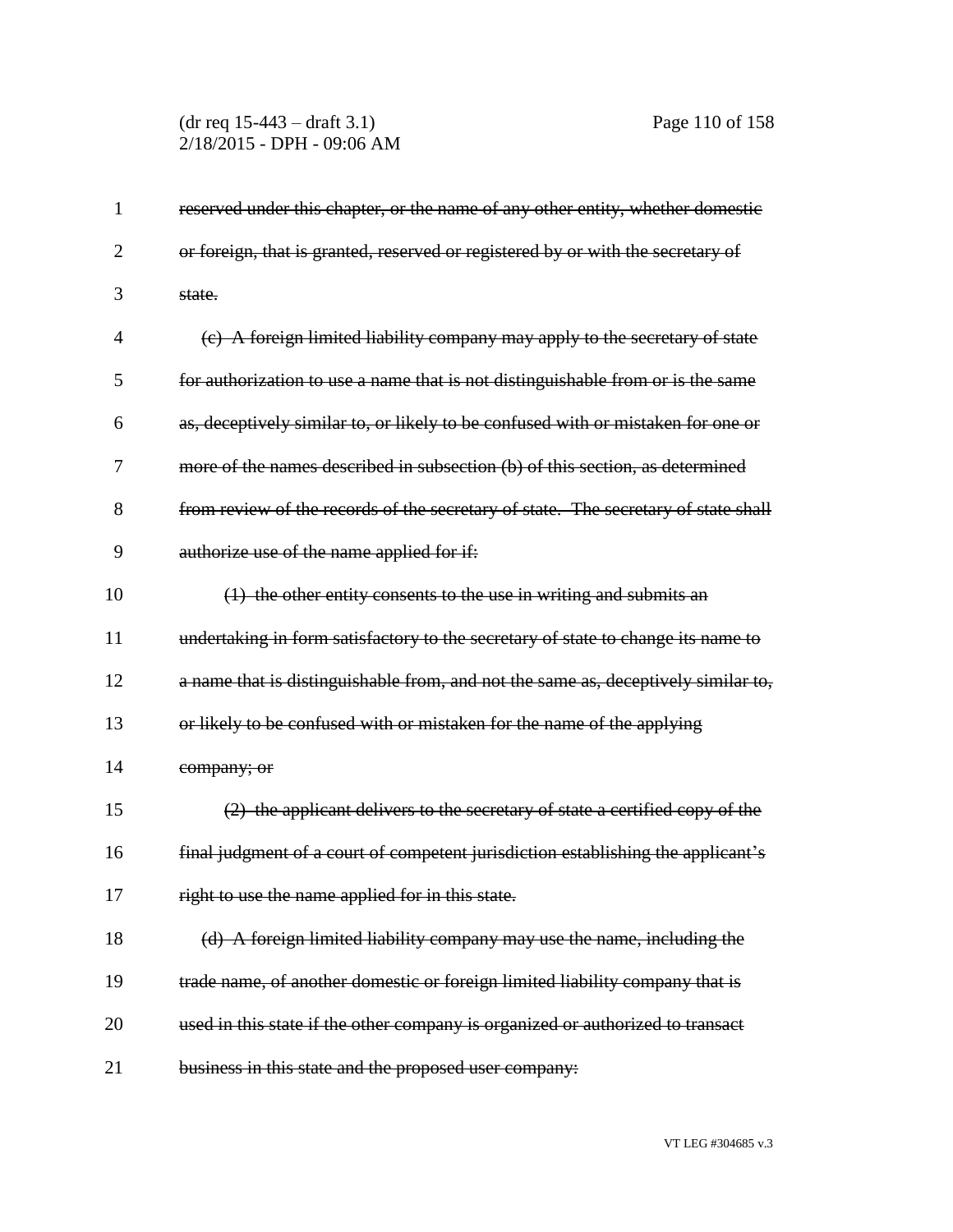~~reserved under this chapter, or the name of any other entity, whether domestic or foreign, that is granted, reserved or registered by or with the secretary of state.~~

~~(c) A foreign limited liability company may apply to the secretary of state for authorization to use a name that is not distinguishable from or is the same as, deceptively similar to, or likely to be confused with or mistaken for one or more of the names described in subsection (b) of this section, as determined from review of the records of the secretary of state. The secretary of state shall authorize use of the name applied for if:~~

~~(1) the other entity consents to the use in writing and submits an undertaking in form satisfactory to the secretary of state to change its name to a name that is distinguishable from, and not the same as, deceptively similar to, or likely to be confused with or mistaken for the name of the applying company; or~~

~~(2) the applicant delivers to the secretary of state a certified copy of the final judgment of a court of competent jurisdiction establishing the applicant's right to use the name applied for in this state.~~

~~(d) A foreign limited liability company may use the name, including the trade name, of another domestic or foreign limited liability company that is used in this state if the other company is organized or authorized to transact business in this state and the proposed user company:~~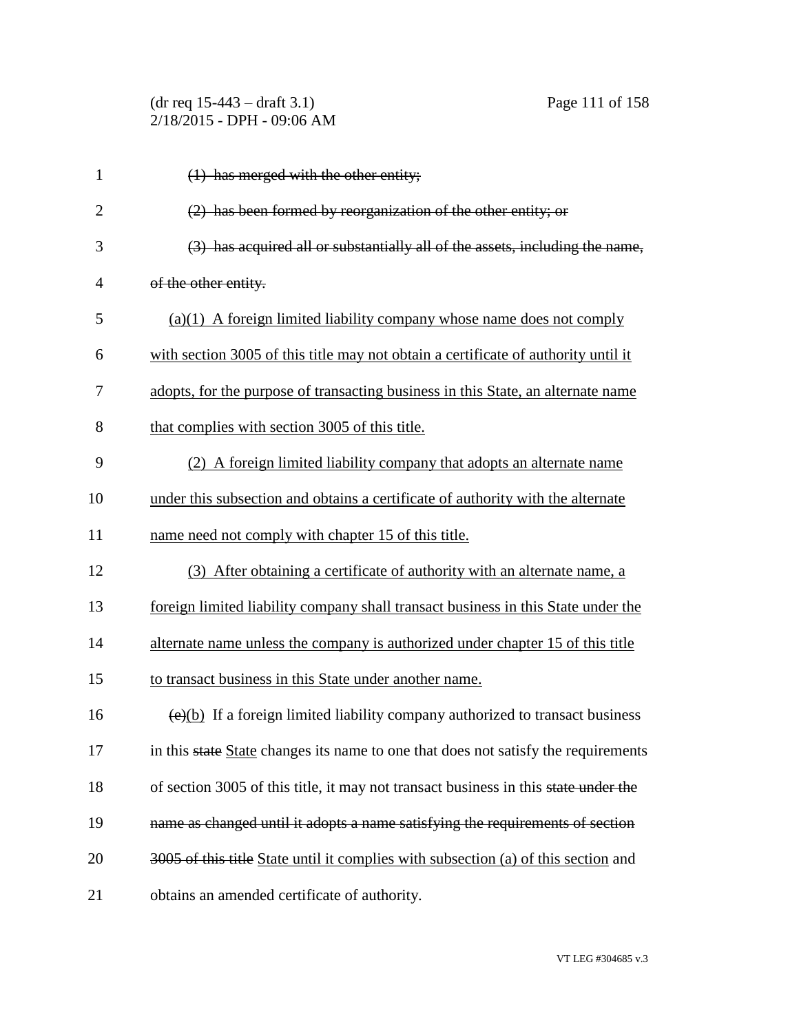~~(1) has merged with the other entity;~~

~~(2) has been formed by reorganization of the other entity; or~~

~~(3) has acquired all or substantially all of the assets, including the name, of the other entity.~~

<u>(a)(1) A foreign limited liability company whose name does not comply with section 3005 of this title may not obtain a certificate of authority until it adopts, for the purpose of transacting business in this State, an alternate name that complies with section 3005 of this title.</u>

<u>(2) A foreign limited liability company that adopts an alternate name under this subsection and obtains a certificate of authority with the alternate name need not comply with chapter 15 of this title.</u>

<u>(3) After obtaining a certificate of authority with an alternate name, a foreign limited liability company shall transact business in this State under the alternate name unless the company is authorized under chapter 15 of this title to transact business in this State under another name.</u>

~~(c)~~<u>(b)</u> If a foreign limited liability company authorized to transact business in this ~~state~~ <u>State</u> changes its name to one that does not satisfy the requirements of section 3005 of this title, it may not transact business in this ~~state under the name as changed until it adopts a name satisfying the requirements of section 3005 of this title~~ <u>State until it complies with subsection (a) of this section</u> and obtains an amended certificate of authority.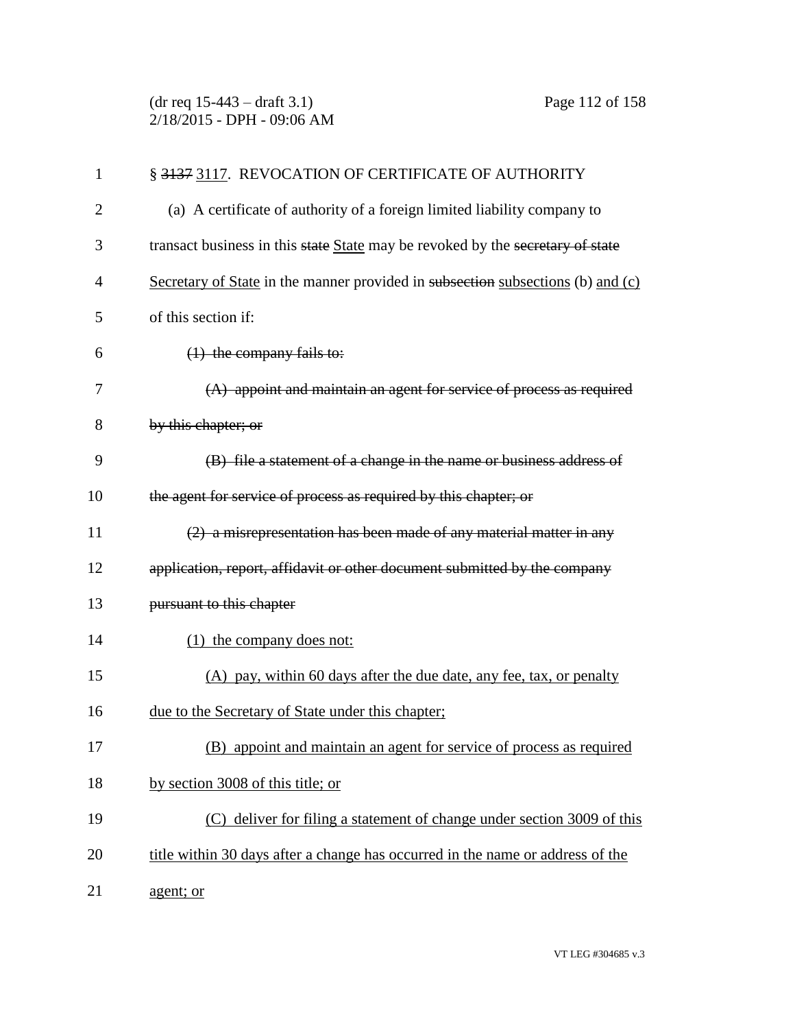§ ~~3137~~ <u>3117</u>. REVOCATION OF CERTIFICATE OF AUTHORITY

(a) A certificate of authority of a foreign limited liability company to transact business in this ~~state~~ <u>State</u> may be revoked by the ~~secretary of state~~ <u>Secretary of State</u> in the manner provided in ~~subsection~~ <u>subsections</u> (b) <u>and (c)</u> of this section if:

~~(1) the company fails to:~~

~~(A) appoint and maintain an agent for service of process as required by this chapter; or~~

~~(B) file a statement of a change in the name or business address of the agent for service of process as required by this chapter; or~~

~~(2) a misrepresentation has been made of any material matter in any application, report, affidavit or other document submitted by the company pursuant to this chapter~~

<u>(1) the company does not:</u>

<u>(A) pay, within 60 days after the due date, any fee, tax, or penalty due to the Secretary of State under this chapter;</u>

<u>(B) appoint and maintain an agent for service of process as required by section 3008 of this title; or</u>

<u>(C) deliver for filing a statement of change under section 3009 of this title within 30 days after a change has occurred in the name or address of the agent; or</u>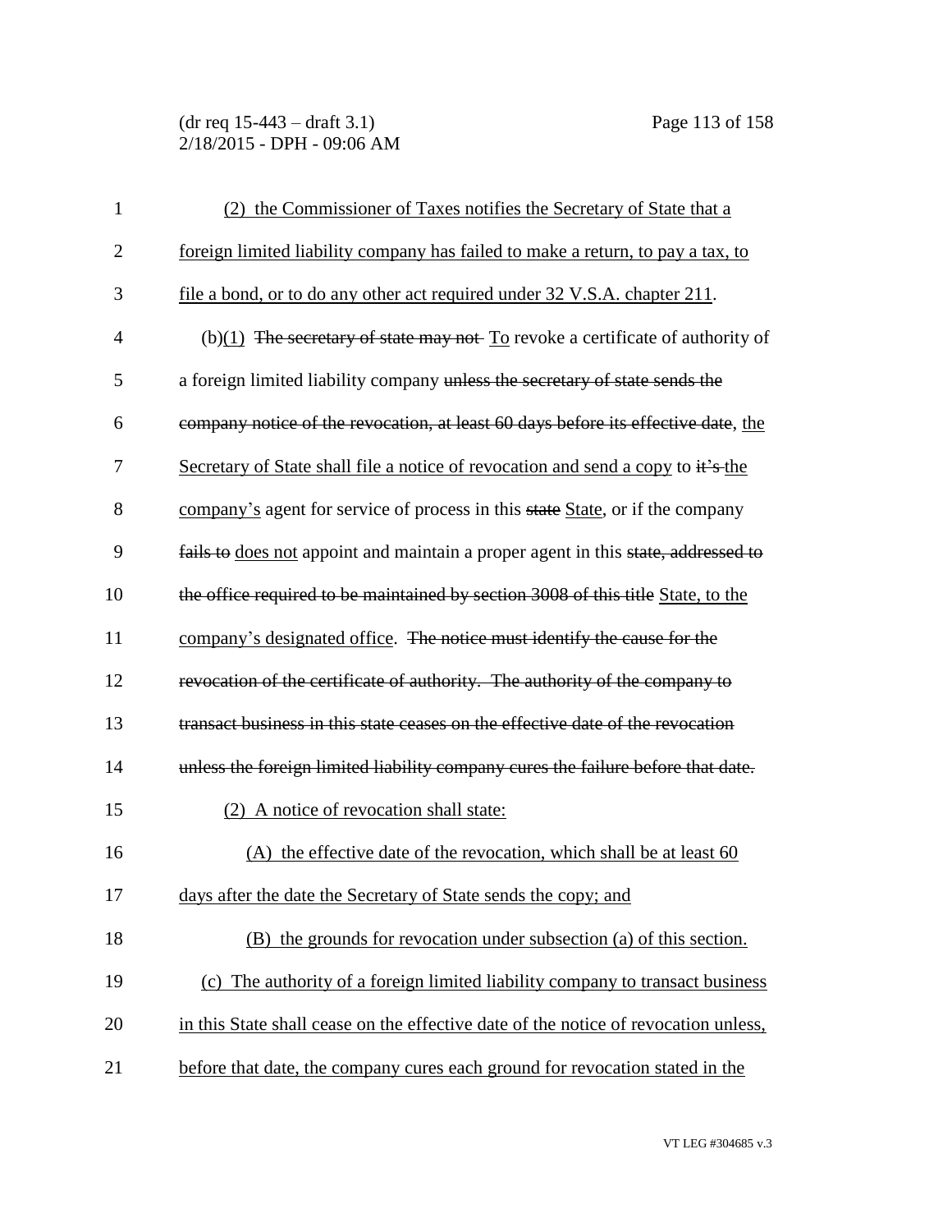(2) the Commissioner of Taxes notifies the Secretary of State that a foreign limited liability company has failed to make a return, to pay a tax, to file a bond, or to do any other act required under 32 V.S.A. chapter 211.

(b)(1) ~~The secretary of state may not~~ To revoke a certificate of authority of a foreign limited liability company ~~unless the secretary of state sends the company notice of the revocation, at least 60 days before its effective date~~, the Secretary of State shall file a notice of revocation and send a copy to ~~it's~~ the company's agent for service of process in this ~~state~~ State, or if the company ~~fails to~~ does not appoint and maintain a proper agent in this ~~state, addressed to the office required to be maintained by section 3008 of this title~~ State, to the company's designated office. ~~The notice must identify the cause for the revocation of the certificate of authority. The authority of the company to transact business in this state ceases on the effective date of the revocation unless the foreign limited liability company cures the failure before that date.~~

(2) A notice of revocation shall state:

(A) the effective date of the revocation, which shall be at least 60 days after the date the Secretary of State sends the copy; and

(B) the grounds for revocation under subsection (a) of this section.

(c) The authority of a foreign limited liability company to transact business in this State shall cease on the effective date of the notice of revocation unless, before that date, the company cures each ground for revocation stated in the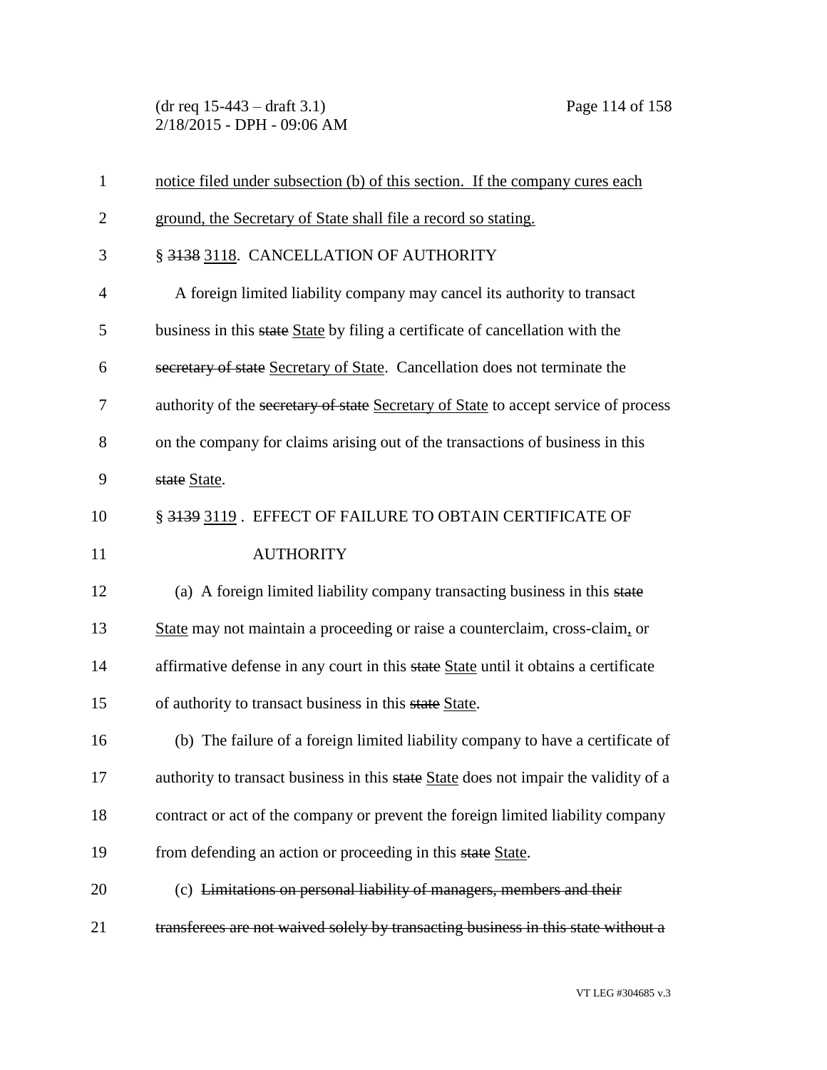notice filed under subsection (b) of this section. If the company cures each ground, the Secretary of State shall file a record so stating.

§ ~~3138~~ 3118. CANCELLATION OF AUTHORITY

A foreign limited liability company may cancel its authority to transact business in this ~~state~~ State by filing a certificate of cancellation with the ~~secretary of state~~ Secretary of State. Cancellation does not terminate the authority of the ~~secretary of state~~ Secretary of State to accept service of process on the company for claims arising out of the transactions of business in this ~~state~~ State.

§ ~~3139~~ 3119 . EFFECT OF FAILURE TO OBTAIN CERTIFICATE OF AUTHORITY

(a) A foreign limited liability company transacting business in this ~~state~~ State may not maintain a proceeding or raise a counterclaim, cross-claim, or affirmative defense in any court in this ~~state~~ State until it obtains a certificate of authority to transact business in this ~~state~~ State.

(b) The failure of a foreign limited liability company to have a certificate of authority to transact business in this ~~state~~ State does not impair the validity of a contract or act of the company or prevent the foreign limited liability company from defending an action or proceeding in this ~~state~~ State.

(c) ~~Limitations on personal liability of managers, members and their transferees are not waived solely by transacting business in this state without a~~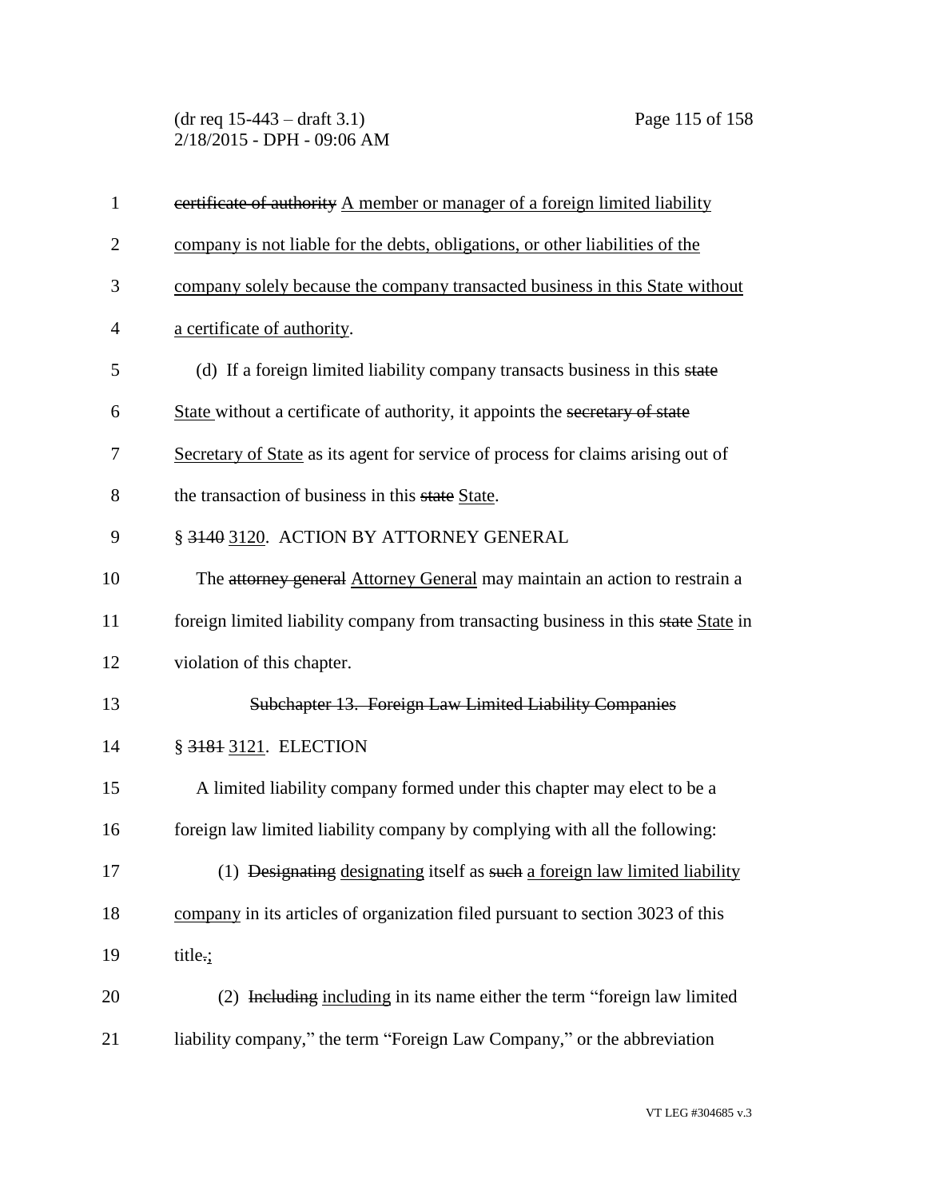~~certificate of authority~~ <u>A member or manager of a foreign limited liability company is not liable for the debts, obligations, or other liabilities of the company solely because the company transacted business in this State without a certificate of authority</u>.

(d) If a foreign limited liability company transacts business in this ~~state~~ <u>State</u> without a certificate of authority, it appoints the ~~secretary of state~~ <u>Secretary of State</u> as its agent for service of process for claims arising out of the transaction of business in this ~~state~~ <u>State</u>.

§ ~~3140~~ <u>3120</u>. ACTION BY ATTORNEY GENERAL

The ~~attorney general~~ <u>Attorney General</u> may maintain an action to restrain a foreign limited liability company from transacting business in this ~~state~~ <u>State</u> in violation of this chapter.

~~Subchapter 13. Foreign Law Limited Liability Companies~~

§ ~~3181~~ <u>3121</u>. ELECTION

A limited liability company formed under this chapter may elect to be a foreign law limited liability company by complying with all the following:

(1) ~~Designating~~ <u>designating</u> itself as ~~such~~ <u>a foreign law limited liability company</u> in its articles of organization filed pursuant to section 3023 of this title~~.~~<u>;</u>

(2) ~~Including~~ <u>including</u> in its name either the term "foreign law limited liability company," the term "Foreign Law Company," or the abbreviation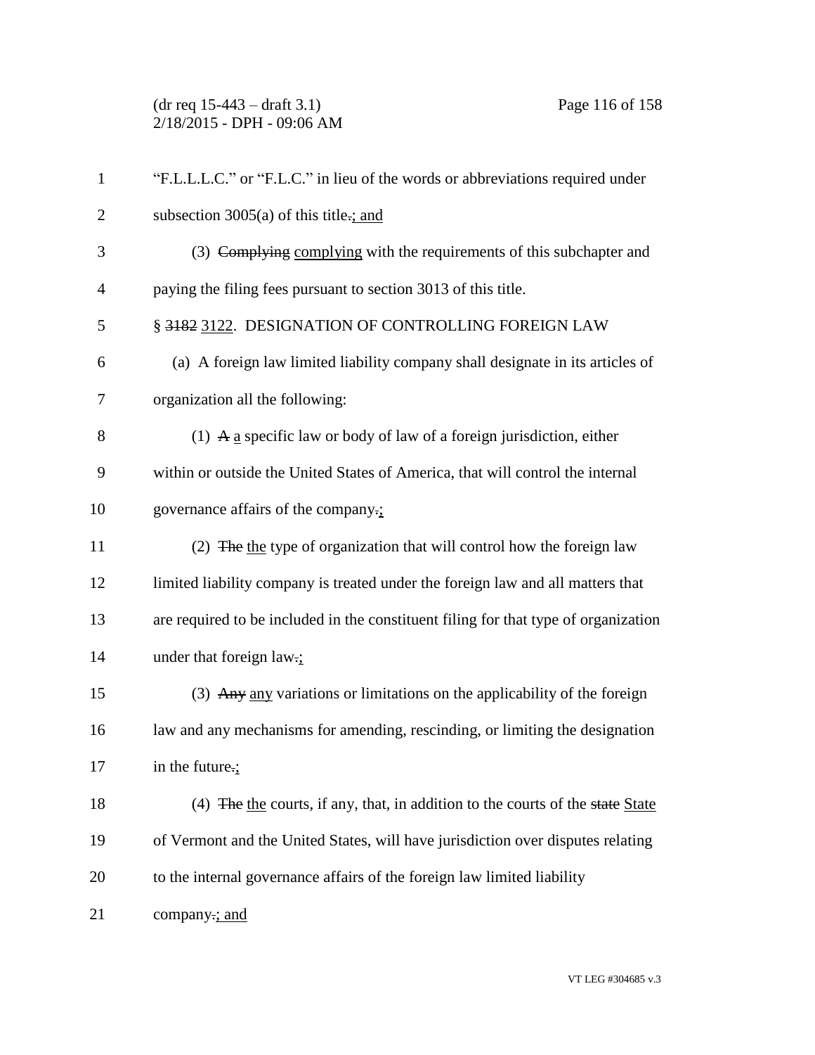"F.L.L.L.C." or "F.L.C." in lieu of the words or abbreviations required under subsection 3005(a) of this title.; and

(3) ~~Complying~~ complying with the requirements of this subchapter and paying the filing fees pursuant to section 3013 of this title.

§ ~~3182~~ 3122. DESIGNATION OF CONTROLLING FOREIGN LAW

(a) A foreign law limited liability company shall designate in its articles of organization all the following:

(1) ~~A~~ a specific law or body of law of a foreign jurisdiction, either within or outside the United States of America, that will control the internal governance affairs of the company.;

(2) ~~The~~ the type of organization that will control how the foreign law limited liability company is treated under the foreign law and all matters that are required to be included in the constituent filing for that type of organization under that foreign law.;

(3) ~~Any~~ any variations or limitations on the applicability of the foreign law and any mechanisms for amending, rescinding, or limiting the designation in the future.;

(4) ~~The~~ the courts, if any, that, in addition to the courts of the ~~state~~ State of Vermont and the United States, will have jurisdiction over disputes relating to the internal governance affairs of the foreign law limited liability company.; and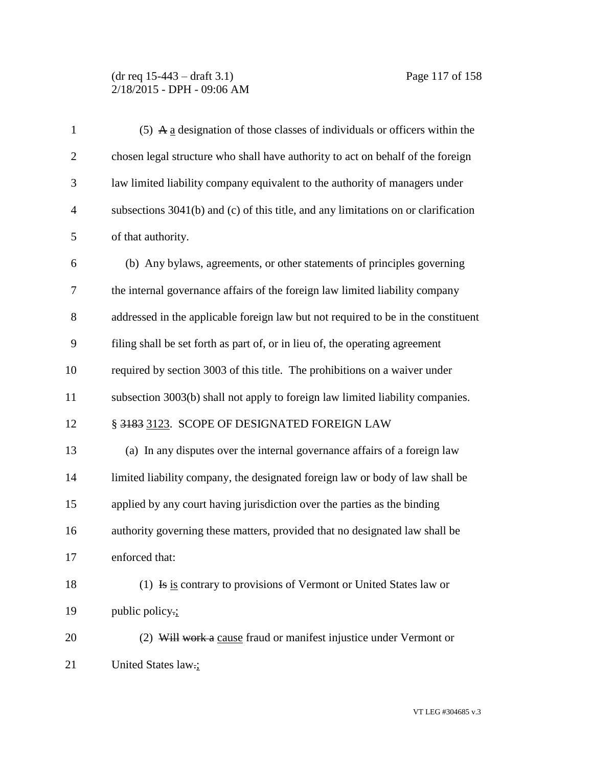(5) ~~A~~ a designation of those classes of individuals or officers within the chosen legal structure who shall have authority to act on behalf of the foreign law limited liability company equivalent to the authority of managers under subsections 3041(b) and (c) of this title, and any limitations on or clarification of that authority.

(b) Any bylaws, agreements, or other statements of principles governing the internal governance affairs of the foreign law limited liability company addressed in the applicable foreign law but not required to be in the constituent filing shall be set forth as part of, or in lieu of, the operating agreement required by section 3003 of this title. The prohibitions on a waiver under subsection 3003(b) shall not apply to foreign law limited liability companies.

§ ~~3183~~ 3123. SCOPE OF DESIGNATED FOREIGN LAW

(a) In any disputes over the internal governance affairs of a foreign law limited liability company, the designated foreign law or body of law shall be applied by any court having jurisdiction over the parties as the binding authority governing these matters, provided that no designated law shall be enforced that:

(1) ~~Is~~ is contrary to provisions of Vermont or United States law or public policy~~.~~;

(2) ~~Will work a~~ cause fraud or manifest injustice under Vermont or United States law~~.~~;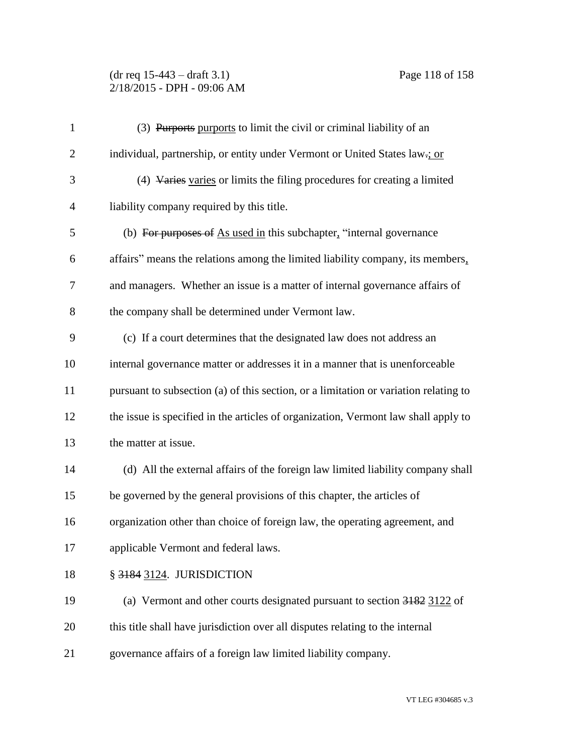(3) ~~Purports~~ purports to limit the civil or criminal liability of an individual, partnership, or entity under Vermont or United States law~~.~~; or

(4) ~~Varies~~ varies or limits the filing procedures for creating a limited liability company required by this title.

(b) ~~For purposes of~~ As used in this subchapter, "internal governance affairs" means the relations among the limited liability company, its members, and managers. Whether an issue is a matter of internal governance affairs of the company shall be determined under Vermont law.

(c) If a court determines that the designated law does not address an internal governance matter or addresses it in a manner that is unenforceable pursuant to subsection (a) of this section, or a limitation or variation relating to the issue is specified in the articles of organization, Vermont law shall apply to the matter at issue.

(d) All the external affairs of the foreign law limited liability company shall be governed by the general provisions of this chapter, the articles of organization other than choice of foreign law, the operating agreement, and applicable Vermont and federal laws.

§ ~~3184~~ 3124. JURISDICTION

(a) Vermont and other courts designated pursuant to section ~~3182~~ 3122 of this title shall have jurisdiction over all disputes relating to the internal governance affairs of a foreign law limited liability company.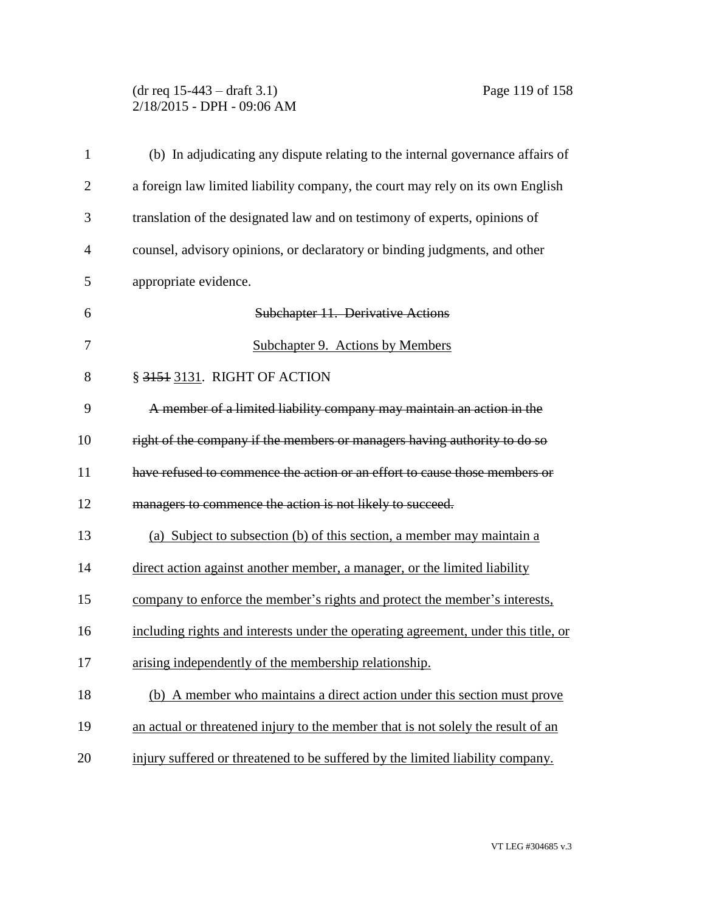(b) In adjudicating any dispute relating to the internal governance affairs of a foreign law limited liability company, the court may rely on its own English translation of the designated law and on testimony of experts, opinions of counsel, advisory opinions, or declaratory or binding judgments, and other appropriate evidence.

~~Subchapter 11. Derivative Actions~~

<u>Subchapter 9. Actions by Members</u>

§ ~~3151~~ <u>3131</u>. RIGHT OF ACTION

~~A member of a limited liability company may maintain an action in the right of the company if the members or managers having authority to do so have refused to commence the action or an effort to cause those members or managers to commence the action is not likely to succeed.~~

<u>(a) Subject to subsection (b) of this section, a member may maintain a direct action against another member, a manager, or the limited liability company to enforce the member's rights and protect the member's interests, including rights and interests under the operating agreement, under this title, or arising independently of the membership relationship.</u>

<u>(b) A member who maintains a direct action under this section must prove an actual or threatened injury to the member that is not solely the result of an injury suffered or threatened to be suffered by the limited liability company.</u>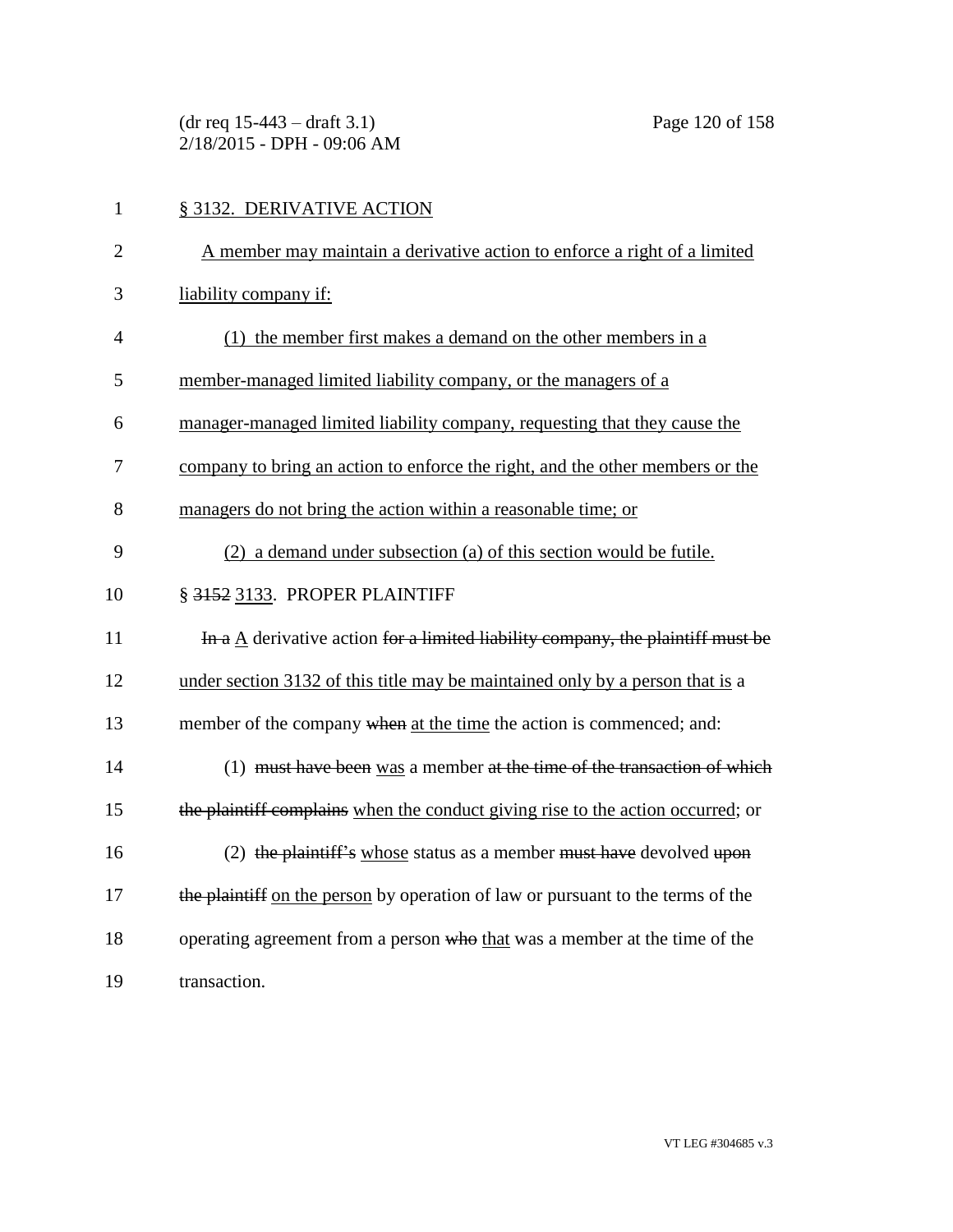<u>§ 3132. DERIVATIVE ACTION</u>

<u>A member may maintain a derivative action to enforce a right of a limited liability company if:</u>

<u>(1) the member first makes a demand on the other members in a member-managed limited liability company, or the managers of a manager-managed limited liability company, requesting that they cause the company to bring an action to enforce the right, and the other members or the managers do not bring the action within a reasonable time; or</u>

<u>(2) a demand under subsection (a) of this section would be futile.</u>

§ ~~3152~~ <u>3133</u>. PROPER PLAINTIFF

~~In a~~ <u>A</u> derivative action ~~for a limited liability company, the plaintiff must be~~ <u>under section 3132 of this title may be maintained only by a person that is</u> a member of the company ~~when~~ <u>at the time</u> the action is commenced; and:

(1) ~~must have been~~ <u>was</u> a member ~~at the time of the transaction of which the plaintiff complains~~ <u>when the conduct giving rise to the action occurred</u>; or

(2) ~~the plaintiff's~~ <u>whose</u> status as a member ~~must have~~ devolved ~~upon the plaintiff~~ <u>on the person</u> by operation of law or pursuant to the terms of the operating agreement from a person ~~who~~ <u>that</u> was a member at the time of the transaction.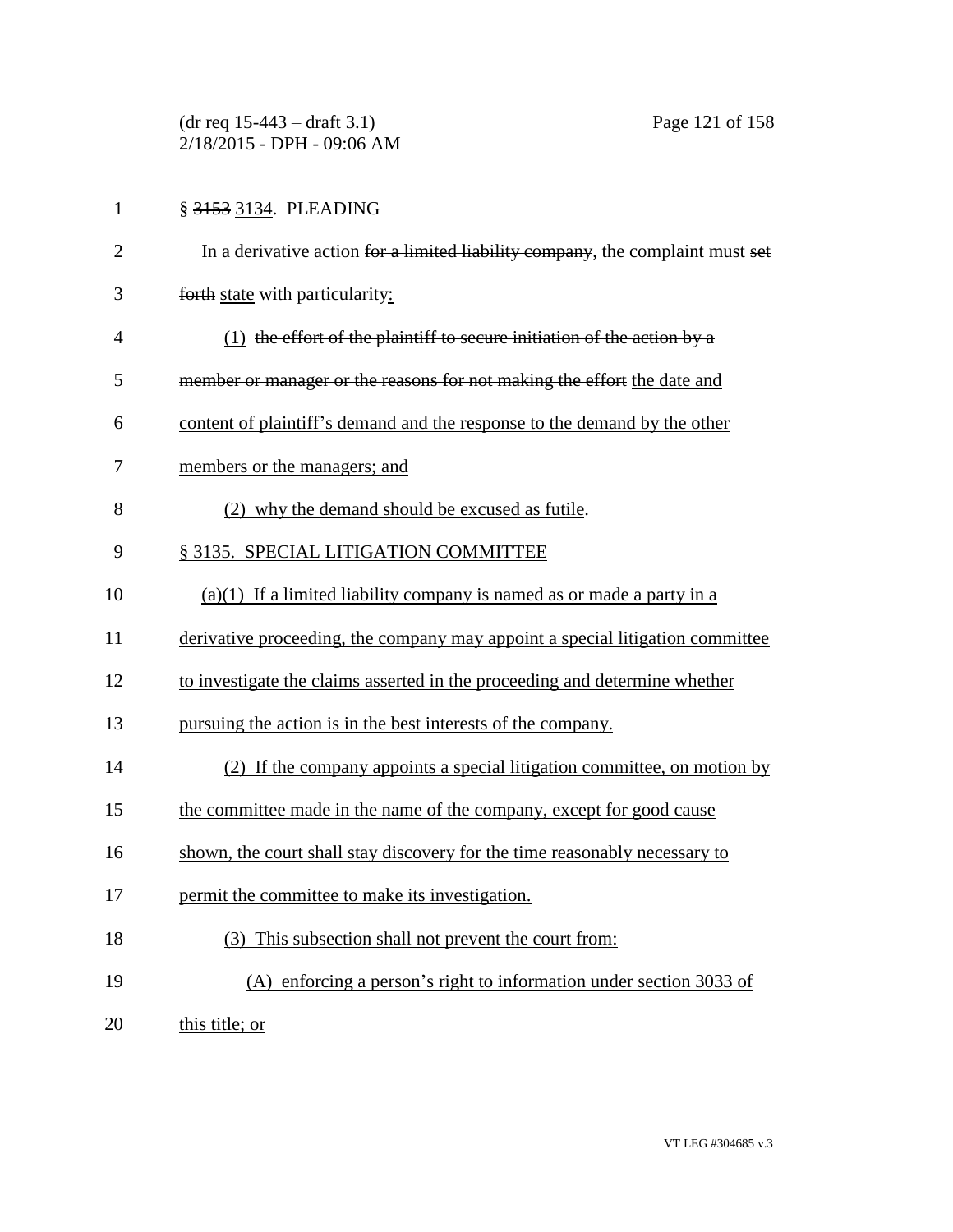§ ~~3153~~ 3134. PLEADING

In a derivative action ~~for a limited liability company~~, the complaint must ~~set forth~~ state with particularity:

(1) ~~the effort of the plaintiff to secure initiation of the action by a member or manager or the reasons for not making the effort~~ the date and content of plaintiff's demand and the response to the demand by the other members or the managers; and

(2) why the demand should be excused as futile.

§ 3135. SPECIAL LITIGATION COMMITTEE

(a)(1) If a limited liability company is named as or made a party in a derivative proceeding, the company may appoint a special litigation committee to investigate the claims asserted in the proceeding and determine whether pursuing the action is in the best interests of the company.

(2) If the company appoints a special litigation committee, on motion by the committee made in the name of the company, except for good cause shown, the court shall stay discovery for the time reasonably necessary to permit the committee to make its investigation.

(3) This subsection shall not prevent the court from:

(A) enforcing a person's right to information under section 3033 of this title; or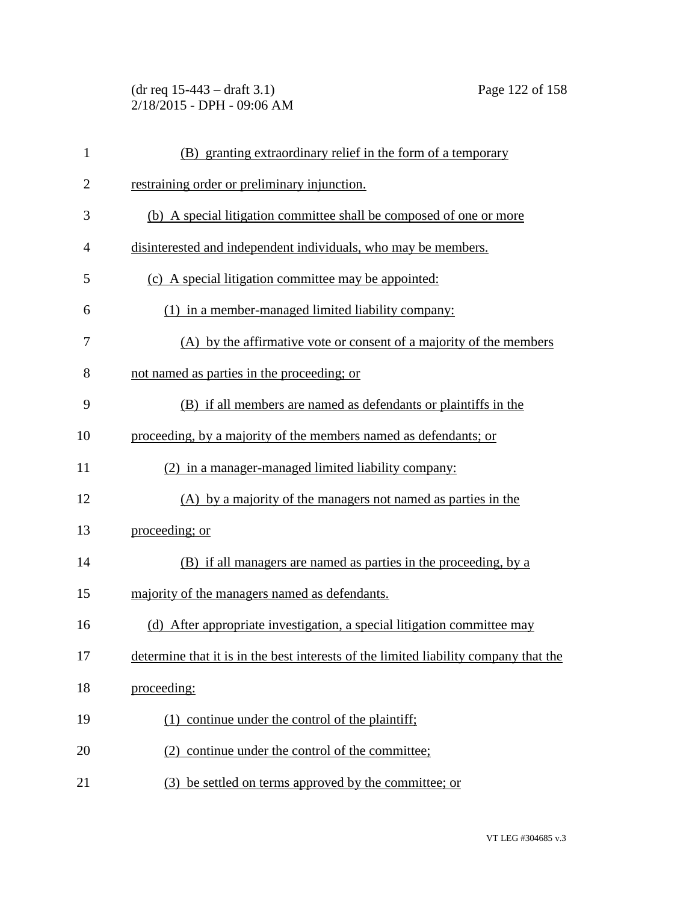(B) granting extraordinary relief in the form of a temporary restraining order or preliminary injunction.

(b) A special litigation committee shall be composed of one or more disinterested and independent individuals, who may be members.

(c) A special litigation committee may be appointed:

(1) in a member-managed limited liability company:

(A) by the affirmative vote or consent of a majority of the members not named as parties in the proceeding; or

(B) if all members are named as defendants or plaintiffs in the proceeding, by a majority of the members named as defendants; or

(2) in a manager-managed limited liability company:

(A) by a majority of the managers not named as parties in the proceeding; or

(B) if all managers are named as parties in the proceeding, by a majority of the managers named as defendants.

(d) After appropriate investigation, a special litigation committee may determine that it is in the best interests of the limited liability company that the proceeding:

(1) continue under the control of the plaintiff;

(2) continue under the control of the committee;

(3) be settled on terms approved by the committee; or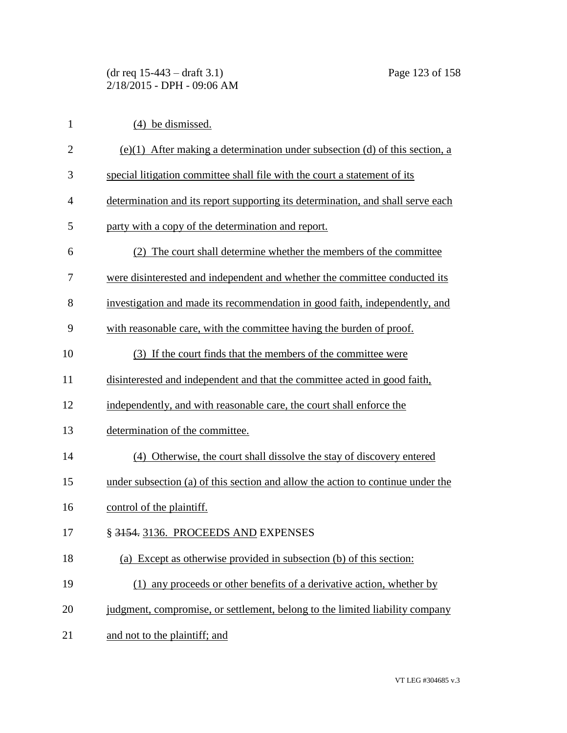(4) be dismissed.

(e)(1) After making a determination under subsection (d) of this section, a special litigation committee shall file with the court a statement of its determination and its report supporting its determination, and shall serve each party with a copy of the determination and report.

(2) The court shall determine whether the members of the committee were disinterested and independent and whether the committee conducted its investigation and made its recommendation in good faith, independently, and with reasonable care, with the committee having the burden of proof.

(3) If the court finds that the members of the committee were disinterested and independent and that the committee acted in good faith, independently, and with reasonable care, the court shall enforce the determination of the committee.

(4) Otherwise, the court shall dissolve the stay of discovery entered under subsection (a) of this section and allow the action to continue under the control of the plaintiff.

§ ~~3154.~~ 3136. PROCEEDS AND EXPENSES

(a) Except as otherwise provided in subsection (b) of this section:

(1) any proceeds or other benefits of a derivative action, whether by judgment, compromise, or settlement, belong to the limited liability company and not to the plaintiff; and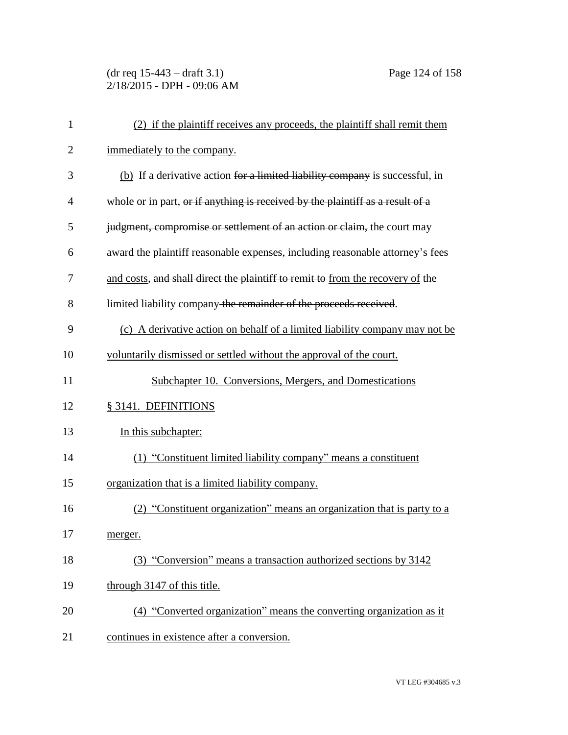(2) if the plaintiff receives any proceeds, the plaintiff shall remit them immediately to the company.

(b) If a derivative action ~~for a limited liability company~~ is successful, in whole or in part, ~~or if anything is received by the plaintiff as a result of a judgment, compromise or settlement of an action or claim,~~ the court may award the plaintiff reasonable expenses, including reasonable attorney's fees and costs, ~~and shall direct the plaintiff to remit to~~ from the recovery of the limited liability company ~~the remainder of the proceeds received~~.

(c) A derivative action on behalf of a limited liability company may not be voluntarily dismissed or settled without the approval of the court.

## Subchapter 10. Conversions, Mergers, and Domestications

### § 3141. DEFINITIONS

In this subchapter:

(1) "Constituent limited liability company" means a constituent organization that is a limited liability company.

(2) "Constituent organization" means an organization that is party to a merger.

(3) "Conversion" means a transaction authorized sections by 3142 through 3147 of this title.

(4) "Converted organization" means the converting organization as it continues in existence after a conversion.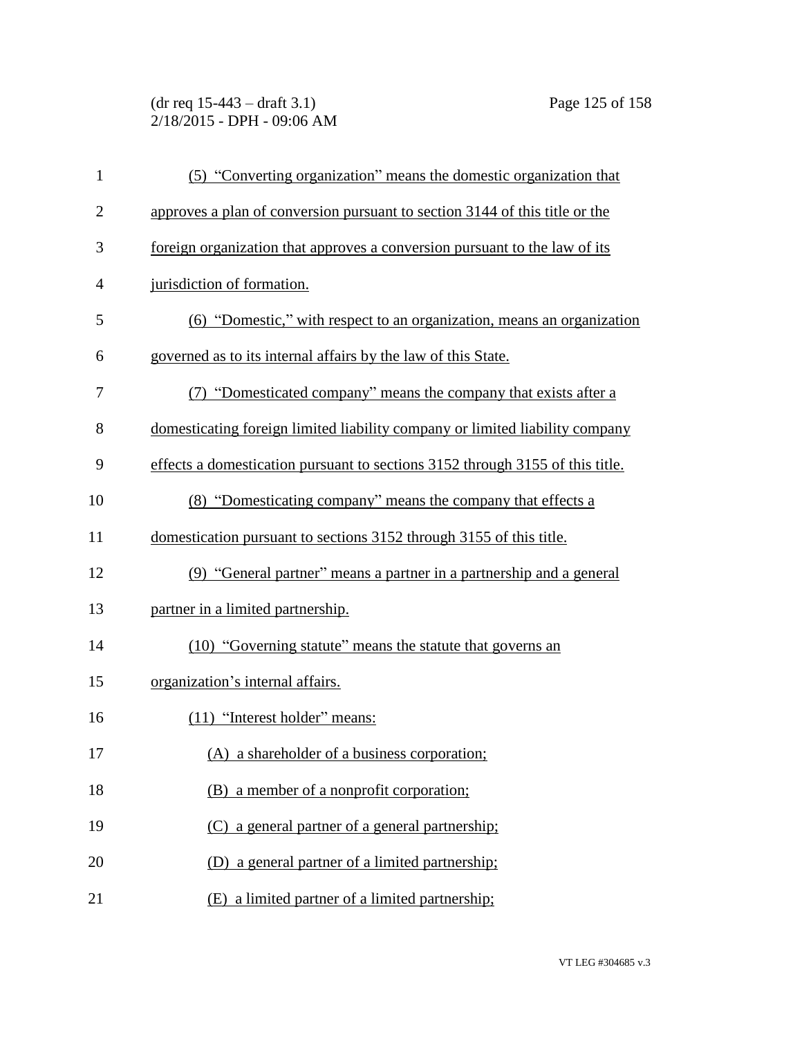(5) "Converting organization" means the domestic organization that approves a plan of conversion pursuant to section 3144 of this title or the foreign organization that approves a conversion pursuant to the law of its jurisdiction of formation.

(6) "Domestic," with respect to an organization, means an organization governed as to its internal affairs by the law of this State.

(7) "Domesticated company" means the company that exists after a domesticating foreign limited liability company or limited liability company effects a domestication pursuant to sections 3152 through 3155 of this title.

(8) "Domesticating company" means the company that effects a domestication pursuant to sections 3152 through 3155 of this title.

(9) "General partner" means a partner in a partnership and a general partner in a limited partnership.

(10) "Governing statute" means the statute that governs an organization's internal affairs.

(11) "Interest holder" means:

(A) a shareholder of a business corporation;

(B) a member of a nonprofit corporation;

(C) a general partner of a general partnership;

(D) a general partner of a limited partnership;

(E) a limited partner of a limited partnership;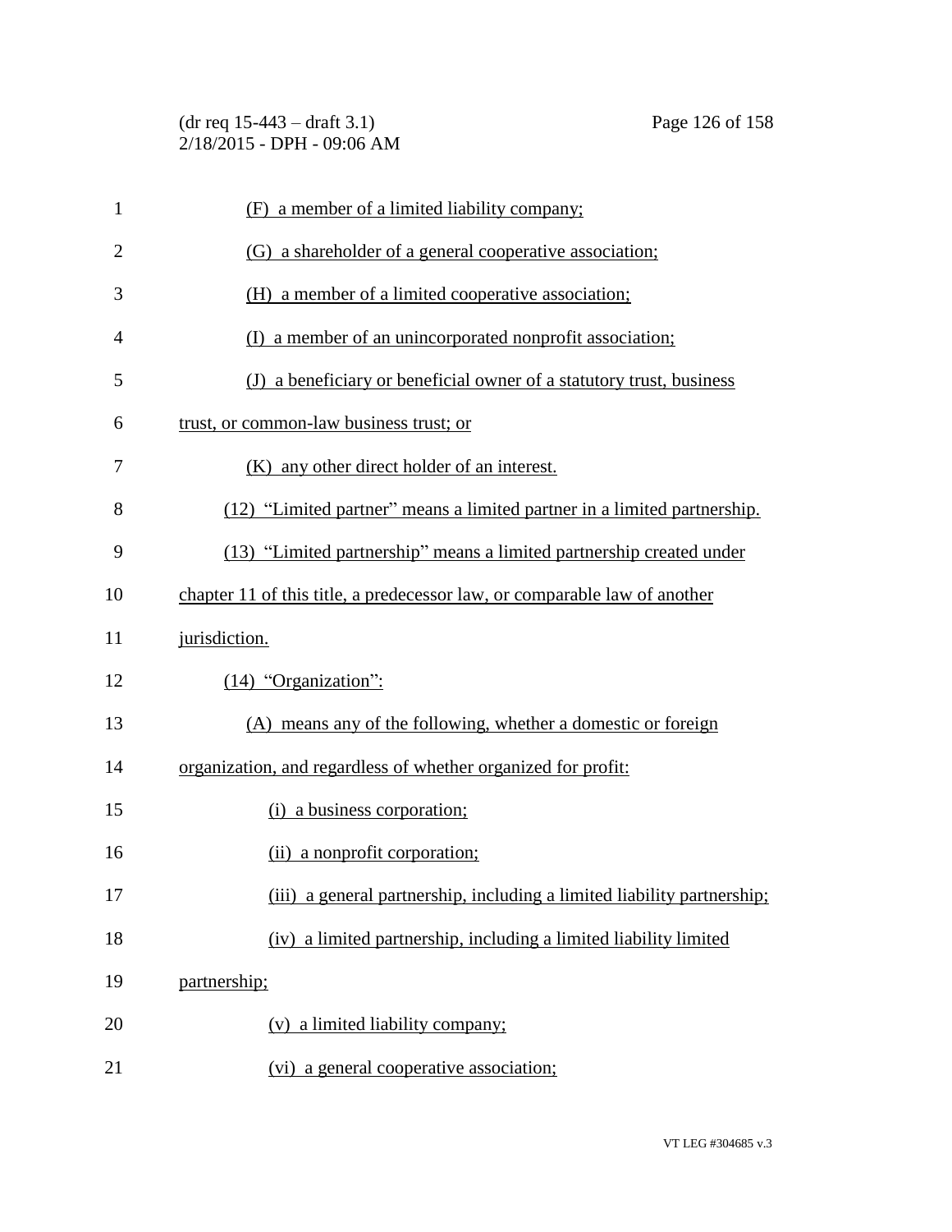(F) a member of a limited liability company;

(G) a shareholder of a general cooperative association;

(H) a member of a limited cooperative association;

(I) a member of an unincorporated nonprofit association;

(J) a beneficiary or beneficial owner of a statutory trust, business trust, or common-law business trust; or

(K) any other direct holder of an interest.

(12) "Limited partner" means a limited partner in a limited partnership.

(13) "Limited partnership" means a limited partnership created under chapter 11 of this title, a predecessor law, or comparable law of another jurisdiction.

(14) "Organization":

(A) means any of the following, whether a domestic or foreign organization, and regardless of whether organized for profit:

(i) a business corporation;

(ii) a nonprofit corporation;

(iii) a general partnership, including a limited liability partnership;

(iv) a limited partnership, including a limited liability limited partnership;

(v) a limited liability company;

(vi) a general cooperative association;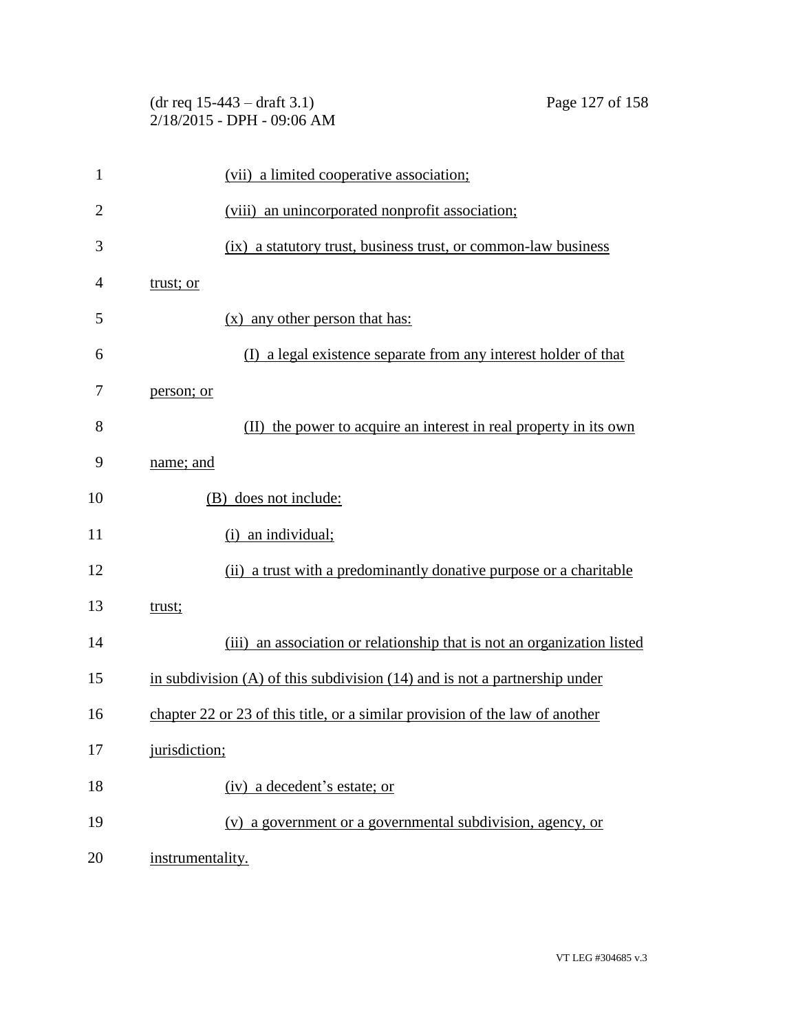(vii) a limited cooperative association;

(viii) an unincorporated nonprofit association;

(ix) a statutory trust, business trust, or common-law business trust; or

(x) any other person that has:

(I) a legal existence separate from any interest holder of that person; or

(II) the power to acquire an interest in real property in its own name; and

(B) does not include:

(i) an individual;

(ii) a trust with a predominantly donative purpose or a charitable trust;

(iii) an association or relationship that is not an organization listed in subdivision (A) of this subdivision (14) and is not a partnership under chapter 22 or 23 of this title, or a similar provision of the law of another jurisdiction;

(iv) a decedent's estate; or

(v) a government or a governmental subdivision, agency, or instrumentality.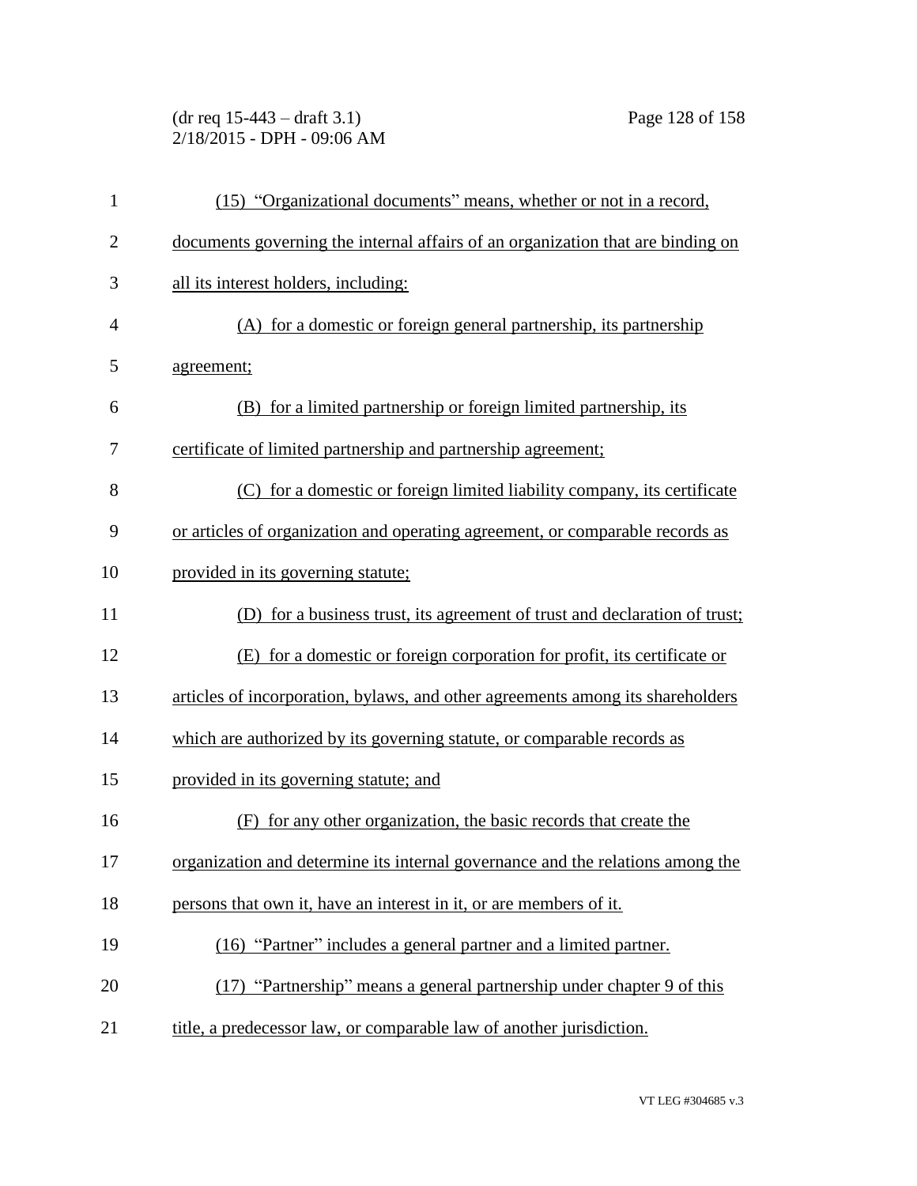(15) "Organizational documents" means, whether or not in a record, documents governing the internal affairs of an organization that are binding on all its interest holders, including:

(A) for a domestic or foreign general partnership, its partnership agreement;

(B) for a limited partnership or foreign limited partnership, its certificate of limited partnership and partnership agreement;

(C) for a domestic or foreign limited liability company, its certificate or articles of organization and operating agreement, or comparable records as provided in its governing statute;

(D) for a business trust, its agreement of trust and declaration of trust;

(E) for a domestic or foreign corporation for profit, its certificate or articles of incorporation, bylaws, and other agreements among its shareholders which are authorized by its governing statute, or comparable records as provided in its governing statute; and

(F) for any other organization, the basic records that create the organization and determine its internal governance and the relations among the persons that own it, have an interest in it, or are members of it.

(16) "Partner" includes a general partner and a limited partner.

(17) "Partnership" means a general partnership under chapter 9 of this title, a predecessor law, or comparable law of another jurisdiction.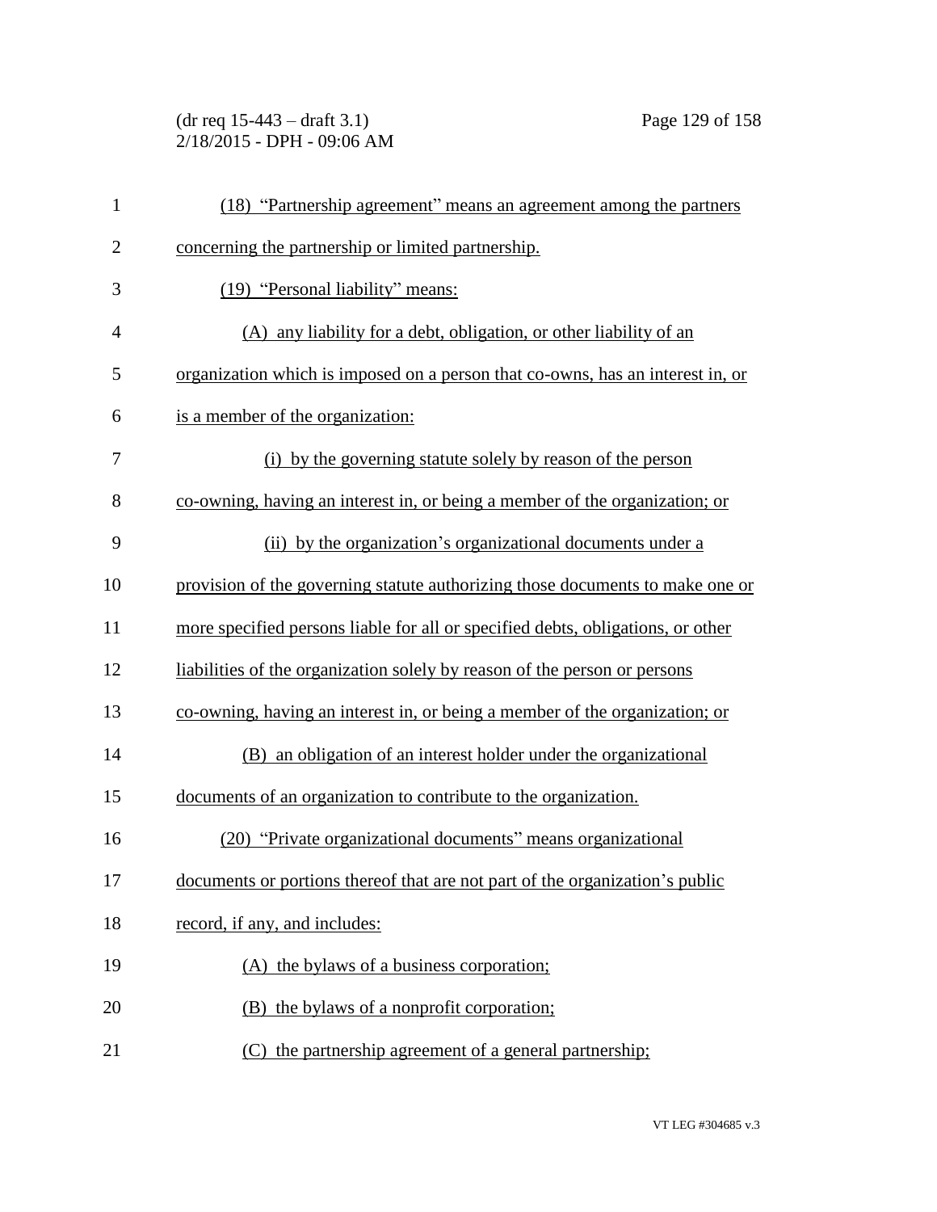(18) "Partnership agreement" means an agreement among the partners concerning the partnership or limited partnership.

(19) "Personal liability" means:

(A) any liability for a debt, obligation, or other liability of an organization which is imposed on a person that co-owns, has an interest in, or is a member of the organization:

(i) by the governing statute solely by reason of the person co-owning, having an interest in, or being a member of the organization; or

(ii) by the organization's organizational documents under a provision of the governing statute authorizing those documents to make one or more specified persons liable for all or specified debts, obligations, or other liabilities of the organization solely by reason of the person or persons co-owning, having an interest in, or being a member of the organization; or

(B) an obligation of an interest holder under the organizational documents of an organization to contribute to the organization.

(20) "Private organizational documents" means organizational documents or portions thereof that are not part of the organization's public record, if any, and includes:

(A) the bylaws of a business corporation;

(B) the bylaws of a nonprofit corporation;

(C) the partnership agreement of a general partnership;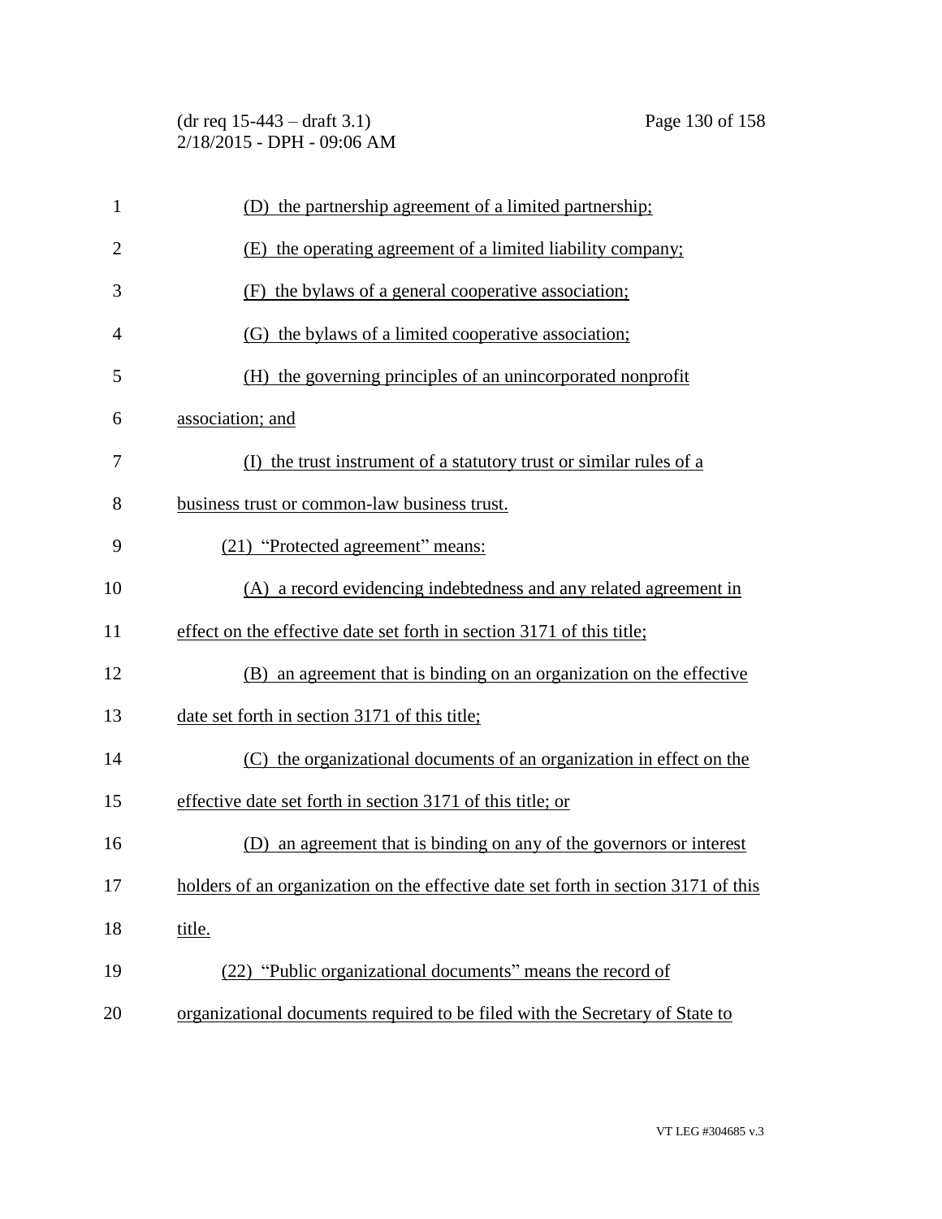(D) the partnership agreement of a limited partnership;

(E) the operating agreement of a limited liability company;

(F) the bylaws of a general cooperative association;

(G) the bylaws of a limited cooperative association;

(H) the governing principles of an unincorporated nonprofit association; and

(I) the trust instrument of a statutory trust or similar rules of a business trust or common-law business trust.

(21) "Protected agreement" means:

(A) a record evidencing indebtedness and any related agreement in effect on the effective date set forth in section 3171 of this title;

(B) an agreement that is binding on an organization on the effective date set forth in section 3171 of this title;

(C) the organizational documents of an organization in effect on the effective date set forth in section 3171 of this title; or

(D) an agreement that is binding on any of the governors or interest holders of an organization on the effective date set forth in section 3171 of this title.

(22) "Public organizational documents" means the record of organizational documents required to be filed with the Secretary of State to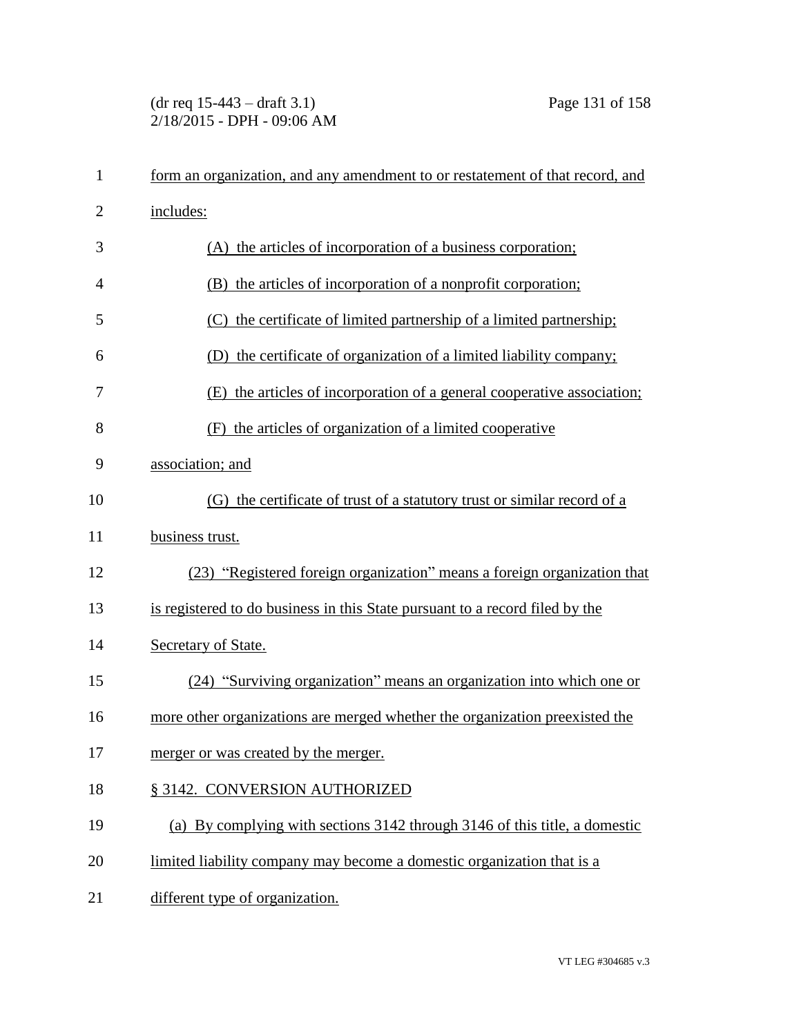form an organization, and any amendment to or restatement of that record, and includes:

(A) the articles of incorporation of a business corporation;

(B) the articles of incorporation of a nonprofit corporation;

(C) the certificate of limited partnership of a limited partnership;

(D) the certificate of organization of a limited liability company;

(E) the articles of incorporation of a general cooperative association;

(F) the articles of organization of a limited cooperative association; and

(G) the certificate of trust of a statutory trust or similar record of a business trust.

(23) "Registered foreign organization" means a foreign organization that is registered to do business in this State pursuant to a record filed by the Secretary of State.

(24) "Surviving organization" means an organization into which one or more other organizations are merged whether the organization preexisted the merger or was created by the merger.

§ 3142. CONVERSION AUTHORIZED

(a) By complying with sections 3142 through 3146 of this title, a domestic limited liability company may become a domestic organization that is a different type of organization.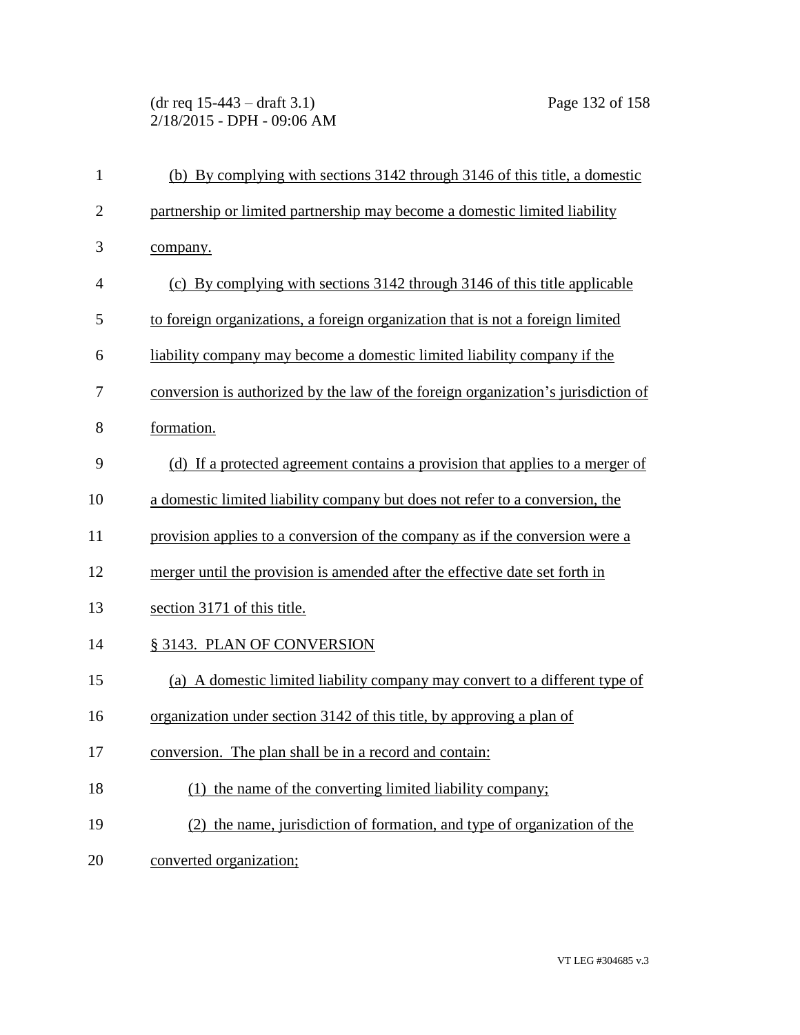(b) By complying with sections 3142 through 3146 of this title, a domestic partnership or limited partnership may become a domestic limited liability company.

(c) By complying with sections 3142 through 3146 of this title applicable to foreign organizations, a foreign organization that is not a foreign limited liability company may become a domestic limited liability company if the conversion is authorized by the law of the foreign organization's jurisdiction of formation.

(d) If a protected agreement contains a provision that applies to a merger of a domestic limited liability company but does not refer to a conversion, the provision applies to a conversion of the company as if the conversion were a merger until the provision is amended after the effective date set forth in section 3171 of this title.

§ 3143. PLAN OF CONVERSION

(a) A domestic limited liability company may convert to a different type of organization under section 3142 of this title, by approving a plan of conversion. The plan shall be in a record and contain:

(1) the name of the converting limited liability company;

(2) the name, jurisdiction of formation, and type of organization of the converted organization;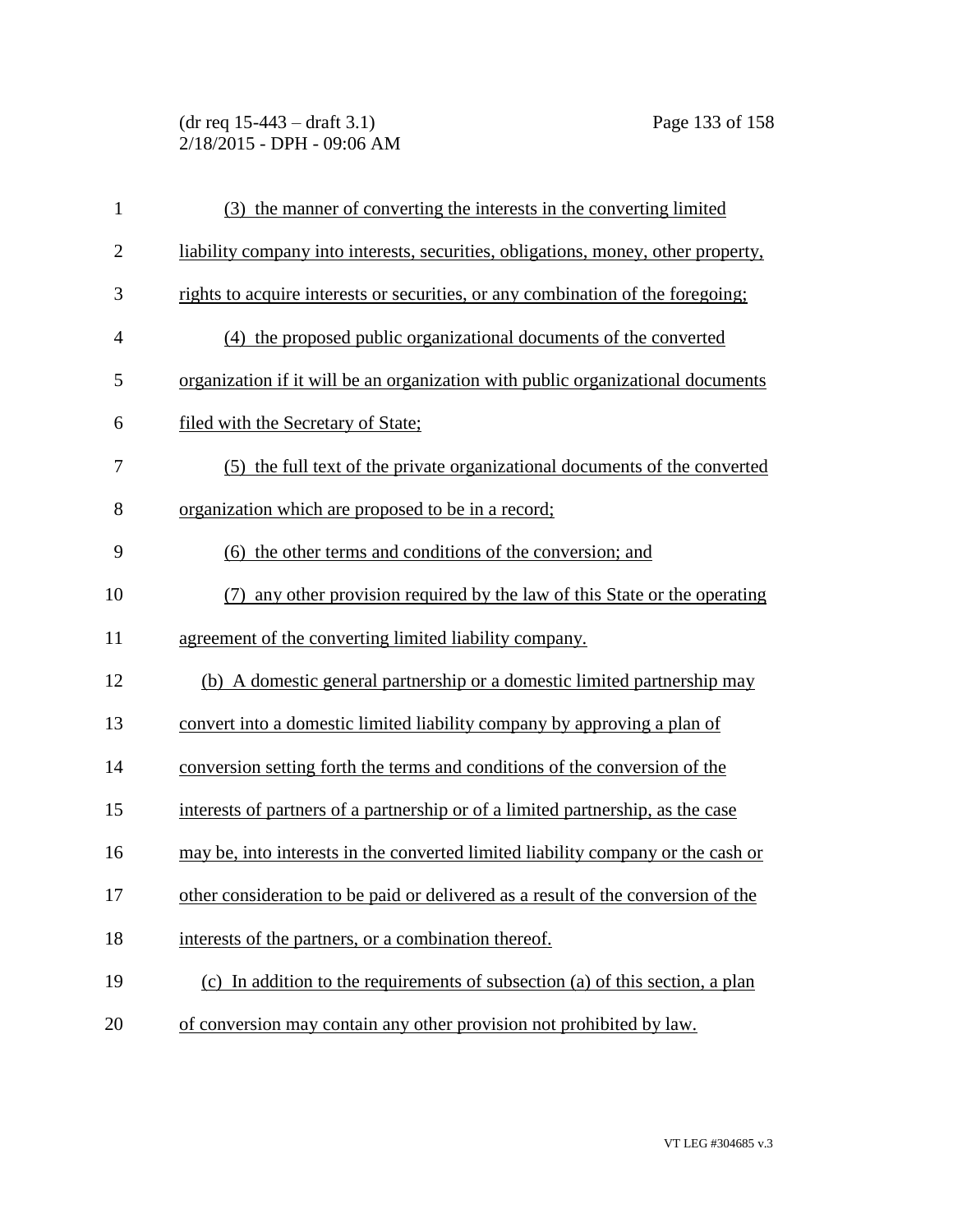(3) the manner of converting the interests in the converting limited liability company into interests, securities, obligations, money, other property, rights to acquire interests or securities, or any combination of the foregoing;

(4) the proposed public organizational documents of the converted organization if it will be an organization with public organizational documents filed with the Secretary of State;

(5) the full text of the private organizational documents of the converted organization which are proposed to be in a record;

(6) the other terms and conditions of the conversion; and

(7) any other provision required by the law of this State or the operating agreement of the converting limited liability company.

(b) A domestic general partnership or a domestic limited partnership may convert into a domestic limited liability company by approving a plan of conversion setting forth the terms and conditions of the conversion of the interests of partners of a partnership or of a limited partnership, as the case may be, into interests in the converted limited liability company or the cash or other consideration to be paid or delivered as a result of the conversion of the interests of the partners, or a combination thereof.

(c) In addition to the requirements of subsection (a) of this section, a plan of conversion may contain any other provision not prohibited by law.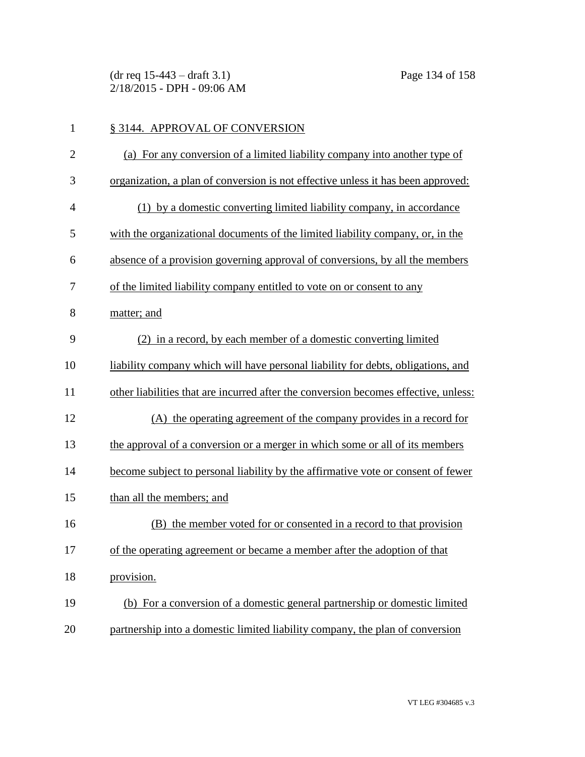§ 3144. APPROVAL OF CONVERSION

(a) For any conversion of a limited liability company into another type of organization, a plan of conversion is not effective unless it has been approved:

(1) by a domestic converting limited liability company, in accordance with the organizational documents of the limited liability company, or, in the absence of a provision governing approval of conversions, by all the members of the limited liability company entitled to vote on or consent to any matter; and

(2) in a record, by each member of a domestic converting limited liability company which will have personal liability for debts, obligations, and other liabilities that are incurred after the conversion becomes effective, unless:

(A) the operating agreement of the company provides in a record for the approval of a conversion or a merger in which some or all of its members become subject to personal liability by the affirmative vote or consent of fewer than all the members; and

(B) the member voted for or consented in a record to that provision of the operating agreement or became a member after the adoption of that provision.

(b) For a conversion of a domestic general partnership or domestic limited partnership into a domestic limited liability company, the plan of conversion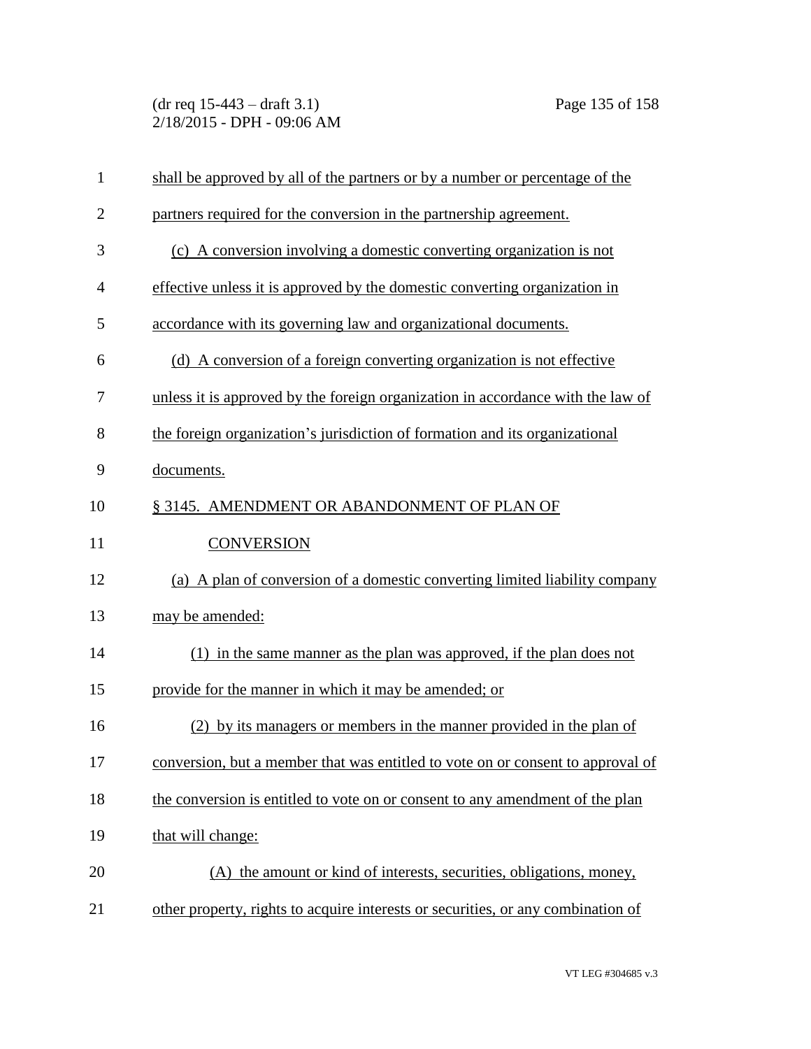shall be approved by all of the partners or by a number or percentage of the partners required for the conversion in the partnership agreement.

(c) A conversion involving a domestic converting organization is not effective unless it is approved by the domestic converting organization in accordance with its governing law and organizational documents.

(d) A conversion of a foreign converting organization is not effective unless it is approved by the foreign organization in accordance with the law of the foreign organization's jurisdiction of formation and its organizational documents.

§ 3145. AMENDMENT OR ABANDONMENT OF PLAN OF CONVERSION

(a) A plan of conversion of a domestic converting limited liability company may be amended:

(1) in the same manner as the plan was approved, if the plan does not provide for the manner in which it may be amended; or

(2) by its managers or members in the manner provided in the plan of conversion, but a member that was entitled to vote on or consent to approval of the conversion is entitled to vote on or consent to any amendment of the plan that will change:

(A) the amount or kind of interests, securities, obligations, money, other property, rights to acquire interests or securities, or any combination of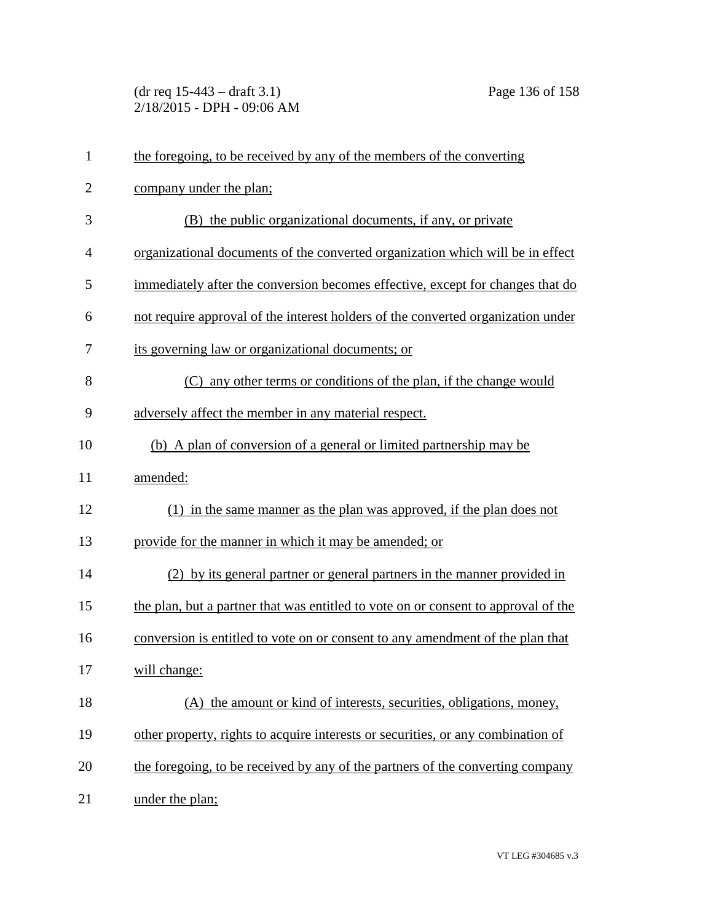the foregoing, to be received by any of the members of the converting company under the plan;

(B) the public organizational documents, if any, or private organizational documents of the converted organization which will be in effect immediately after the conversion becomes effective, except for changes that do not require approval of the interest holders of the converted organization under its governing law or organizational documents; or

(C) any other terms or conditions of the plan, if the change would adversely affect the member in any material respect.

(b) A plan of conversion of a general or limited partnership may be amended:

(1) in the same manner as the plan was approved, if the plan does not provide for the manner in which it may be amended; or

(2) by its general partner or general partners in the manner provided in the plan, but a partner that was entitled to vote on or consent to approval of the conversion is entitled to vote on or consent to any amendment of the plan that will change:

(A) the amount or kind of interests, securities, obligations, money, other property, rights to acquire interests or securities, or any combination of the foregoing, to be received by any of the partners of the converting company under the plan;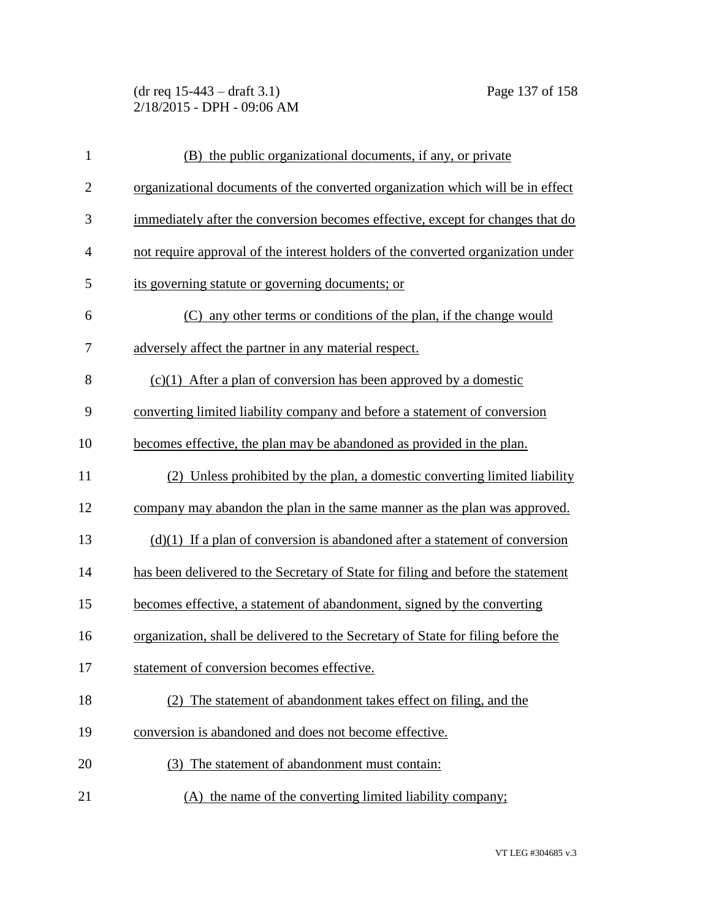(B) the public organizational documents, if any, or private organizational documents of the converted organization which will be in effect immediately after the conversion becomes effective, except for changes that do not require approval of the interest holders of the converted organization under its governing statute or governing documents; or

(C) any other terms or conditions of the plan, if the change would adversely affect the partner in any material respect.

(c)(1) After a plan of conversion has been approved by a domestic converting limited liability company and before a statement of conversion becomes effective, the plan may be abandoned as provided in the plan.

(2) Unless prohibited by the plan, a domestic converting limited liability company may abandon the plan in the same manner as the plan was approved.

(d)(1) If a plan of conversion is abandoned after a statement of conversion has been delivered to the Secretary of State for filing and before the statement becomes effective, a statement of abandonment, signed by the converting organization, shall be delivered to the Secretary of State for filing before the statement of conversion becomes effective.

(2) The statement of abandonment takes effect on filing, and the conversion is abandoned and does not become effective.

(3) The statement of abandonment must contain:

(A) the name of the converting limited liability company;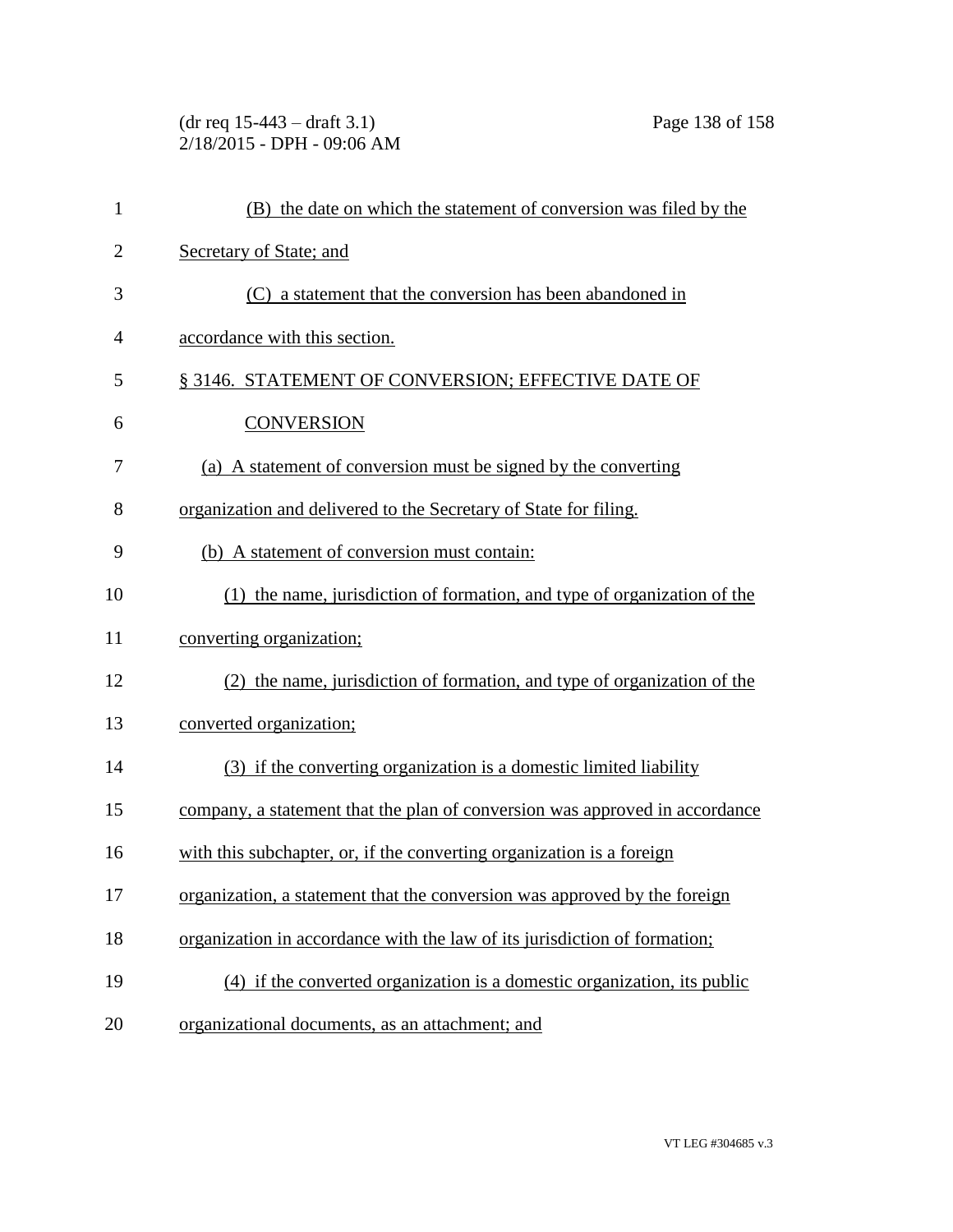(B) the date on which the statement of conversion was filed by the Secretary of State; and

(C) a statement that the conversion has been abandoned in accordance with this section.

§ 3146. STATEMENT OF CONVERSION; EFFECTIVE DATE OF CONVERSION

(a) A statement of conversion must be signed by the converting organization and delivered to the Secretary of State for filing.

(b) A statement of conversion must contain:

(1) the name, jurisdiction of formation, and type of organization of the converting organization;

(2) the name, jurisdiction of formation, and type of organization of the converted organization;

(3) if the converting organization is a domestic limited liability company, a statement that the plan of conversion was approved in accordance with this subchapter, or, if the converting organization is a foreign organization, a statement that the conversion was approved by the foreign organization in accordance with the law of its jurisdiction of formation;

(4) if the converted organization is a domestic organization, its public organizational documents, as an attachment; and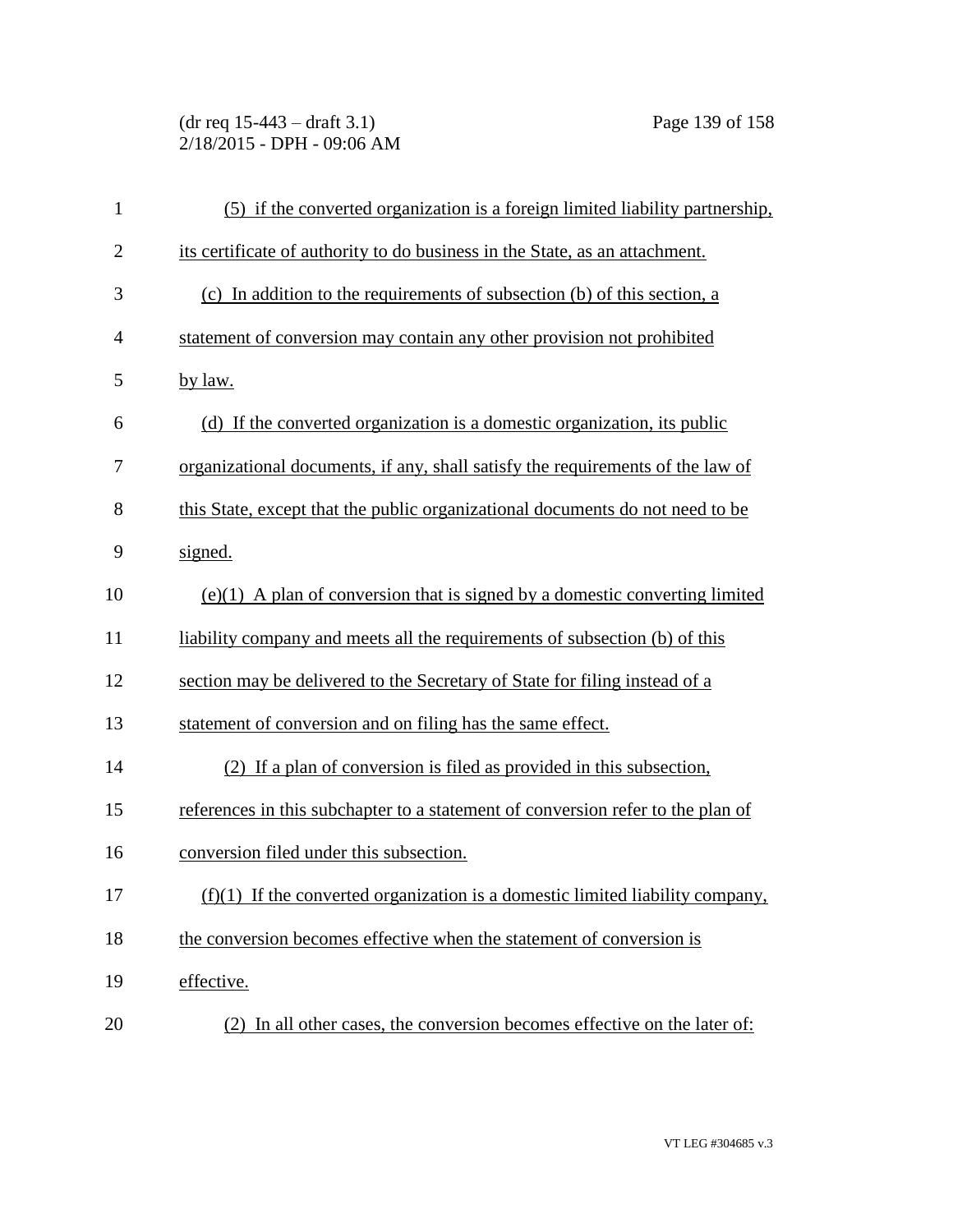(5) if the converted organization is a foreign limited liability partnership, its certificate of authority to do business in the State, as an attachment.

(c) In addition to the requirements of subsection (b) of this section, a statement of conversion may contain any other provision not prohibited by law.

(d) If the converted organization is a domestic organization, its public organizational documents, if any, shall satisfy the requirements of the law of this State, except that the public organizational documents do not need to be signed.

(e)(1) A plan of conversion that is signed by a domestic converting limited liability company and meets all the requirements of subsection (b) of this section may be delivered to the Secretary of State for filing instead of a statement of conversion and on filing has the same effect.

(2) If a plan of conversion is filed as provided in this subsection, references in this subchapter to a statement of conversion refer to the plan of conversion filed under this subsection.

(f)(1) If the converted organization is a domestic limited liability company, the conversion becomes effective when the statement of conversion is effective.

(2) In all other cases, the conversion becomes effective on the later of: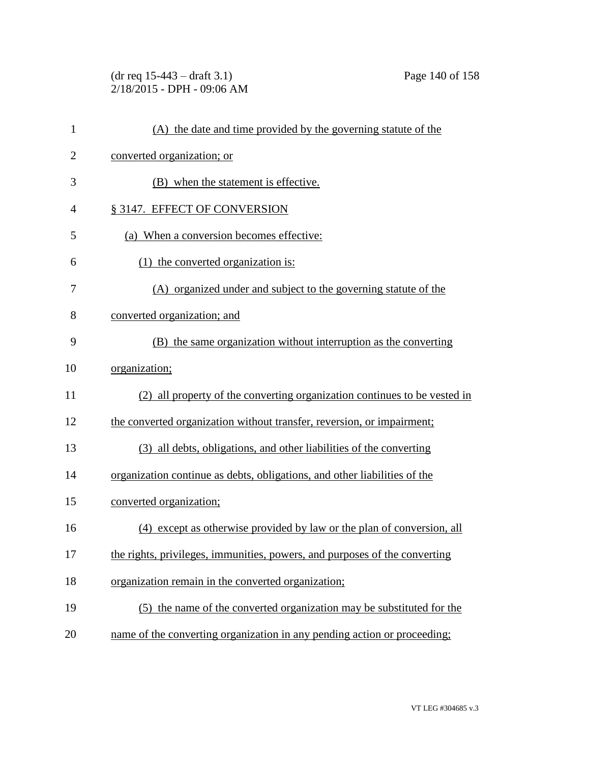(A) the date and time provided by the governing statute of the converted organization; or

(B) when the statement is effective.

## § 3147. EFFECT OF CONVERSION

(a) When a conversion becomes effective:

(1) the converted organization is:

(A) organized under and subject to the governing statute of the converted organization; and

(B) the same organization without interruption as the converting organization;

(2) all property of the converting organization continues to be vested in the converted organization without transfer, reversion, or impairment;

(3) all debts, obligations, and other liabilities of the converting organization continue as debts, obligations, and other liabilities of the converted organization;

(4) except as otherwise provided by law or the plan of conversion, all the rights, privileges, immunities, powers, and purposes of the converting organization remain in the converted organization;

(5) the name of the converted organization may be substituted for the name of the converting organization in any pending action or proceeding;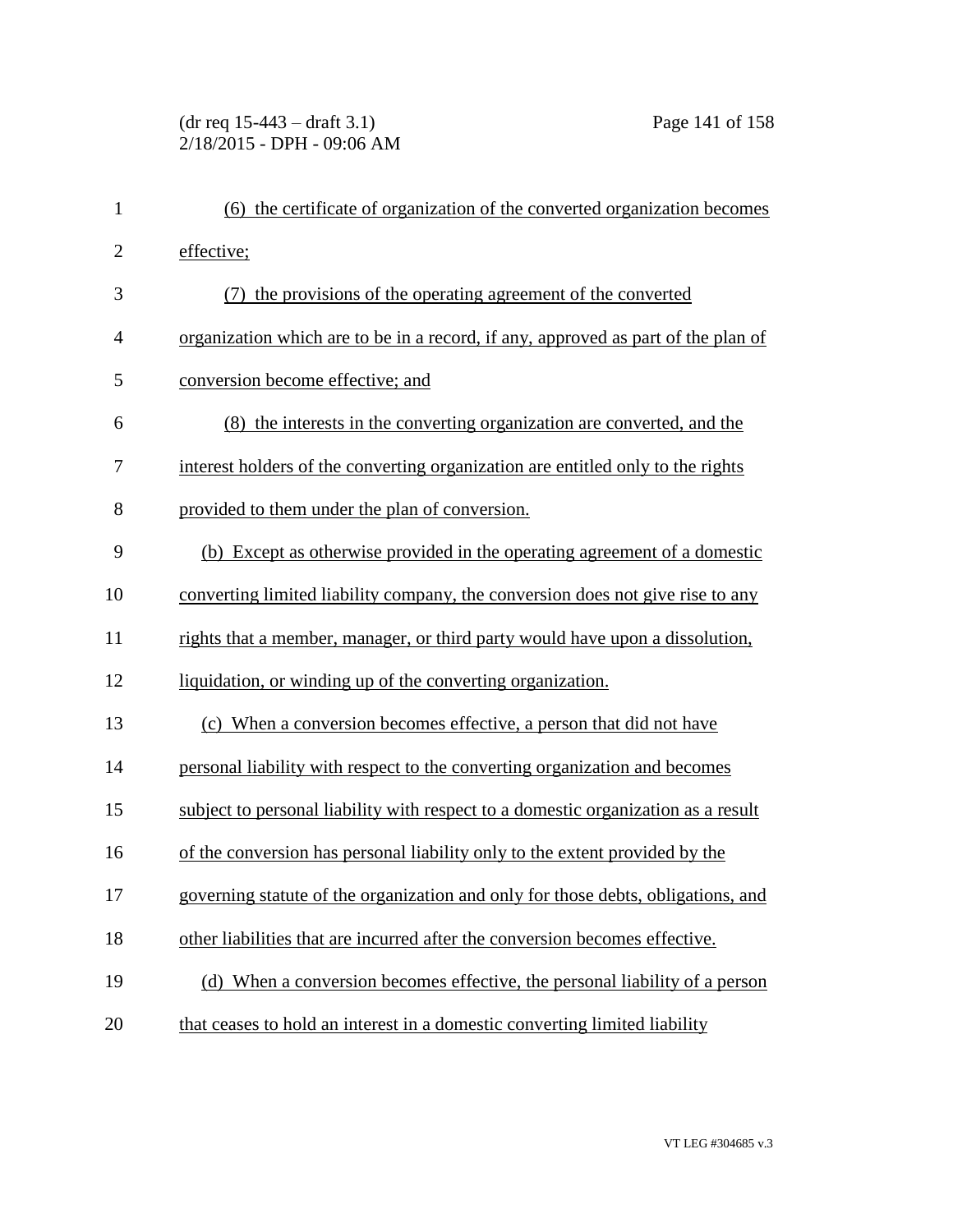(6) the certificate of organization of the converted organization becomes effective;

(7) the provisions of the operating agreement of the converted organization which are to be in a record, if any, approved as part of the plan of conversion become effective; and

(8) the interests in the converting organization are converted, and the interest holders of the converting organization are entitled only to the rights provided to them under the plan of conversion.

(b) Except as otherwise provided in the operating agreement of a domestic converting limited liability company, the conversion does not give rise to any rights that a member, manager, or third party would have upon a dissolution, liquidation, or winding up of the converting organization.

(c) When a conversion becomes effective, a person that did not have personal liability with respect to the converting organization and becomes subject to personal liability with respect to a domestic organization as a result of the conversion has personal liability only to the extent provided by the governing statute of the organization and only for those debts, obligations, and other liabilities that are incurred after the conversion becomes effective.

(d) When a conversion becomes effective, the personal liability of a person that ceases to hold an interest in a domestic converting limited liability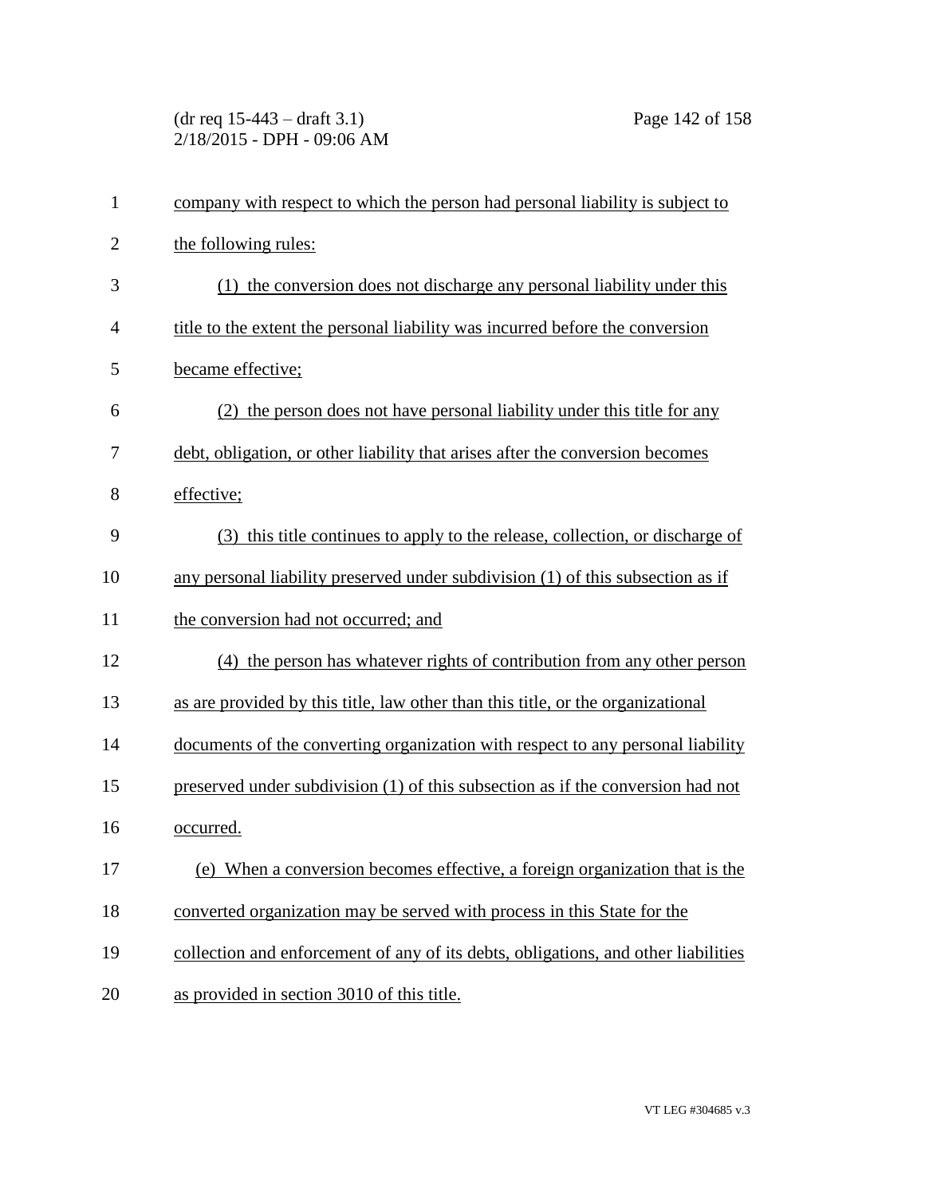company with respect to which the person had personal liability is subject to the following rules:

(1) the conversion does not discharge any personal liability under this title to the extent the personal liability was incurred before the conversion became effective;

(2) the person does not have personal liability under this title for any debt, obligation, or other liability that arises after the conversion becomes effective;

(3) this title continues to apply to the release, collection, or discharge of any personal liability preserved under subdivision (1) of this subsection as if the conversion had not occurred; and

(4) the person has whatever rights of contribution from any other person as are provided by this title, law other than this title, or the organizational documents of the converting organization with respect to any personal liability preserved under subdivision (1) of this subsection as if the conversion had not occurred.

(e) When a conversion becomes effective, a foreign organization that is the converted organization may be served with process in this State for the collection and enforcement of any of its debts, obligations, and other liabilities as provided in section 3010 of this title.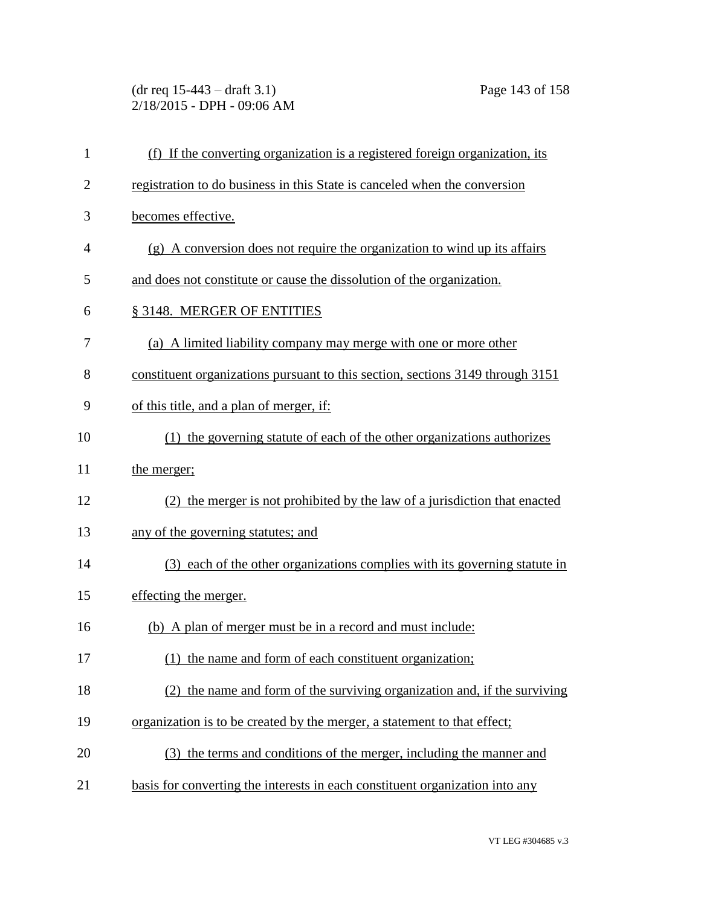(f) If the converting organization is a registered foreign organization, its registration to do business in this State is canceled when the conversion becomes effective.

(g) A conversion does not require the organization to wind up its affairs and does not constitute or cause the dissolution of the organization.

§ 3148. MERGER OF ENTITIES

(a) A limited liability company may merge with one or more other constituent organizations pursuant to this section, sections 3149 through 3151 of this title, and a plan of merger, if:

(1) the governing statute of each of the other organizations authorizes the merger;

(2) the merger is not prohibited by the law of a jurisdiction that enacted any of the governing statutes; and

(3) each of the other organizations complies with its governing statute in effecting the merger.

(b) A plan of merger must be in a record and must include:

(1) the name and form of each constituent organization;

(2) the name and form of the surviving organization and, if the surviving organization is to be created by the merger, a statement to that effect;

(3) the terms and conditions of the merger, including the manner and basis for converting the interests in each constituent organization into any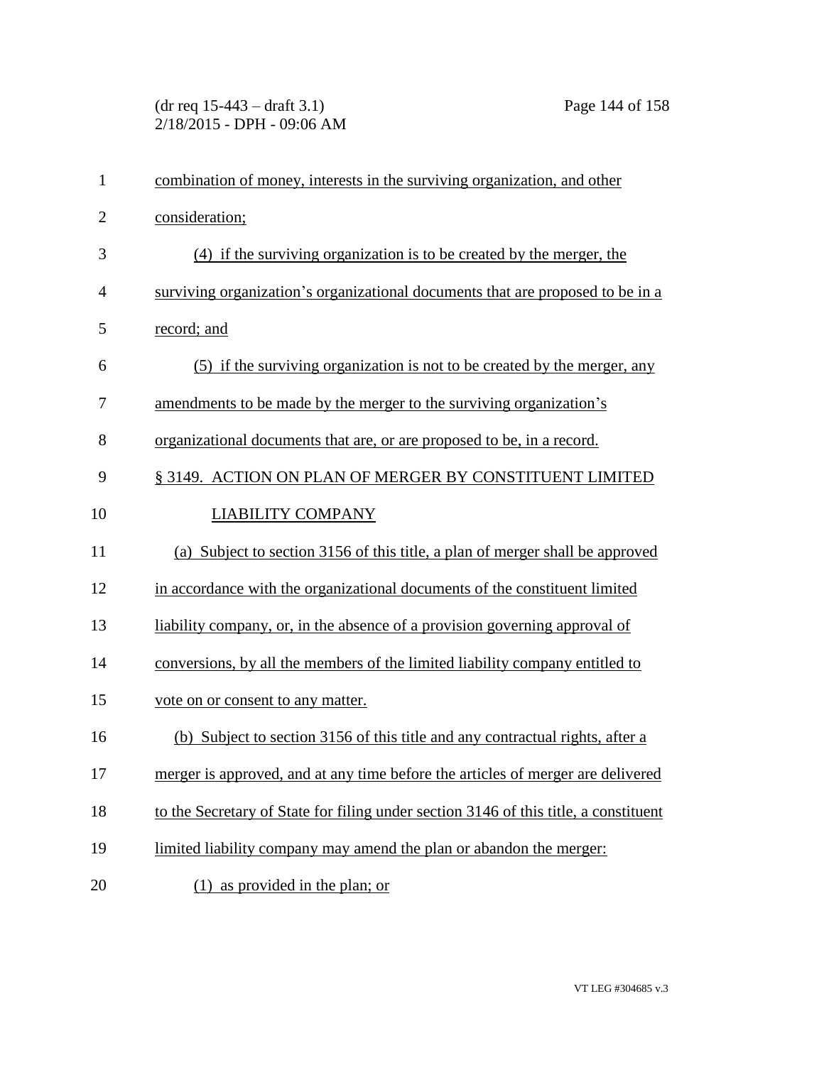combination of money, interests in the surviving organization, and other consideration;

(4) if the surviving organization is to be created by the merger, the surviving organization's organizational documents that are proposed to be in a record; and

(5) if the surviving organization is not to be created by the merger, any amendments to be made by the merger to the surviving organization's organizational documents that are, or are proposed to be, in a record.

§ 3149. ACTION ON PLAN OF MERGER BY CONSTITUENT LIMITED LIABILITY COMPANY

(a) Subject to section 3156 of this title, a plan of merger shall be approved in accordance with the organizational documents of the constituent limited liability company, or, in the absence of a provision governing approval of conversions, by all the members of the limited liability company entitled to vote on or consent to any matter.

(b) Subject to section 3156 of this title and any contractual rights, after a merger is approved, and at any time before the articles of merger are delivered to the Secretary of State for filing under section 3146 of this title, a constituent limited liability company may amend the plan or abandon the merger:

(1) as provided in the plan; or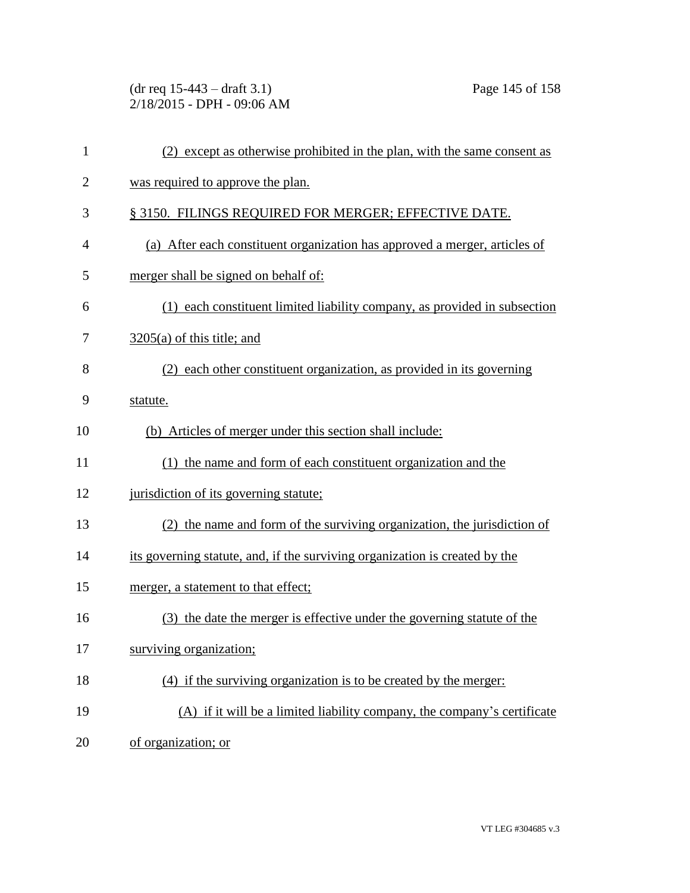(2) except as otherwise prohibited in the plan, with the same consent as was required to approve the plan.

§ 3150. FILINGS REQUIRED FOR MERGER; EFFECTIVE DATE.

(a) After each constituent organization has approved a merger, articles of merger shall be signed on behalf of:

(1) each constituent limited liability company, as provided in subsection 3205(a) of this title; and

(2) each other constituent organization, as provided in its governing statute.

(b) Articles of merger under this section shall include:

(1) the name and form of each constituent organization and the jurisdiction of its governing statute;

(2) the name and form of the surviving organization, the jurisdiction of its governing statute, and, if the surviving organization is created by the merger, a statement to that effect;

(3) the date the merger is effective under the governing statute of the surviving organization;

(4) if the surviving organization is to be created by the merger:

(A) if it will be a limited liability company, the company's certificate of organization; or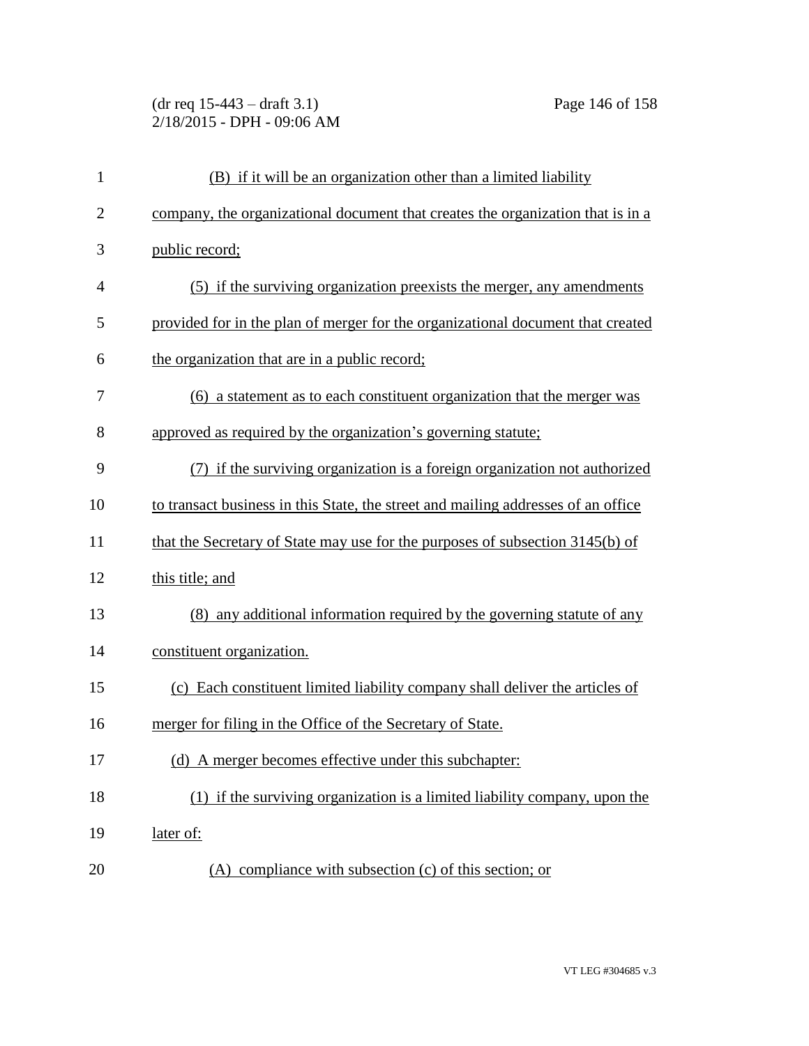(B) if it will be an organization other than a limited liability company, the organizational document that creates the organization that is in a public record;

(5) if the surviving organization preexists the merger, any amendments provided for in the plan of merger for the organizational document that created the organization that are in a public record;

(6) a statement as to each constituent organization that the merger was approved as required by the organization's governing statute;

(7) if the surviving organization is a foreign organization not authorized to transact business in this State, the street and mailing addresses of an office that the Secretary of State may use for the purposes of subsection 3145(b) of this title; and

(8) any additional information required by the governing statute of any constituent organization.

(c) Each constituent limited liability company shall deliver the articles of merger for filing in the Office of the Secretary of State.

(d) A merger becomes effective under this subchapter:

(1) if the surviving organization is a limited liability company, upon the later of:

(A) compliance with subsection (c) of this section; or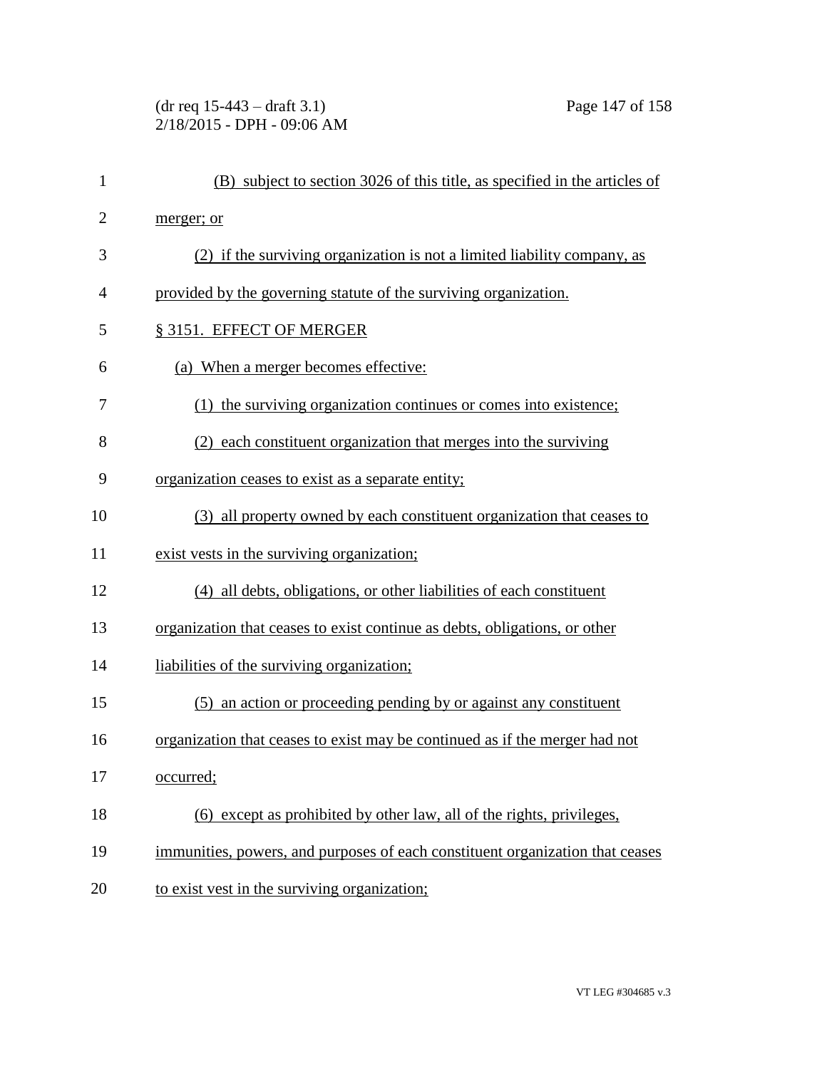(B) subject to section 3026 of this title, as specified in the articles of merger; or

(2) if the surviving organization is not a limited liability company, as provided by the governing statute of the surviving organization.

§ 3151. EFFECT OF MERGER

(a) When a merger becomes effective:

(1) the surviving organization continues or comes into existence;

(2) each constituent organization that merges into the surviving organization ceases to exist as a separate entity;

(3) all property owned by each constituent organization that ceases to exist vests in the surviving organization;

(4) all debts, obligations, or other liabilities of each constituent organization that ceases to exist continue as debts, obligations, or other liabilities of the surviving organization;

(5) an action or proceeding pending by or against any constituent organization that ceases to exist may be continued as if the merger had not occurred;

(6) except as prohibited by other law, all of the rights, privileges, immunities, powers, and purposes of each constituent organization that ceases to exist vest in the surviving organization;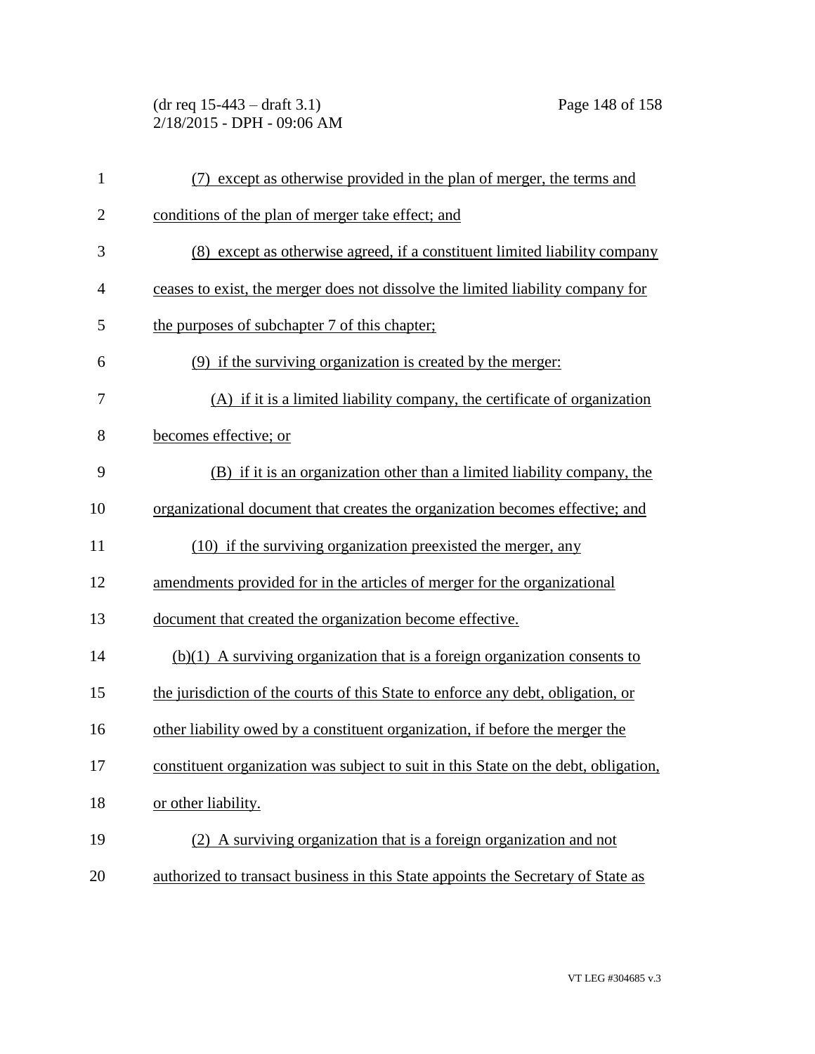(7) except as otherwise provided in the plan of merger, the terms and conditions of the plan of merger take effect; and

(8) except as otherwise agreed, if a constituent limited liability company ceases to exist, the merger does not dissolve the limited liability company for the purposes of subchapter 7 of this chapter;

(9) if the surviving organization is created by the merger:

(A) if it is a limited liability company, the certificate of organization becomes effective; or

(B) if it is an organization other than a limited liability company, the organizational document that creates the organization becomes effective; and

(10) if the surviving organization preexisted the merger, any amendments provided for in the articles of merger for the organizational document that created the organization become effective.

(b)(1) A surviving organization that is a foreign organization consents to the jurisdiction of the courts of this State to enforce any debt, obligation, or other liability owed by a constituent organization, if before the merger the constituent organization was subject to suit in this State on the debt, obligation, or other liability.

(2) A surviving organization that is a foreign organization and not authorized to transact business in this State appoints the Secretary of State as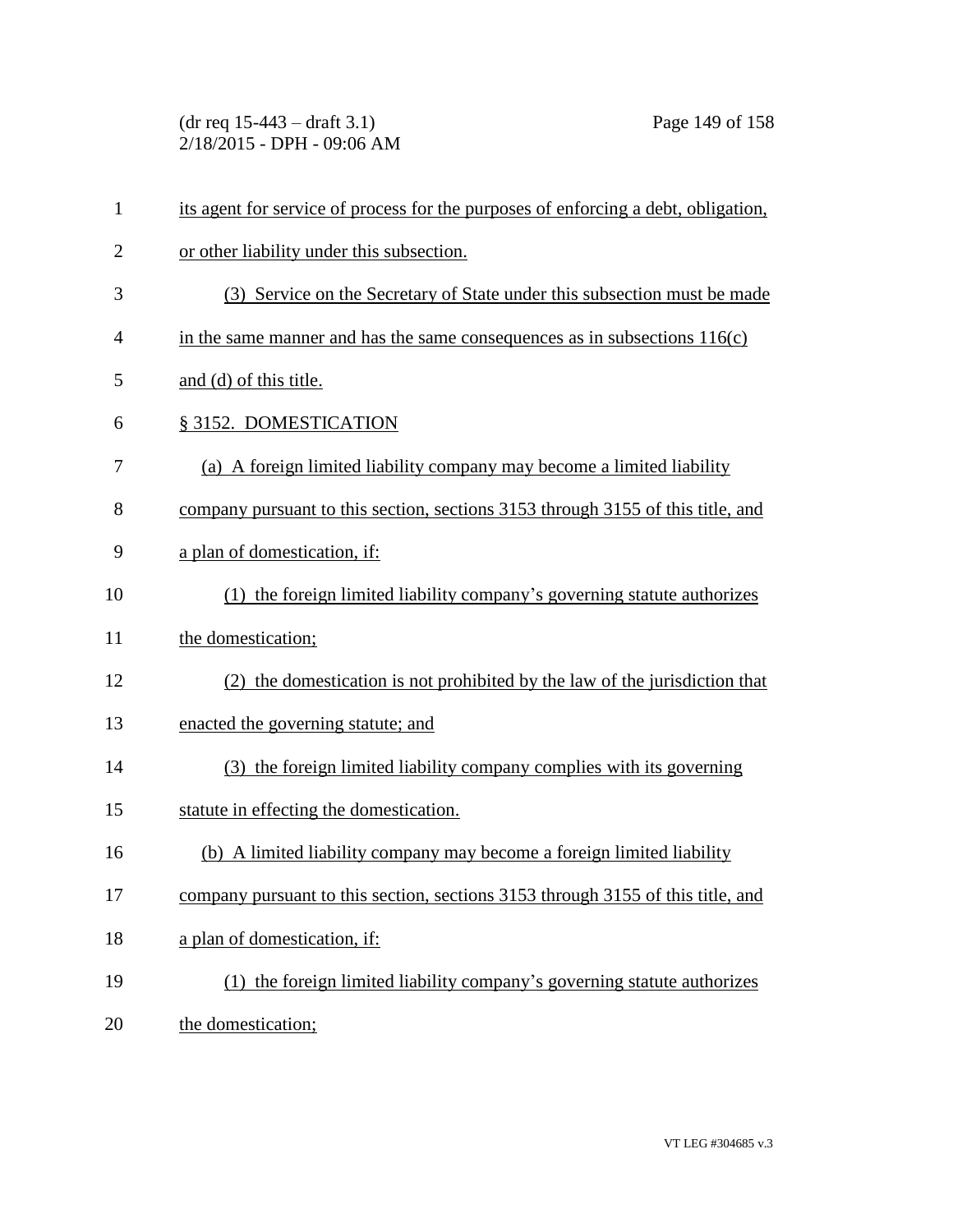its agent for service of process for the purposes of enforcing a debt, obligation, or other liability under this subsection.

(3) Service on the Secretary of State under this subsection must be made in the same manner and has the same consequences as in subsections 116(c) and (d) of this title.

§ 3152. DOMESTICATION

(a) A foreign limited liability company may become a limited liability company pursuant to this section, sections 3153 through 3155 of this title, and a plan of domestication, if:

(1) the foreign limited liability company's governing statute authorizes the domestication;

(2) the domestication is not prohibited by the law of the jurisdiction that enacted the governing statute; and

(3) the foreign limited liability company complies with its governing statute in effecting the domestication.

(b) A limited liability company may become a foreign limited liability company pursuant to this section, sections 3153 through 3155 of this title, and a plan of domestication, if:

(1) the foreign limited liability company's governing statute authorizes the domestication;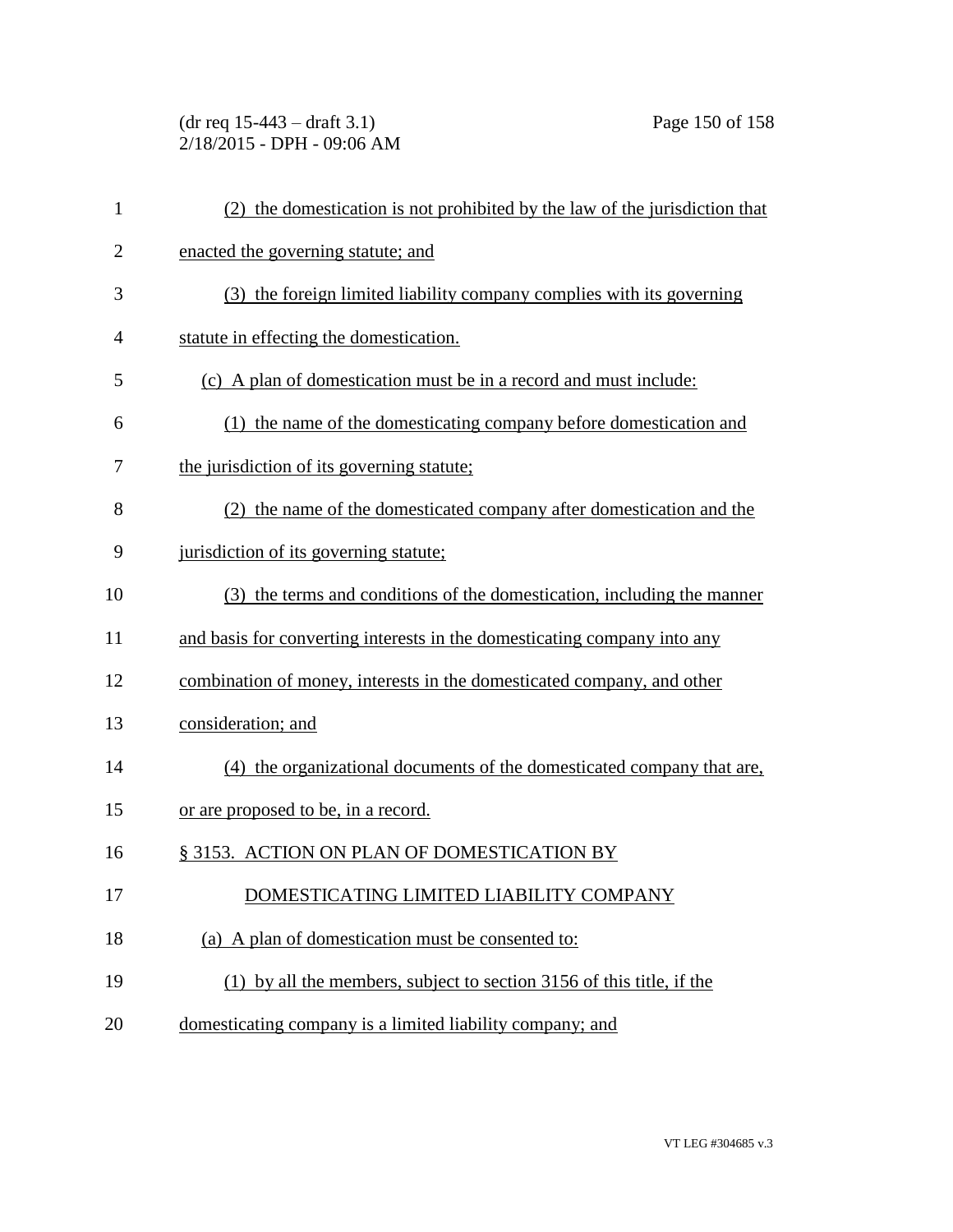(2) the domestication is not prohibited by the law of the jurisdiction that enacted the governing statute; and

(3) the foreign limited liability company complies with its governing statute in effecting the domestication.

(c) A plan of domestication must be in a record and must include:

(1) the name of the domesticating company before domestication and the jurisdiction of its governing statute;

(2) the name of the domesticated company after domestication and the jurisdiction of its governing statute;

(3) the terms and conditions of the domestication, including the manner and basis for converting interests in the domesticating company into any combination of money, interests in the domesticated company, and other consideration; and

(4) the organizational documents of the domesticated company that are, or are proposed to be, in a record.

## § 3153. ACTION ON PLAN OF DOMESTICATION BY DOMESTICATING LIMITED LIABILITY COMPANY

(a) A plan of domestication must be consented to:

(1) by all the members, subject to section 3156 of this title, if the domesticating company is a limited liability company; and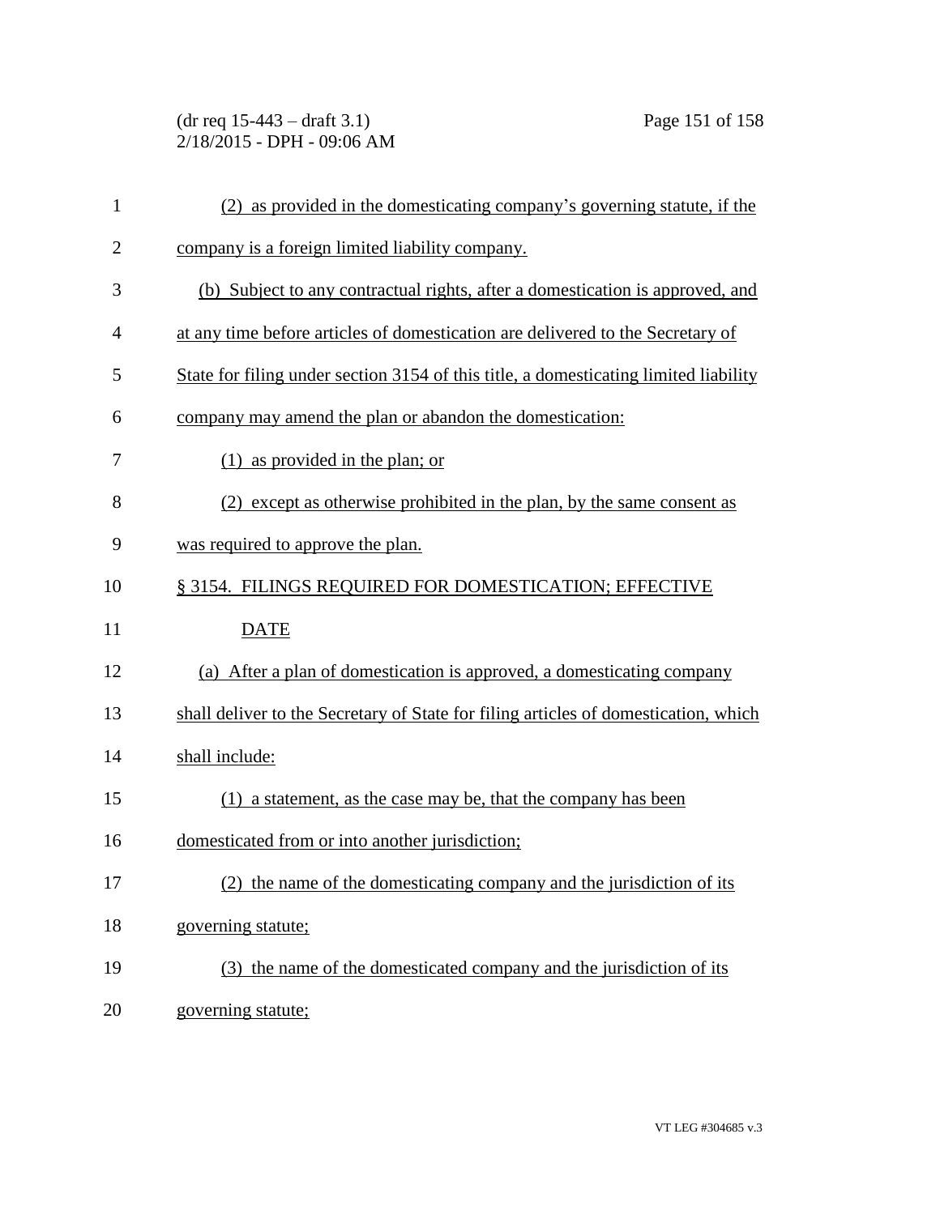(2) as provided in the domesticating company's governing statute, if the company is a foreign limited liability company.

(b) Subject to any contractual rights, after a domestication is approved, and at any time before articles of domestication are delivered to the Secretary of State for filing under section 3154 of this title, a domesticating limited liability company may amend the plan or abandon the domestication:

(1) as provided in the plan; or

(2) except as otherwise prohibited in the plan, by the same consent as was required to approve the plan.

§ 3154. FILINGS REQUIRED FOR DOMESTICATION; EFFECTIVE DATE

(a) After a plan of domestication is approved, a domesticating company shall deliver to the Secretary of State for filing articles of domestication, which shall include:

(1) a statement, as the case may be, that the company has been domesticated from or into another jurisdiction;

(2) the name of the domesticating company and the jurisdiction of its governing statute;

(3) the name of the domesticated company and the jurisdiction of its governing statute;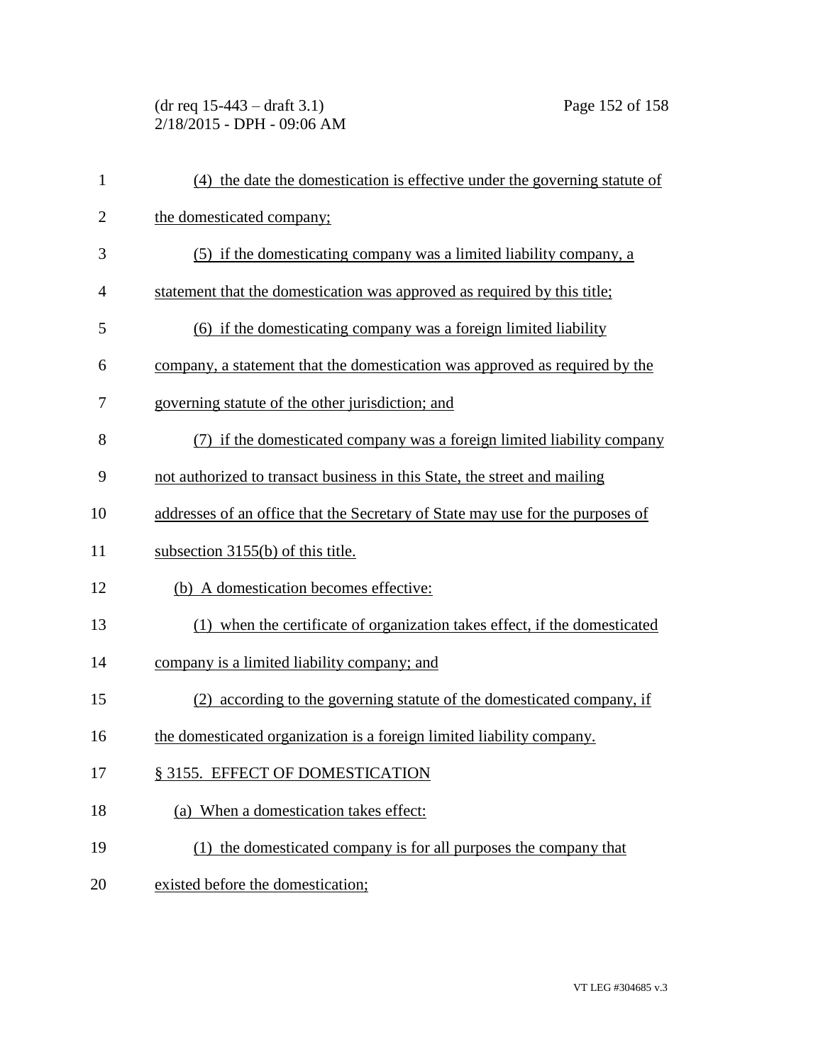(4) the date the domestication is effective under the governing statute of the domesticated company;

(5) if the domesticating company was a limited liability company, a statement that the domestication was approved as required by this title;

(6) if the domesticating company was a foreign limited liability company, a statement that the domestication was approved as required by the governing statute of the other jurisdiction; and

(7) if the domesticated company was a foreign limited liability company not authorized to transact business in this State, the street and mailing addresses of an office that the Secretary of State may use for the purposes of subsection 3155(b) of this title.

(b) A domestication becomes effective:

(1) when the certificate of organization takes effect, if the domesticated company is a limited liability company; and

(2) according to the governing statute of the domesticated company, if the domesticated organization is a foreign limited liability company.

§ 3155. EFFECT OF DOMESTICATION

(a) When a domestication takes effect:

(1) the domesticated company is for all purposes the company that existed before the domestication;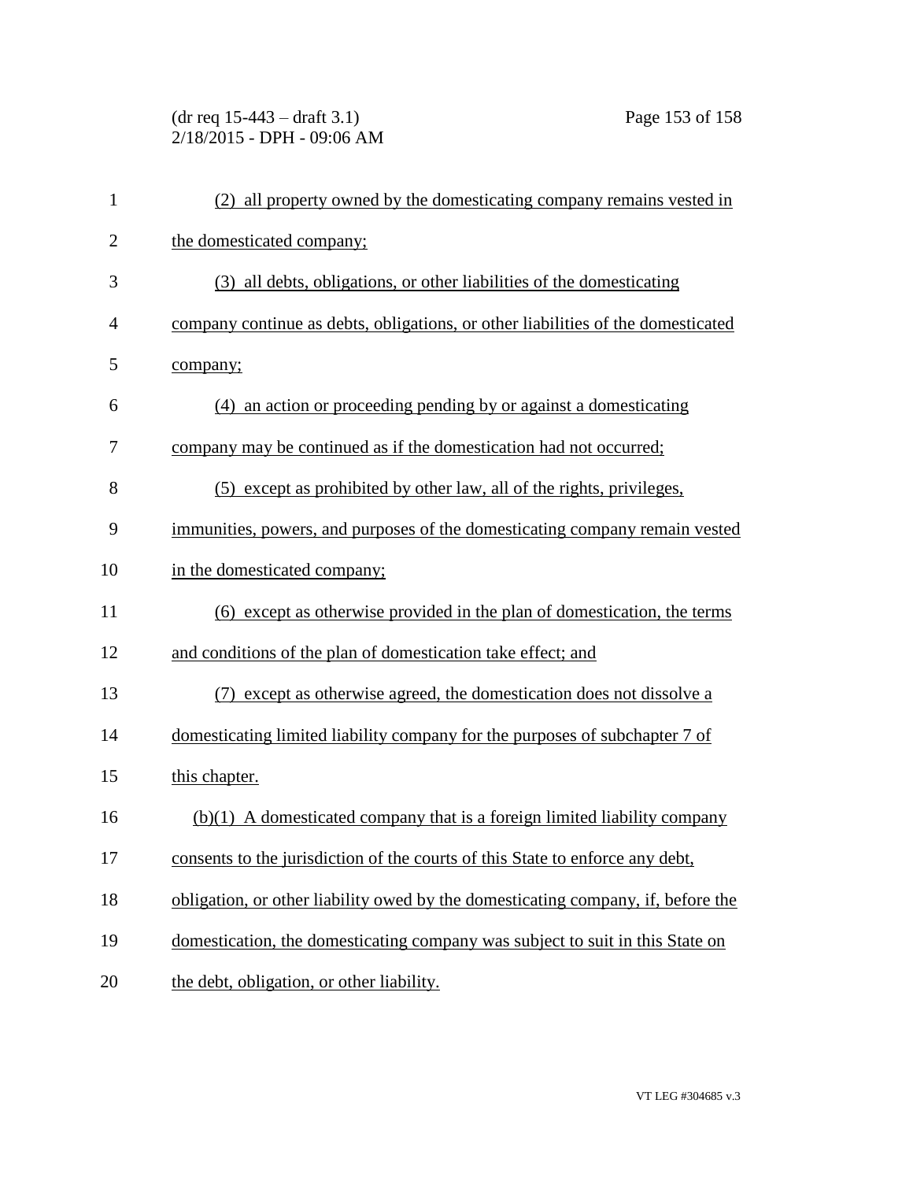(2) all property owned by the domesticating company remains vested in the domesticated company;

(3) all debts, obligations, or other liabilities of the domesticating company continue as debts, obligations, or other liabilities of the domesticated company;

(4) an action or proceeding pending by or against a domesticating company may be continued as if the domestication had not occurred;

(5) except as prohibited by other law, all of the rights, privileges, immunities, powers, and purposes of the domesticating company remain vested in the domesticated company;

(6) except as otherwise provided in the plan of domestication, the terms and conditions of the plan of domestication take effect; and

(7) except as otherwise agreed, the domestication does not dissolve a domesticating limited liability company for the purposes of subchapter 7 of this chapter.

(b)(1) A domesticated company that is a foreign limited liability company consents to the jurisdiction of the courts of this State to enforce any debt, obligation, or other liability owed by the domesticating company, if, before the domestication, the domesticating company was subject to suit in this State on the debt, obligation, or other liability.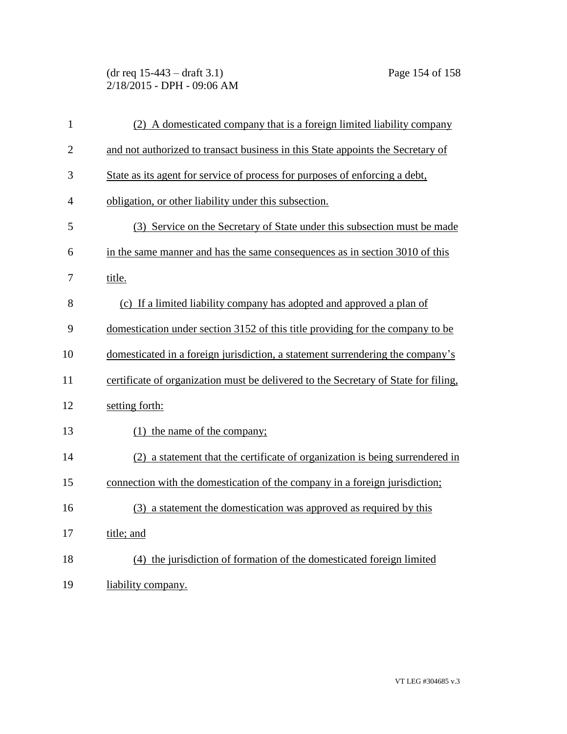(2) A domesticated company that is a foreign limited liability company and not authorized to transact business in this State appoints the Secretary of State as its agent for service of process for purposes of enforcing a debt, obligation, or other liability under this subsection.

(3) Service on the Secretary of State under this subsection must be made in the same manner and has the same consequences as in section 3010 of this title.

(c) If a limited liability company has adopted and approved a plan of domestication under section 3152 of this title providing for the company to be domesticated in a foreign jurisdiction, a statement surrendering the company's certificate of organization must be delivered to the Secretary of State for filing, setting forth:

(1) the name of the company;

(2) a statement that the certificate of organization is being surrendered in connection with the domestication of the company in a foreign jurisdiction;

(3) a statement the domestication was approved as required by this title; and

(4) the jurisdiction of formation of the domesticated foreign limited liability company.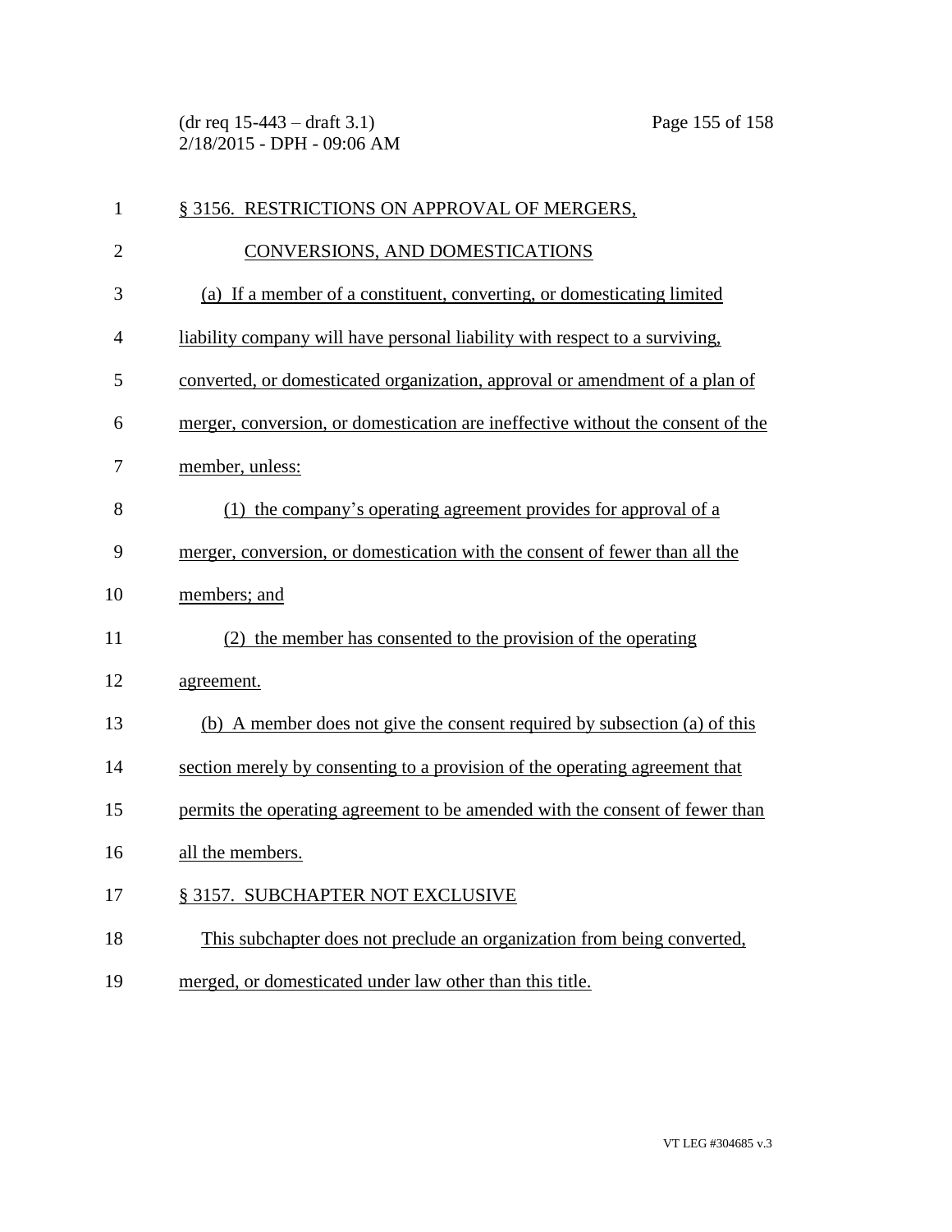§ 3156. RESTRICTIONS ON APPROVAL OF MERGERS, CONVERSIONS, AND DOMESTICATIONS

(a) If a member of a constituent, converting, or domesticating limited liability company will have personal liability with respect to a surviving, converted, or domesticated organization, approval or amendment of a plan of merger, conversion, or domestication are ineffective without the consent of the member, unless:

(1) the company's operating agreement provides for approval of a merger, conversion, or domestication with the consent of fewer than all the members; and

(2) the member has consented to the provision of the operating agreement.

(b) A member does not give the consent required by subsection (a) of this section merely by consenting to a provision of the operating agreement that permits the operating agreement to be amended with the consent of fewer than all the members.

§ 3157. SUBCHAPTER NOT EXCLUSIVE

This subchapter does not preclude an organization from being converted, merged, or domesticated under law other than this title.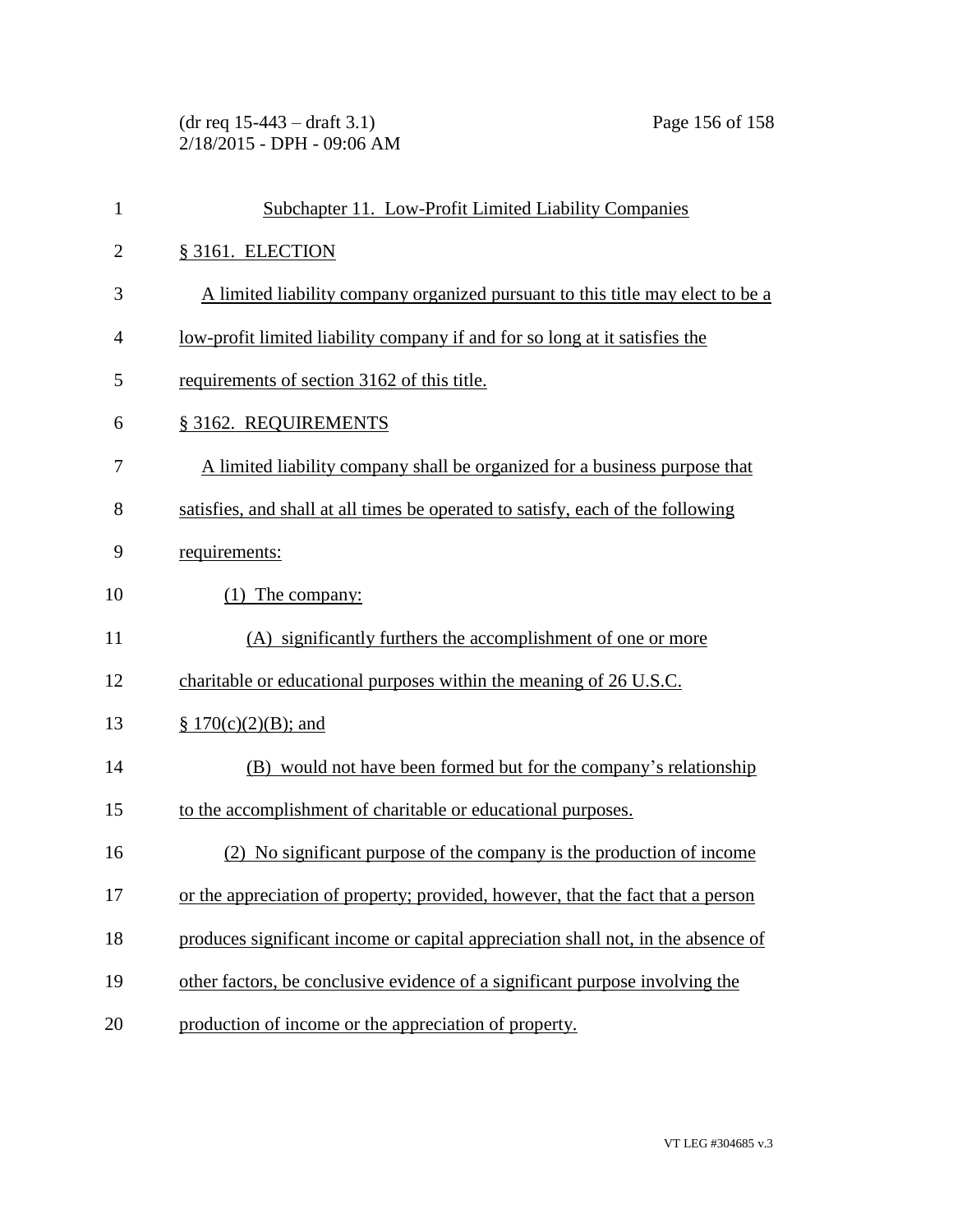## Subchapter 11. Low-Profit Limited Liability Companies

### § 3161. ELECTION

A limited liability company organized pursuant to this title may elect to be a low-profit limited liability company if and for so long at it satisfies the requirements of section 3162 of this title.

### § 3162. REQUIREMENTS

A limited liability company shall be organized for a business purpose that satisfies, and shall at all times be operated to satisfy, each of the following requirements:

(1) The company:

(A) significantly furthers the accomplishment of one or more charitable or educational purposes within the meaning of 26 U.S.C. § 170(c)(2)(B); and

(B) would not have been formed but for the company's relationship to the accomplishment of charitable or educational purposes.

(2) No significant purpose of the company is the production of income or the appreciation of property; provided, however, that the fact that a person produces significant income or capital appreciation shall not, in the absence of other factors, be conclusive evidence of a significant purpose involving the production of income or the appreciation of property.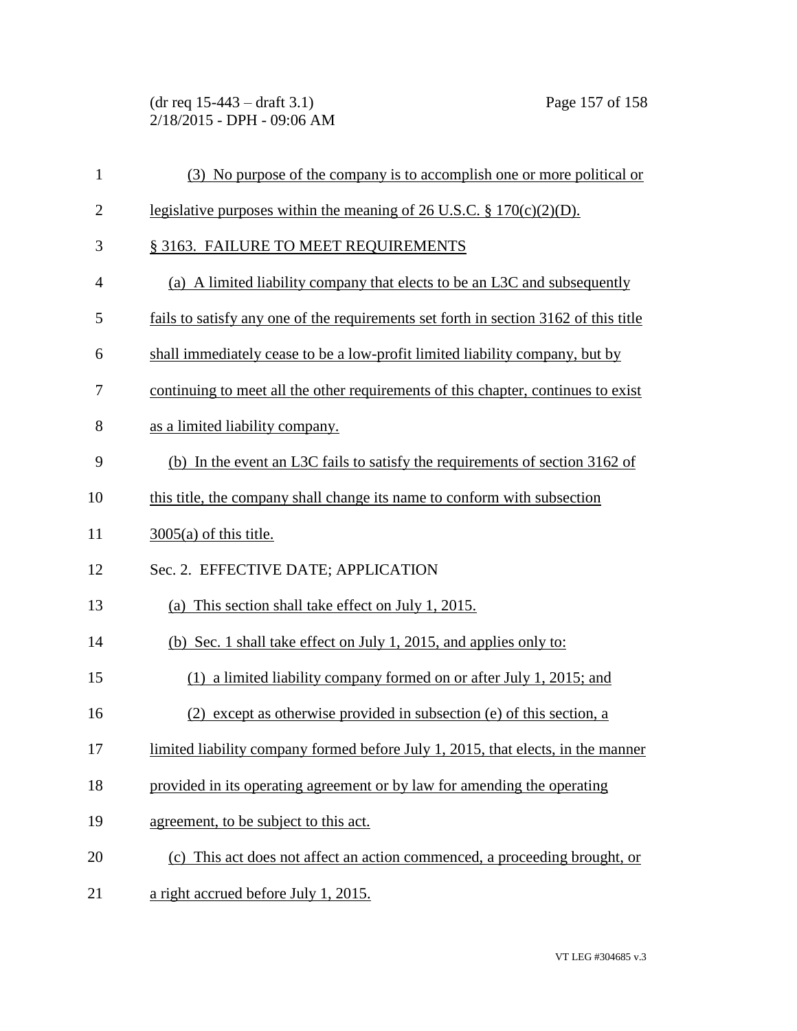(3) No purpose of the company is to accomplish one or more political or legislative purposes within the meaning of 26 U.S.C. § 170(c)(2)(D).

§ 3163. FAILURE TO MEET REQUIREMENTS

(a) A limited liability company that elects to be an L3C and subsequently fails to satisfy any one of the requirements set forth in section 3162 of this title shall immediately cease to be a low-profit limited liability company, but by continuing to meet all the other requirements of this chapter, continues to exist as a limited liability company.

(b) In the event an L3C fails to satisfy the requirements of section 3162 of this title, the company shall change its name to conform with subsection 3005(a) of this title.

Sec. 2. EFFECTIVE DATE; APPLICATION

(a) This section shall take effect on July 1, 2015.

(b) Sec. 1 shall take effect on July 1, 2015, and applies only to:

(1) a limited liability company formed on or after July 1, 2015; and

(2) except as otherwise provided in subsection (e) of this section, a limited liability company formed before July 1, 2015, that elects, in the manner provided in its operating agreement or by law for amending the operating agreement, to be subject to this act.

(c) This act does not affect an action commenced, a proceeding brought, or a right accrued before July 1, 2015.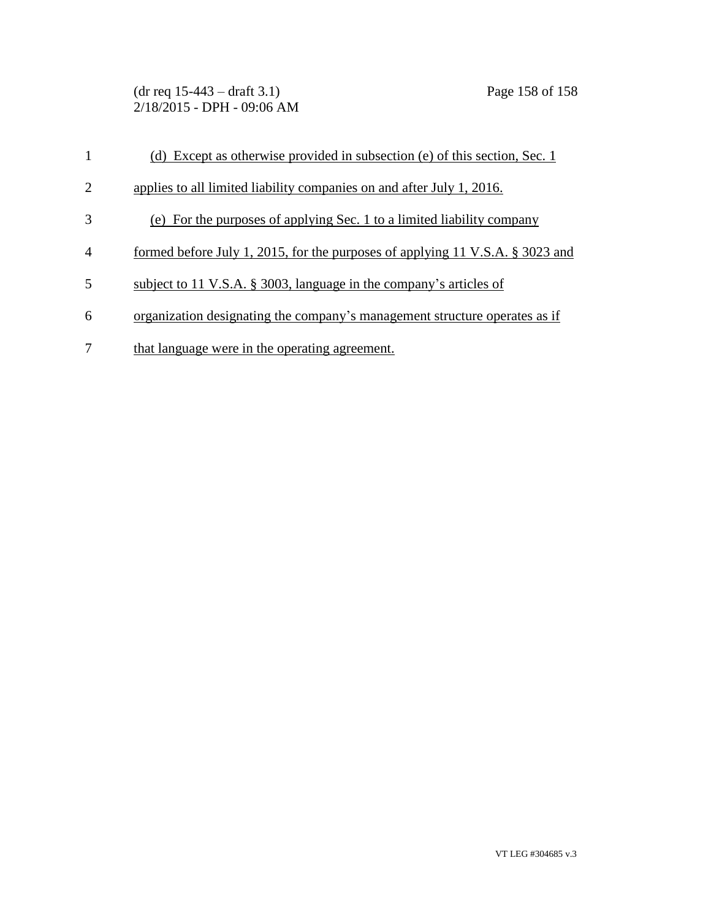(d) Except as otherwise provided in subsection (e) of this section, Sec. 1 applies to all limited liability companies on and after July 1, 2016.

(e) For the purposes of applying Sec. 1 to a limited liability company formed before July 1, 2015, for the purposes of applying 11 V.S.A. § 3023 and subject to 11 V.S.A. § 3003, language in the company's articles of organization designating the company's management structure operates as if that language were in the operating agreement.